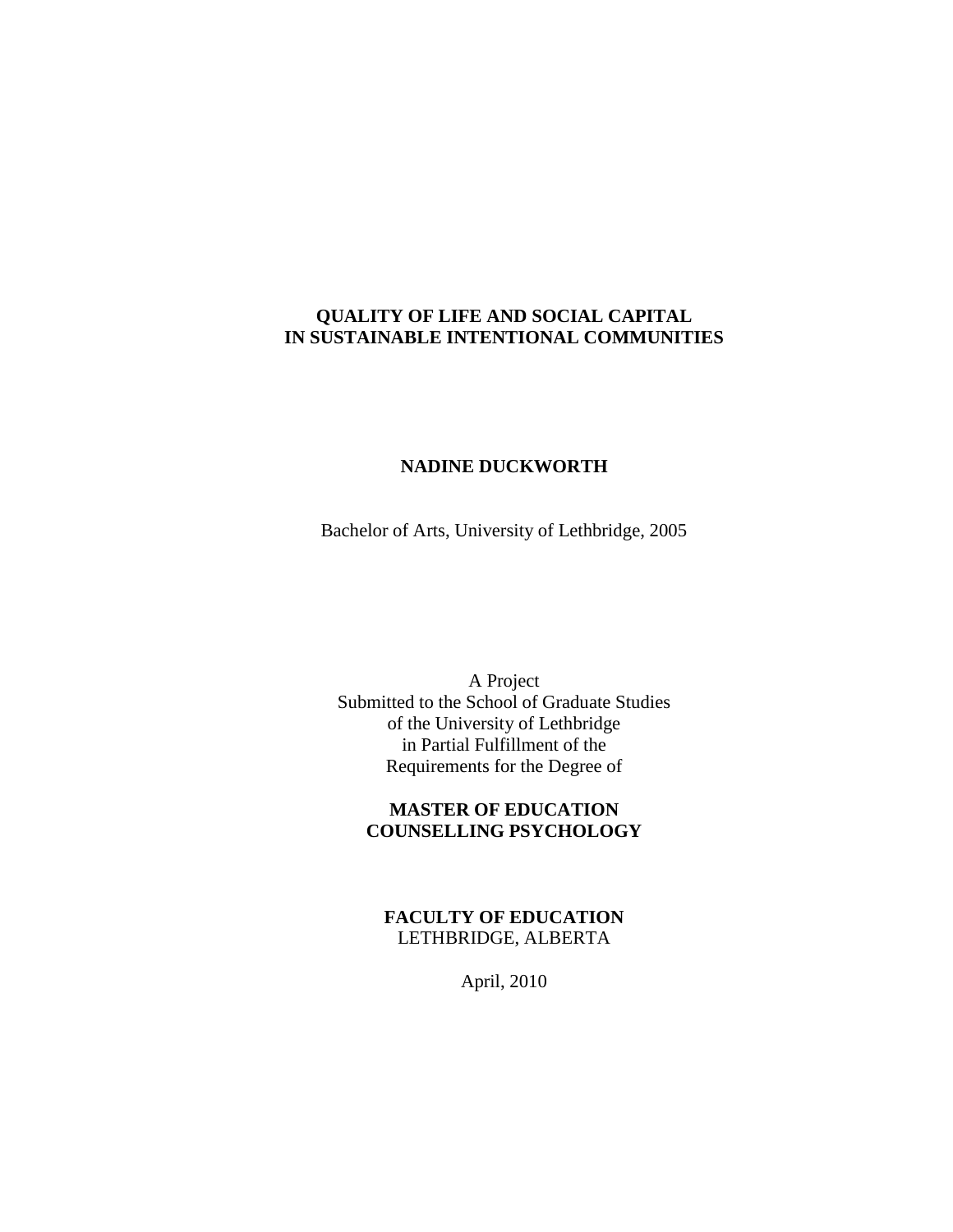# QUALITY OF LIFE AND SOCIAL CAPITAL IN SUSTAINABLE INTENTIONAL COMMUNITIES

**NADINE DUCKWORTH**

Bachelor of Arts, University of Lethbridge, 2005

A Project
Submitted to the School of Graduate Studies
of the University of Lethbridge
in Partial Fulfillment of the
Requirements for the Degree of

**MASTER OF EDUCATION**
**COUNSELLING PSYCHOLOGY**

**FACULTY OF EDUCATION**
LETHBRIDGE, ALBERTA

April, 2010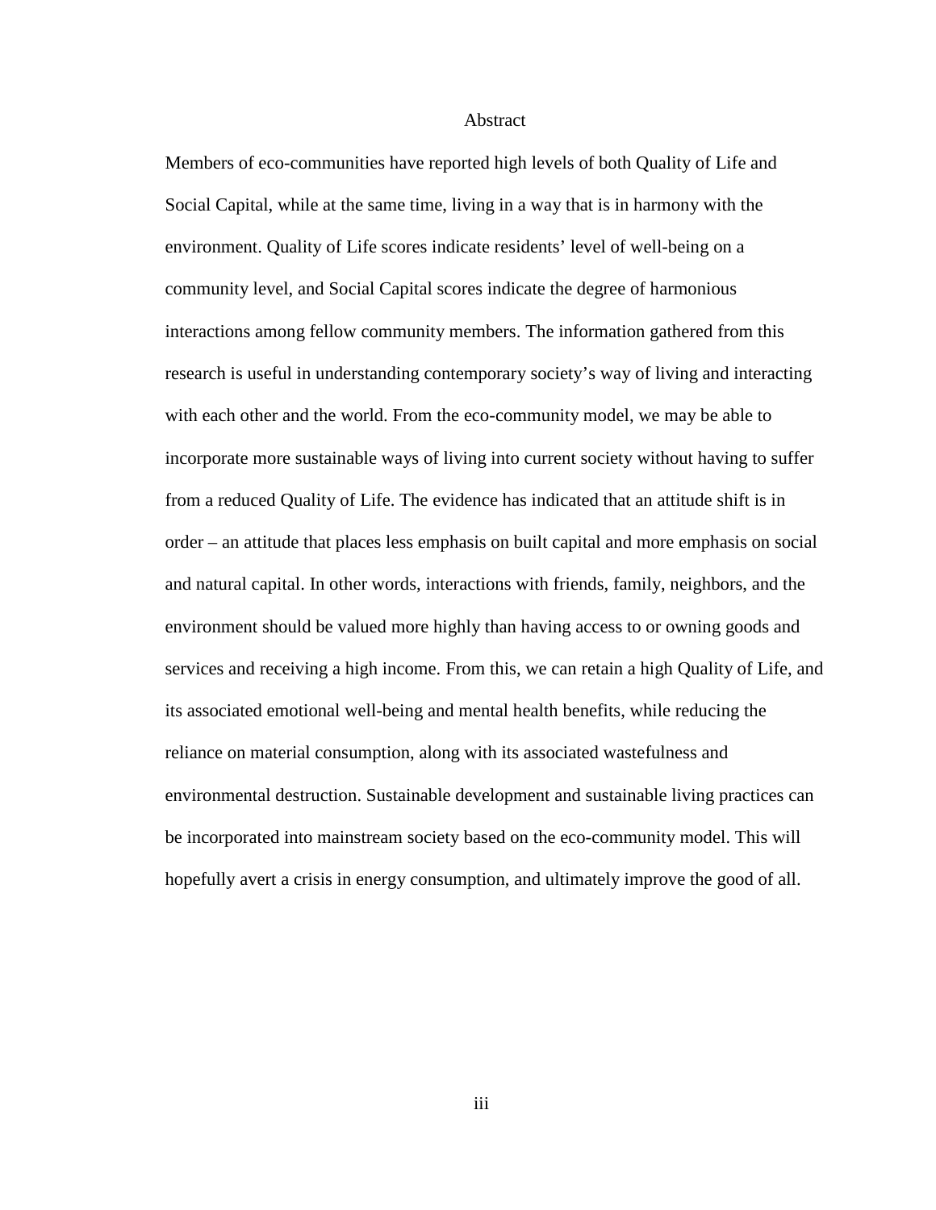# Abstract

Members of eco-communities have reported high levels of both Quality of Life and Social Capital, while at the same time, living in a way that is in harmony with the environment. Quality of Life scores indicate residents' level of well-being on a community level, and Social Capital scores indicate the degree of harmonious interactions among fellow community members. The information gathered from this research is useful in understanding contemporary society's way of living and interacting with each other and the world. From the eco-community model, we may be able to incorporate more sustainable ways of living into current society without having to suffer from a reduced Quality of Life. The evidence has indicated that an attitude shift is in order – an attitude that places less emphasis on built capital and more emphasis on social and natural capital. In other words, interactions with friends, family, neighbors, and the environment should be valued more highly than having access to or owning goods and services and receiving a high income. From this, we can retain a high Quality of Life, and its associated emotional well-being and mental health benefits, while reducing the reliance on material consumption, along with its associated wastefulness and environmental destruction. Sustainable development and sustainable living practices can be incorporated into mainstream society based on the eco-community model. This will hopefully avert a crisis in energy consumption, and ultimately improve the good of all.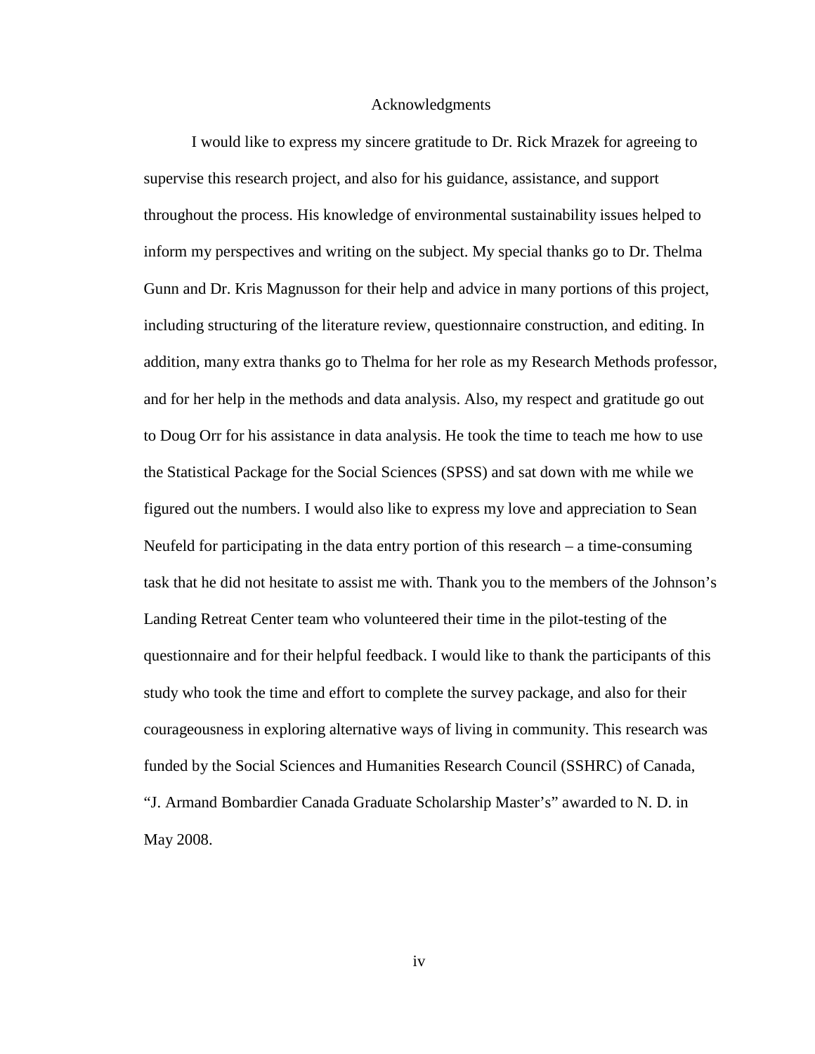# Acknowledgments

I would like to express my sincere gratitude to Dr. Rick Mrazek for agreeing to supervise this research project, and also for his guidance, assistance, and support throughout the process. His knowledge of environmental sustainability issues helped to inform my perspectives and writing on the subject. My special thanks go to Dr. Thelma Gunn and Dr. Kris Magnusson for their help and advice in many portions of this project, including structuring of the literature review, questionnaire construction, and editing. In addition, many extra thanks go to Thelma for her role as my Research Methods professor, and for her help in the methods and data analysis. Also, my respect and gratitude go out to Doug Orr for his assistance in data analysis. He took the time to teach me how to use the Statistical Package for the Social Sciences (SPSS) and sat down with me while we figured out the numbers. I would also like to express my love and appreciation to Sean Neufeld for participating in the data entry portion of this research – a time-consuming task that he did not hesitate to assist me with. Thank you to the members of the Johnson's Landing Retreat Center team who volunteered their time in the pilot-testing of the questionnaire and for their helpful feedback. I would like to thank the participants of this study who took the time and effort to complete the survey package, and also for their courageousness in exploring alternative ways of living in community. This research was funded by the Social Sciences and Humanities Research Council (SSHRC) of Canada, "J. Armand Bombardier Canada Graduate Scholarship Master's" awarded to N. D. in May 2008.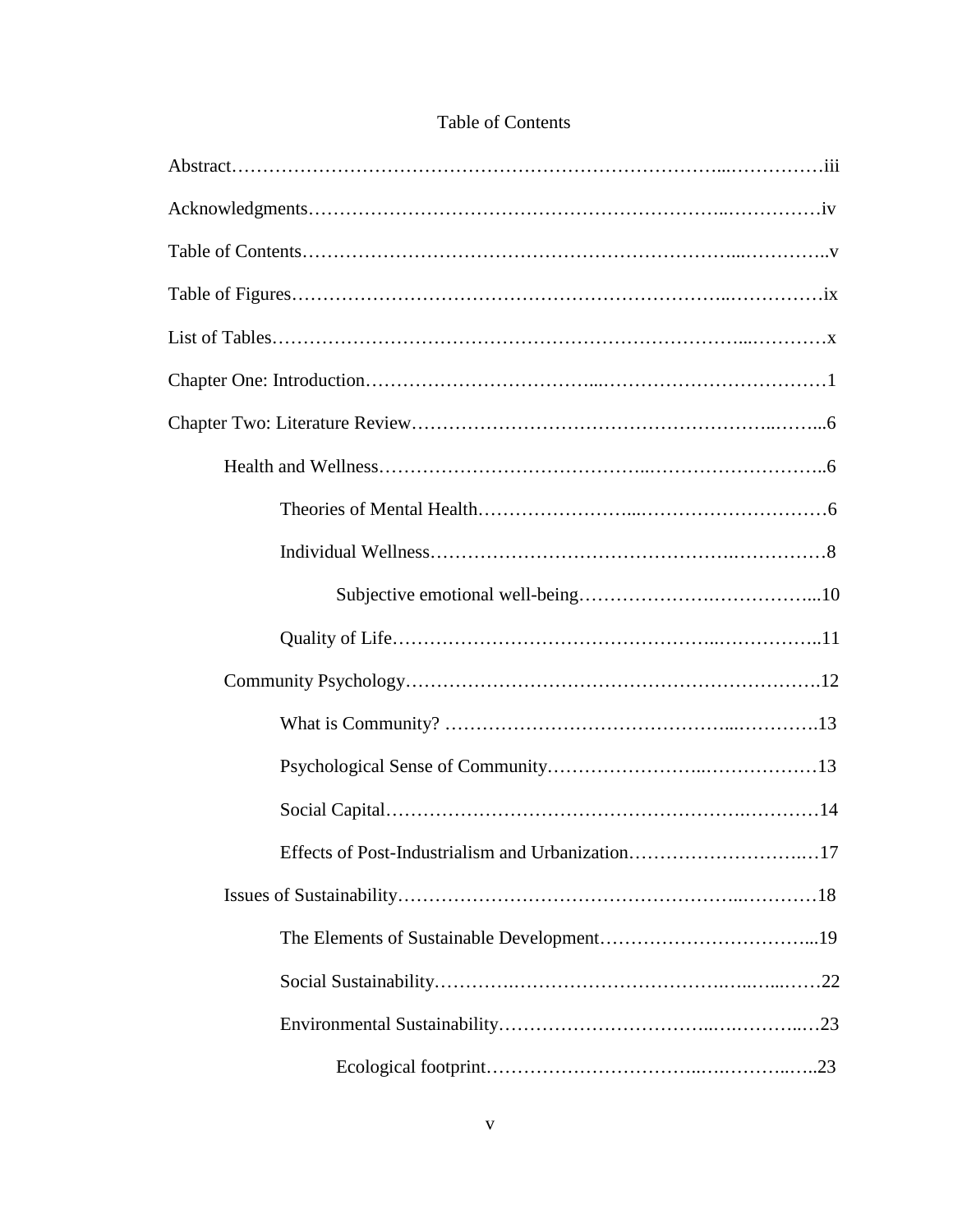# Table of Contents

Abstract……………………………………………………………………...……………iii

Acknowledgments………………………………………………………..……………iv

Table of Contents…………………………………………………………...…………..v

Table of Figures…………………………………………………………..……………ix

List of Tables……………………………………………………………………...…………x

Chapter One: Introduction……………………………...………………………………1

Chapter Two: Literature Review……………………………………………..……...6

- Health and Wellness…………………………………..………………………..6
  - Theories of Mental Health……………………...…………………………6
  - Individual Wellness……………………………………….……………8
    - Subjective emotional well-being…………………….…………….....10
  - Quality of Life…………………………………………..……………..11
- Community Psychology………………………………………………………….12
  - What is Community? ……………………………………...………….13
  - Psychological Sense of Community……………………..………………13
  - Social Capital……………………………………………….…………14
  - Effects of Post-Industrialism and Urbanization…………………….…17
- Issues of Sustainability……………………………………………..…………18
  - The Elements of Sustainable Development……………………………...19
  - Social Sustainability………….……………………………….…..…...……22
  - Environmental Sustainability…………………………..….………..…23
    - Ecological footprint…………………………..….………..…..23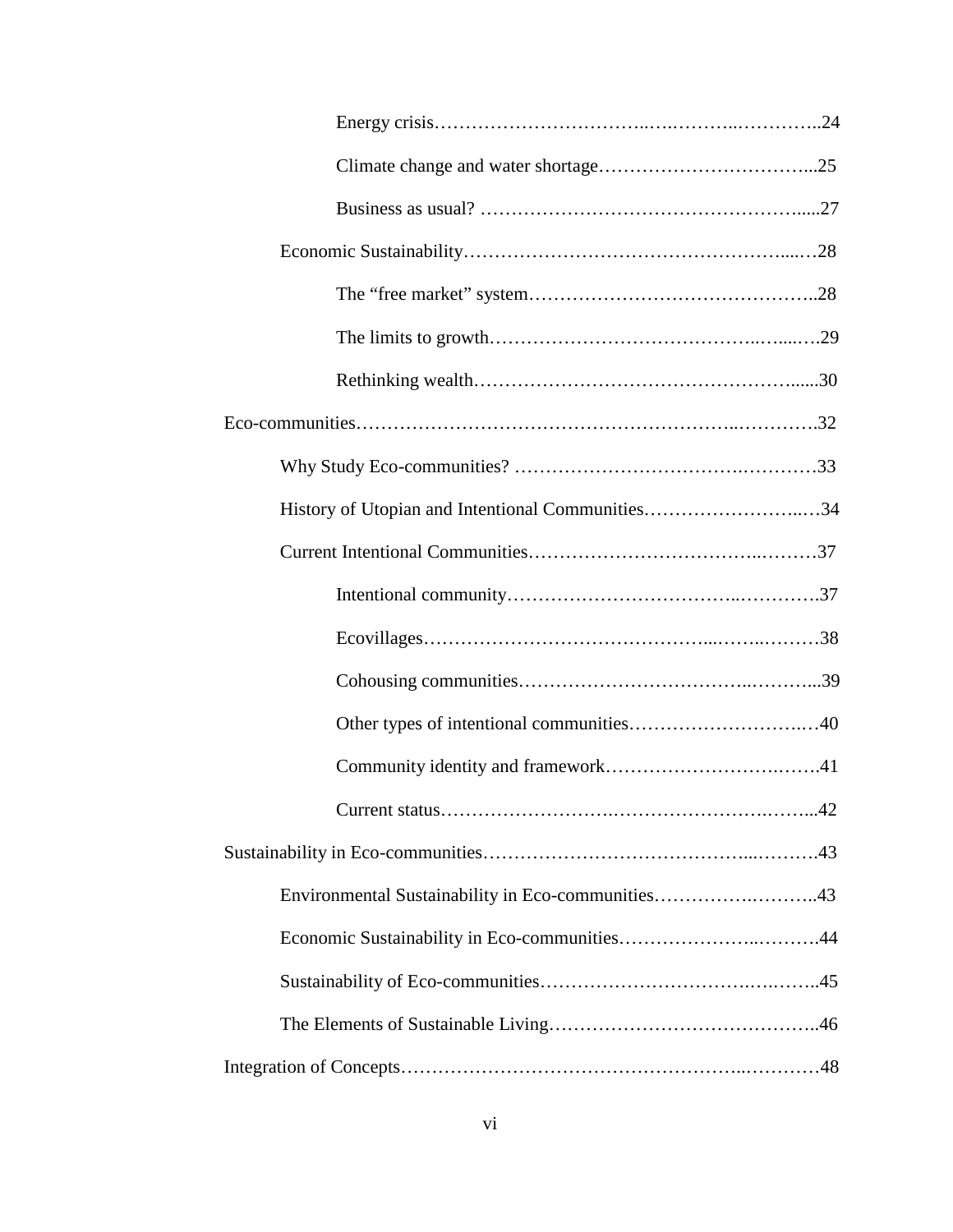Energy crisis……………………….………..….………..…………..24

Climate change and water shortage……………………………...25

Business as usual? …………………………………………….....27

Economic Sustainability…………………………………………....…28

The "free market" system………………………………………..28

The limits to growth……………………………………..…....….29

Rethinking wealth……………………………………………......30

Eco-communities……………………….…………………………..………….32

Why Study Eco-communities? ………………………………….…………33

History of Utopian and Intentional Communities……………………..…34

Current Intentional Communities……………………………….………37

Intentional community………………………………..………….37

Ecovillages……………………………………....……..………38

Cohousing communities……………………………….………...39

Other types of intentional communities………………………….…40

Community identity and framework…………………….…….41

Current status…………………….…………………….……...42

Sustainability in Eco-communities…………………………………...……….43

Environmental Sustainability in Eco-communities………….………..43

Economic Sustainability in Eco-communities………………..……….44

Sustainability of Eco-communities………………………….….……..45

The Elements of Sustainable Living…………………………………..46

Integration of Concepts……………………………………………..…………48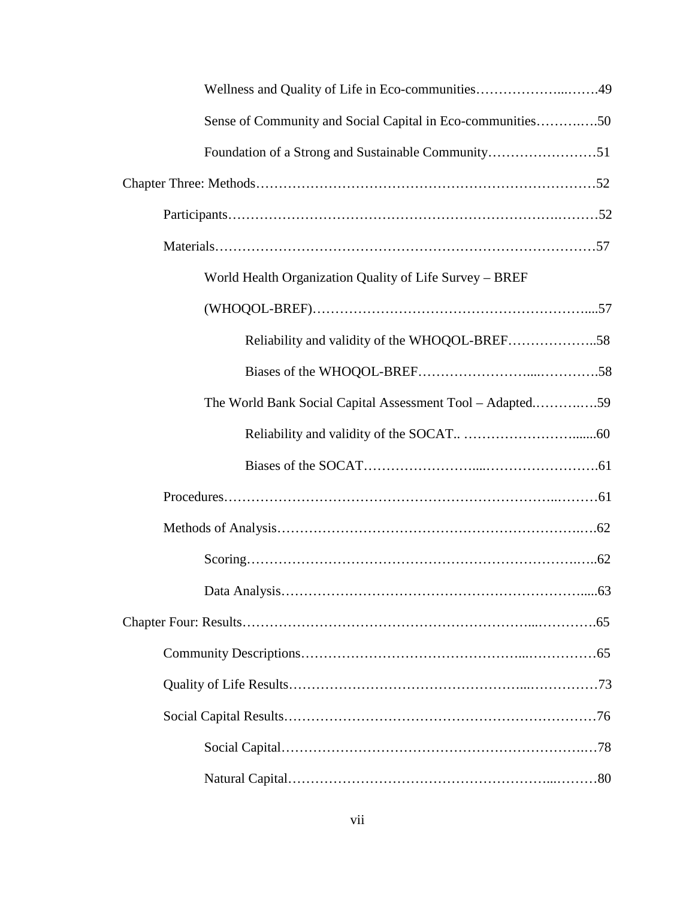Wellness and Quality of Life in Eco-communities……………….……49

Sense of Community and Social Capital in Eco-communities………..…50

Foundation of a Strong and Sustainable Community……………………51

Chapter Three: Methods………………………………………………………………52

Participants………………………………………………………………….………52

Materials………………………………………………………………………57

World Health Organization Quality of Life Survey – BREF (WHOQOL-BREF)………………………………………………………....57

Reliability and validity of the WHOQOL-BREF………………..58

Biases of the WHOQOL-BREF…………………….....………….58

The World Bank Social Capital Assessment Tool – Adapted.………..….59

Reliability and validity of the SOCAT.. ……………………......60

Biases of the SOCAT……………………....…………………….61

Procedures………………………………………………………………..………61

Methods of Analysis……………………………………………………….….62

Scoring……………………………………………………………….…..62

Data Analysis………………………………………………………….....63

Chapter Four: Results……………………………………………………...………….65

Community Descriptions……………………………………….....……………65

Quality of Life Results…………………………………………….....……………73

Social Capital Results…………………………………………………………76

Social Capital……………………………………………………….…78

Natural Capital…………………………………………………...………80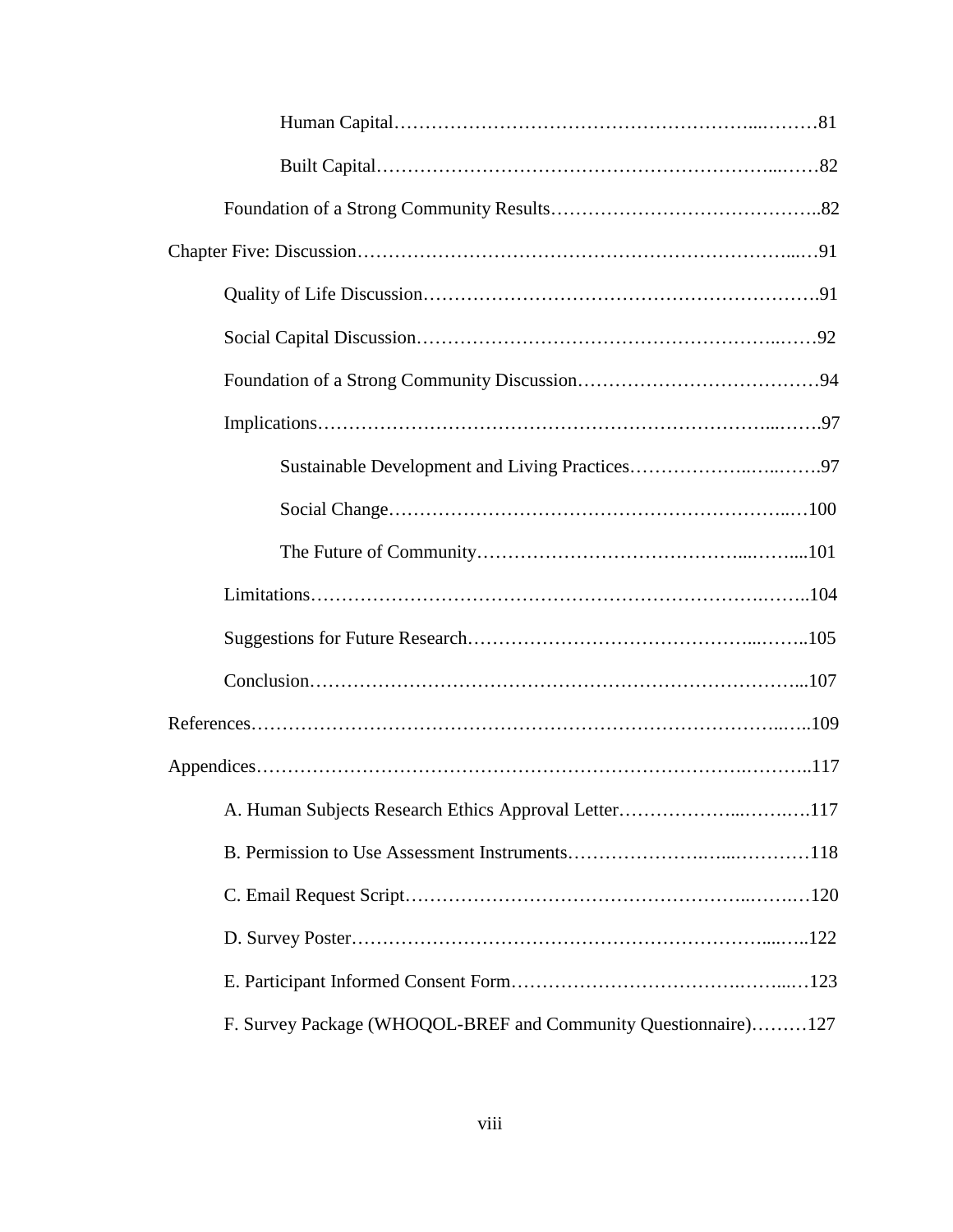Human Capital……………………………………………………...………81

Built Capital…………………………………………………………...……82

Foundation of a Strong Community Results…………………………………..82

Chapter Five: Discussion……………………………………………………………...…91

Quality of Life Discussion……………………………………………………….91

Social Capital Discussion………………………………………………..……92

Foundation of a Strong Community Discussion………………………………94

Implications………………………………………………………………...…….97

Sustainable Development and Living Practices………………..…..…….97

Social Change……………………………………………………..…100

The Future of Community……………………………………...……...101

Limitations……………………………………………………………….……..104

Suggestions for Future Research……………………………………...……..105

Conclusion………………………………………………………………….…...107

References……………………………………………………………………...…..109

Appendices………………………………………………………………….……...117

A. Human Subjects Research Ethics Approval Letter………………...…….….117

B. Permission to Use Assessment Instruments…………………..….…………118

C. Email Request Script……………………………………………..…….…120

D. Survey Poster………………………………………………………….....…..122

E. Participant Informed Consent Form……………………………….……..…123

F. Survey Package (WHOQOL-BREF and Community Questionnaire)………127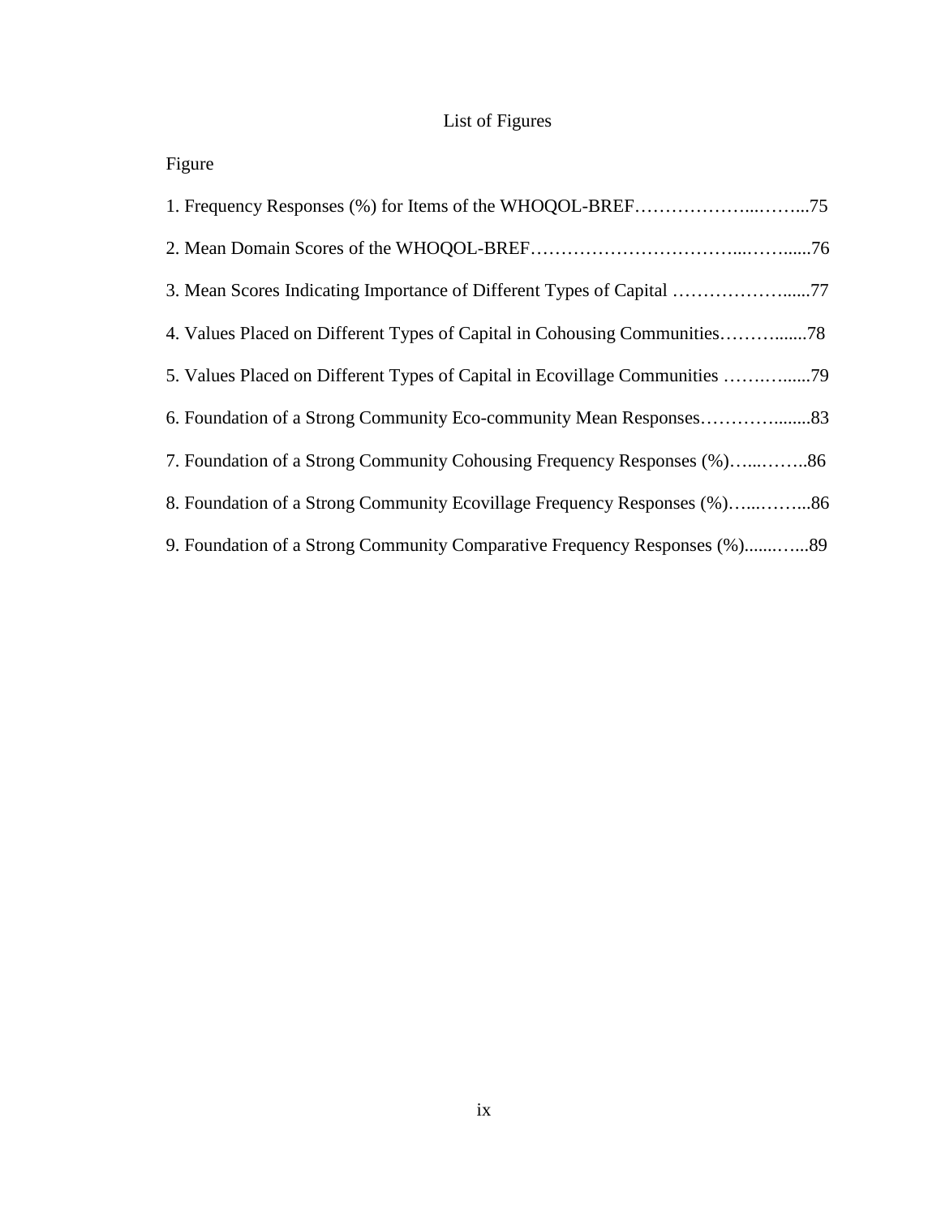# List of Figures

Figure

1. Frequency Responses (%) for Items of the WHOQOL-BREF………………...……...75

2. Mean Domain Scores of the WHOQOL-BREF…………………………...…….....76

3. Mean Scores Indicating Importance of Different Types of Capital ……………….....77

4. Values Placed on Different Types of Capital in Cohousing Communities……….......78

5. Values Placed on Different Types of Capital in Ecovillage Communities …….…......79

6. Foundation of a Strong Community Eco-community Mean Responses………….......83

7. Foundation of a Strong Community Cohousing Frequency Responses (%)…...……..86

8. Foundation of a Strong Community Ecovillage Frequency Responses (%)…...……...86

9. Foundation of a Strong Community Comparative Frequency Responses (%).......…...89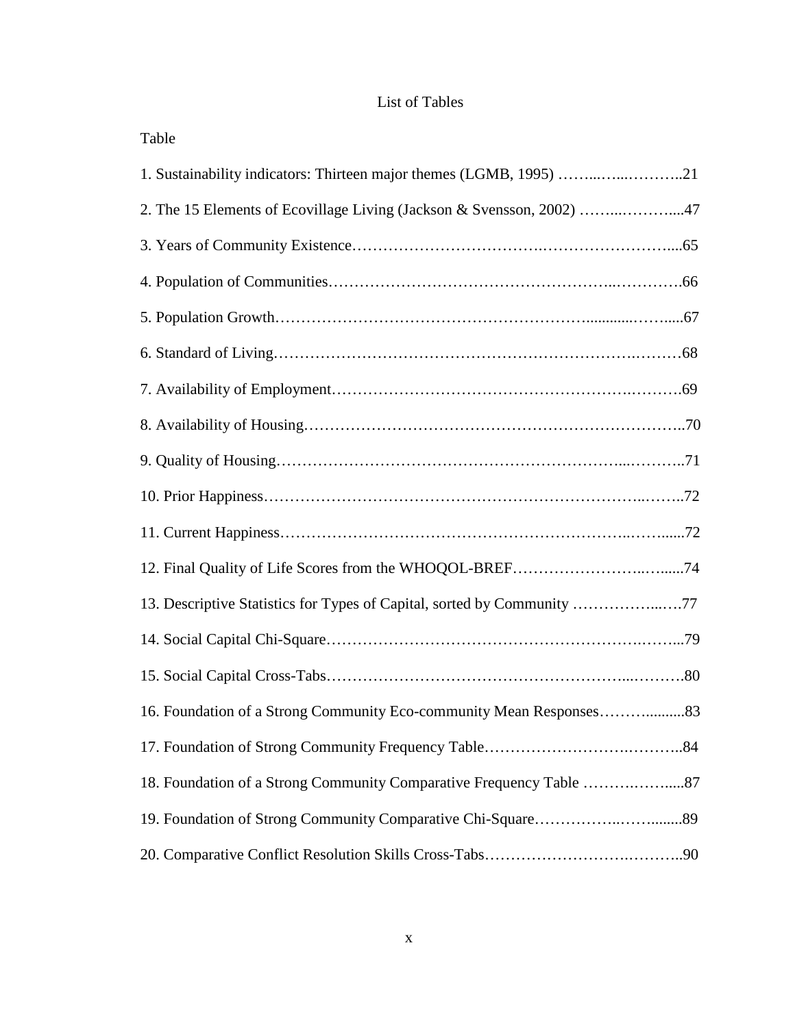# List of Tables

Table

1. Sustainability indicators: Thirteen major themes (LGMB, 1995) ……..…..………..21
2. The 15 Elements of Ecovillage Living (Jackson & Svensson, 2002) ……..………....47
3. Years of Community Existence…………………………….……………………....65
4. Population of Communities……………………………………………..………….66
5. Population Growth……………………………………………...........……......67
6. Standard of Living…………….……………………………………………….………68
7. Availability of Employment…………………………………………….……….69
8. Availability of Housing………………………………………………………………..70
9. Quality of Housing……………………………………………………...………..71
10. Prior Happiness……………………………………………………………..……..72
11. Current Happiness…………………………………………………………..……......72
12. Final Quality of Life Scores from the WHOQOL-BREF……………………..…......74
13. Descriptive Statistics for Types of Capital, sorted by Community ……………...….77
14. Social Capital Chi-Square…………………………………………………….……...79
15. Social Capital Cross-Tabs………………………………………………...……….80
16. Foundation of a Strong Community Eco-community Mean Responses……….........83
17. Foundation of Strong Community Frequency Table………………………….……..84
18. Foundation of a Strong Community Comparative Frequency Table ……….……....87
19. Foundation of Strong Community Comparative Chi-Square……………..……........89
20. Comparative Conflict Resolution Skills Cross-Tabs…………………….………..90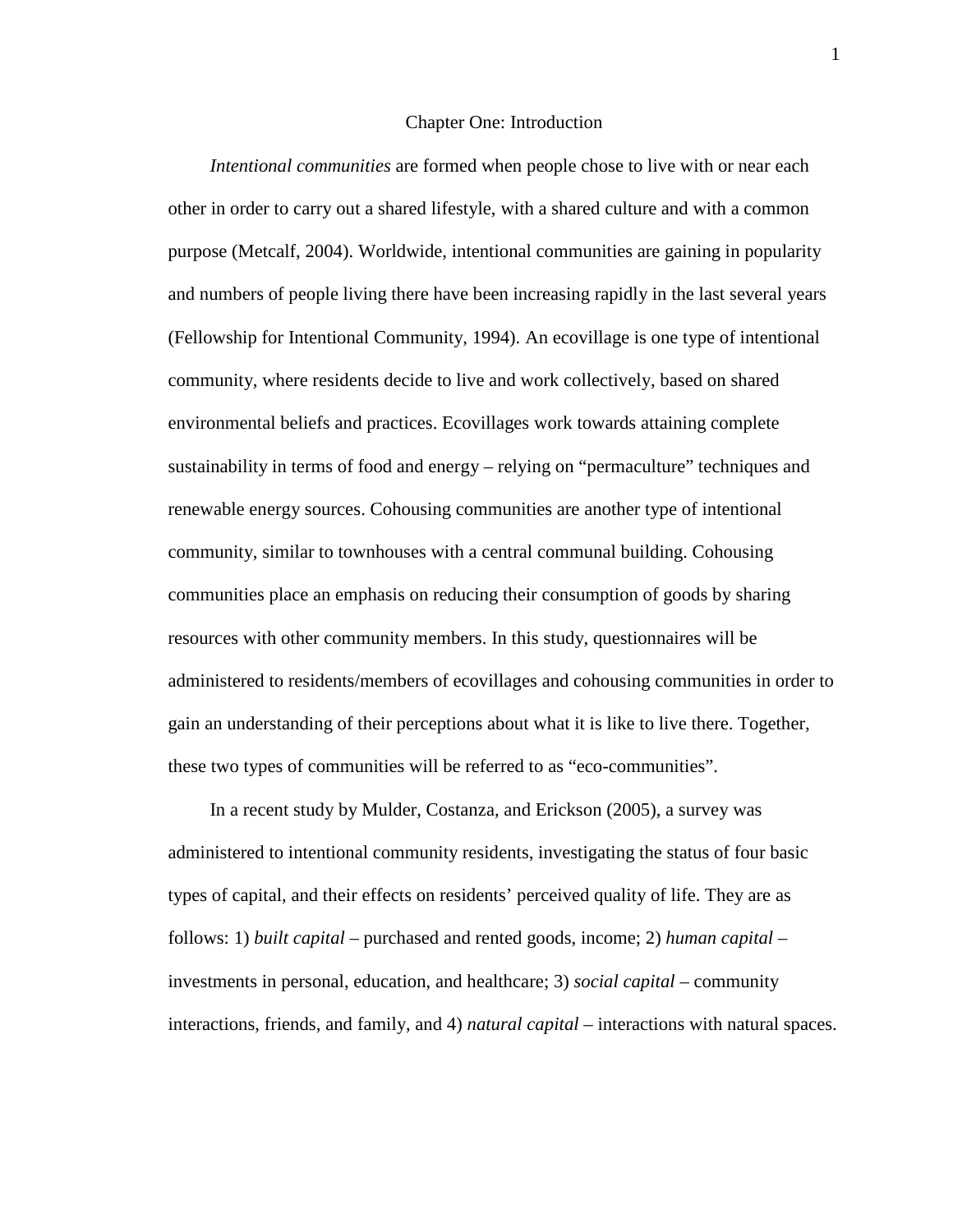# Chapter One: Introduction

*Intentional communities* are formed when people chose to live with or near each other in order to carry out a shared lifestyle, with a shared culture and with a common purpose (Metcalf, 2004). Worldwide, intentional communities are gaining in popularity and numbers of people living there have been increasing rapidly in the last several years (Fellowship for Intentional Community, 1994). An ecovillage is one type of intentional community, where residents decide to live and work collectively, based on shared environmental beliefs and practices. Ecovillages work towards attaining complete sustainability in terms of food and energy – relying on "permaculture" techniques and renewable energy sources. Cohousing communities are another type of intentional community, similar to townhouses with a central communal building. Cohousing communities place an emphasis on reducing their consumption of goods by sharing resources with other community members. In this study, questionnaires will be administered to residents/members of ecovillages and cohousing communities in order to gain an understanding of their perceptions about what it is like to live there. Together, these two types of communities will be referred to as "eco-communities".

In a recent study by Mulder, Costanza, and Erickson (2005), a survey was administered to intentional community residents, investigating the status of four basic types of capital, and their effects on residents' perceived quality of life. They are as follows: 1) *built capital* – purchased and rented goods, income; 2) *human capital* – investments in personal, education, and healthcare; 3) *social capital* – community interactions, friends, and family, and 4) *natural capital* – interactions with natural spaces.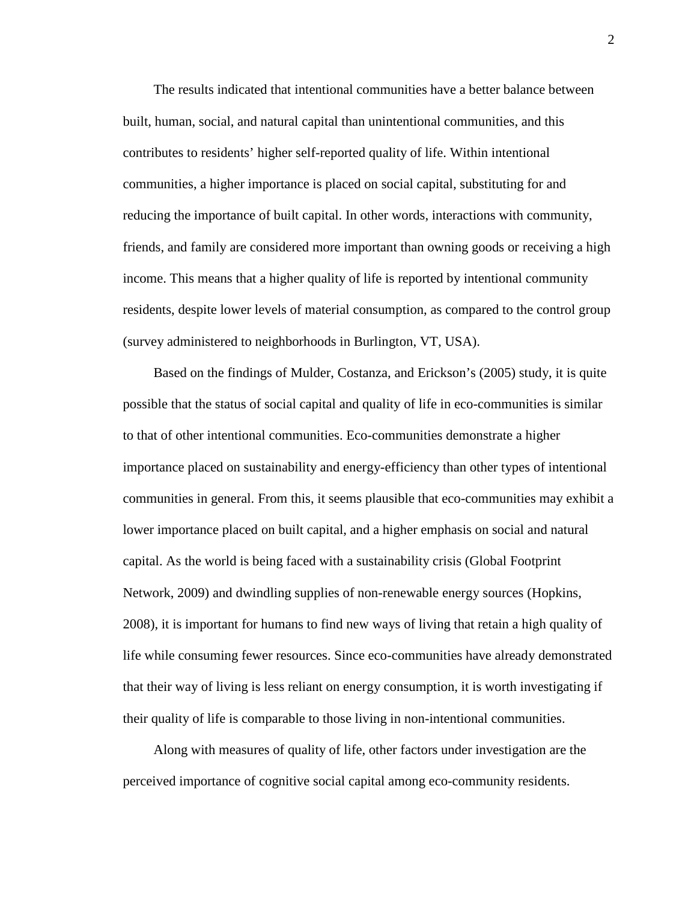The results indicated that intentional communities have a better balance between built, human, social, and natural capital than unintentional communities, and this contributes to residents' higher self-reported quality of life. Within intentional communities, a higher importance is placed on social capital, substituting for and reducing the importance of built capital. In other words, interactions with community, friends, and family are considered more important than owning goods or receiving a high income. This means that a higher quality of life is reported by intentional community residents, despite lower levels of material consumption, as compared to the control group (survey administered to neighborhoods in Burlington, VT, USA).

Based on the findings of Mulder, Costanza, and Erickson's (2005) study, it is quite possible that the status of social capital and quality of life in eco-communities is similar to that of other intentional communities. Eco-communities demonstrate a higher importance placed on sustainability and energy-efficiency than other types of intentional communities in general. From this, it seems plausible that eco-communities may exhibit a lower importance placed on built capital, and a higher emphasis on social and natural capital. As the world is being faced with a sustainability crisis (Global Footprint Network, 2009) and dwindling supplies of non-renewable energy sources (Hopkins, 2008), it is important for humans to find new ways of living that retain a high quality of life while consuming fewer resources. Since eco-communities have already demonstrated that their way of living is less reliant on energy consumption, it is worth investigating if their quality of life is comparable to those living in non-intentional communities.

Along with measures of quality of life, other factors under investigation are the perceived importance of cognitive social capital among eco-community residents.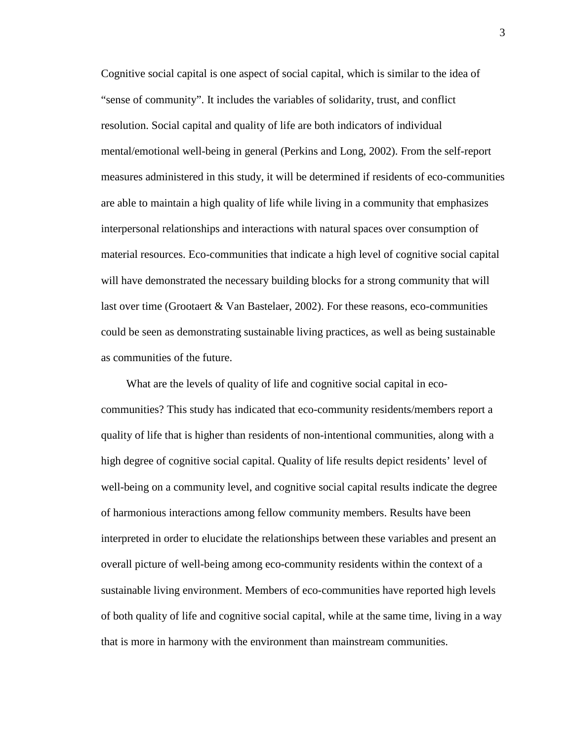Cognitive social capital is one aspect of social capital, which is similar to the idea of "sense of community". It includes the variables of solidarity, trust, and conflict resolution. Social capital and quality of life are both indicators of individual mental/emotional well-being in general (Perkins and Long, 2002). From the self-report measures administered in this study, it will be determined if residents of eco-communities are able to maintain a high quality of life while living in a community that emphasizes interpersonal relationships and interactions with natural spaces over consumption of material resources. Eco-communities that indicate a high level of cognitive social capital will have demonstrated the necessary building blocks for a strong community that will last over time (Grootaert & Van Bastelaer, 2002). For these reasons, eco-communities could be seen as demonstrating sustainable living practices, as well as being sustainable as communities of the future.

What are the levels of quality of life and cognitive social capital in eco-communities? This study has indicated that eco-community residents/members report a quality of life that is higher than residents of non-intentional communities, along with a high degree of cognitive social capital. Quality of life results depict residents' level of well-being on a community level, and cognitive social capital results indicate the degree of harmonious interactions among fellow community members. Results have been interpreted in order to elucidate the relationships between these variables and present an overall picture of well-being among eco-community residents within the context of a sustainable living environment. Members of eco-communities have reported high levels of both quality of life and cognitive social capital, while at the same time, living in a way that is more in harmony with the environment than mainstream communities.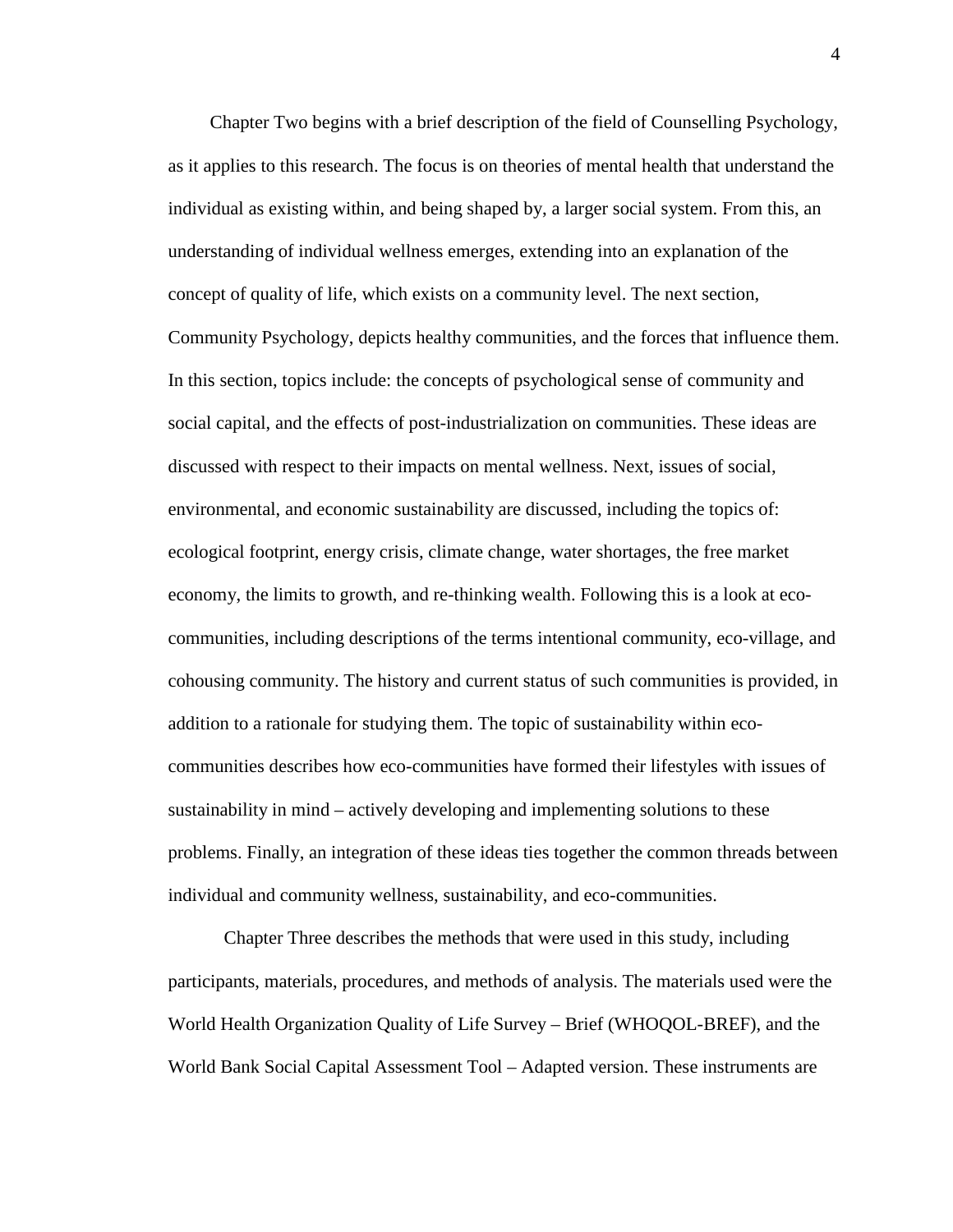Chapter Two begins with a brief description of the field of Counselling Psychology, as it applies to this research. The focus is on theories of mental health that understand the individual as existing within, and being shaped by, a larger social system. From this, an understanding of individual wellness emerges, extending into an explanation of the concept of quality of life, which exists on a community level. The next section, Community Psychology, depicts healthy communities, and the forces that influence them. In this section, topics include: the concepts of psychological sense of community and social capital, and the effects of post-industrialization on communities. These ideas are discussed with respect to their impacts on mental wellness. Next, issues of social, environmental, and economic sustainability are discussed, including the topics of: ecological footprint, energy crisis, climate change, water shortages, the free market economy, the limits to growth, and re-thinking wealth. Following this is a look at eco-communities, including descriptions of the terms intentional community, eco-village, and cohousing community. The history and current status of such communities is provided, in addition to a rationale for studying them. The topic of sustainability within eco-communities describes how eco-communities have formed their lifestyles with issues of sustainability in mind – actively developing and implementing solutions to these problems. Finally, an integration of these ideas ties together the common threads between individual and community wellness, sustainability, and eco-communities.

Chapter Three describes the methods that were used in this study, including participants, materials, procedures, and methods of analysis. The materials used were the World Health Organization Quality of Life Survey – Brief (WHOQOL-BREF), and the World Bank Social Capital Assessment Tool – Adapted version. These instruments are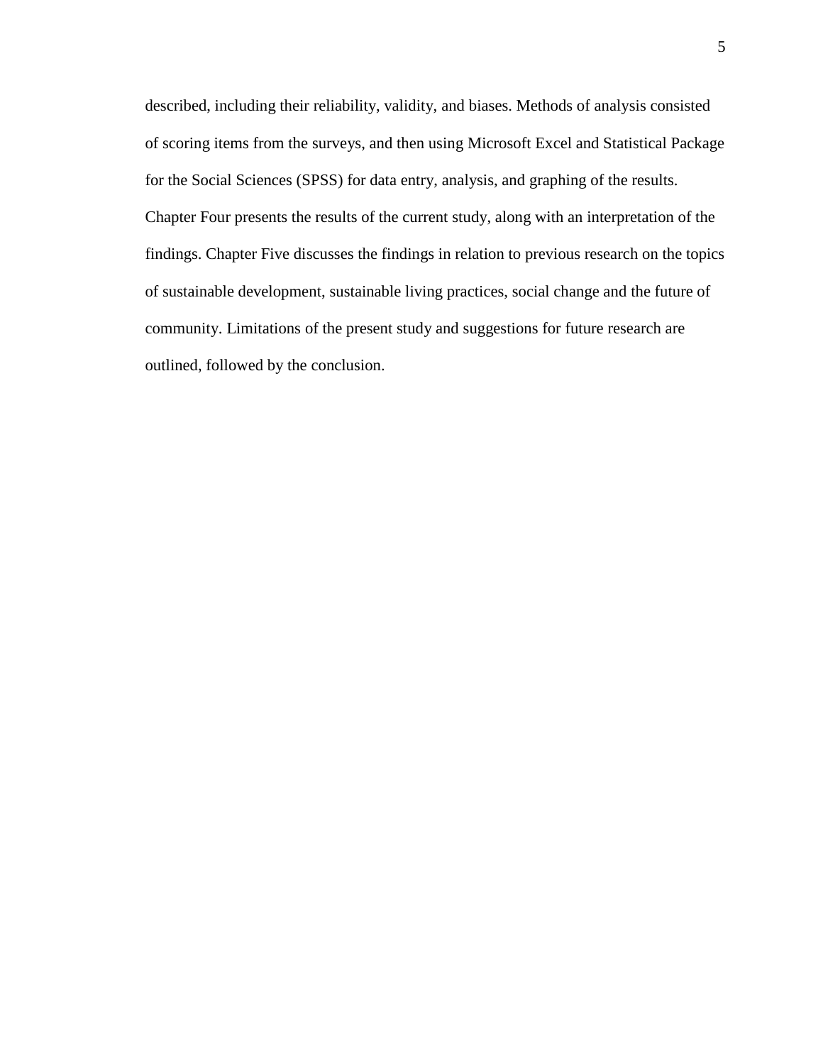described, including their reliability, validity, and biases. Methods of analysis consisted of scoring items from the surveys, and then using Microsoft Excel and Statistical Package for the Social Sciences (SPSS) for data entry, analysis, and graphing of the results. Chapter Four presents the results of the current study, along with an interpretation of the findings. Chapter Five discusses the findings in relation to previous research on the topics of sustainable development, sustainable living practices, social change and the future of community. Limitations of the present study and suggestions for future research are outlined, followed by the conclusion.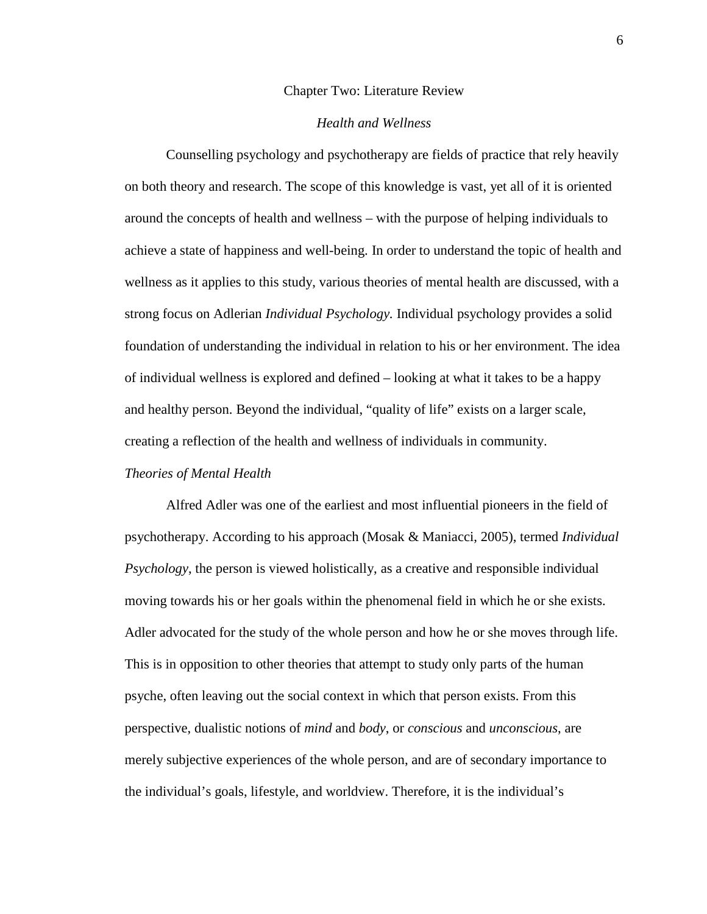# Chapter Two: Literature Review

## *Health and Wellness*

Counselling psychology and psychotherapy are fields of practice that rely heavily on both theory and research. The scope of this knowledge is vast, yet all of it is oriented around the concepts of health and wellness – with the purpose of helping individuals to achieve a state of happiness and well-being. In order to understand the topic of health and wellness as it applies to this study, various theories of mental health are discussed, with a strong focus on Adlerian *Individual Psychology.* Individual psychology provides a solid foundation of understanding the individual in relation to his or her environment. The idea of individual wellness is explored and defined – looking at what it takes to be a happy and healthy person. Beyond the individual, "quality of life" exists on a larger scale, creating a reflection of the health and wellness of individuals in community.

### *Theories of Mental Health*

Alfred Adler was one of the earliest and most influential pioneers in the field of psychotherapy. According to his approach (Mosak & Maniacci, 2005), termed *Individual Psychology*, the person is viewed holistically, as a creative and responsible individual moving towards his or her goals within the phenomenal field in which he or she exists. Adler advocated for the study of the whole person and how he or she moves through life. This is in opposition to other theories that attempt to study only parts of the human psyche, often leaving out the social context in which that person exists. From this perspective, dualistic notions of *mind* and *body*, or *conscious* and *unconscious*, are merely subjective experiences of the whole person, and are of secondary importance to the individual's goals, lifestyle, and worldview. Therefore, it is the individual's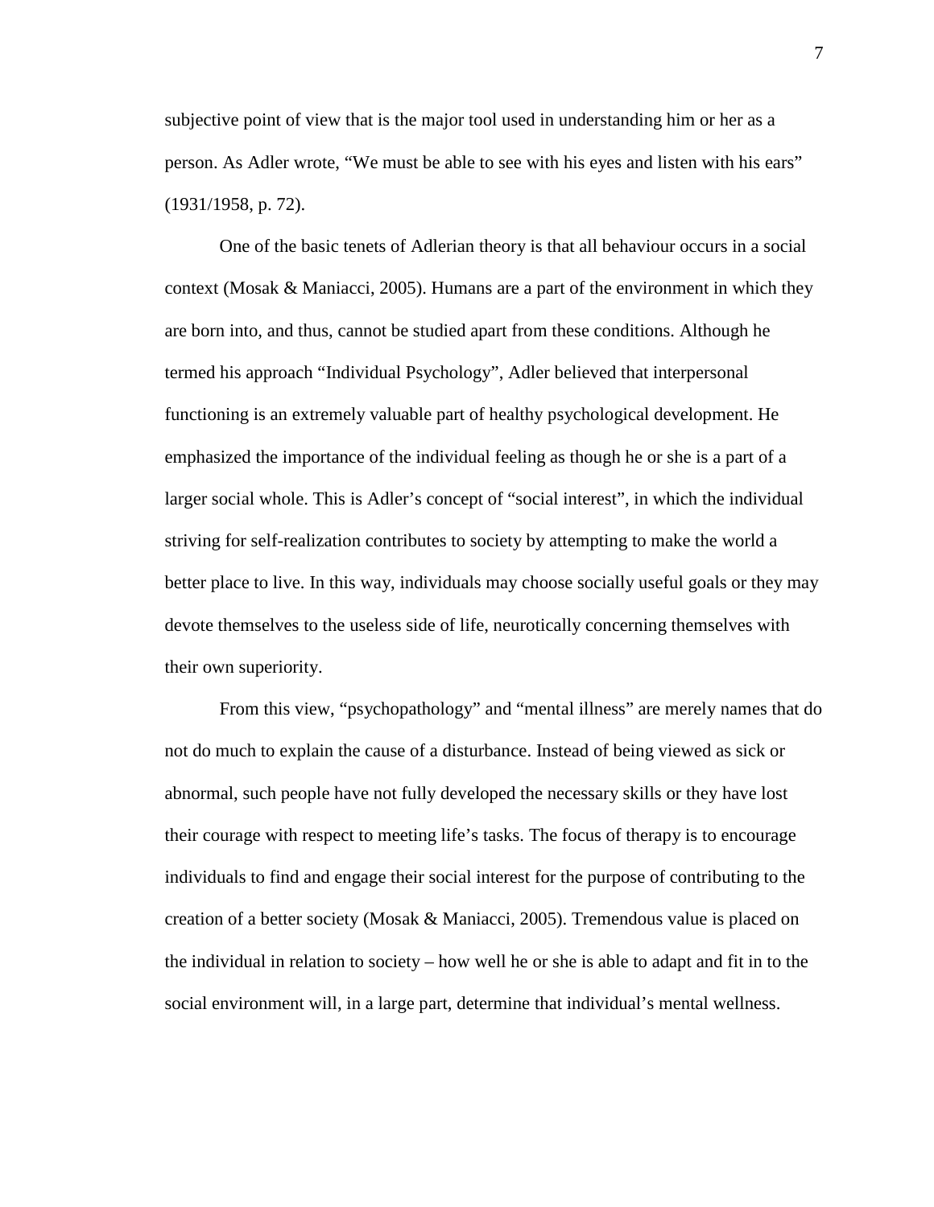subjective point of view that is the major tool used in understanding him or her as a person. As Adler wrote, “We must be able to see with his eyes and listen with his ears” (1931/1958, p. 72).

One of the basic tenets of Adlerian theory is that all behaviour occurs in a social context (Mosak & Maniacci, 2005). Humans are a part of the environment in which they are born into, and thus, cannot be studied apart from these conditions. Although he termed his approach “Individual Psychology”, Adler believed that interpersonal functioning is an extremely valuable part of healthy psychological development. He emphasized the importance of the individual feeling as though he or she is a part of a larger social whole. This is Adler’s concept of “social interest”, in which the individual striving for self-realization contributes to society by attempting to make the world a better place to live. In this way, individuals may choose socially useful goals or they may devote themselves to the useless side of life, neurotically concerning themselves with their own superiority.

From this view, “psychopathology” and “mental illness” are merely names that do not do much to explain the cause of a disturbance. Instead of being viewed as sick or abnormal, such people have not fully developed the necessary skills or they have lost their courage with respect to meeting life’s tasks. The focus of therapy is to encourage individuals to find and engage their social interest for the purpose of contributing to the creation of a better society (Mosak & Maniacci, 2005). Tremendous value is placed on the individual in relation to society – how well he or she is able to adapt and fit in to the social environment will, in a large part, determine that individual’s mental wellness.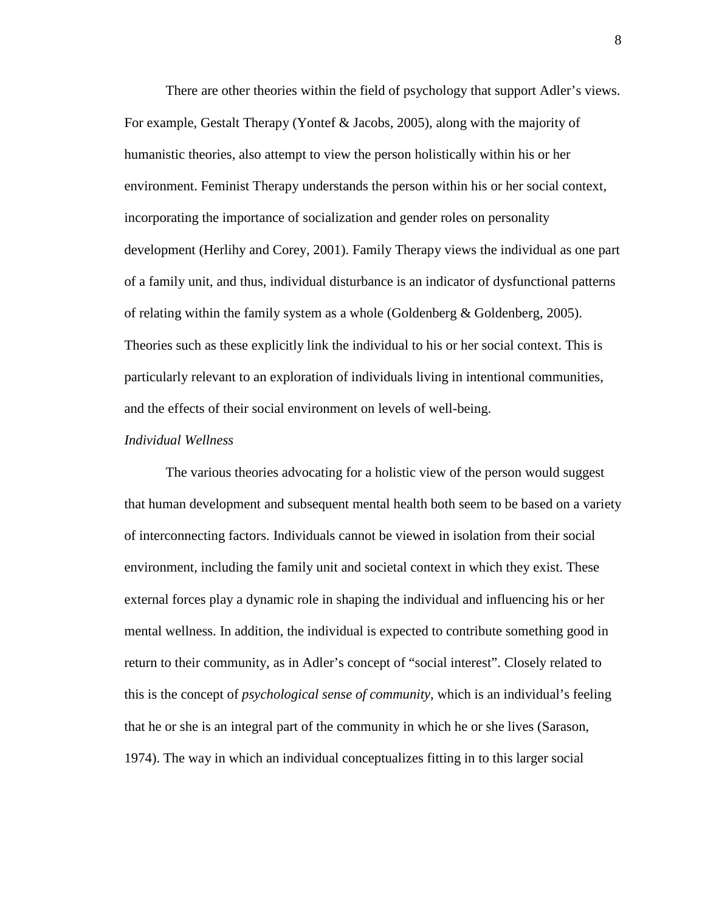There are other theories within the field of psychology that support Adler's views. For example, Gestalt Therapy (Yontef & Jacobs, 2005), along with the majority of humanistic theories, also attempt to view the person holistically within his or her environment. Feminist Therapy understands the person within his or her social context, incorporating the importance of socialization and gender roles on personality development (Herlihy and Corey, 2001). Family Therapy views the individual as one part of a family unit, and thus, individual disturbance is an indicator of dysfunctional patterns of relating within the family system as a whole (Goldenberg & Goldenberg, 2005). Theories such as these explicitly link the individual to his or her social context. This is particularly relevant to an exploration of individuals living in intentional communities, and the effects of their social environment on levels of well-being.

*Individual Wellness*

The various theories advocating for a holistic view of the person would suggest that human development and subsequent mental health both seem to be based on a variety of interconnecting factors. Individuals cannot be viewed in isolation from their social environment, including the family unit and societal context in which they exist. These external forces play a dynamic role in shaping the individual and influencing his or her mental wellness. In addition, the individual is expected to contribute something good in return to their community, as in Adler's concept of "social interest". Closely related to this is the concept of *psychological sense of community*, which is an individual's feeling that he or she is an integral part of the community in which he or she lives (Sarason, 1974). The way in which an individual conceptualizes fitting in to this larger social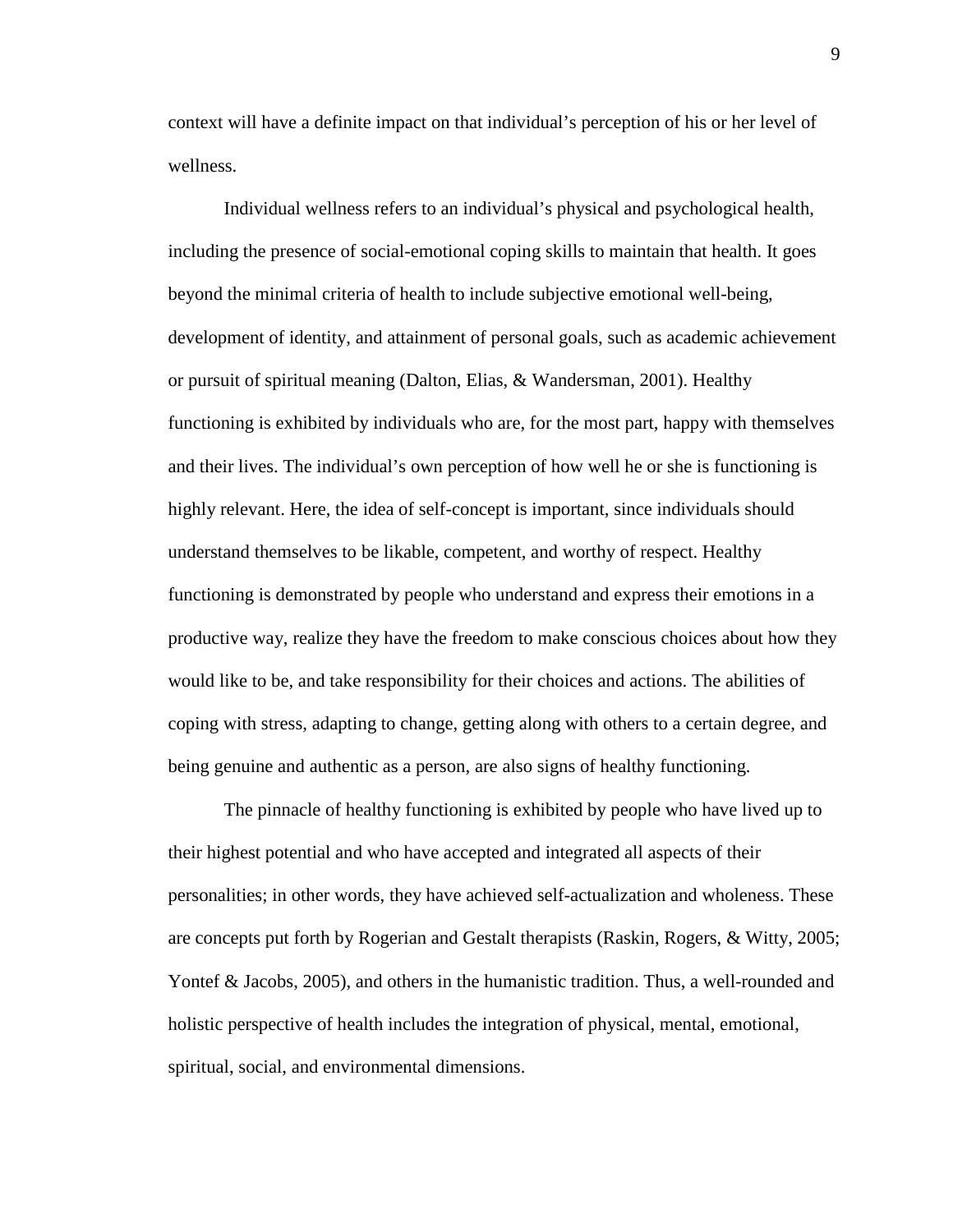context will have a definite impact on that individual's perception of his or her level of wellness.

Individual wellness refers to an individual's physical and psychological health, including the presence of social-emotional coping skills to maintain that health. It goes beyond the minimal criteria of health to include subjective emotional well-being, development of identity, and attainment of personal goals, such as academic achievement or pursuit of spiritual meaning (Dalton, Elias, & Wandersman, 2001). Healthy functioning is exhibited by individuals who are, for the most part, happy with themselves and their lives. The individual's own perception of how well he or she is functioning is highly relevant. Here, the idea of self-concept is important, since individuals should understand themselves to be likable, competent, and worthy of respect. Healthy functioning is demonstrated by people who understand and express their emotions in a productive way, realize they have the freedom to make conscious choices about how they would like to be, and take responsibility for their choices and actions. The abilities of coping with stress, adapting to change, getting along with others to a certain degree, and being genuine and authentic as a person, are also signs of healthy functioning.

The pinnacle of healthy functioning is exhibited by people who have lived up to their highest potential and who have accepted and integrated all aspects of their personalities; in other words, they have achieved self-actualization and wholeness. These are concepts put forth by Rogerian and Gestalt therapists (Raskin, Rogers, & Witty, 2005; Yontef & Jacobs, 2005), and others in the humanistic tradition. Thus, a well-rounded and holistic perspective of health includes the integration of physical, mental, emotional, spiritual, social, and environmental dimensions.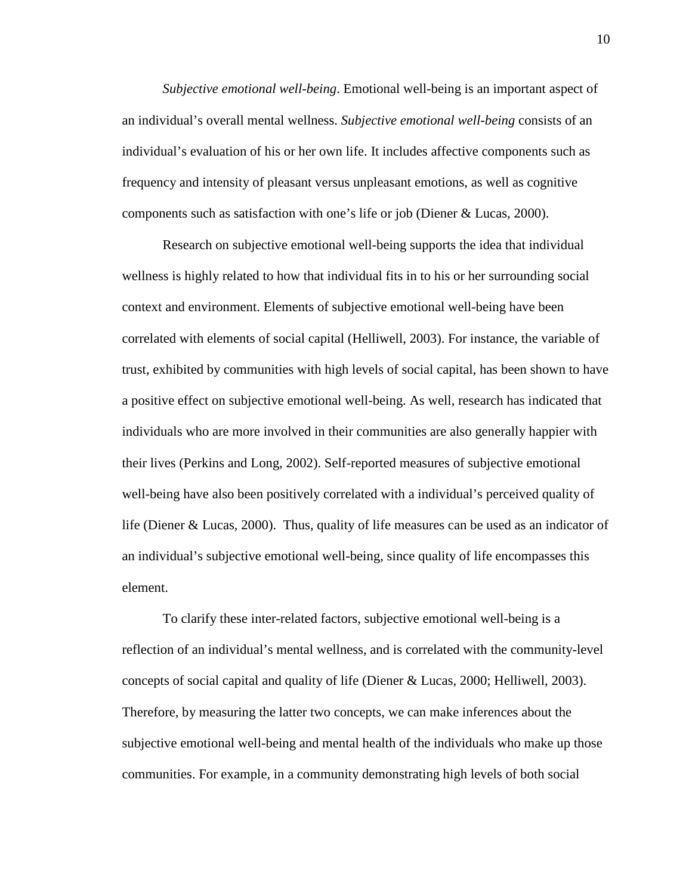*Subjective emotional well-being*. Emotional well-being is an important aspect of an individual's overall mental wellness. *Subjective emotional well-being* consists of an individual's evaluation of his or her own life. It includes affective components such as frequency and intensity of pleasant versus unpleasant emotions, as well as cognitive components such as satisfaction with one's life or job (Diener & Lucas, 2000).

Research on subjective emotional well-being supports the idea that individual wellness is highly related to how that individual fits in to his or her surrounding social context and environment. Elements of subjective emotional well-being have been correlated with elements of social capital (Helliwell, 2003). For instance, the variable of trust, exhibited by communities with high levels of social capital, has been shown to have a positive effect on subjective emotional well-being. As well, research has indicated that individuals who are more involved in their communities are also generally happier with their lives (Perkins and Long, 2002). Self-reported measures of subjective emotional well-being have also been positively correlated with a individual's perceived quality of life (Diener & Lucas, 2000). Thus, quality of life measures can be used as an indicator of an individual's subjective emotional well-being, since quality of life encompasses this element.

To clarify these inter-related factors, subjective emotional well-being is a reflection of an individual's mental wellness, and is correlated with the community-level concepts of social capital and quality of life (Diener & Lucas, 2000; Helliwell, 2003). Therefore, by measuring the latter two concepts, we can make inferences about the subjective emotional well-being and mental health of the individuals who make up those communities. For example, in a community demonstrating high levels of both social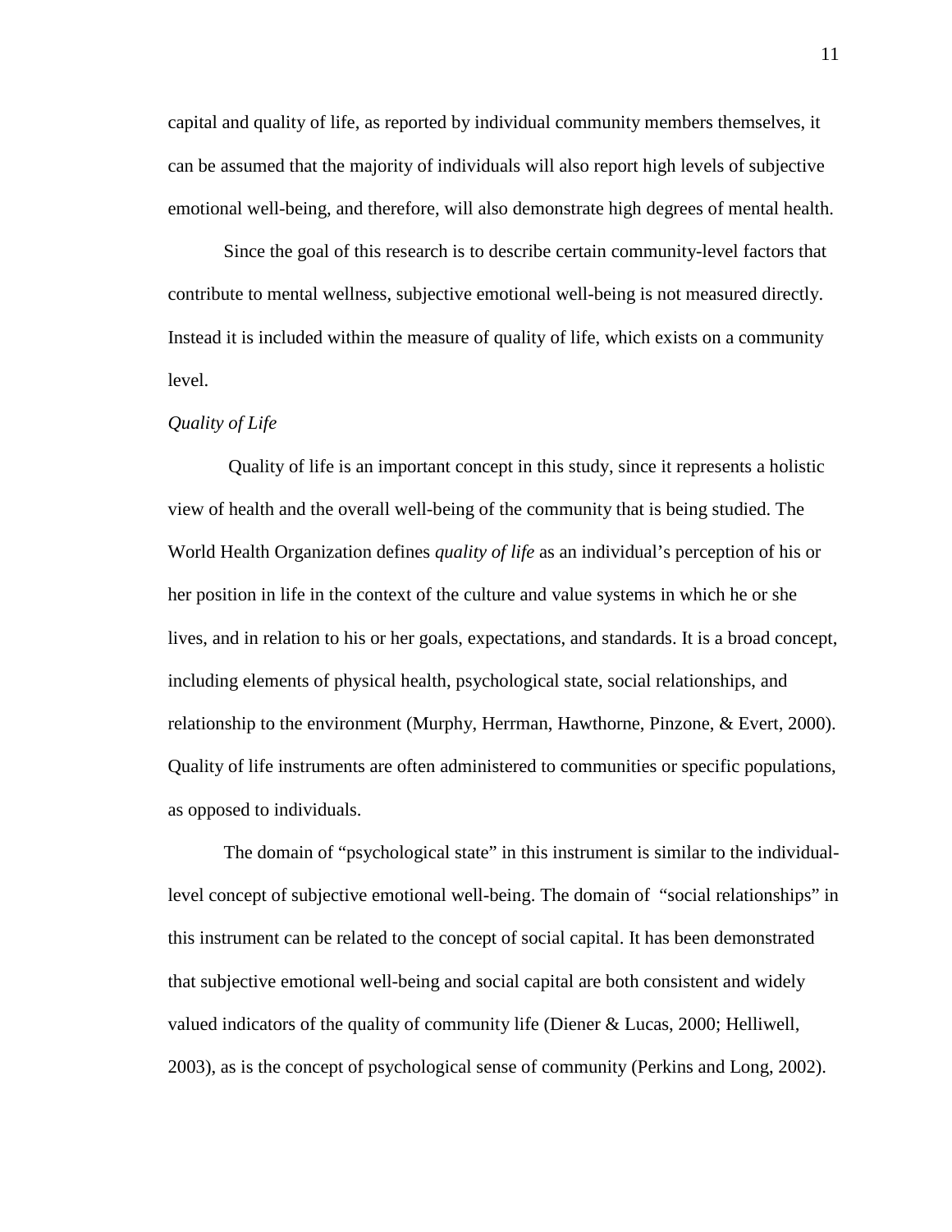capital and quality of life, as reported by individual community members themselves, it can be assumed that the majority of individuals will also report high levels of subjective emotional well-being, and therefore, will also demonstrate high degrees of mental health.

Since the goal of this research is to describe certain community-level factors that contribute to mental wellness, subjective emotional well-being is not measured directly. Instead it is included within the measure of quality of life, which exists on a community level.

*Quality of Life*

Quality of life is an important concept in this study, since it represents a holistic view of health and the overall well-being of the community that is being studied. The World Health Organization defines *quality of life* as an individual's perception of his or her position in life in the context of the culture and value systems in which he or she lives, and in relation to his or her goals, expectations, and standards. It is a broad concept, including elements of physical health, psychological state, social relationships, and relationship to the environment (Murphy, Herrman, Hawthorne, Pinzone, & Evert, 2000). Quality of life instruments are often administered to communities or specific populations, as opposed to individuals.

The domain of "psychological state" in this instrument is similar to the individual-level concept of subjective emotional well-being. The domain of "social relationships" in this instrument can be related to the concept of social capital. It has been demonstrated that subjective emotional well-being and social capital are both consistent and widely valued indicators of the quality of community life (Diener & Lucas, 2000; Helliwell, 2003), as is the concept of psychological sense of community (Perkins and Long, 2002).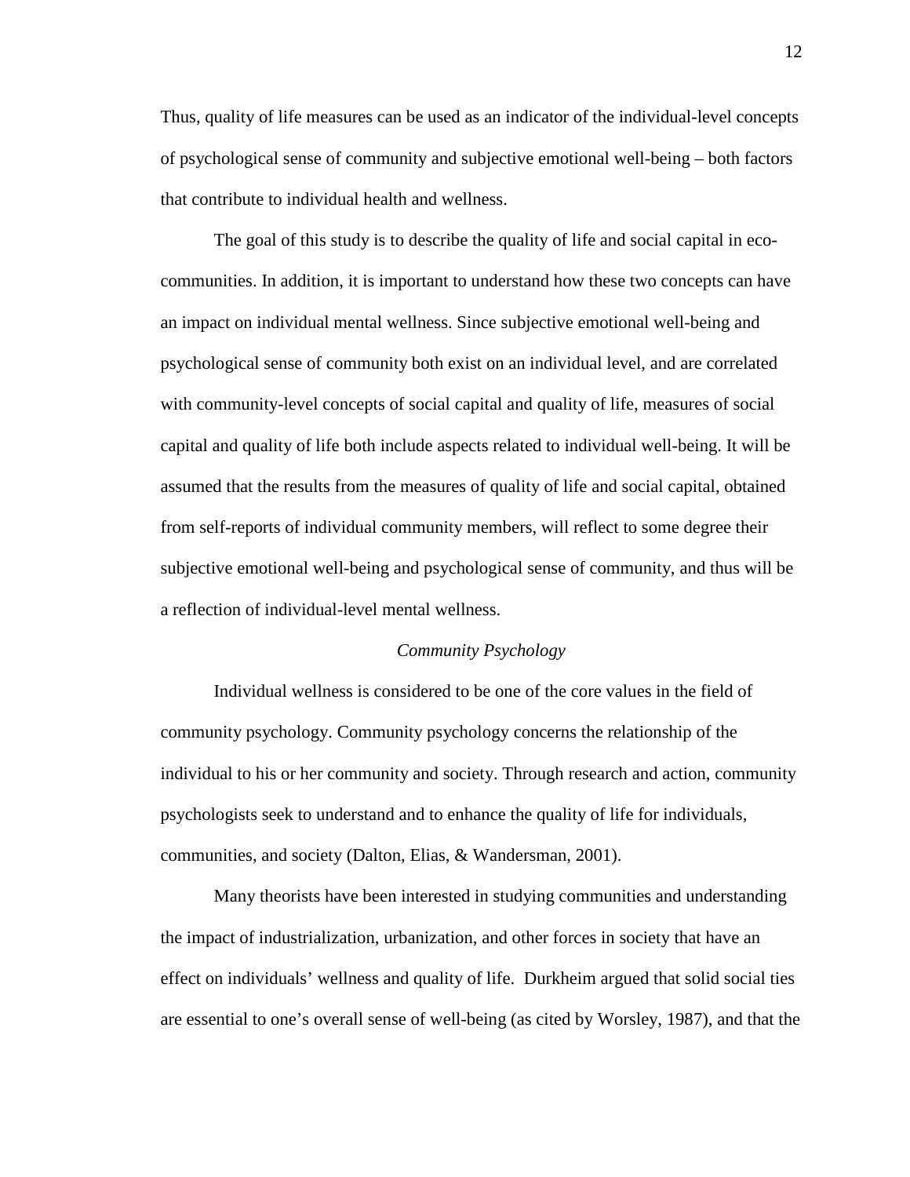Thus, quality of life measures can be used as an indicator of the individual-level concepts of psychological sense of community and subjective emotional well-being – both factors that contribute to individual health and wellness.

The goal of this study is to describe the quality of life and social capital in eco-communities. In addition, it is important to understand how these two concepts can have an impact on individual mental wellness. Since subjective emotional well-being and psychological sense of community both exist on an individual level, and are correlated with community-level concepts of social capital and quality of life, measures of social capital and quality of life both include aspects related to individual well-being. It will be assumed that the results from the measures of quality of life and social capital, obtained from self-reports of individual community members, will reflect to some degree their subjective emotional well-being and psychological sense of community, and thus will be a reflection of individual-level mental wellness.

### *Community Psychology*

Individual wellness is considered to be one of the core values in the field of community psychology. Community psychology concerns the relationship of the individual to his or her community and society. Through research and action, community psychologists seek to understand and to enhance the quality of life for individuals, communities, and society (Dalton, Elias, & Wandersman, 2001).

Many theorists have been interested in studying communities and understanding the impact of industrialization, urbanization, and other forces in society that have an effect on individuals' wellness and quality of life. Durkheim argued that solid social ties are essential to one's overall sense of well-being (as cited by Worsley, 1987), and that the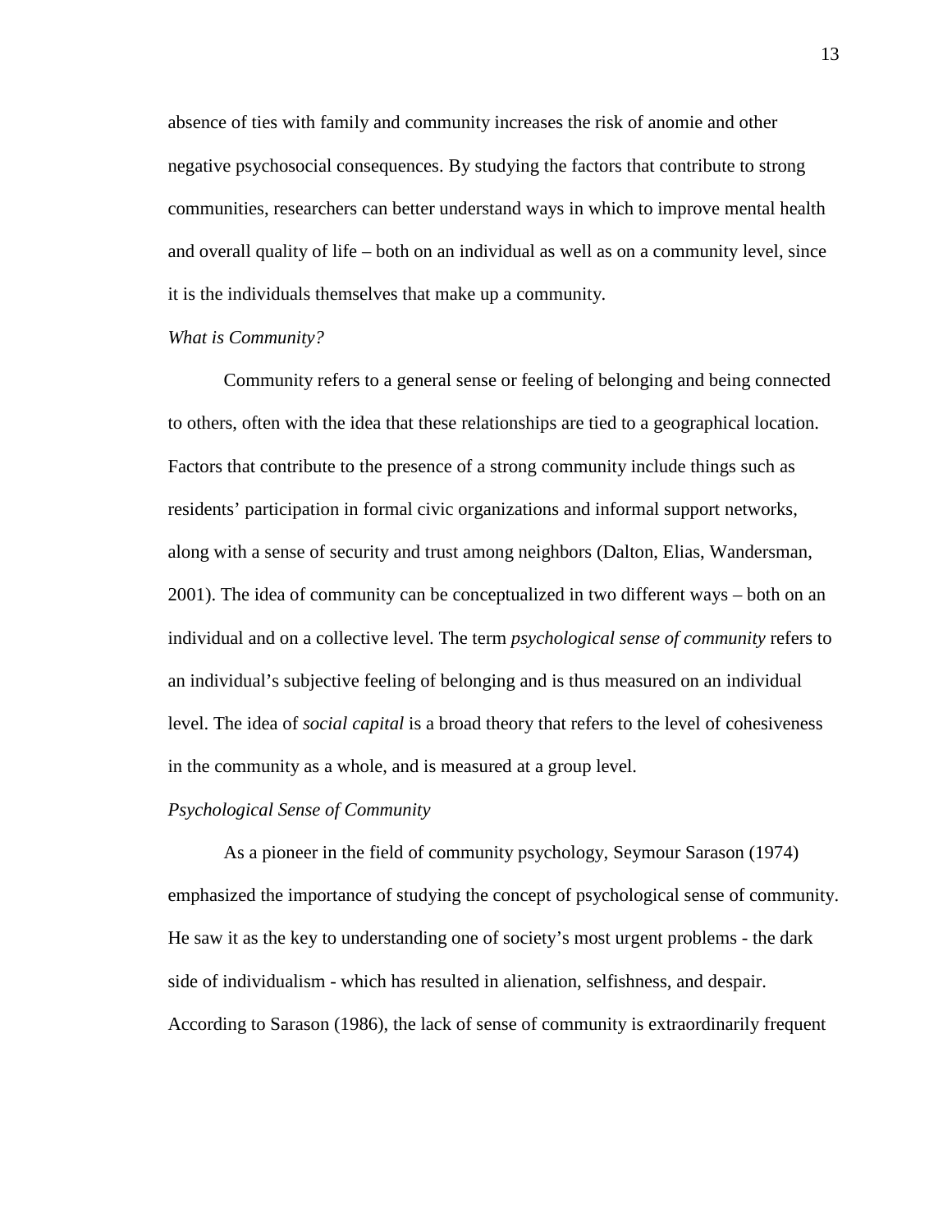absence of ties with family and community increases the risk of anomie and other negative psychosocial consequences. By studying the factors that contribute to strong communities, researchers can better understand ways in which to improve mental health and overall quality of life – both on an individual as well as on a community level, since it is the individuals themselves that make up a community.

### *What is Community?*

Community refers to a general sense or feeling of belonging and being connected to others, often with the idea that these relationships are tied to a geographical location. Factors that contribute to the presence of a strong community include things such as residents' participation in formal civic organizations and informal support networks, along with a sense of security and trust among neighbors (Dalton, Elias, Wandersman, 2001). The idea of community can be conceptualized in two different ways – both on an individual and on a collective level. The term *psychological sense of community* refers to an individual's subjective feeling of belonging and is thus measured on an individual level. The idea of *social capital* is a broad theory that refers to the level of cohesiveness in the community as a whole, and is measured at a group level.

### *Psychological Sense of Community*

As a pioneer in the field of community psychology, Seymour Sarason (1974) emphasized the importance of studying the concept of psychological sense of community. He saw it as the key to understanding one of society's most urgent problems - the dark side of individualism - which has resulted in alienation, selfishness, and despair. According to Sarason (1986), the lack of sense of community is extraordinarily frequent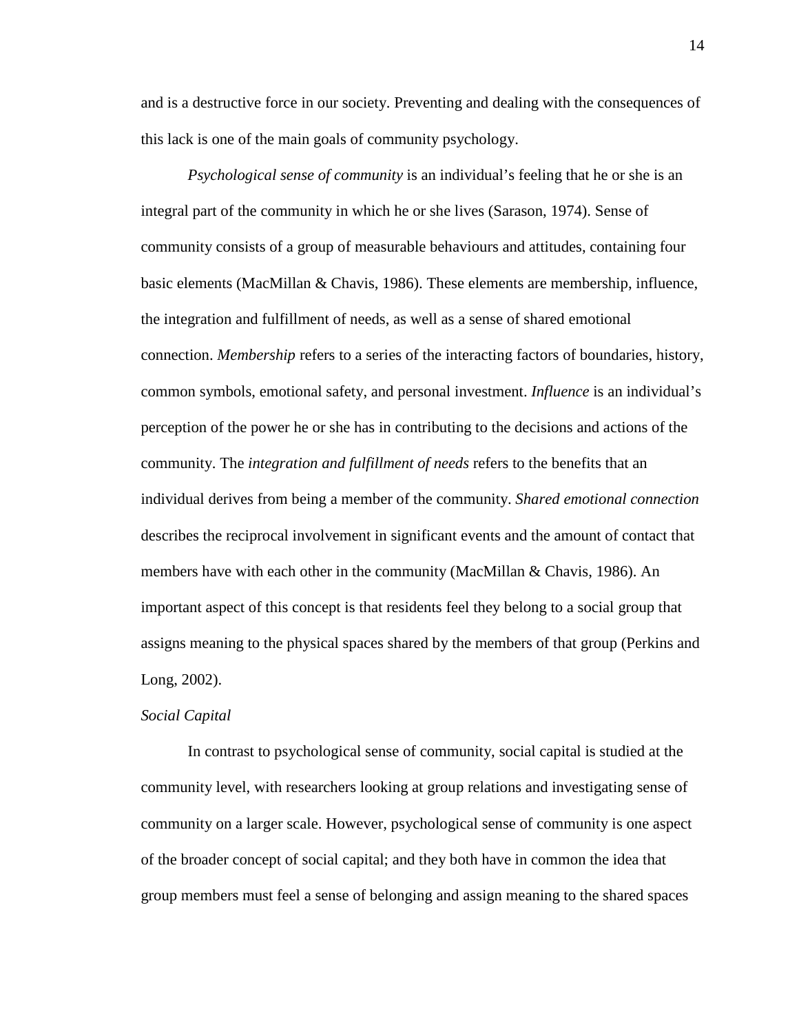and is a destructive force in our society. Preventing and dealing with the consequences of this lack is one of the main goals of community psychology.

*Psychological sense of community* is an individual's feeling that he or she is an integral part of the community in which he or she lives (Sarason, 1974). Sense of community consists of a group of measurable behaviours and attitudes, containing four basic elements (MacMillan & Chavis, 1986). These elements are membership, influence, the integration and fulfillment of needs, as well as a sense of shared emotional connection. *Membership* refers to a series of the interacting factors of boundaries, history, common symbols, emotional safety, and personal investment. *Influence* is an individual's perception of the power he or she has in contributing to the decisions and actions of the community. The *integration and fulfillment of needs* refers to the benefits that an individual derives from being a member of the community. *Shared emotional connection* describes the reciprocal involvement in significant events and the amount of contact that members have with each other in the community (MacMillan & Chavis, 1986). An important aspect of this concept is that residents feel they belong to a social group that assigns meaning to the physical spaces shared by the members of that group (Perkins and Long, 2002).

### *Social Capital*

In contrast to psychological sense of community, social capital is studied at the community level, with researchers looking at group relations and investigating sense of community on a larger scale. However, psychological sense of community is one aspect of the broader concept of social capital; and they both have in common the idea that group members must feel a sense of belonging and assign meaning to the shared spaces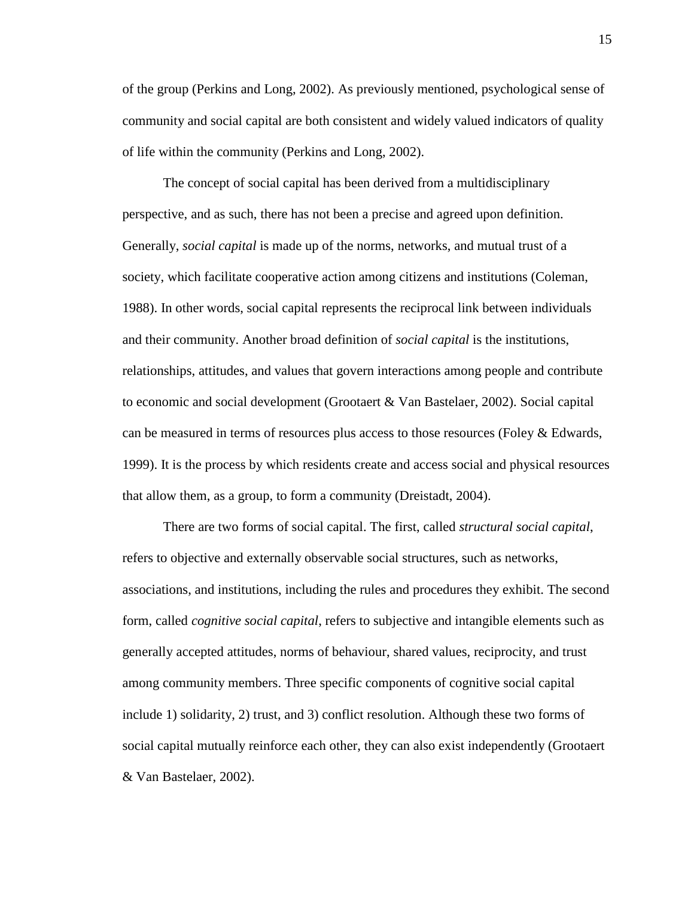of the group (Perkins and Long, 2002). As previously mentioned, psychological sense of community and social capital are both consistent and widely valued indicators of quality of life within the community (Perkins and Long, 2002).

The concept of social capital has been derived from a multidisciplinary perspective, and as such, there has not been a precise and agreed upon definition. Generally, *social capital* is made up of the norms, networks, and mutual trust of a society, which facilitate cooperative action among citizens and institutions (Coleman, 1988). In other words, social capital represents the reciprocal link between individuals and their community. Another broad definition of *social capital* is the institutions, relationships, attitudes, and values that govern interactions among people and contribute to economic and social development (Grootaert & Van Bastelaer, 2002). Social capital can be measured in terms of resources plus access to those resources (Foley & Edwards, 1999). It is the process by which residents create and access social and physical resources that allow them, as a group, to form a community (Dreistadt, 2004).

There are two forms of social capital. The first, called *structural social capital*, refers to objective and externally observable social structures, such as networks, associations, and institutions, including the rules and procedures they exhibit. The second form, called *cognitive social capital*, refers to subjective and intangible elements such as generally accepted attitudes, norms of behaviour, shared values, reciprocity, and trust among community members. Three specific components of cognitive social capital include 1) solidarity, 2) trust, and 3) conflict resolution. Although these two forms of social capital mutually reinforce each other, they can also exist independently (Grootaert & Van Bastelaer, 2002).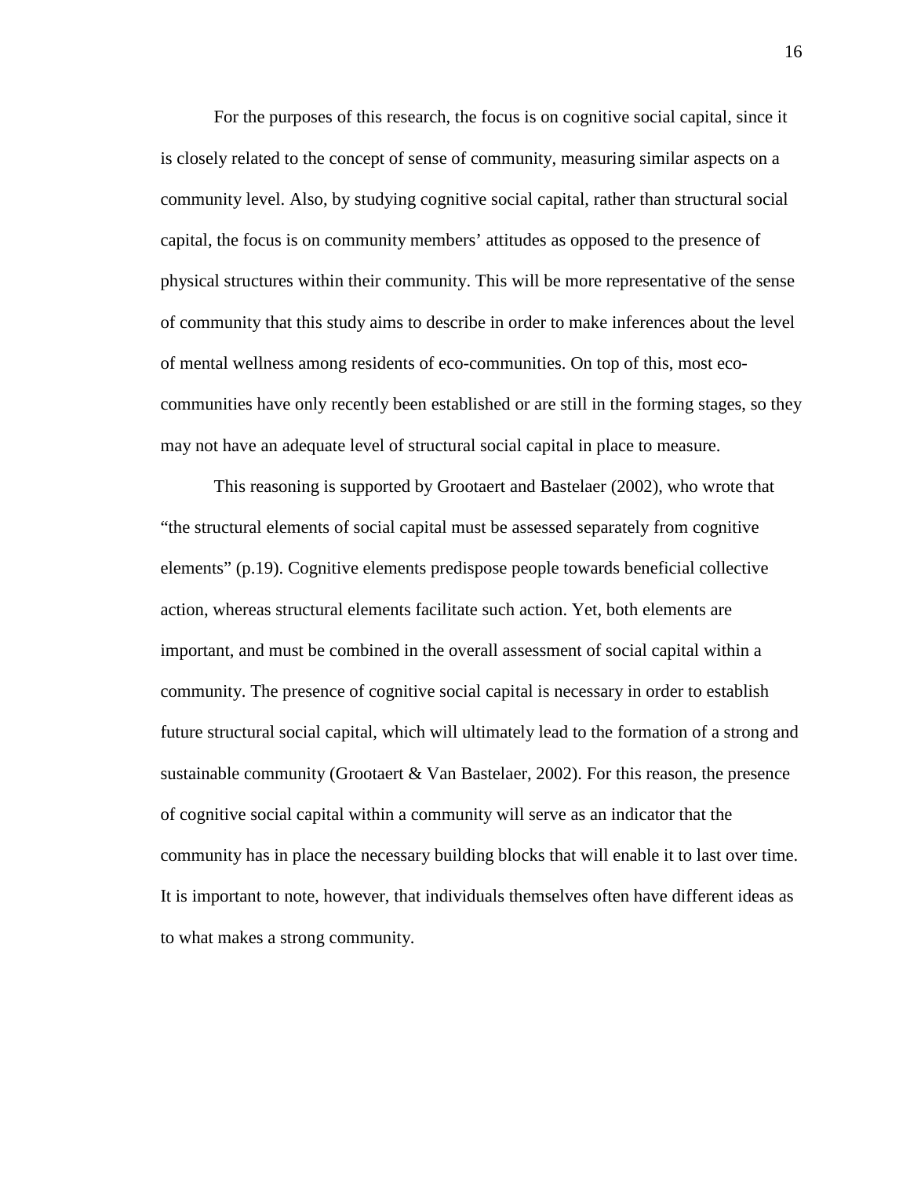For the purposes of this research, the focus is on cognitive social capital, since it is closely related to the concept of sense of community, measuring similar aspects on a community level. Also, by studying cognitive social capital, rather than structural social capital, the focus is on community members' attitudes as opposed to the presence of physical structures within their community. This will be more representative of the sense of community that this study aims to describe in order to make inferences about the level of mental wellness among residents of eco-communities. On top of this, most eco-communities have only recently been established or are still in the forming stages, so they may not have an adequate level of structural social capital in place to measure.

This reasoning is supported by Grootaert and Bastelaer (2002), who wrote that "the structural elements of social capital must be assessed separately from cognitive elements" (p.19). Cognitive elements predispose people towards beneficial collective action, whereas structural elements facilitate such action. Yet, both elements are important, and must be combined in the overall assessment of social capital within a community. The presence of cognitive social capital is necessary in order to establish future structural social capital, which will ultimately lead to the formation of a strong and sustainable community (Grootaert & Van Bastelaer, 2002). For this reason, the presence of cognitive social capital within a community will serve as an indicator that the community has in place the necessary building blocks that will enable it to last over time. It is important to note, however, that individuals themselves often have different ideas as to what makes a strong community.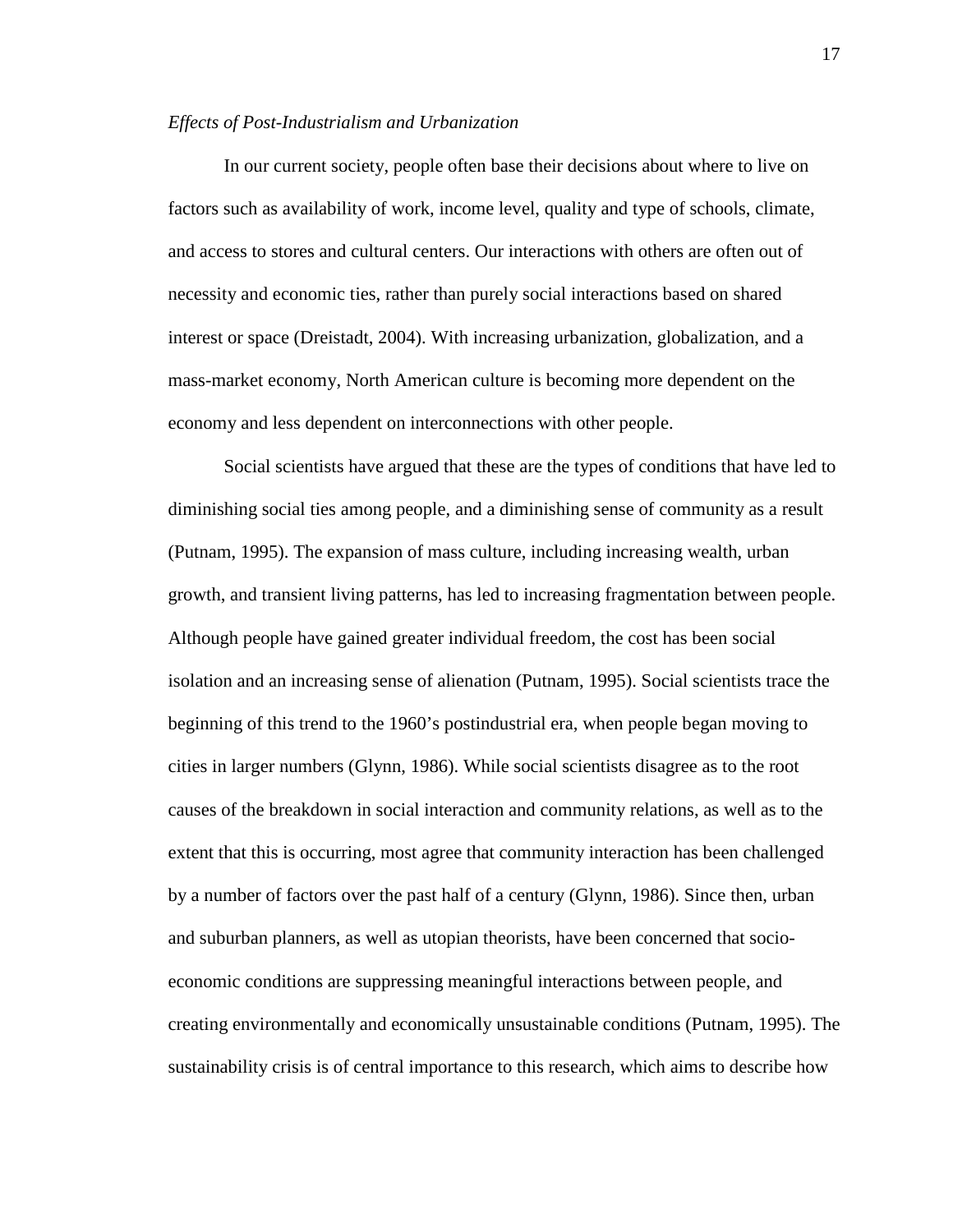*Effects of Post-Industrialism and Urbanization*

In our current society, people often base their decisions about where to live on factors such as availability of work, income level, quality and type of schools, climate, and access to stores and cultural centers. Our interactions with others are often out of necessity and economic ties, rather than purely social interactions based on shared interest or space (Dreistadt, 2004). With increasing urbanization, globalization, and a mass-market economy, North American culture is becoming more dependent on the economy and less dependent on interconnections with other people.

Social scientists have argued that these are the types of conditions that have led to diminishing social ties among people, and a diminishing sense of community as a result (Putnam, 1995). The expansion of mass culture, including increasing wealth, urban growth, and transient living patterns, has led to increasing fragmentation between people. Although people have gained greater individual freedom, the cost has been social isolation and an increasing sense of alienation (Putnam, 1995). Social scientists trace the beginning of this trend to the 1960's postindustrial era, when people began moving to cities in larger numbers (Glynn, 1986). While social scientists disagree as to the root causes of the breakdown in social interaction and community relations, as well as to the extent that this is occurring, most agree that community interaction has been challenged by a number of factors over the past half of a century (Glynn, 1986). Since then, urban and suburban planners, as well as utopian theorists, have been concerned that socio-economic conditions are suppressing meaningful interactions between people, and creating environmentally and economically unsustainable conditions (Putnam, 1995). The sustainability crisis is of central importance to this research, which aims to describe how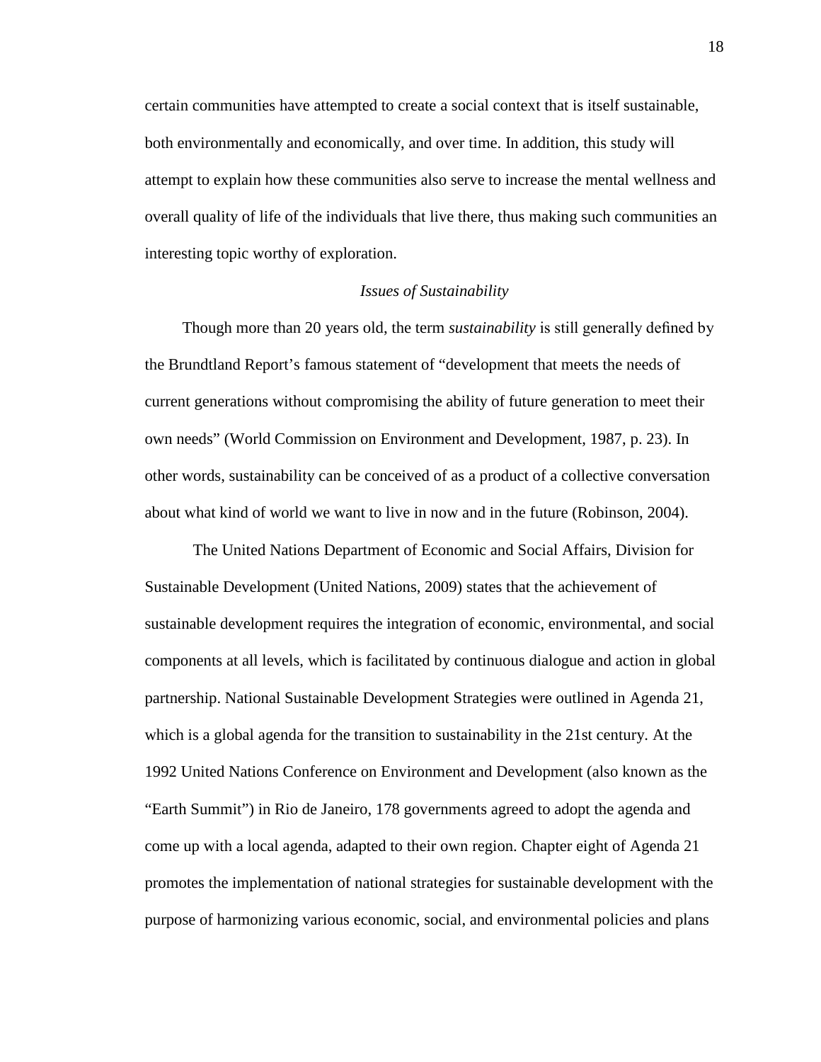certain communities have attempted to create a social context that is itself sustainable, both environmentally and economically, and over time. In addition, this study will attempt to explain how these communities also serve to increase the mental wellness and overall quality of life of the individuals that live there, thus making such communities an interesting topic worthy of exploration.

### *Issues of Sustainability*

Though more than 20 years old, the term *sustainability* is still generally defined by the Brundtland Report's famous statement of "development that meets the needs of current generations without compromising the ability of future generation to meet their own needs" (World Commission on Environment and Development, 1987, p. 23). In other words, sustainability can be conceived of as a product of a collective conversation about what kind of world we want to live in now and in the future (Robinson, 2004).

The United Nations Department of Economic and Social Affairs, Division for Sustainable Development (United Nations, 2009) states that the achievement of sustainable development requires the integration of economic, environmental, and social components at all levels, which is facilitated by continuous dialogue and action in global partnership. National Sustainable Development Strategies were outlined in Agenda 21, which is a global agenda for the transition to sustainability in the 21st century. At the 1992 United Nations Conference on Environment and Development (also known as the "Earth Summit") in Rio de Janeiro, 178 governments agreed to adopt the agenda and come up with a local agenda, adapted to their own region. Chapter eight of Agenda 21 promotes the implementation of national strategies for sustainable development with the purpose of harmonizing various economic, social, and environmental policies and plans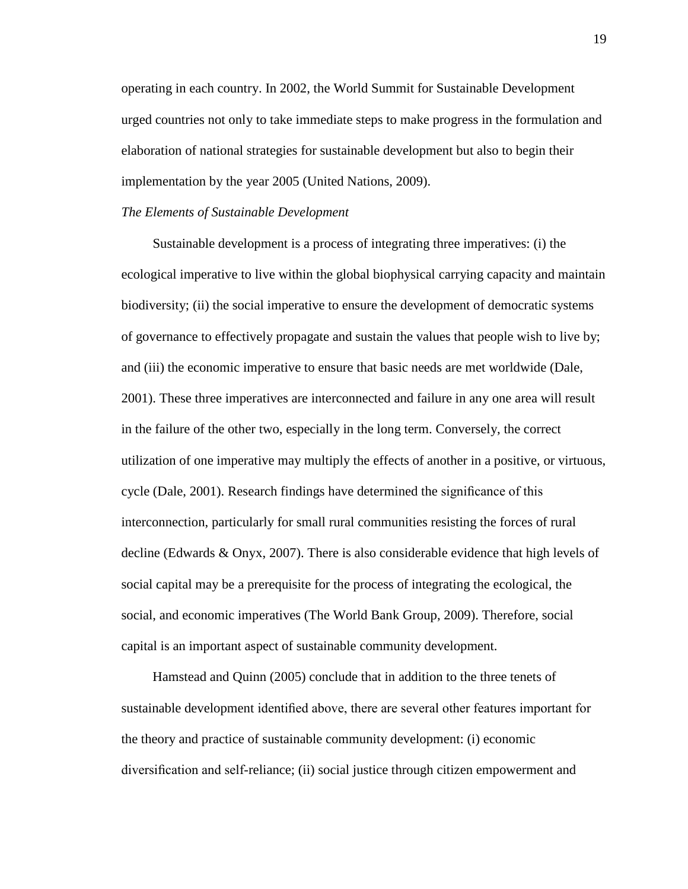operating in each country. In 2002, the World Summit for Sustainable Development urged countries not only to take immediate steps to make progress in the formulation and elaboration of national strategies for sustainable development but also to begin their implementation by the year 2005 (United Nations, 2009).

*The Elements of Sustainable Development*

Sustainable development is a process of integrating three imperatives: (i) the ecological imperative to live within the global biophysical carrying capacity and maintain biodiversity; (ii) the social imperative to ensure the development of democratic systems of governance to effectively propagate and sustain the values that people wish to live by; and (iii) the economic imperative to ensure that basic needs are met worldwide (Dale, 2001). These three imperatives are interconnected and failure in any one area will result in the failure of the other two, especially in the long term. Conversely, the correct utilization of one imperative may multiply the effects of another in a positive, or virtuous, cycle (Dale, 2001). Research findings have determined the significance of this interconnection, particularly for small rural communities resisting the forces of rural decline (Edwards & Onyx, 2007). There is also considerable evidence that high levels of social capital may be a prerequisite for the process of integrating the ecological, the social, and economic imperatives (The World Bank Group, 2009). Therefore, social capital is an important aspect of sustainable community development.

Hamstead and Quinn (2005) conclude that in addition to the three tenets of sustainable development identified above, there are several other features important for the theory and practice of sustainable community development: (i) economic diversification and self-reliance; (ii) social justice through citizen empowerment and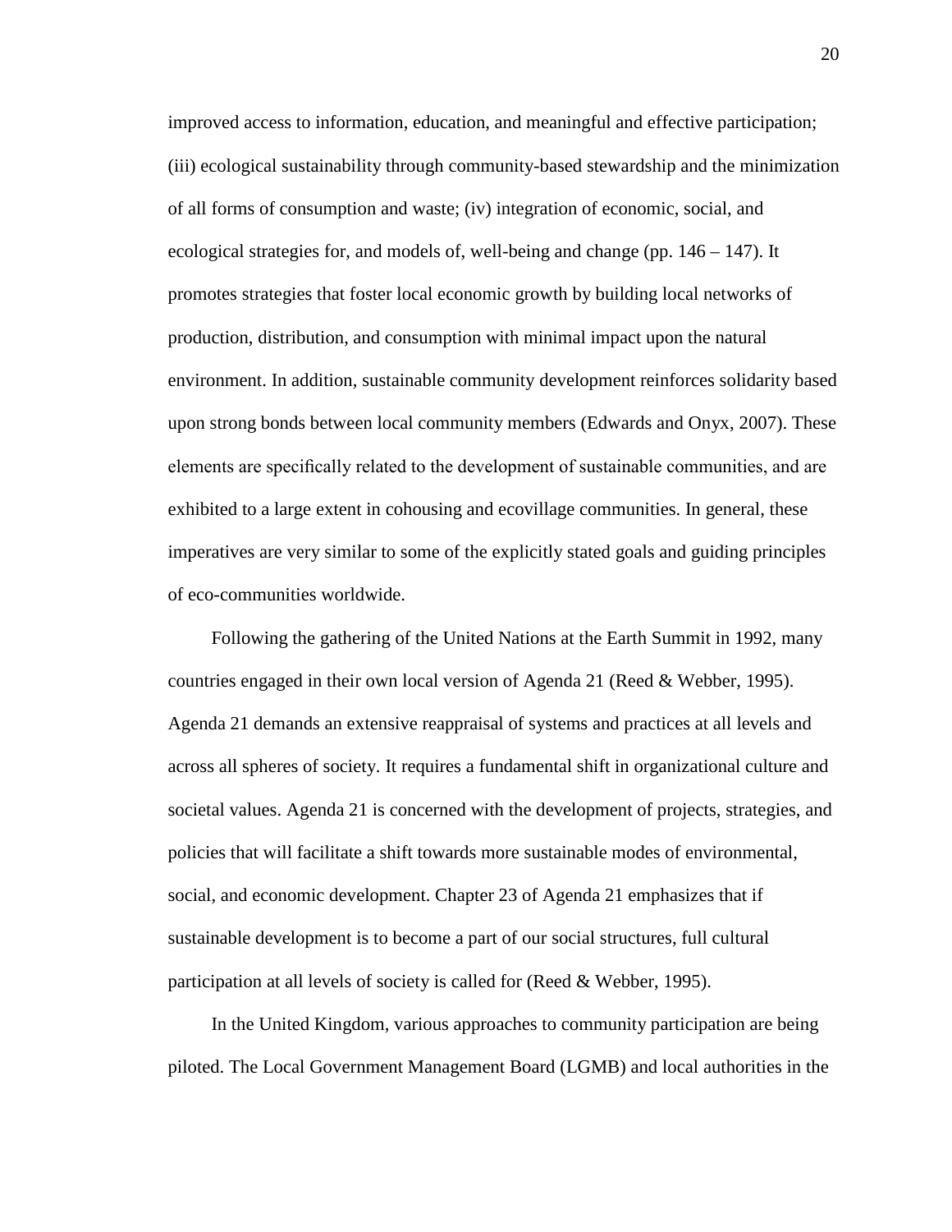improved access to information, education, and meaningful and effective participation; (iii) ecological sustainability through community-based stewardship and the minimization of all forms of consumption and waste; (iv) integration of economic, social, and ecological strategies for, and models of, well-being and change (pp. 146 – 147). It promotes strategies that foster local economic growth by building local networks of production, distribution, and consumption with minimal impact upon the natural environment. In addition, sustainable community development reinforces solidarity based upon strong bonds between local community members (Edwards and Onyx, 2007). These elements are specifically related to the development of sustainable communities, and are exhibited to a large extent in cohousing and ecovillage communities. In general, these imperatives are very similar to some of the explicitly stated goals and guiding principles of eco-communities worldwide.

Following the gathering of the United Nations at the Earth Summit in 1992, many countries engaged in their own local version of Agenda 21 (Reed & Webber, 1995). Agenda 21 demands an extensive reappraisal of systems and practices at all levels and across all spheres of society. It requires a fundamental shift in organizational culture and societal values. Agenda 21 is concerned with the development of projects, strategies, and policies that will facilitate a shift towards more sustainable modes of environmental, social, and economic development. Chapter 23 of Agenda 21 emphasizes that if sustainable development is to become a part of our social structures, full cultural participation at all levels of society is called for (Reed & Webber, 1995).

In the United Kingdom, various approaches to community participation are being piloted. The Local Government Management Board (LGMB) and local authorities in the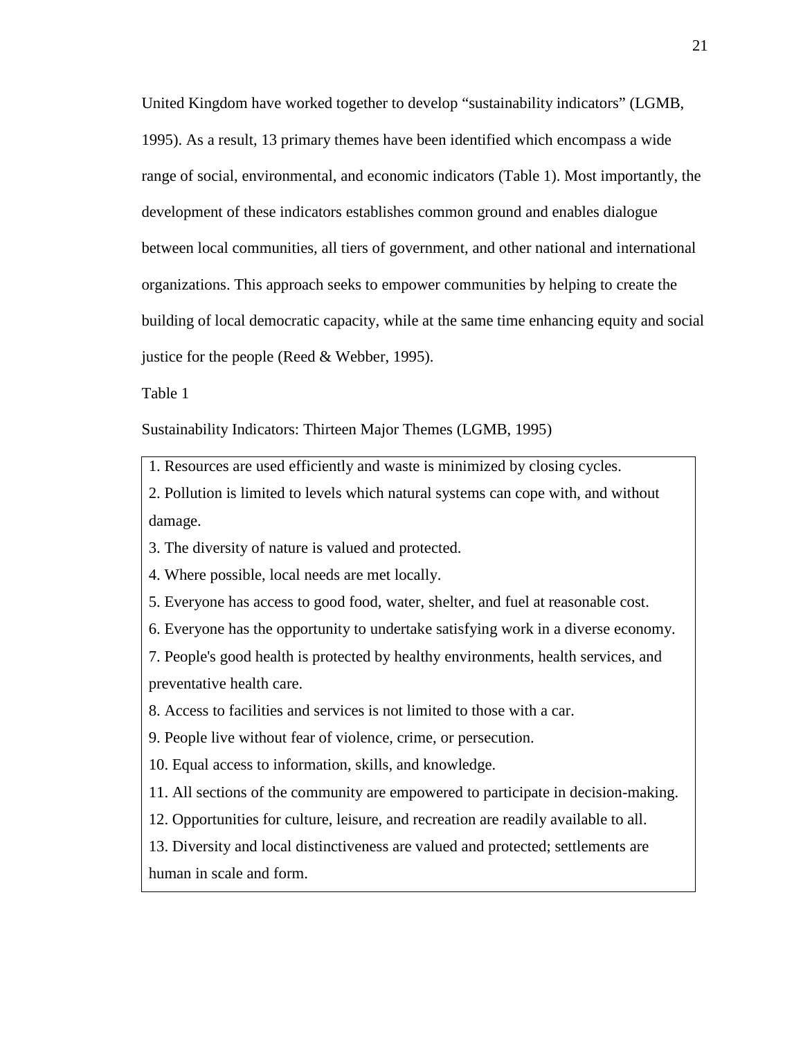United Kingdom have worked together to develop “sustainability indicators” (LGMB, 1995). As a result, 13 primary themes have been identified which encompass a wide range of social, environmental, and economic indicators (Table 1). Most importantly, the development of these indicators establishes common ground and enables dialogue between local communities, all tiers of government, and other national and international organizations. This approach seeks to empower communities by helping to create the building of local democratic capacity, while at the same time enhancing equity and social justice for the people (Reed & Webber, 1995).

Table 1

Sustainability Indicators: Thirteen Major Themes (LGMB, 1995)

1. Resources are used efficiently and waste is minimized by closing cycles.
2. Pollution is limited to levels which natural systems can cope with, and without damage.
3. The diversity of nature is valued and protected.
4. Where possible, local needs are met locally.
5. Everyone has access to good food, water, shelter, and fuel at reasonable cost.
6. Everyone has the opportunity to undertake satisfying work in a diverse economy.
7. People's good health is protected by healthy environments, health services, and preventative health care.
8. Access to facilities and services is not limited to those with a car.
9. People live without fear of violence, crime, or persecution.
10. Equal access to information, skills, and knowledge.
11. All sections of the community are empowered to participate in decision-making.
12. Opportunities for culture, leisure, and recreation are readily available to all.
13. Diversity and local distinctiveness are valued and protected; settlements are human in scale and form.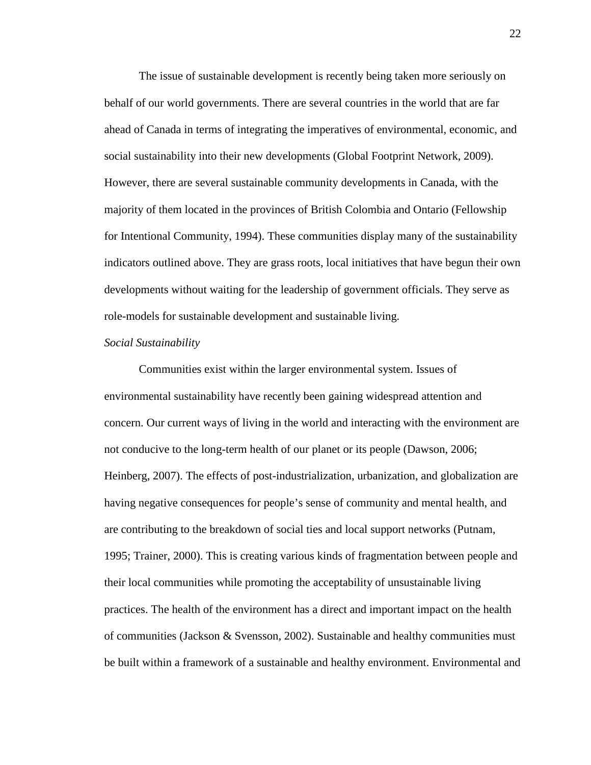The issue of sustainable development is recently being taken more seriously on behalf of our world governments. There are several countries in the world that are far ahead of Canada in terms of integrating the imperatives of environmental, economic, and social sustainability into their new developments (Global Footprint Network, 2009). However, there are several sustainable community developments in Canada, with the majority of them located in the provinces of British Colombia and Ontario (Fellowship for Intentional Community, 1994). These communities display many of the sustainability indicators outlined above. They are grass roots, local initiatives that have begun their own developments without waiting for the leadership of government officials. They serve as role-models for sustainable development and sustainable living.

*Social Sustainability*

Communities exist within the larger environmental system. Issues of environmental sustainability have recently been gaining widespread attention and concern. Our current ways of living in the world and interacting with the environment are not conducive to the long-term health of our planet or its people (Dawson, 2006; Heinberg, 2007). The effects of post-industrialization, urbanization, and globalization are having negative consequences for people's sense of community and mental health, and are contributing to the breakdown of social ties and local support networks (Putnam, 1995; Trainer, 2000). This is creating various kinds of fragmentation between people and their local communities while promoting the acceptability of unsustainable living practices. The health of the environment has a direct and important impact on the health of communities (Jackson & Svensson, 2002). Sustainable and healthy communities must be built within a framework of a sustainable and healthy environment. Environmental and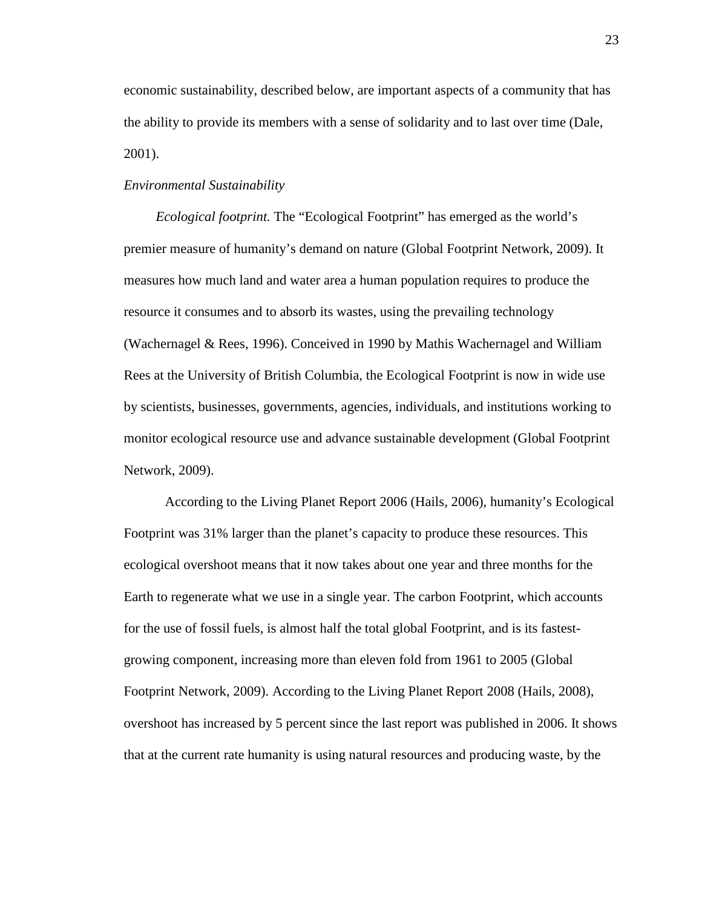economic sustainability, described below, are important aspects of a community that has the ability to provide its members with a sense of solidarity and to last over time (Dale, 2001).

### *Environmental Sustainability*

*Ecological footprint.* The "Ecological Footprint" has emerged as the world's premier measure of humanity's demand on nature (Global Footprint Network, 2009). It measures how much land and water area a human population requires to produce the resource it consumes and to absorb its wastes, using the prevailing technology (Wachernagel & Rees, 1996). Conceived in 1990 by Mathis Wachernagel and William Rees at the University of British Columbia, the Ecological Footprint is now in wide use by scientists, businesses, governments, agencies, individuals, and institutions working to monitor ecological resource use and advance sustainable development (Global Footprint Network, 2009).

According to the Living Planet Report 2006 (Hails, 2006), humanity's Ecological Footprint was 31% larger than the planet's capacity to produce these resources. This ecological overshoot means that it now takes about one year and three months for the Earth to regenerate what we use in a single year. The carbon Footprint, which accounts for the use of fossil fuels, is almost half the total global Footprint, and is its fastest-growing component, increasing more than eleven fold from 1961 to 2005 (Global Footprint Network, 2009). According to the Living Planet Report 2008 (Hails, 2008), overshoot has increased by 5 percent since the last report was published in 2006. It shows that at the current rate humanity is using natural resources and producing waste, by the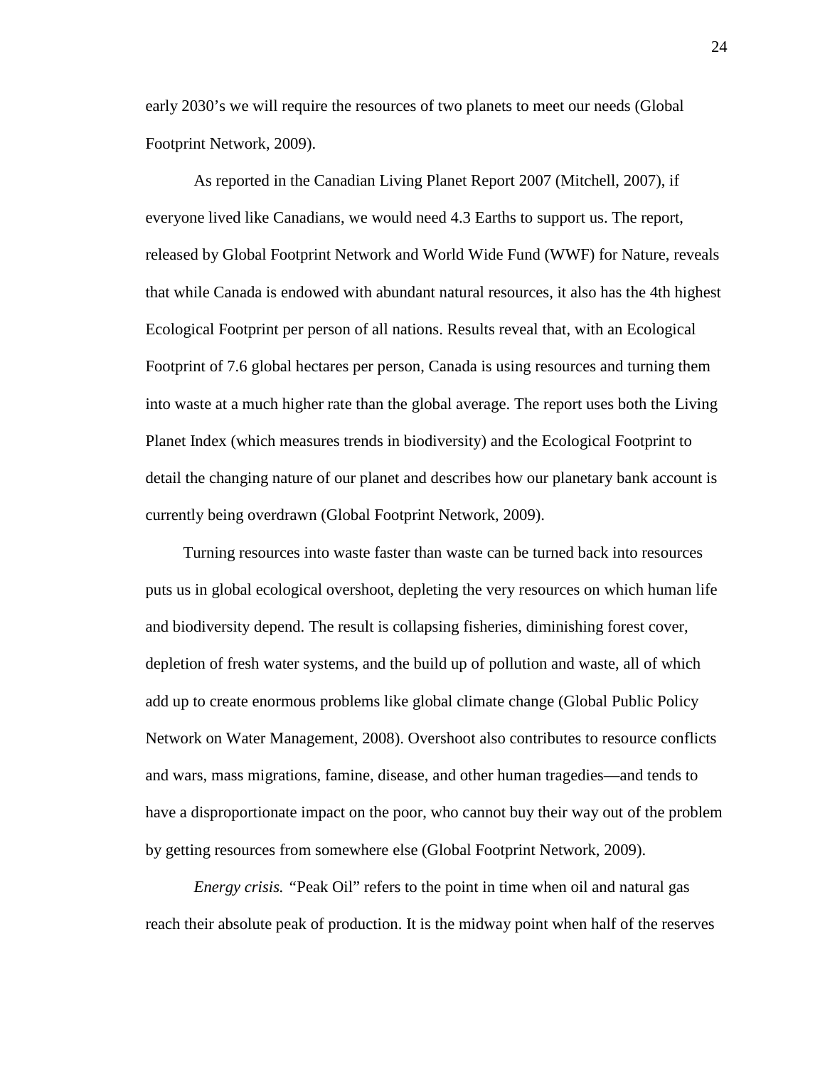early 2030’s we will require the resources of two planets to meet our needs (Global Footprint Network, 2009).

As reported in the Canadian Living Planet Report 2007 (Mitchell, 2007), if everyone lived like Canadians, we would need 4.3 Earths to support us. The report, released by Global Footprint Network and World Wide Fund (WWF) for Nature, reveals that while Canada is endowed with abundant natural resources, it also has the 4th highest Ecological Footprint per person of all nations. Results reveal that, with an Ecological Footprint of 7.6 global hectares per person, Canada is using resources and turning them into waste at a much higher rate than the global average. The report uses both the Living Planet Index (which measures trends in biodiversity) and the Ecological Footprint to detail the changing nature of our planet and describes how our planetary bank account is currently being overdrawn (Global Footprint Network, 2009).

Turning resources into waste faster than waste can be turned back into resources puts us in global ecological overshoot, depleting the very resources on which human life and biodiversity depend. The result is collapsing fisheries, diminishing forest cover, depletion of fresh water systems, and the build up of pollution and waste, all of which add up to create enormous problems like global climate change (Global Public Policy Network on Water Management, 2008). Overshoot also contributes to resource conflicts and wars, mass migrations, famine, disease, and other human tragedies—and tends to have a disproportionate impact on the poor, who cannot buy their way out of the problem by getting resources from somewhere else (Global Footprint Network, 2009).

*Energy crisis.* “Peak Oil” refers to the point in time when oil and natural gas reach their absolute peak of production. It is the midway point when half of the reserves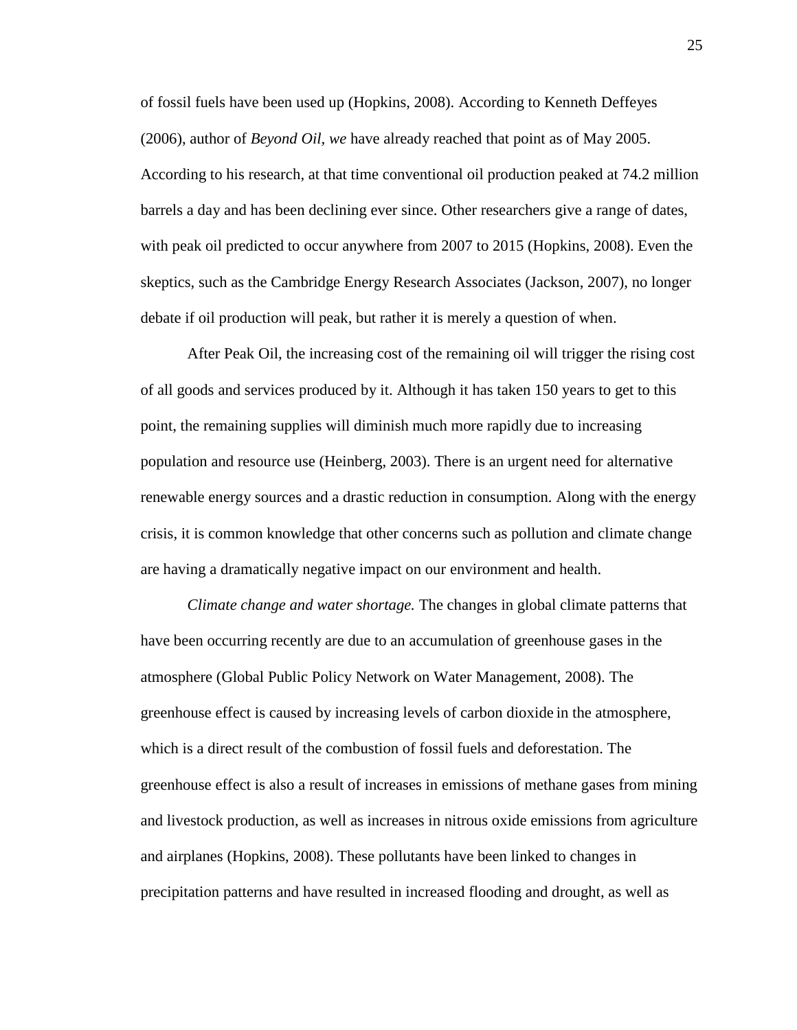of fossil fuels have been used up (Hopkins, 2008). According to Kenneth Deffeyes (2006), author of *Beyond Oil*, *we* have already reached that point as of May 2005. According to his research, at that time conventional oil production peaked at 74.2 million barrels a day and has been declining ever since. Other researchers give a range of dates, with peak oil predicted to occur anywhere from 2007 to 2015 (Hopkins, 2008). Even the skeptics, such as the Cambridge Energy Research Associates (Jackson, 2007), no longer debate if oil production will peak, but rather it is merely a question of when.

After Peak Oil, the increasing cost of the remaining oil will trigger the rising cost of all goods and services produced by it. Although it has taken 150 years to get to this point, the remaining supplies will diminish much more rapidly due to increasing population and resource use (Heinberg, 2003). There is an urgent need for alternative renewable energy sources and a drastic reduction in consumption. Along with the energy crisis, it is common knowledge that other concerns such as pollution and climate change are having a dramatically negative impact on our environment and health.

*Climate change and water shortage.* The changes in global climate patterns that have been occurring recently are due to an accumulation of greenhouse gases in the atmosphere (Global Public Policy Network on Water Management, 2008). The greenhouse effect is caused by increasing levels of carbon dioxide in the atmosphere, which is a direct result of the combustion of fossil fuels and deforestation. The greenhouse effect is also a result of increases in emissions of methane gases from mining and livestock production, as well as increases in nitrous oxide emissions from agriculture and airplanes (Hopkins, 2008). These pollutants have been linked to changes in precipitation patterns and have resulted in increased flooding and drought, as well as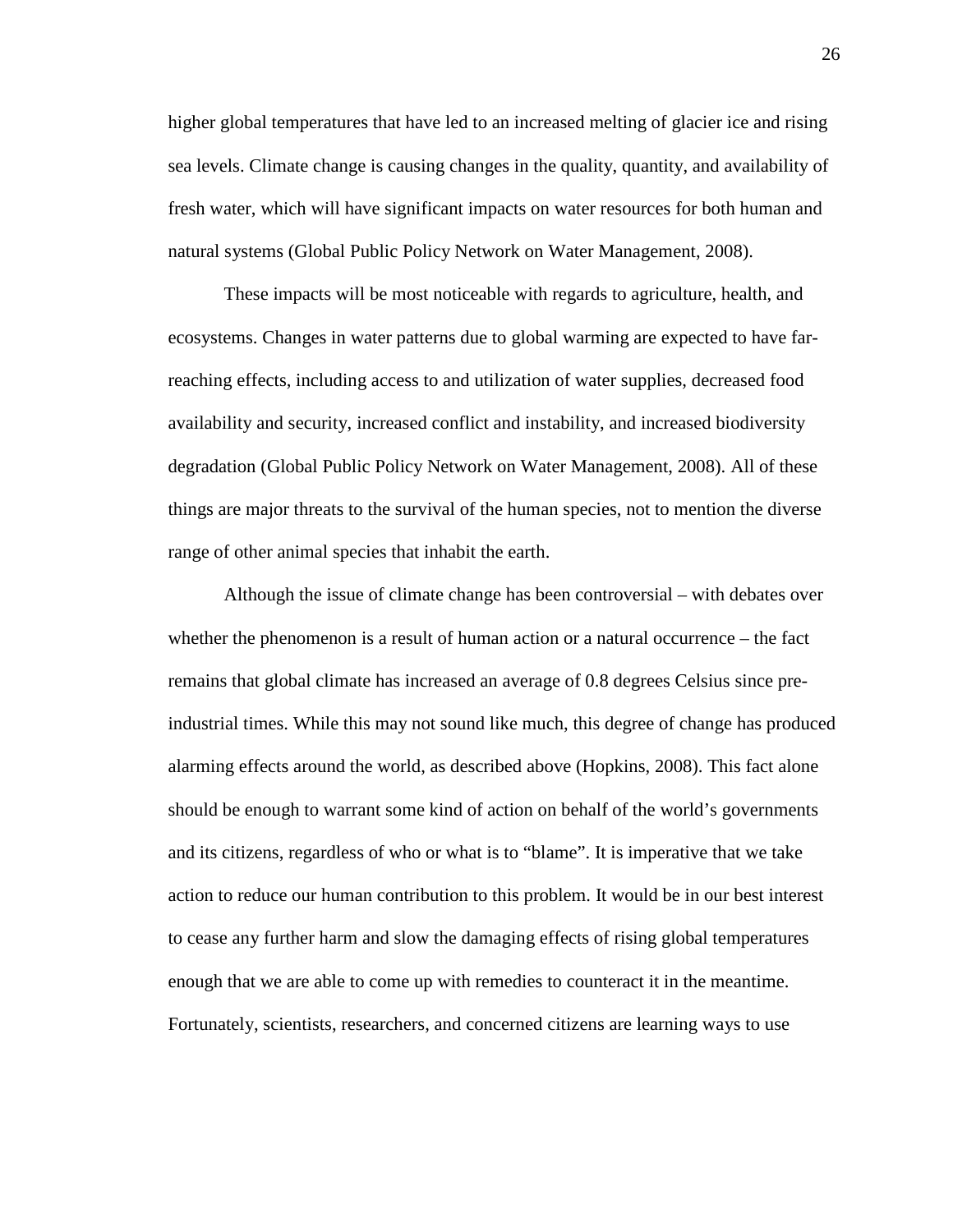higher global temperatures that have led to an increased melting of glacier ice and rising sea levels. Climate change is causing changes in the quality, quantity, and availability of fresh water, which will have significant impacts on water resources for both human and natural systems (Global Public Policy Network on Water Management, 2008).

These impacts will be most noticeable with regards to agriculture, health, and ecosystems. Changes in water patterns due to global warming are expected to have far-reaching effects, including access to and utilization of water supplies, decreased food availability and security, increased conflict and instability, and increased biodiversity degradation (Global Public Policy Network on Water Management, 2008). All of these things are major threats to the survival of the human species, not to mention the diverse range of other animal species that inhabit the earth.

Although the issue of climate change has been controversial – with debates over whether the phenomenon is a result of human action or a natural occurrence – the fact remains that global climate has increased an average of 0.8 degrees Celsius since pre-industrial times. While this may not sound like much, this degree of change has produced alarming effects around the world, as described above (Hopkins, 2008). This fact alone should be enough to warrant some kind of action on behalf of the world's governments and its citizens, regardless of who or what is to "blame". It is imperative that we take action to reduce our human contribution to this problem. It would be in our best interest to cease any further harm and slow the damaging effects of rising global temperatures enough that we are able to come up with remedies to counteract it in the meantime. Fortunately, scientists, researchers, and concerned citizens are learning ways to use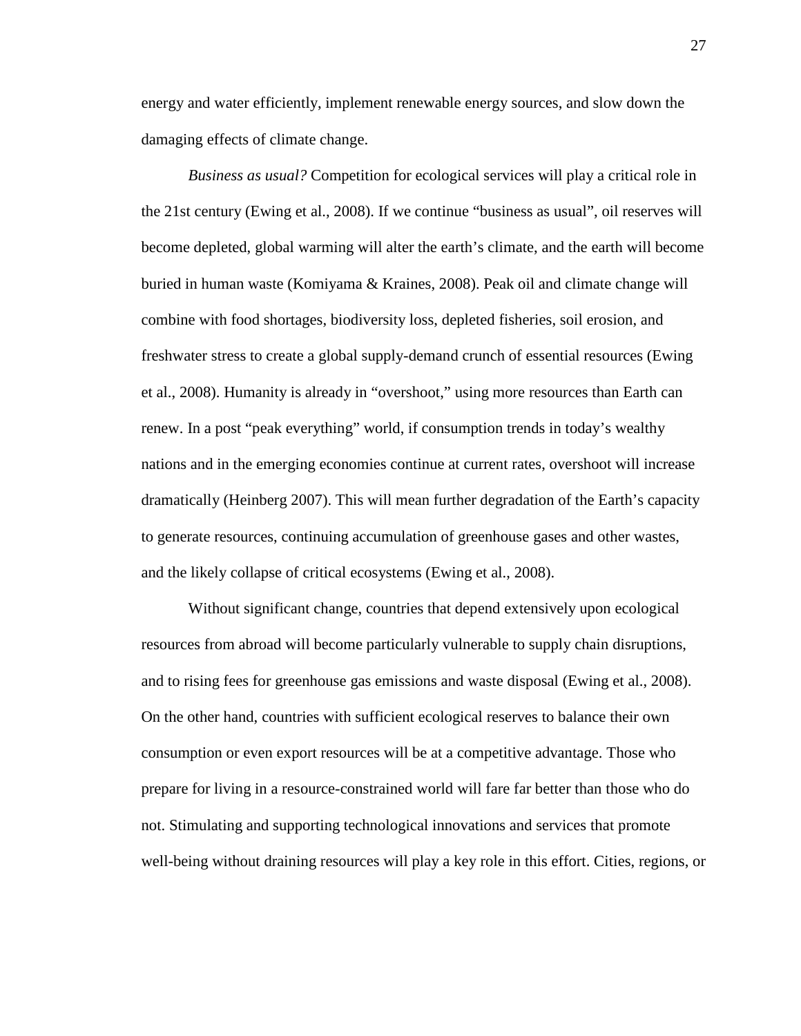energy and water efficiently, implement renewable energy sources, and slow down the damaging effects of climate change.

*Business as usual?* Competition for ecological services will play a critical role in the 21st century (Ewing et al., 2008). If we continue “business as usual”, oil reserves will become depleted, global warming will alter the earth’s climate, and the earth will become buried in human waste (Komiyama & Kraines, 2008). Peak oil and climate change will combine with food shortages, biodiversity loss, depleted fisheries, soil erosion, and freshwater stress to create a global supply-demand crunch of essential resources (Ewing et al., 2008). Humanity is already in “overshoot,” using more resources than Earth can renew. In a post “peak everything” world, if consumption trends in today’s wealthy nations and in the emerging economies continue at current rates, overshoot will increase dramatically (Heinberg 2007). This will mean further degradation of the Earth’s capacity to generate resources, continuing accumulation of greenhouse gases and other wastes, and the likely collapse of critical ecosystems (Ewing et al., 2008).

Without significant change, countries that depend extensively upon ecological resources from abroad will become particularly vulnerable to supply chain disruptions, and to rising fees for greenhouse gas emissions and waste disposal (Ewing et al., 2008). On the other hand, countries with sufficient ecological reserves to balance their own consumption or even export resources will be at a competitive advantage. Those who prepare for living in a resource-constrained world will fare far better than those who do not. Stimulating and supporting technological innovations and services that promote well-being without draining resources will play a key role in this effort. Cities, regions, or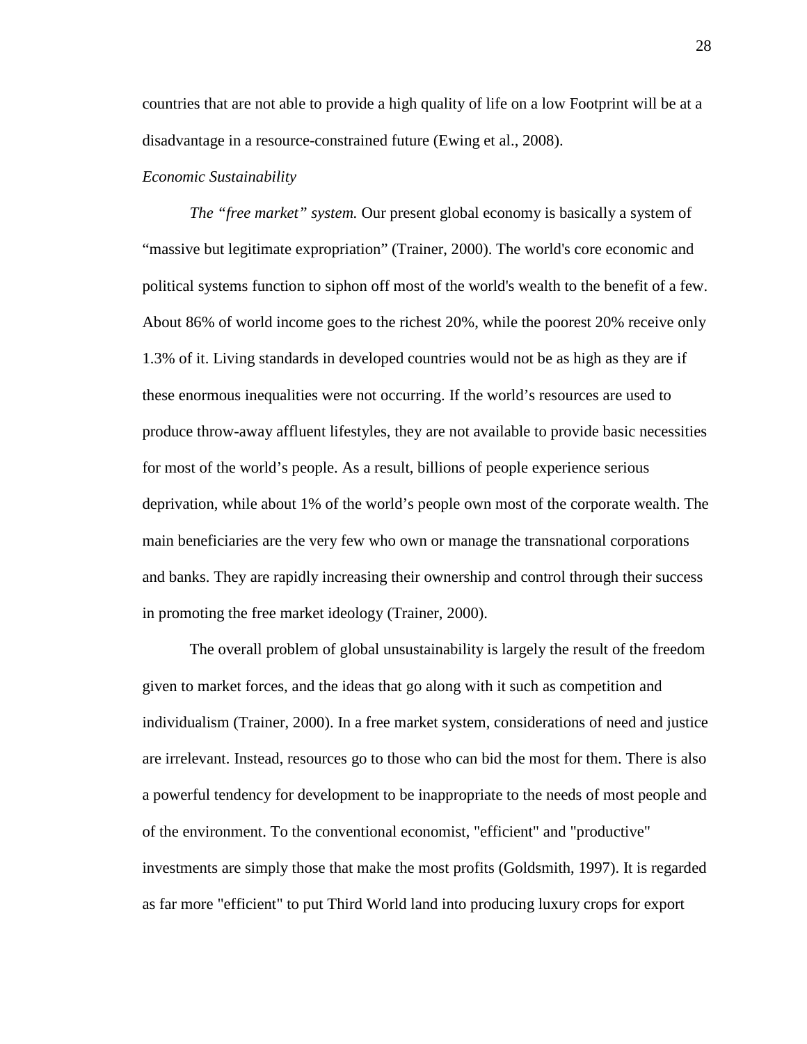countries that are not able to provide a high quality of life on a low Footprint will be at a disadvantage in a resource-constrained future (Ewing et al., 2008).

### *Economic Sustainability*

*The "free market" system.* Our present global economy is basically a system of "massive but legitimate expropriation" (Trainer, 2000). The world's core economic and political systems function to siphon off most of the world's wealth to the benefit of a few. About 86% of world income goes to the richest 20%, while the poorest 20% receive only 1.3% of it. Living standards in developed countries would not be as high as they are if these enormous inequalities were not occurring. If the world's resources are used to produce throw-away affluent lifestyles, they are not available to provide basic necessities for most of the world's people. As a result, billions of people experience serious deprivation, while about 1% of the world's people own most of the corporate wealth. The main beneficiaries are the very few who own or manage the transnational corporations and banks. They are rapidly increasing their ownership and control through their success in promoting the free market ideology (Trainer, 2000).

The overall problem of global unsustainability is largely the result of the freedom given to market forces, and the ideas that go along with it such as competition and individualism (Trainer, 2000). In a free market system, considerations of need and justice are irrelevant. Instead, resources go to those who can bid the most for them. There is also a powerful tendency for development to be inappropriate to the needs of most people and of the environment. To the conventional economist, "efficient" and "productive" investments are simply those that make the most profits (Goldsmith, 1997). It is regarded as far more "efficient" to put Third World land into producing luxury crops for export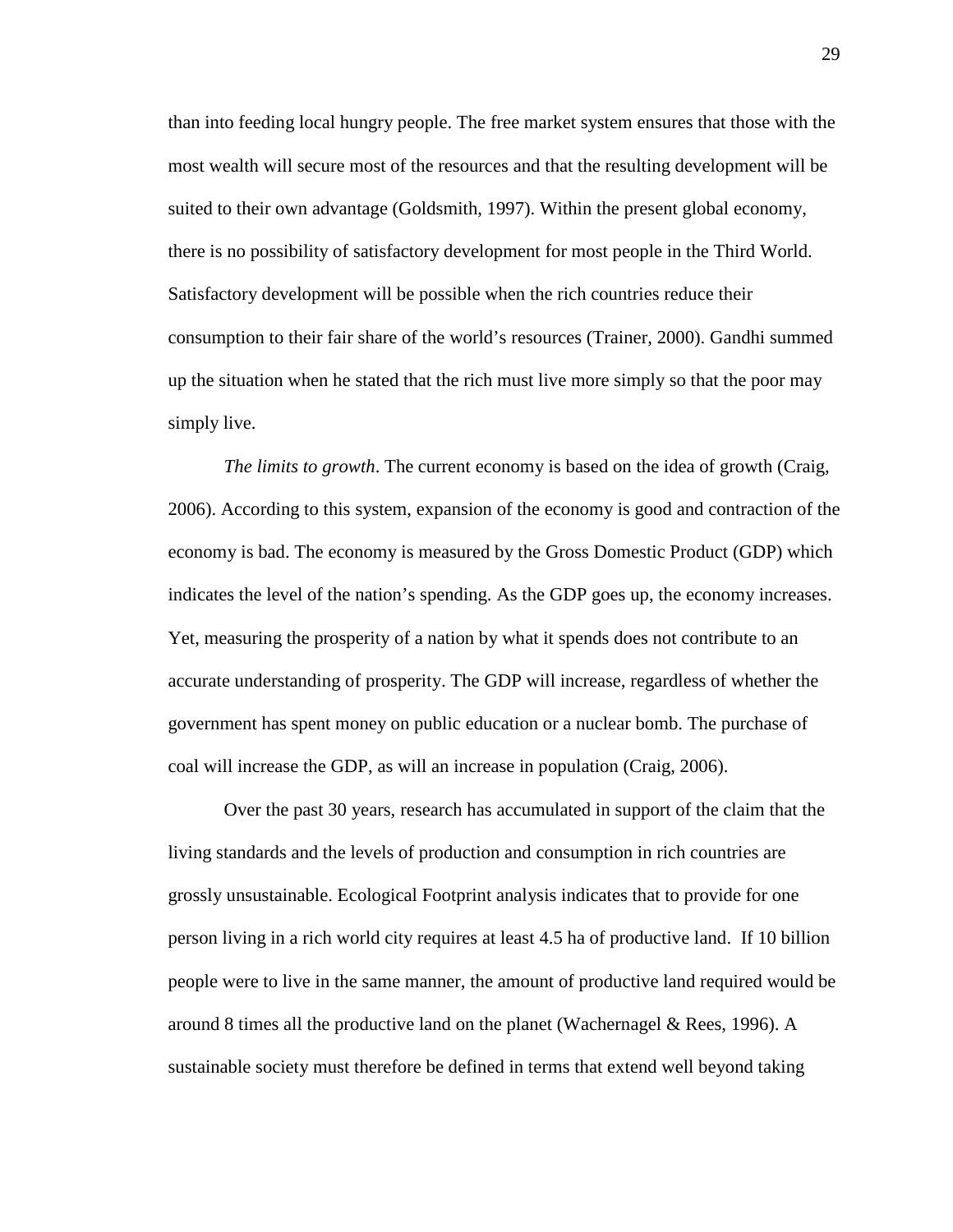than into feeding local hungry people. The free market system ensures that those with the most wealth will secure most of the resources and that the resulting development will be suited to their own advantage (Goldsmith, 1997). Within the present global economy, there is no possibility of satisfactory development for most people in the Third World. Satisfactory development will be possible when the rich countries reduce their consumption to their fair share of the world's resources (Trainer, 2000). Gandhi summed up the situation when he stated that the rich must live more simply so that the poor may simply live.

*The limits to growth*. The current economy is based on the idea of growth (Craig, 2006). According to this system, expansion of the economy is good and contraction of the economy is bad. The economy is measured by the Gross Domestic Product (GDP) which indicates the level of the nation's spending. As the GDP goes up, the economy increases. Yet, measuring the prosperity of a nation by what it spends does not contribute to an accurate understanding of prosperity. The GDP will increase, regardless of whether the government has spent money on public education or a nuclear bomb. The purchase of coal will increase the GDP, as will an increase in population (Craig, 2006).

Over the past 30 years, research has accumulated in support of the claim that the living standards and the levels of production and consumption in rich countries are grossly unsustainable. Ecological Footprint analysis indicates that to provide for one person living in a rich world city requires at least 4.5 ha of productive land. If 10 billion people were to live in the same manner, the amount of productive land required would be around 8 times all the productive land on the planet (Wachernagel & Rees, 1996). A sustainable society must therefore be defined in terms that extend well beyond taking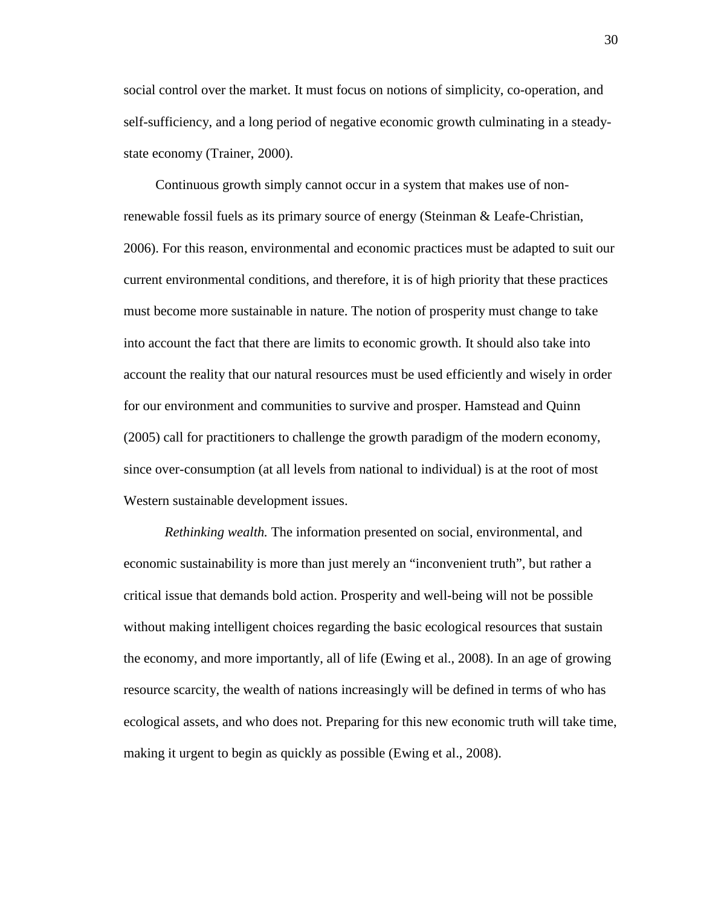social control over the market. It must focus on notions of simplicity, co-operation, and self-sufficiency, and a long period of negative economic growth culminating in a steady-state economy (Trainer, 2000).

Continuous growth simply cannot occur in a system that makes use of non-renewable fossil fuels as its primary source of energy (Steinman & Leafe-Christian, 2006). For this reason, environmental and economic practices must be adapted to suit our current environmental conditions, and therefore, it is of high priority that these practices must become more sustainable in nature. The notion of prosperity must change to take into account the fact that there are limits to economic growth. It should also take into account the reality that our natural resources must be used efficiently and wisely in order for our environment and communities to survive and prosper. Hamstead and Quinn (2005) call for practitioners to challenge the growth paradigm of the modern economy, since over-consumption (at all levels from national to individual) is at the root of most Western sustainable development issues.

*Rethinking wealth.* The information presented on social, environmental, and economic sustainability is more than just merely an "inconvenient truth", but rather a critical issue that demands bold action. Prosperity and well-being will not be possible without making intelligent choices regarding the basic ecological resources that sustain the economy, and more importantly, all of life (Ewing et al., 2008). In an age of growing resource scarcity, the wealth of nations increasingly will be defined in terms of who has ecological assets, and who does not. Preparing for this new economic truth will take time, making it urgent to begin as quickly as possible (Ewing et al., 2008).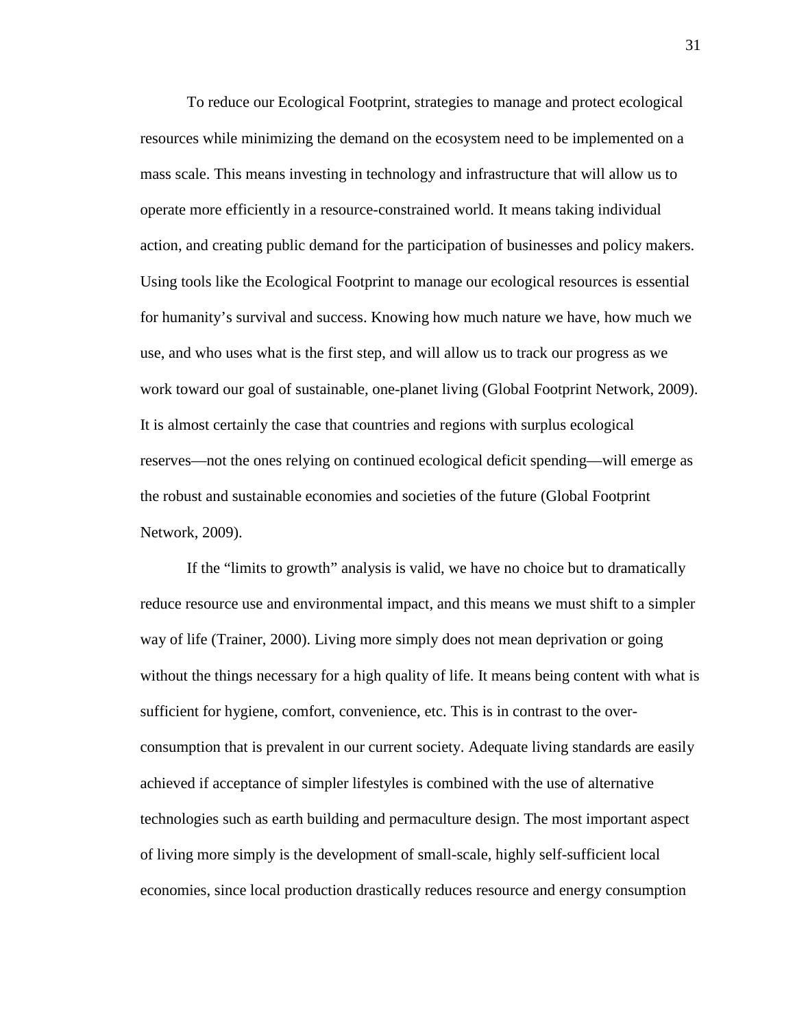To reduce our Ecological Footprint, strategies to manage and protect ecological resources while minimizing the demand on the ecosystem need to be implemented on a mass scale. This means investing in technology and infrastructure that will allow us to operate more efficiently in a resource-constrained world. It means taking individual action, and creating public demand for the participation of businesses and policy makers. Using tools like the Ecological Footprint to manage our ecological resources is essential for humanity's survival and success. Knowing how much nature we have, how much we use, and who uses what is the first step, and will allow us to track our progress as we work toward our goal of sustainable, one-planet living (Global Footprint Network, 2009). It is almost certainly the case that countries and regions with surplus ecological reserves—not the ones relying on continued ecological deficit spending—will emerge as the robust and sustainable economies and societies of the future (Global Footprint Network, 2009).

If the "limits to growth" analysis is valid, we have no choice but to dramatically reduce resource use and environmental impact, and this means we must shift to a simpler way of life (Trainer, 2000). Living more simply does not mean deprivation or going without the things necessary for a high quality of life. It means being content with what is sufficient for hygiene, comfort, convenience, etc. This is in contrast to the over-consumption that is prevalent in our current society. Adequate living standards are easily achieved if acceptance of simpler lifestyles is combined with the use of alternative technologies such as earth building and permaculture design. The most important aspect of living more simply is the development of small-scale, highly self-sufficient local economies, since local production drastically reduces resource and energy consumption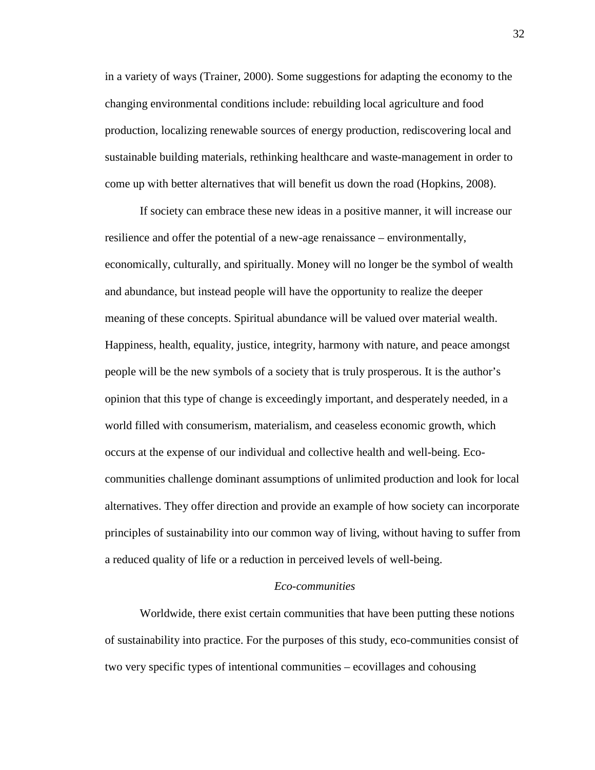in a variety of ways (Trainer, 2000). Some suggestions for adapting the economy to the changing environmental conditions include: rebuilding local agriculture and food production, localizing renewable sources of energy production, rediscovering local and sustainable building materials, rethinking healthcare and waste-management in order to come up with better alternatives that will benefit us down the road (Hopkins, 2008).

If society can embrace these new ideas in a positive manner, it will increase our resilience and offer the potential of a new-age renaissance – environmentally, economically, culturally, and spiritually. Money will no longer be the symbol of wealth and abundance, but instead people will have the opportunity to realize the deeper meaning of these concepts. Spiritual abundance will be valued over material wealth. Happiness, health, equality, justice, integrity, harmony with nature, and peace amongst people will be the new symbols of a society that is truly prosperous. It is the author's opinion that this type of change is exceedingly important, and desperately needed, in a world filled with consumerism, materialism, and ceaseless economic growth, which occurs at the expense of our individual and collective health and well-being. Eco-communities challenge dominant assumptions of unlimited production and look for local alternatives. They offer direction and provide an example of how society can incorporate principles of sustainability into our common way of living, without having to suffer from a reduced quality of life or a reduction in perceived levels of well-being.

### *Eco-communities*

Worldwide, there exist certain communities that have been putting these notions of sustainability into practice. For the purposes of this study, eco-communities consist of two very specific types of intentional communities – ecovillages and cohousing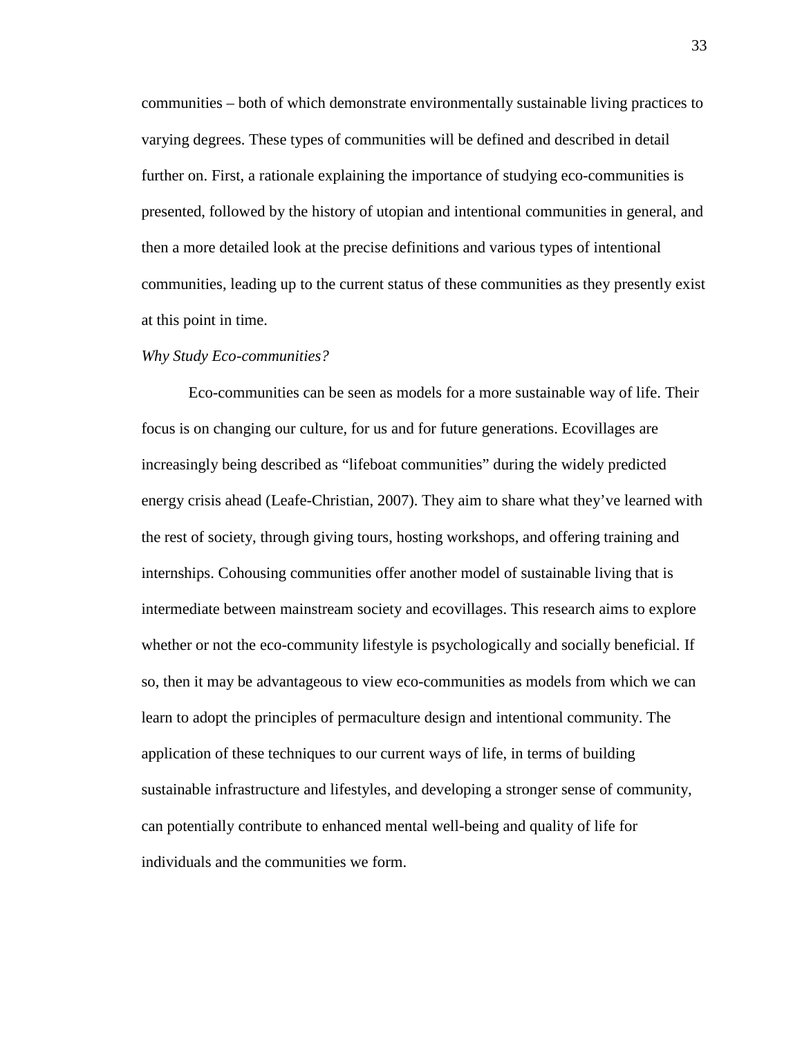communities – both of which demonstrate environmentally sustainable living practices to varying degrees. These types of communities will be defined and described in detail further on. First, a rationale explaining the importance of studying eco-communities is presented, followed by the history of utopian and intentional communities in general, and then a more detailed look at the precise definitions and various types of intentional communities, leading up to the current status of these communities as they presently exist at this point in time.

*Why Study Eco-communities?*

Eco-communities can be seen as models for a more sustainable way of life. Their focus is on changing our culture, for us and for future generations. Ecovillages are increasingly being described as “lifeboat communities” during the widely predicted energy crisis ahead (Leafe-Christian, 2007). They aim to share what they’ve learned with the rest of society, through giving tours, hosting workshops, and offering training and internships. Cohousing communities offer another model of sustainable living that is intermediate between mainstream society and ecovillages. This research aims to explore whether or not the eco-community lifestyle is psychologically and socially beneficial. If so, then it may be advantageous to view eco-communities as models from which we can learn to adopt the principles of permaculture design and intentional community. The application of these techniques to our current ways of life, in terms of building sustainable infrastructure and lifestyles, and developing a stronger sense of community, can potentially contribute to enhanced mental well-being and quality of life for individuals and the communities we form.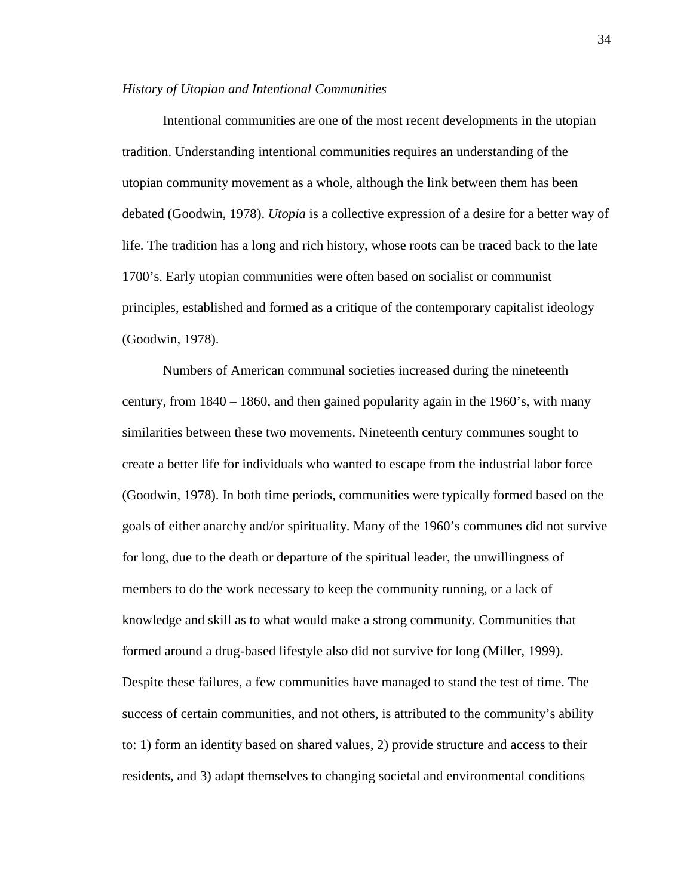*History of Utopian and Intentional Communities*

Intentional communities are one of the most recent developments in the utopian tradition. Understanding intentional communities requires an understanding of the utopian community movement as a whole, although the link between them has been debated (Goodwin, 1978). *Utopia* is a collective expression of a desire for a better way of life. The tradition has a long and rich history, whose roots can be traced back to the late 1700's. Early utopian communities were often based on socialist or communist principles, established and formed as a critique of the contemporary capitalist ideology (Goodwin, 1978).

Numbers of American communal societies increased during the nineteenth century, from 1840 – 1860, and then gained popularity again in the 1960's, with many similarities between these two movements. Nineteenth century communes sought to create a better life for individuals who wanted to escape from the industrial labor force (Goodwin, 1978). In both time periods, communities were typically formed based on the goals of either anarchy and/or spirituality. Many of the 1960's communes did not survive for long, due to the death or departure of the spiritual leader, the unwillingness of members to do the work necessary to keep the community running, or a lack of knowledge and skill as to what would make a strong community. Communities that formed around a drug-based lifestyle also did not survive for long (Miller, 1999). Despite these failures, a few communities have managed to stand the test of time. The success of certain communities, and not others, is attributed to the community's ability to: 1) form an identity based on shared values, 2) provide structure and access to their residents, and 3) adapt themselves to changing societal and environmental conditions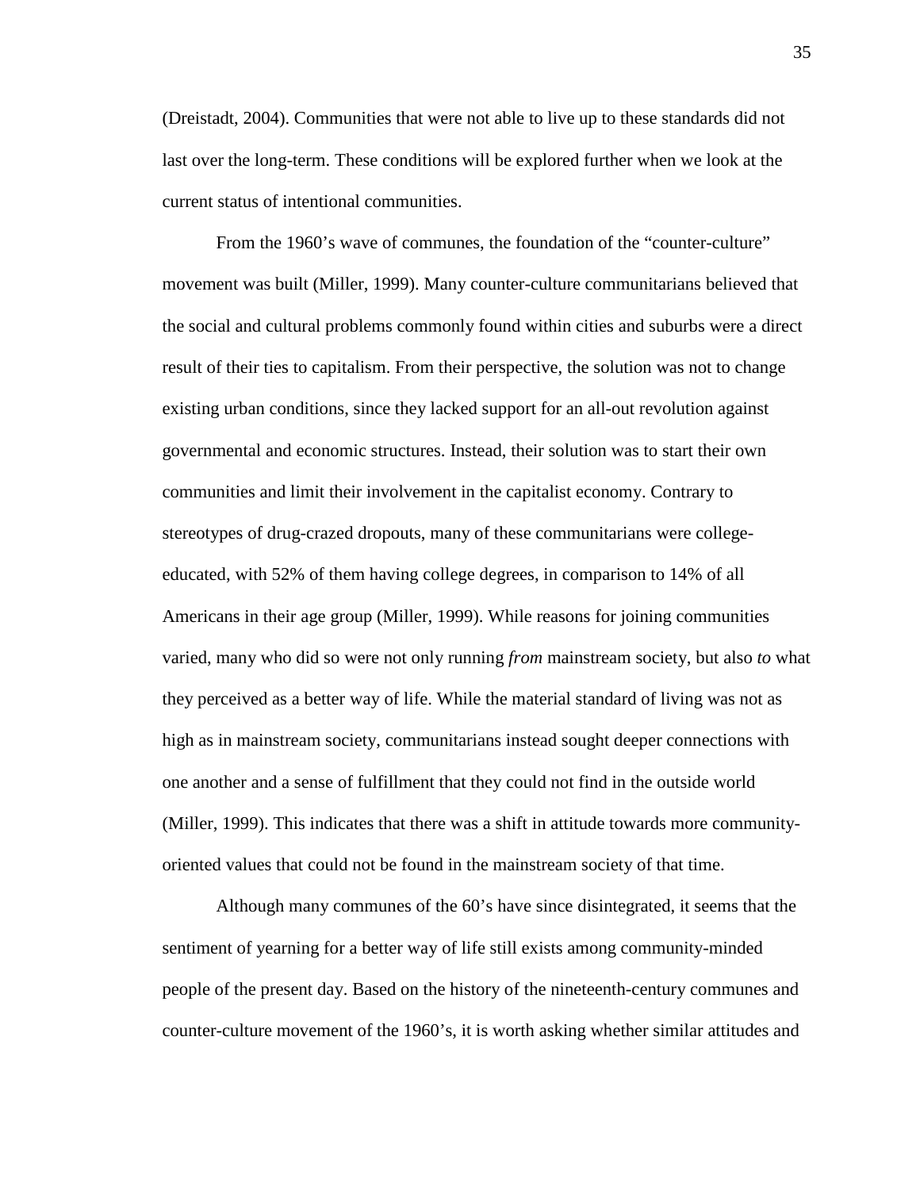(Dreistadt, 2004). Communities that were not able to live up to these standards did not last over the long-term. These conditions will be explored further when we look at the current status of intentional communities.

From the 1960's wave of communes, the foundation of the "counter-culture" movement was built (Miller, 1999). Many counter-culture communitarians believed that the social and cultural problems commonly found within cities and suburbs were a direct result of their ties to capitalism. From their perspective, the solution was not to change existing urban conditions, since they lacked support for an all-out revolution against governmental and economic structures. Instead, their solution was to start their own communities and limit their involvement in the capitalist economy. Contrary to stereotypes of drug-crazed dropouts, many of these communitarians were college-educated, with 52% of them having college degrees, in comparison to 14% of all Americans in their age group (Miller, 1999). While reasons for joining communities varied, many who did so were not only running *from* mainstream society, but also *to* what they perceived as a better way of life. While the material standard of living was not as high as in mainstream society, communitarians instead sought deeper connections with one another and a sense of fulfillment that they could not find in the outside world (Miller, 1999). This indicates that there was a shift in attitude towards more community-oriented values that could not be found in the mainstream society of that time.

Although many communes of the 60's have since disintegrated, it seems that the sentiment of yearning for a better way of life still exists among community-minded people of the present day. Based on the history of the nineteenth-century communes and counter-culture movement of the 1960's, it is worth asking whether similar attitudes and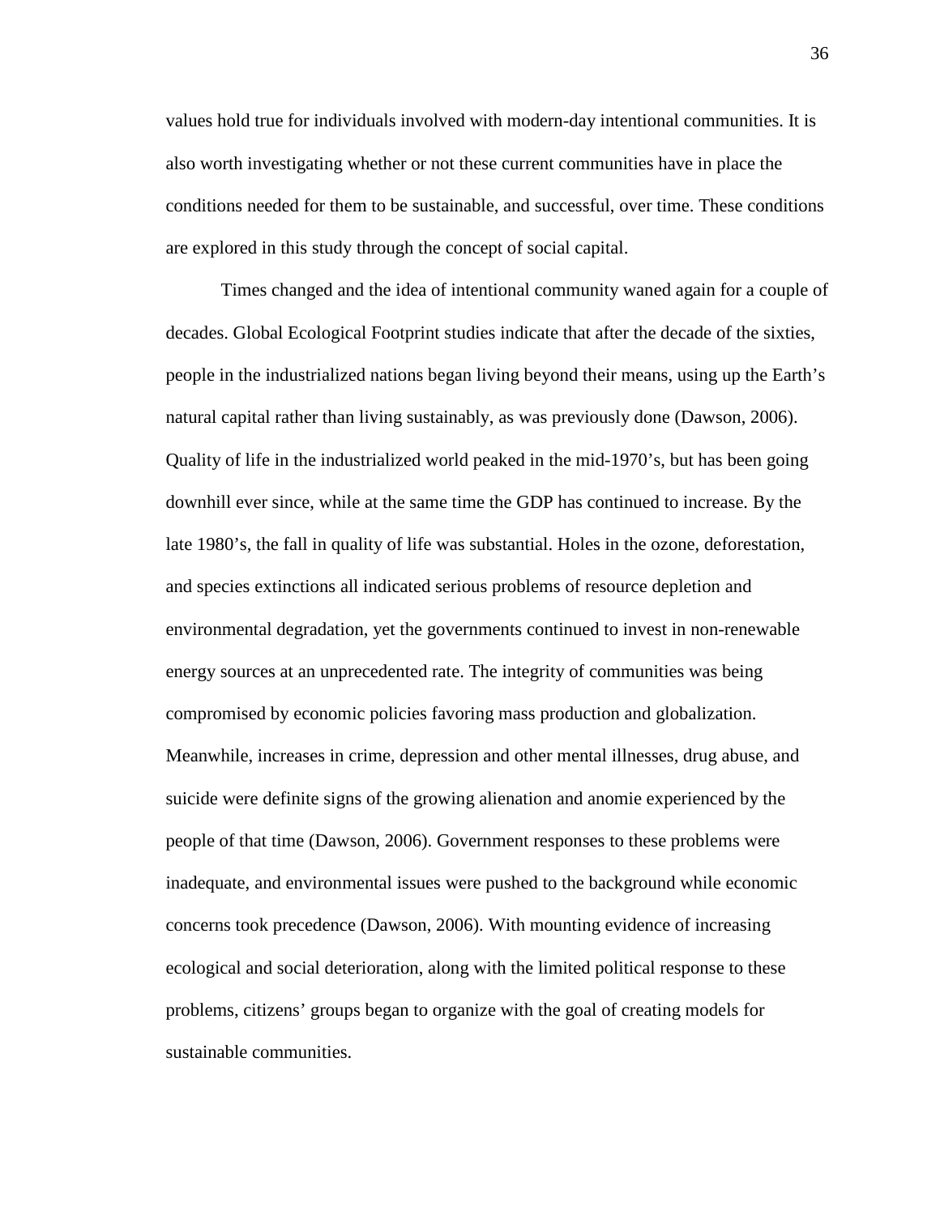values hold true for individuals involved with modern-day intentional communities. It is also worth investigating whether or not these current communities have in place the conditions needed for them to be sustainable, and successful, over time. These conditions are explored in this study through the concept of social capital.

Times changed and the idea of intentional community waned again for a couple of decades. Global Ecological Footprint studies indicate that after the decade of the sixties, people in the industrialized nations began living beyond their means, using up the Earth's natural capital rather than living sustainably, as was previously done (Dawson, 2006). Quality of life in the industrialized world peaked in the mid-1970's, but has been going downhill ever since, while at the same time the GDP has continued to increase. By the late 1980's, the fall in quality of life was substantial. Holes in the ozone, deforestation, and species extinctions all indicated serious problems of resource depletion and environmental degradation, yet the governments continued to invest in non-renewable energy sources at an unprecedented rate. The integrity of communities was being compromised by economic policies favoring mass production and globalization. Meanwhile, increases in crime, depression and other mental illnesses, drug abuse, and suicide were definite signs of the growing alienation and anomie experienced by the people of that time (Dawson, 2006). Government responses to these problems were inadequate, and environmental issues were pushed to the background while economic concerns took precedence (Dawson, 2006). With mounting evidence of increasing ecological and social deterioration, along with the limited political response to these problems, citizens' groups began to organize with the goal of creating models for sustainable communities.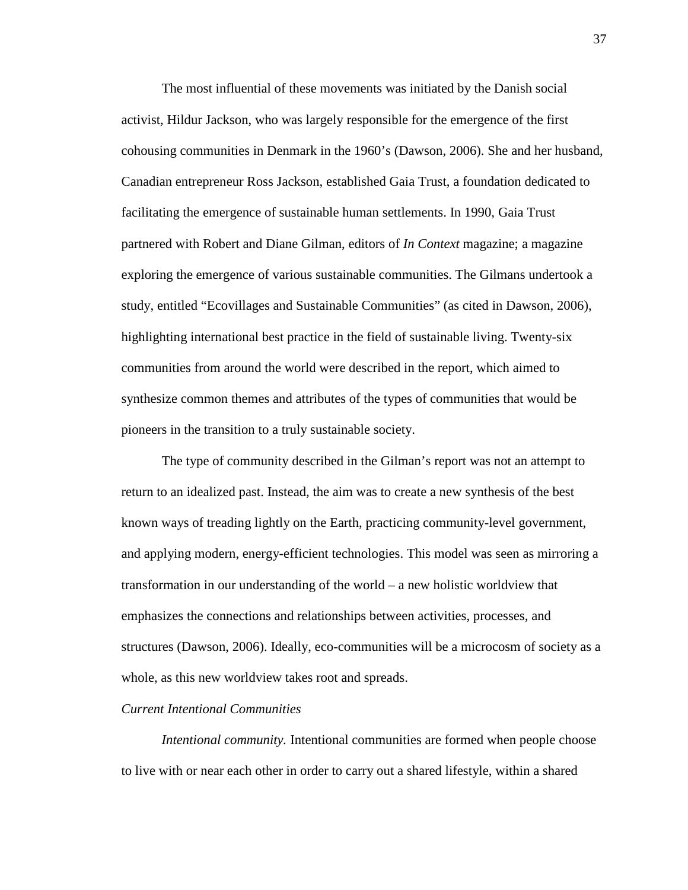The most influential of these movements was initiated by the Danish social activist, Hildur Jackson, who was largely responsible for the emergence of the first cohousing communities in Denmark in the 1960's (Dawson, 2006). She and her husband, Canadian entrepreneur Ross Jackson, established Gaia Trust, a foundation dedicated to facilitating the emergence of sustainable human settlements. In 1990, Gaia Trust partnered with Robert and Diane Gilman, editors of *In Context* magazine; a magazine exploring the emergence of various sustainable communities. The Gilmans undertook a study, entitled "Ecovillages and Sustainable Communities" (as cited in Dawson, 2006), highlighting international best practice in the field of sustainable living. Twenty-six communities from around the world were described in the report, which aimed to synthesize common themes and attributes of the types of communities that would be pioneers in the transition to a truly sustainable society.

The type of community described in the Gilman's report was not an attempt to return to an idealized past. Instead, the aim was to create a new synthesis of the best known ways of treading lightly on the Earth, practicing community-level government, and applying modern, energy-efficient technologies. This model was seen as mirroring a transformation in our understanding of the world – a new holistic worldview that emphasizes the connections and relationships between activities, processes, and structures (Dawson, 2006). Ideally, eco-communities will be a microcosm of society as a whole, as this new worldview takes root and spreads.

*Current Intentional Communities*

*Intentional community.* Intentional communities are formed when people choose to live with or near each other in order to carry out a shared lifestyle, within a shared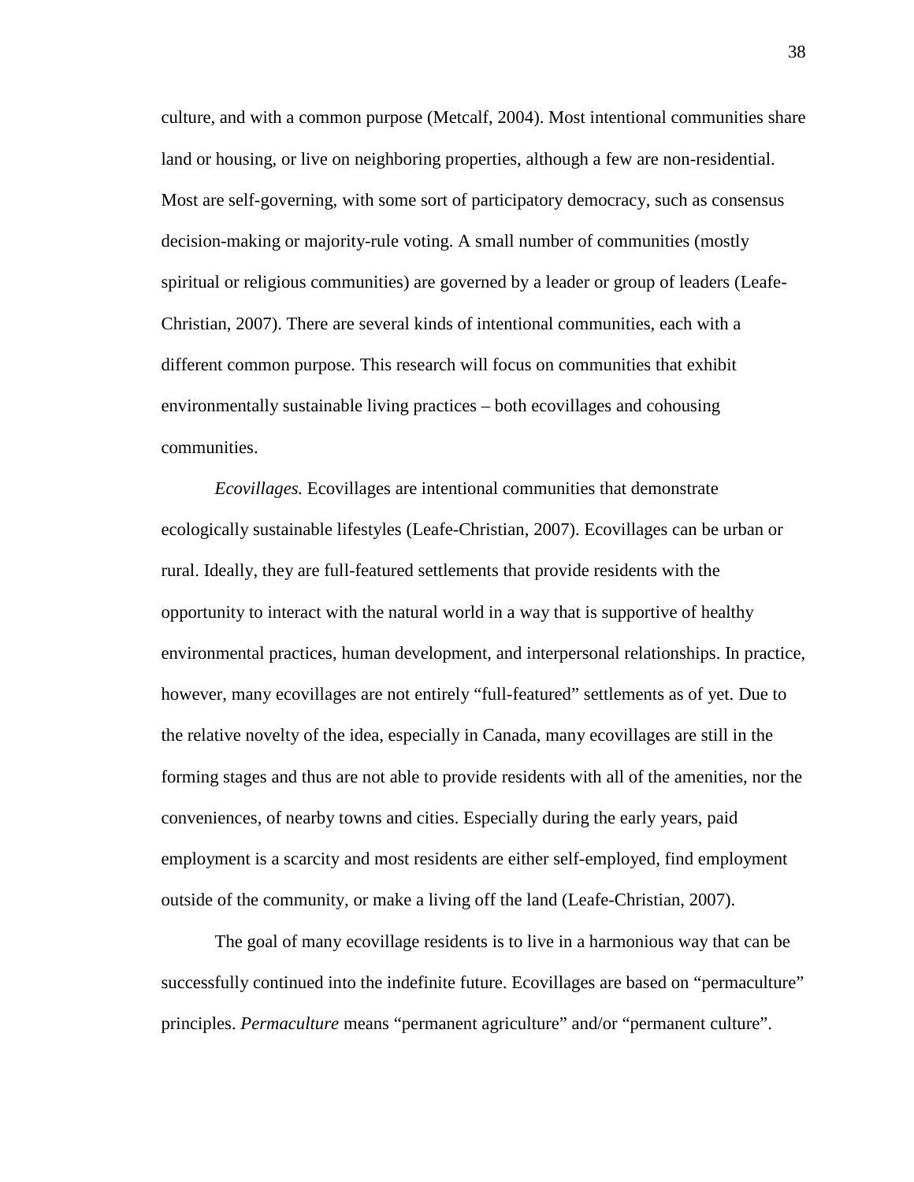culture, and with a common purpose (Metcalf, 2004). Most intentional communities share land or housing, or live on neighboring properties, although a few are non-residential. Most are self-governing, with some sort of participatory democracy, such as consensus decision-making or majority-rule voting. A small number of communities (mostly spiritual or religious communities) are governed by a leader or group of leaders (Leafe-Christian, 2007). There are several kinds of intentional communities, each with a different common purpose. This research will focus on communities that exhibit environmentally sustainable living practices – both ecovillages and cohousing communities.

*Ecovillages.* Ecovillages are intentional communities that demonstrate ecologically sustainable lifestyles (Leafe-Christian, 2007). Ecovillages can be urban or rural. Ideally, they are full-featured settlements that provide residents with the opportunity to interact with the natural world in a way that is supportive of healthy environmental practices, human development, and interpersonal relationships. In practice, however, many ecovillages are not entirely "full-featured" settlements as of yet. Due to the relative novelty of the idea, especially in Canada, many ecovillages are still in the forming stages and thus are not able to provide residents with all of the amenities, nor the conveniences, of nearby towns and cities. Especially during the early years, paid employment is a scarcity and most residents are either self-employed, find employment outside of the community, or make a living off the land (Leafe-Christian, 2007).

The goal of many ecovillage residents is to live in a harmonious way that can be successfully continued into the indefinite future. Ecovillages are based on "permaculture" principles. *Permaculture* means "permanent agriculture" and/or "permanent culture".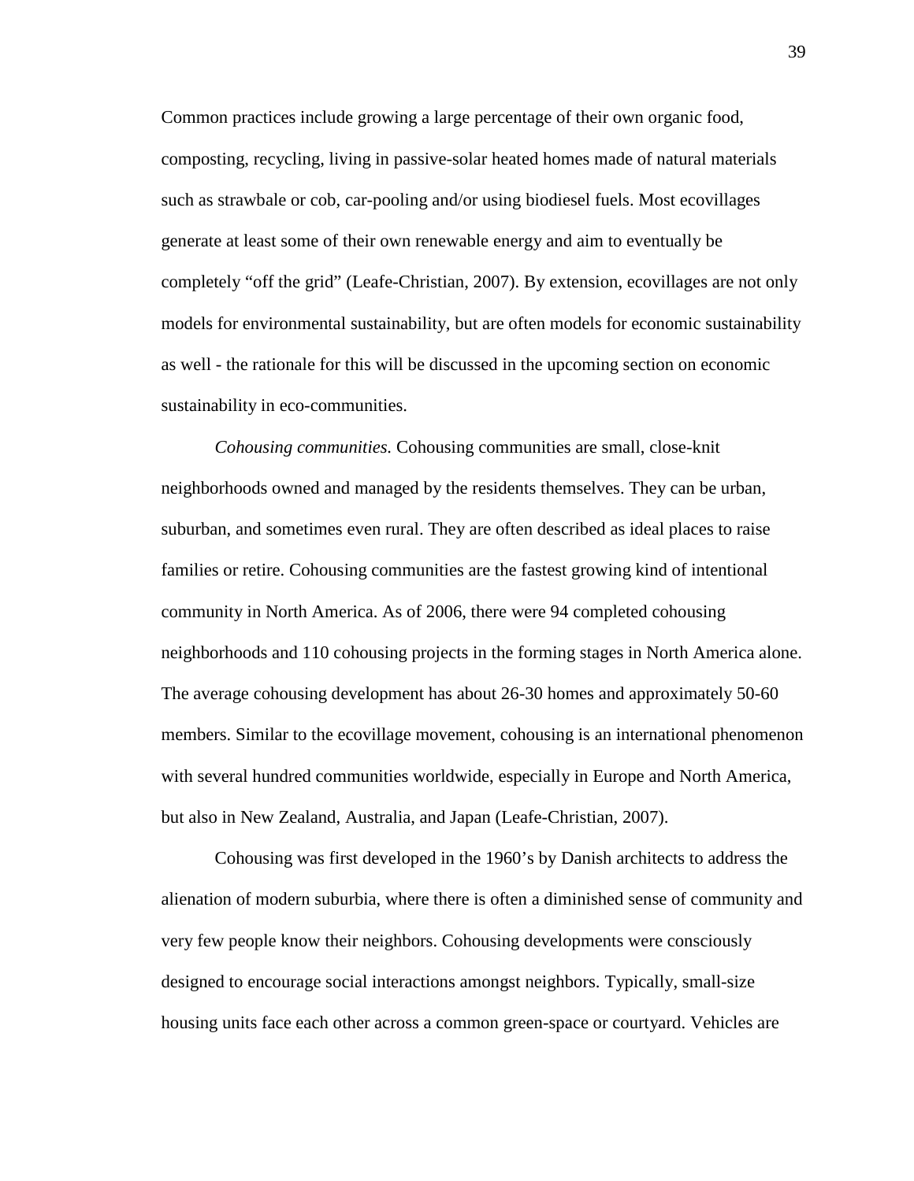Common practices include growing a large percentage of their own organic food, composting, recycling, living in passive-solar heated homes made of natural materials such as strawbale or cob, car-pooling and/or using biodiesel fuels. Most ecovillages generate at least some of their own renewable energy and aim to eventually be completely “off the grid” (Leafe-Christian, 2007). By extension, ecovillages are not only models for environmental sustainability, but are often models for economic sustainability as well - the rationale for this will be discussed in the upcoming section on economic sustainability in eco-communities.

*Cohousing communities.* Cohousing communities are small, close-knit neighborhoods owned and managed by the residents themselves. They can be urban, suburban, and sometimes even rural. They are often described as ideal places to raise families or retire. Cohousing communities are the fastest growing kind of intentional community in North America. As of 2006, there were 94 completed cohousing neighborhoods and 110 cohousing projects in the forming stages in North America alone. The average cohousing development has about 26-30 homes and approximately 50-60 members. Similar to the ecovillage movement, cohousing is an international phenomenon with several hundred communities worldwide, especially in Europe and North America, but also in New Zealand, Australia, and Japan (Leafe-Christian, 2007).

Cohousing was first developed in the 1960’s by Danish architects to address the alienation of modern suburbia, where there is often a diminished sense of community and very few people know their neighbors. Cohousing developments were consciously designed to encourage social interactions amongst neighbors. Typically, small-size housing units face each other across a common green-space or courtyard. Vehicles are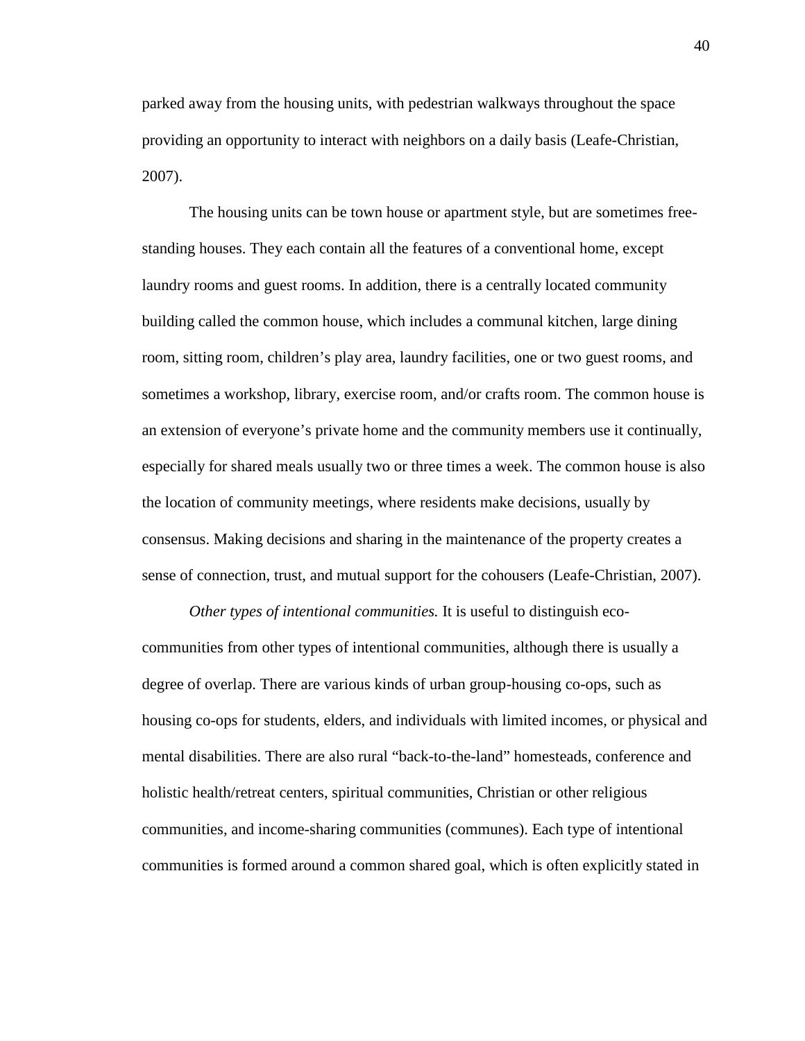parked away from the housing units, with pedestrian walkways throughout the space providing an opportunity to interact with neighbors on a daily basis (Leafe-Christian, 2007).

The housing units can be town house or apartment style, but are sometimes free-standing houses. They each contain all the features of a conventional home, except laundry rooms and guest rooms. In addition, there is a centrally located community building called the common house, which includes a communal kitchen, large dining room, sitting room, children's play area, laundry facilities, one or two guest rooms, and sometimes a workshop, library, exercise room, and/or crafts room. The common house is an extension of everyone's private home and the community members use it continually, especially for shared meals usually two or three times a week. The common house is also the location of community meetings, where residents make decisions, usually by consensus. Making decisions and sharing in the maintenance of the property creates a sense of connection, trust, and mutual support for the cohousers (Leafe-Christian, 2007).

*Other types of intentional communities.* It is useful to distinguish eco-communities from other types of intentional communities, although there is usually a degree of overlap. There are various kinds of urban group-housing co-ops, such as housing co-ops for students, elders, and individuals with limited incomes, or physical and mental disabilities. There are also rural "back-to-the-land" homesteads, conference and holistic health/retreat centers, spiritual communities, Christian or other religious communities, and income-sharing communities (communes). Each type of intentional communities is formed around a common shared goal, which is often explicitly stated in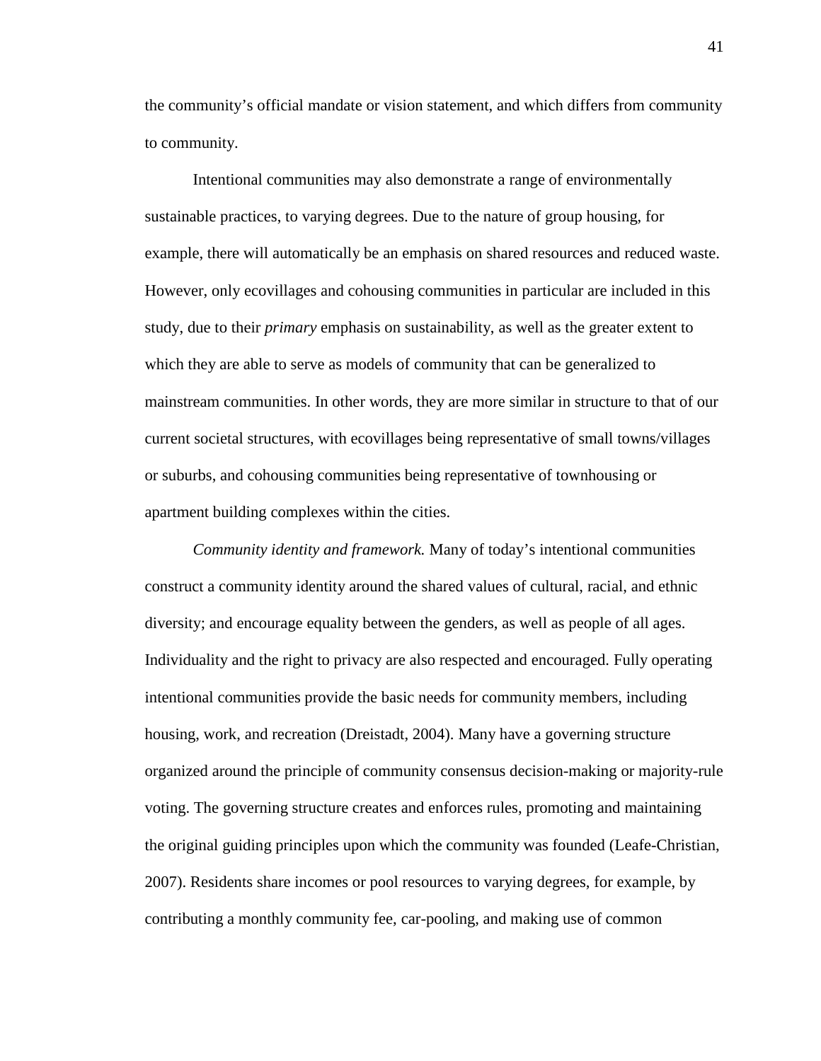the community's official mandate or vision statement, and which differs from community to community.

Intentional communities may also demonstrate a range of environmentally sustainable practices, to varying degrees. Due to the nature of group housing, for example, there will automatically be an emphasis on shared resources and reduced waste. However, only ecovillages and cohousing communities in particular are included in this study, due to their *primary* emphasis on sustainability, as well as the greater extent to which they are able to serve as models of community that can be generalized to mainstream communities. In other words, they are more similar in structure to that of our current societal structures, with ecovillages being representative of small towns/villages or suburbs, and cohousing communities being representative of townhousing or apartment building complexes within the cities.

*Community identity and framework.* Many of today's intentional communities construct a community identity around the shared values of cultural, racial, and ethnic diversity; and encourage equality between the genders, as well as people of all ages. Individuality and the right to privacy are also respected and encouraged. Fully operating intentional communities provide the basic needs for community members, including housing, work, and recreation (Dreistadt, 2004). Many have a governing structure organized around the principle of community consensus decision-making or majority-rule voting. The governing structure creates and enforces rules, promoting and maintaining the original guiding principles upon which the community was founded (Leafe-Christian, 2007). Residents share incomes or pool resources to varying degrees, for example, by contributing a monthly community fee, car-pooling, and making use of common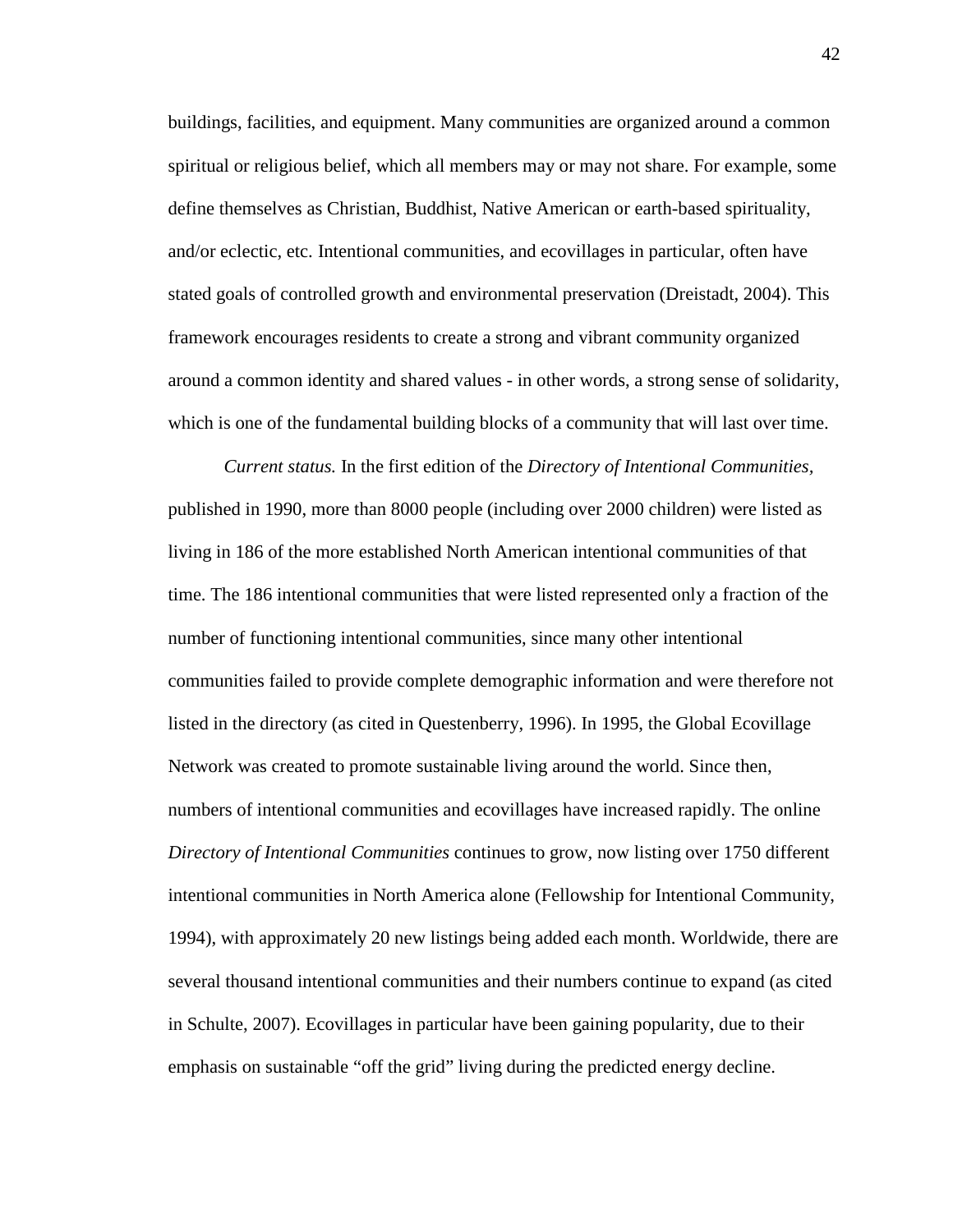buildings, facilities, and equipment. Many communities are organized around a common spiritual or religious belief, which all members may or may not share. For example, some define themselves as Christian, Buddhist, Native American or earth-based spirituality, and/or eclectic, etc. Intentional communities, and ecovillages in particular, often have stated goals of controlled growth and environmental preservation (Dreistadt, 2004). This framework encourages residents to create a strong and vibrant community organized around a common identity and shared values - in other words, a strong sense of solidarity, which is one of the fundamental building blocks of a community that will last over time.

*Current status.* In the first edition of the *Directory of Intentional Communities,* published in 1990, more than 8000 people (including over 2000 children) were listed as living in 186 of the more established North American intentional communities of that time. The 186 intentional communities that were listed represented only a fraction of the number of functioning intentional communities, since many other intentional communities failed to provide complete demographic information and were therefore not listed in the directory (as cited in Questenberry, 1996). In 1995, the Global Ecovillage Network was created to promote sustainable living around the world. Since then, numbers of intentional communities and ecovillages have increased rapidly. The online *Directory of Intentional Communities* continues to grow, now listing over 1750 different intentional communities in North America alone (Fellowship for Intentional Community, 1994), with approximately 20 new listings being added each month. Worldwide, there are several thousand intentional communities and their numbers continue to expand (as cited in Schulte, 2007). Ecovillages in particular have been gaining popularity, due to their emphasis on sustainable "off the grid" living during the predicted energy decline.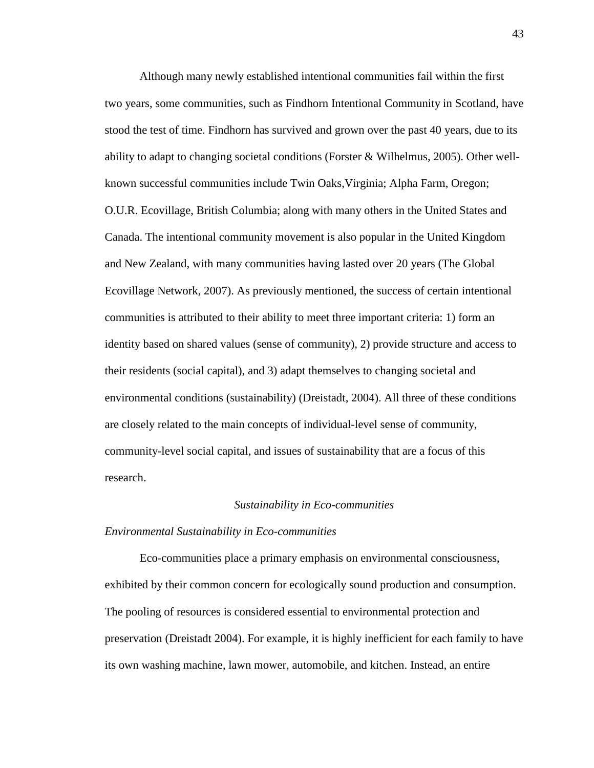Although many newly established intentional communities fail within the first two years, some communities, such as Findhorn Intentional Community in Scotland, have stood the test of time. Findhorn has survived and grown over the past 40 years, due to its ability to adapt to changing societal conditions (Forster & Wilhelmus, 2005). Other well-known successful communities include Twin Oaks,Virginia; Alpha Farm, Oregon; O.U.R. Ecovillage, British Columbia; along with many others in the United States and Canada. The intentional community movement is also popular in the United Kingdom and New Zealand, with many communities having lasted over 20 years (The Global Ecovillage Network, 2007). As previously mentioned, the success of certain intentional communities is attributed to their ability to meet three important criteria: 1) form an identity based on shared values (sense of community), 2) provide structure and access to their residents (social capital), and 3) adapt themselves to changing societal and environmental conditions (sustainability) (Dreistadt, 2004). All three of these conditions are closely related to the main concepts of individual-level sense of community, community-level social capital, and issues of sustainability that are a focus of this research.

## *Sustainability in Eco-communities*

### *Environmental Sustainability in Eco-communities*

Eco-communities place a primary emphasis on environmental consciousness, exhibited by their common concern for ecologically sound production and consumption. The pooling of resources is considered essential to environmental protection and preservation (Dreistadt 2004). For example, it is highly inefficient for each family to have its own washing machine, lawn mower, automobile, and kitchen. Instead, an entire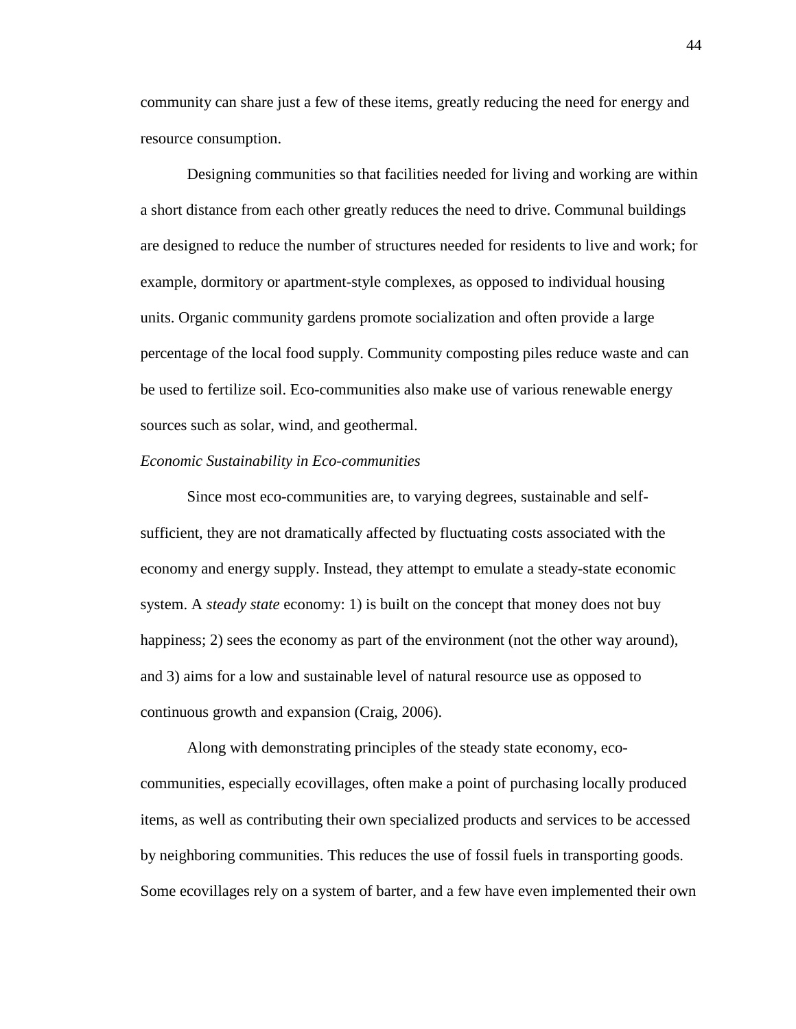community can share just a few of these items, greatly reducing the need for energy and resource consumption.

Designing communities so that facilities needed for living and working are within a short distance from each other greatly reduces the need to drive. Communal buildings are designed to reduce the number of structures needed for residents to live and work; for example, dormitory or apartment-style complexes, as opposed to individual housing units. Organic community gardens promote socialization and often provide a large percentage of the local food supply. Community composting piles reduce waste and can be used to fertilize soil. Eco-communities also make use of various renewable energy sources such as solar, wind, and geothermal.

*Economic Sustainability in Eco-communities*

Since most eco-communities are, to varying degrees, sustainable and self-sufficient, they are not dramatically affected by fluctuating costs associated with the economy and energy supply. Instead, they attempt to emulate a steady-state economic system. A *steady state* economy: 1) is built on the concept that money does not buy happiness; 2) sees the economy as part of the environment (not the other way around), and 3) aims for a low and sustainable level of natural resource use as opposed to continuous growth and expansion (Craig, 2006).

Along with demonstrating principles of the steady state economy, eco-communities, especially ecovillages, often make a point of purchasing locally produced items, as well as contributing their own specialized products and services to be accessed by neighboring communities. This reduces the use of fossil fuels in transporting goods. Some ecovillages rely on a system of barter, and a few have even implemented their own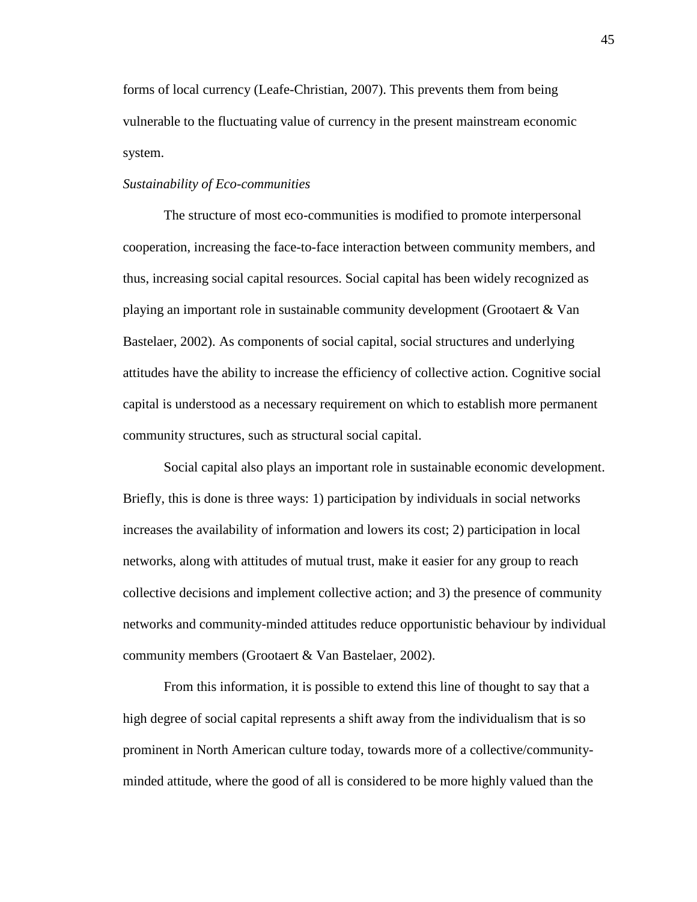forms of local currency (Leafe-Christian, 2007). This prevents them from being vulnerable to the fluctuating value of currency in the present mainstream economic system.

*Sustainability of Eco-communities*

The structure of most eco-communities is modified to promote interpersonal cooperation, increasing the face-to-face interaction between community members, and thus, increasing social capital resources. Social capital has been widely recognized as playing an important role in sustainable community development (Grootaert & Van Bastelaer, 2002). As components of social capital, social structures and underlying attitudes have the ability to increase the efficiency of collective action. Cognitive social capital is understood as a necessary requirement on which to establish more permanent community structures, such as structural social capital.

Social capital also plays an important role in sustainable economic development. Briefly, this is done is three ways: 1) participation by individuals in social networks increases the availability of information and lowers its cost; 2) participation in local networks, along with attitudes of mutual trust, make it easier for any group to reach collective decisions and implement collective action; and 3) the presence of community networks and community-minded attitudes reduce opportunistic behaviour by individual community members (Grootaert & Van Bastelaer, 2002).

From this information, it is possible to extend this line of thought to say that a high degree of social capital represents a shift away from the individualism that is so prominent in North American culture today, towards more of a collective/community-minded attitude, where the good of all is considered to be more highly valued than the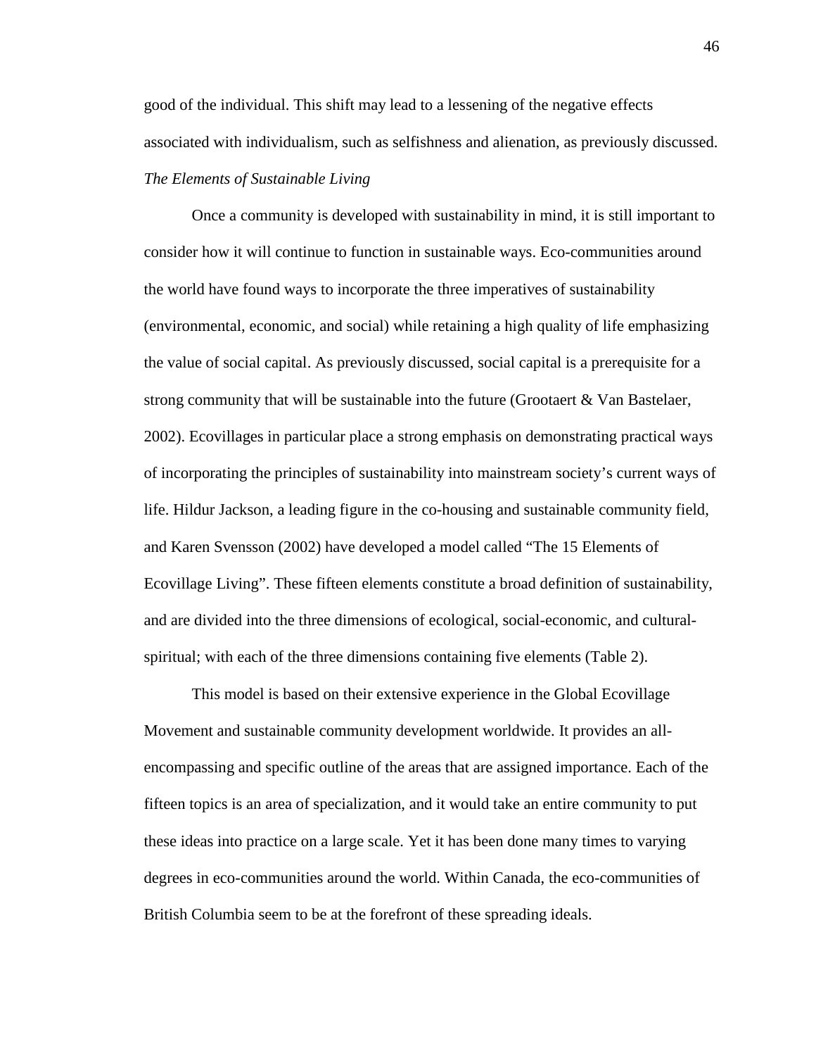good of the individual. This shift may lead to a lessening of the negative effects associated with individualism, such as selfishness and alienation, as previously discussed.

*The Elements of Sustainable Living*

Once a community is developed with sustainability in mind, it is still important to consider how it will continue to function in sustainable ways. Eco-communities around the world have found ways to incorporate the three imperatives of sustainability (environmental, economic, and social) while retaining a high quality of life emphasizing the value of social capital. As previously discussed, social capital is a prerequisite for a strong community that will be sustainable into the future (Grootaert & Van Bastelaer, 2002). Ecovillages in particular place a strong emphasis on demonstrating practical ways of incorporating the principles of sustainability into mainstream society's current ways of life. Hildur Jackson, a leading figure in the co-housing and sustainable community field, and Karen Svensson (2002) have developed a model called "The 15 Elements of Ecovillage Living". These fifteen elements constitute a broad definition of sustainability, and are divided into the three dimensions of ecological, social-economic, and cultural-spiritual; with each of the three dimensions containing five elements (Table 2).

This model is based on their extensive experience in the Global Ecovillage Movement and sustainable community development worldwide. It provides an all-encompassing and specific outline of the areas that are assigned importance. Each of the fifteen topics is an area of specialization, and it would take an entire community to put these ideas into practice on a large scale. Yet it has been done many times to varying degrees in eco-communities around the world. Within Canada, the eco-communities of British Columbia seem to be at the forefront of these spreading ideals.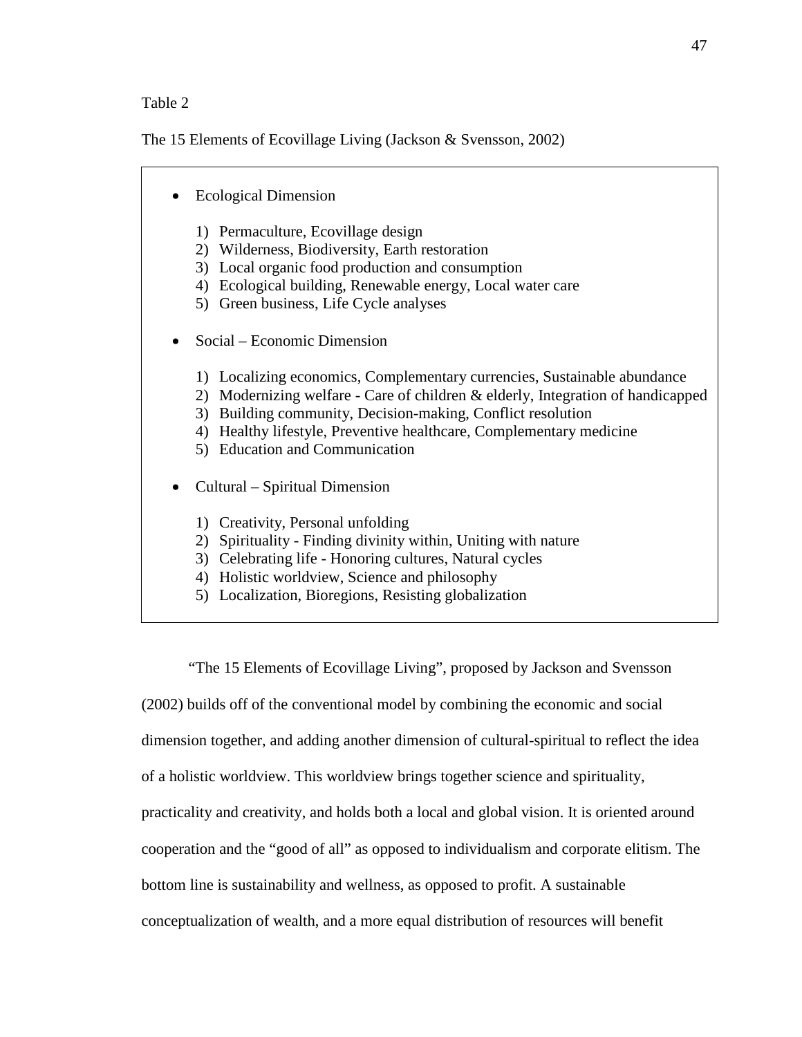Table 2

The 15 Elements of Ecovillage Living (Jackson & Svensson, 2002)

- Ecological Dimension

  1) Permaculture, Ecovillage design
  2) Wilderness, Biodiversity, Earth restoration
  3) Local organic food production and consumption
  4) Ecological building, Renewable energy, Local water care
  5) Green business, Life Cycle analyses

- Social – Economic Dimension

  1) Localizing economics, Complementary currencies, Sustainable abundance
  2) Modernizing welfare - Care of children & elderly, Integration of handicapped
  3) Building community, Decision-making, Conflict resolution
  4) Healthy lifestyle, Preventive healthcare, Complementary medicine
  5) Education and Communication

- Cultural – Spiritual Dimension

  1) Creativity, Personal unfolding
  2) Spirituality - Finding divinity within, Uniting with nature
  3) Celebrating life - Honoring cultures, Natural cycles
  4) Holistic worldview, Science and philosophy
  5) Localization, Bioregions, Resisting globalization

"The 15 Elements of Ecovillage Living", proposed by Jackson and Svensson (2002) builds off of the conventional model by combining the economic and social dimension together, and adding another dimension of cultural-spiritual to reflect the idea of a holistic worldview. This worldview brings together science and spirituality, practicality and creativity, and holds both a local and global vision. It is oriented around cooperation and the "good of all" as opposed to individualism and corporate elitism. The bottom line is sustainability and wellness, as opposed to profit. A sustainable conceptualization of wealth, and a more equal distribution of resources will benefit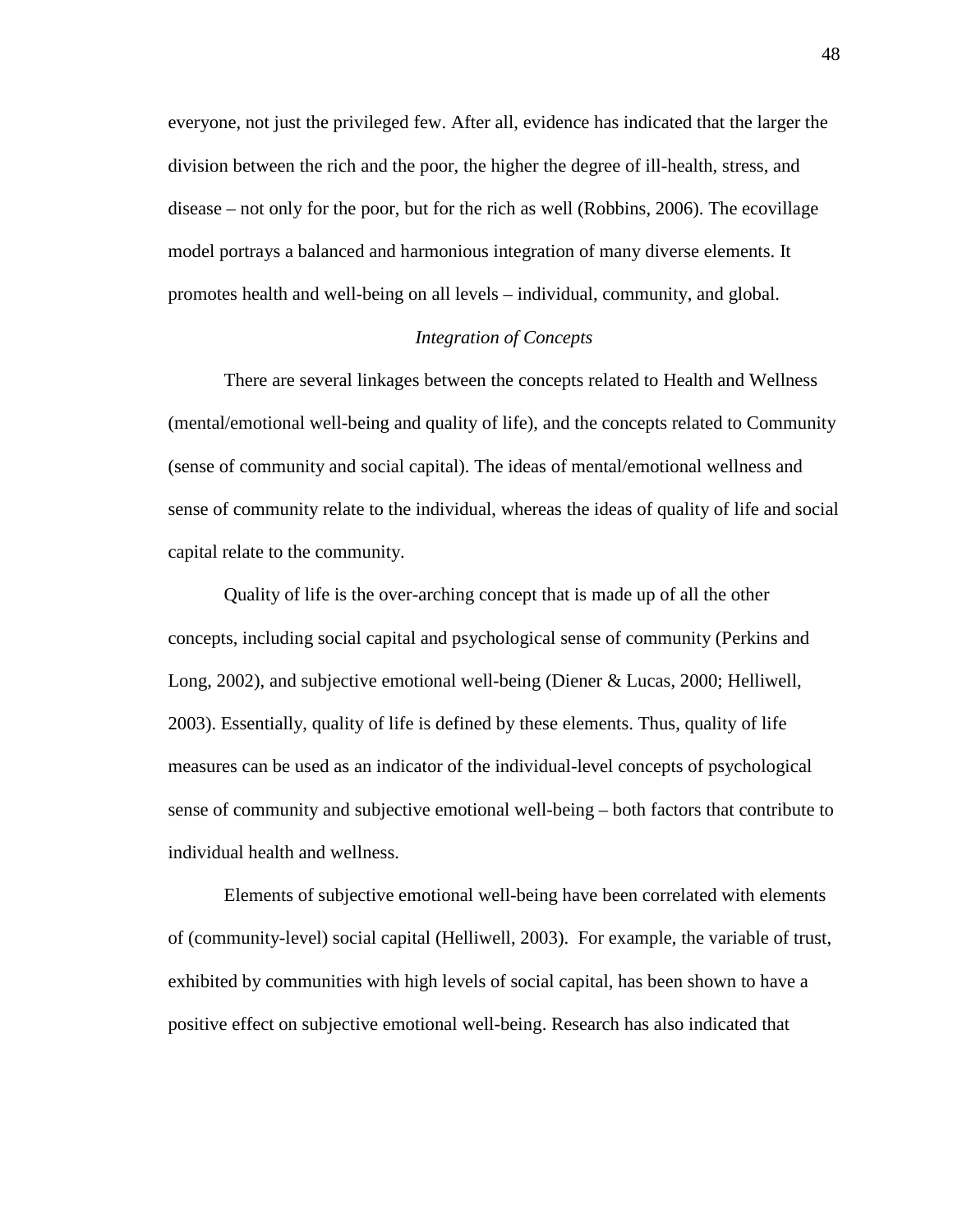everyone, not just the privileged few. After all, evidence has indicated that the larger the division between the rich and the poor, the higher the degree of ill-health, stress, and disease – not only for the poor, but for the rich as well (Robbins, 2006). The ecovillage model portrays a balanced and harmonious integration of many diverse elements. It promotes health and well-being on all levels – individual, community, and global.

### *Integration of Concepts*

There are several linkages between the concepts related to Health and Wellness (mental/emotional well-being and quality of life), and the concepts related to Community (sense of community and social capital). The ideas of mental/emotional wellness and sense of community relate to the individual, whereas the ideas of quality of life and social capital relate to the community.

Quality of life is the over-arching concept that is made up of all the other concepts, including social capital and psychological sense of community (Perkins and Long, 2002), and subjective emotional well-being (Diener & Lucas, 2000; Helliwell, 2003). Essentially, quality of life is defined by these elements. Thus, quality of life measures can be used as an indicator of the individual-level concepts of psychological sense of community and subjective emotional well-being – both factors that contribute to individual health and wellness.

Elements of subjective emotional well-being have been correlated with elements of (community-level) social capital (Helliwell, 2003). For example, the variable of trust, exhibited by communities with high levels of social capital, has been shown to have a positive effect on subjective emotional well-being. Research has also indicated that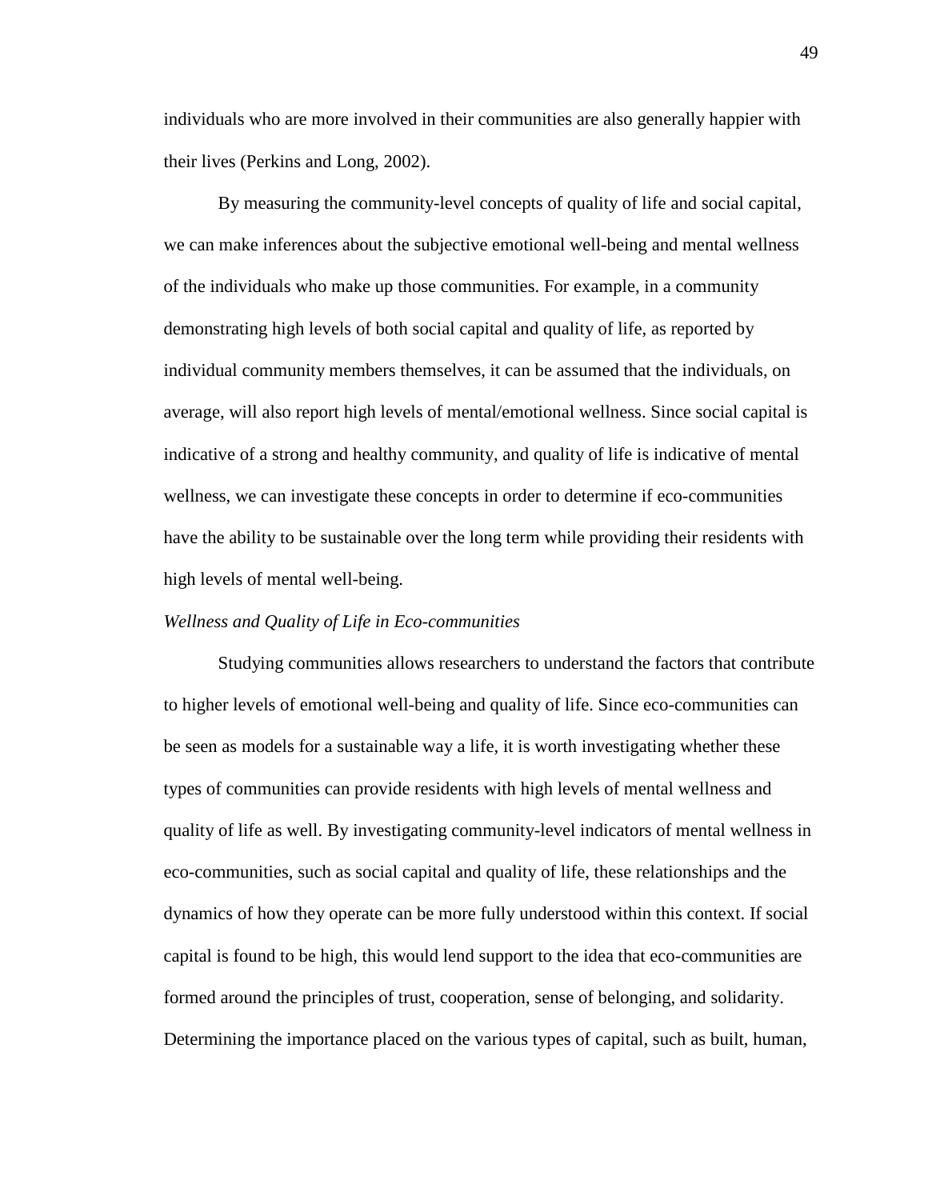individuals who are more involved in their communities are also generally happier with their lives (Perkins and Long, 2002).

By measuring the community-level concepts of quality of life and social capital, we can make inferences about the subjective emotional well-being and mental wellness of the individuals who make up those communities. For example, in a community demonstrating high levels of both social capital and quality of life, as reported by individual community members themselves, it can be assumed that the individuals, on average, will also report high levels of mental/emotional wellness. Since social capital is indicative of a strong and healthy community, and quality of life is indicative of mental wellness, we can investigate these concepts in order to determine if eco-communities have the ability to be sustainable over the long term while providing their residents with high levels of mental well-being.

*Wellness and Quality of Life in Eco-communities*

Studying communities allows researchers to understand the factors that contribute to higher levels of emotional well-being and quality of life. Since eco-communities can be seen as models for a sustainable way a life, it is worth investigating whether these types of communities can provide residents with high levels of mental wellness and quality of life as well. By investigating community-level indicators of mental wellness in eco-communities, such as social capital and quality of life, these relationships and the dynamics of how they operate can be more fully understood within this context. If social capital is found to be high, this would lend support to the idea that eco-communities are formed around the principles of trust, cooperation, sense of belonging, and solidarity. Determining the importance placed on the various types of capital, such as built, human,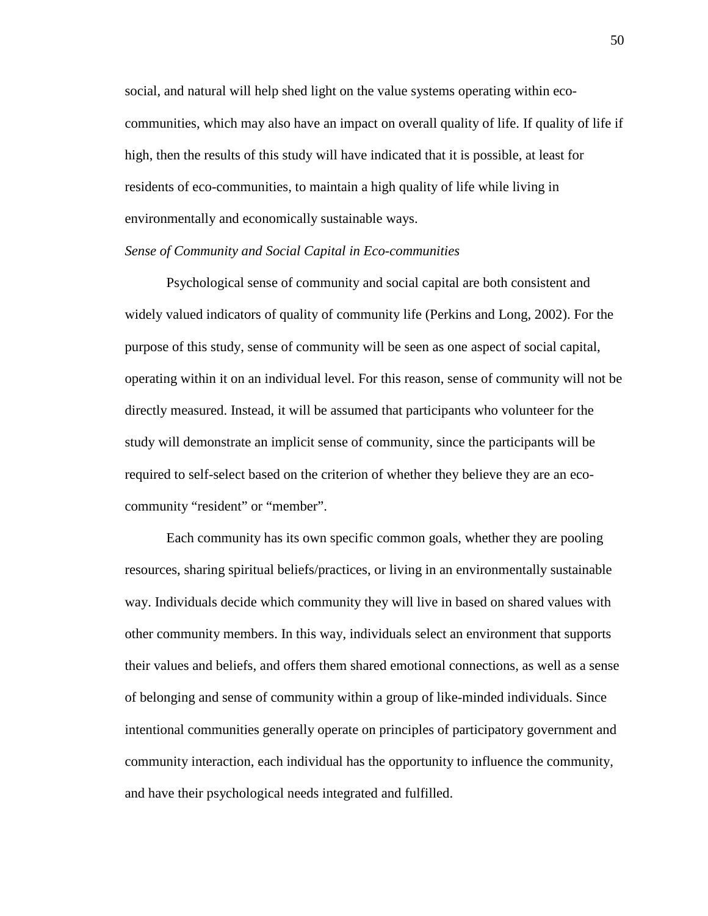social, and natural will help shed light on the value systems operating within eco-communities, which may also have an impact on overall quality of life. If quality of life if high, then the results of this study will have indicated that it is possible, at least for residents of eco-communities, to maintain a high quality of life while living in environmentally and economically sustainable ways.

*Sense of Community and Social Capital in Eco-communities*

Psychological sense of community and social capital are both consistent and widely valued indicators of quality of community life (Perkins and Long, 2002). For the purpose of this study, sense of community will be seen as one aspect of social capital, operating within it on an individual level. For this reason, sense of community will not be directly measured. Instead, it will be assumed that participants who volunteer for the study will demonstrate an implicit sense of community, since the participants will be required to self-select based on the criterion of whether they believe they are an eco-community "resident" or "member".

Each community has its own specific common goals, whether they are pooling resources, sharing spiritual beliefs/practices, or living in an environmentally sustainable way. Individuals decide which community they will live in based on shared values with other community members. In this way, individuals select an environment that supports their values and beliefs, and offers them shared emotional connections, as well as a sense of belonging and sense of community within a group of like-minded individuals. Since intentional communities generally operate on principles of participatory government and community interaction, each individual has the opportunity to influence the community, and have their psychological needs integrated and fulfilled.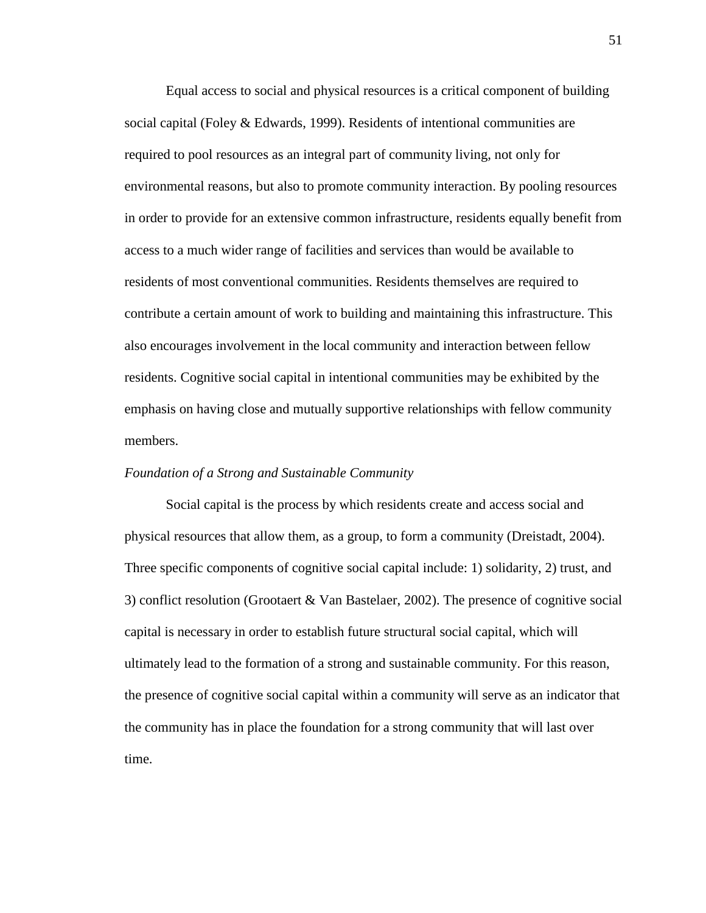Equal access to social and physical resources is a critical component of building social capital (Foley & Edwards, 1999). Residents of intentional communities are required to pool resources as an integral part of community living, not only for environmental reasons, but also to promote community interaction. By pooling resources in order to provide for an extensive common infrastructure, residents equally benefit from access to a much wider range of facilities and services than would be available to residents of most conventional communities. Residents themselves are required to contribute a certain amount of work to building and maintaining this infrastructure. This also encourages involvement in the local community and interaction between fellow residents. Cognitive social capital in intentional communities may be exhibited by the emphasis on having close and mutually supportive relationships with fellow community members.

*Foundation of a Strong and Sustainable Community*

Social capital is the process by which residents create and access social and physical resources that allow them, as a group, to form a community (Dreistadt, 2004). Three specific components of cognitive social capital include: 1) solidarity, 2) trust, and 3) conflict resolution (Grootaert & Van Bastelaer, 2002). The presence of cognitive social capital is necessary in order to establish future structural social capital, which will ultimately lead to the formation of a strong and sustainable community. For this reason, the presence of cognitive social capital within a community will serve as an indicator that the community has in place the foundation for a strong community that will last over time.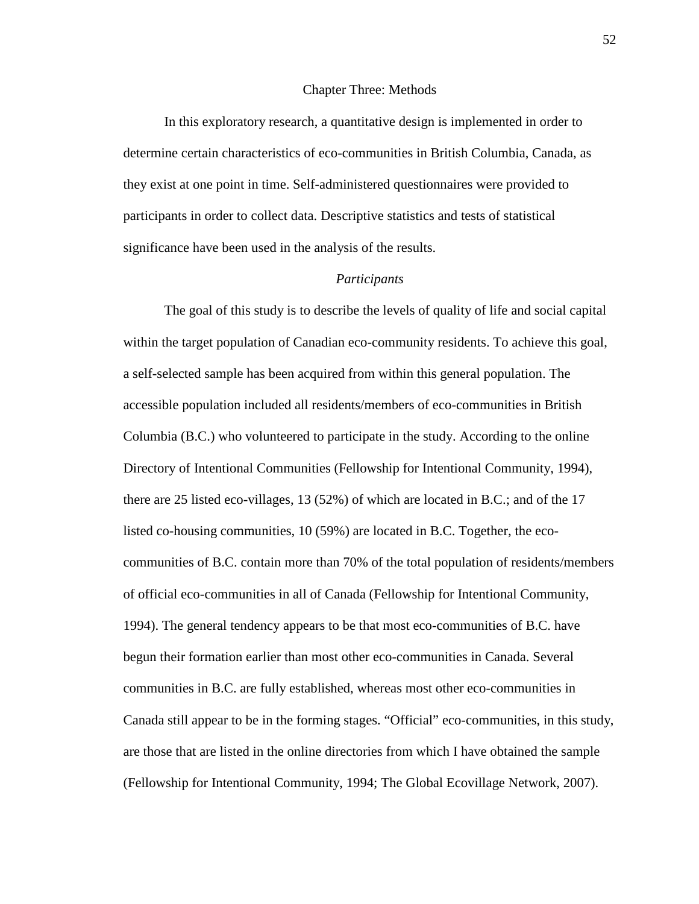# Chapter Three: Methods

In this exploratory research, a quantitative design is implemented in order to determine certain characteristics of eco-communities in British Columbia, Canada, as they exist at one point in time. Self-administered questionnaires were provided to participants in order to collect data. Descriptive statistics and tests of statistical significance have been used in the analysis of the results.

## *Participants*

The goal of this study is to describe the levels of quality of life and social capital within the target population of Canadian eco-community residents. To achieve this goal, a self-selected sample has been acquired from within this general population. The accessible population included all residents/members of eco-communities in British Columbia (B.C.) who volunteered to participate in the study. According to the online Directory of Intentional Communities (Fellowship for Intentional Community, 1994), there are 25 listed eco-villages, 13 (52%) of which are located in B.C.; and of the 17 listed co-housing communities, 10 (59%) are located in B.C. Together, the eco-communities of B.C. contain more than 70% of the total population of residents/members of official eco-communities in all of Canada (Fellowship for Intentional Community, 1994). The general tendency appears to be that most eco-communities of B.C. have begun their formation earlier than most other eco-communities in Canada. Several communities in B.C. are fully established, whereas most other eco-communities in Canada still appear to be in the forming stages. "Official" eco-communities, in this study, are those that are listed in the online directories from which I have obtained the sample (Fellowship for Intentional Community, 1994; The Global Ecovillage Network, 2007).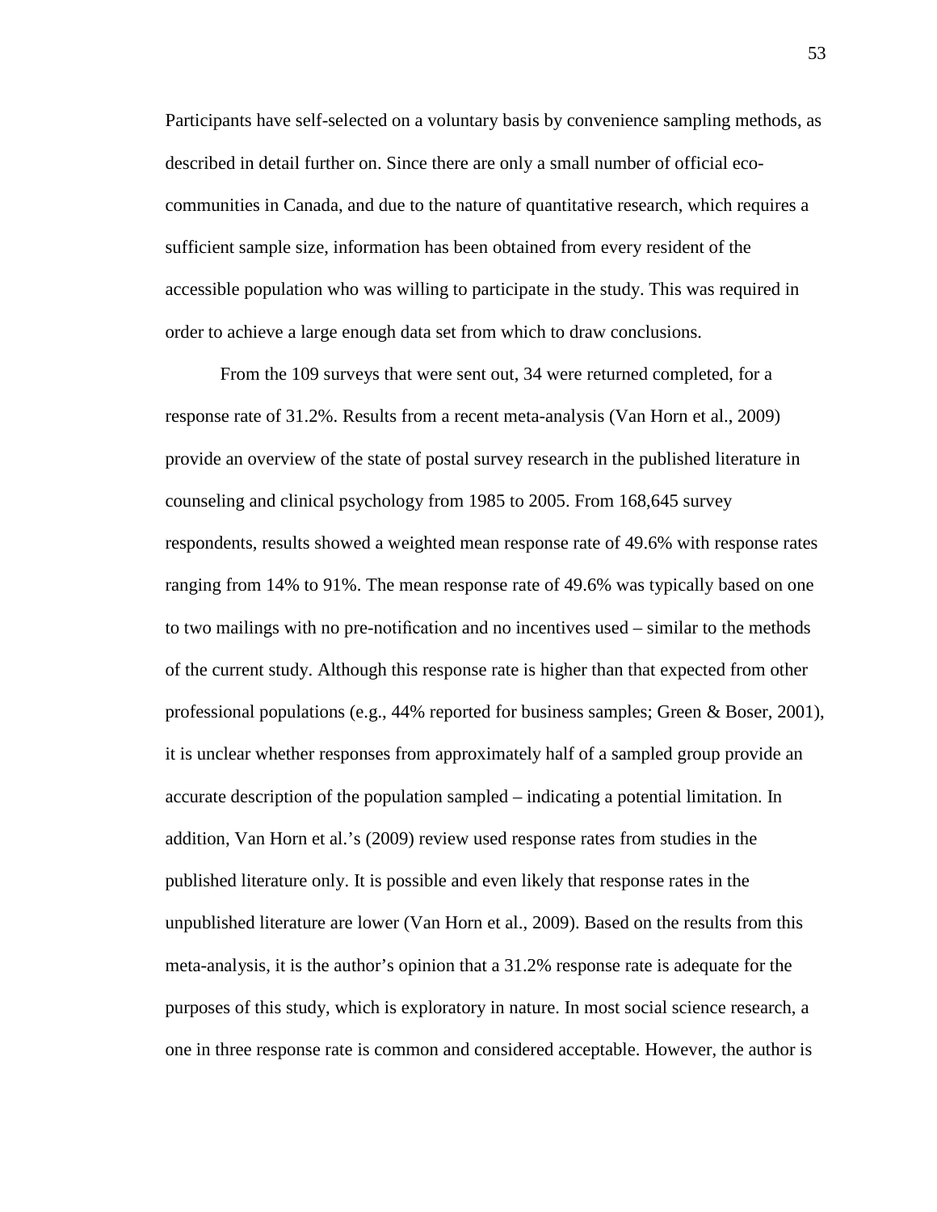Participants have self-selected on a voluntary basis by convenience sampling methods, as described in detail further on. Since there are only a small number of official eco-communities in Canada, and due to the nature of quantitative research, which requires a sufficient sample size, information has been obtained from every resident of the accessible population who was willing to participate in the study. This was required in order to achieve a large enough data set from which to draw conclusions.

From the 109 surveys that were sent out, 34 were returned completed, for a response rate of 31.2%. Results from a recent meta-analysis (Van Horn et al., 2009) provide an overview of the state of postal survey research in the published literature in counseling and clinical psychology from 1985 to 2005. From 168,645 survey respondents, results showed a weighted mean response rate of 49.6% with response rates ranging from 14% to 91%. The mean response rate of 49.6% was typically based on one to two mailings with no pre-notification and no incentives used – similar to the methods of the current study. Although this response rate is higher than that expected from other professional populations (e.g., 44% reported for business samples; Green & Boser, 2001), it is unclear whether responses from approximately half of a sampled group provide an accurate description of the population sampled – indicating a potential limitation. In addition, Van Horn et al.'s (2009) review used response rates from studies in the published literature only. It is possible and even likely that response rates in the unpublished literature are lower (Van Horn et al., 2009). Based on the results from this meta-analysis, it is the author's opinion that a 31.2% response rate is adequate for the purposes of this study, which is exploratory in nature. In most social science research, a one in three response rate is common and considered acceptable. However, the author is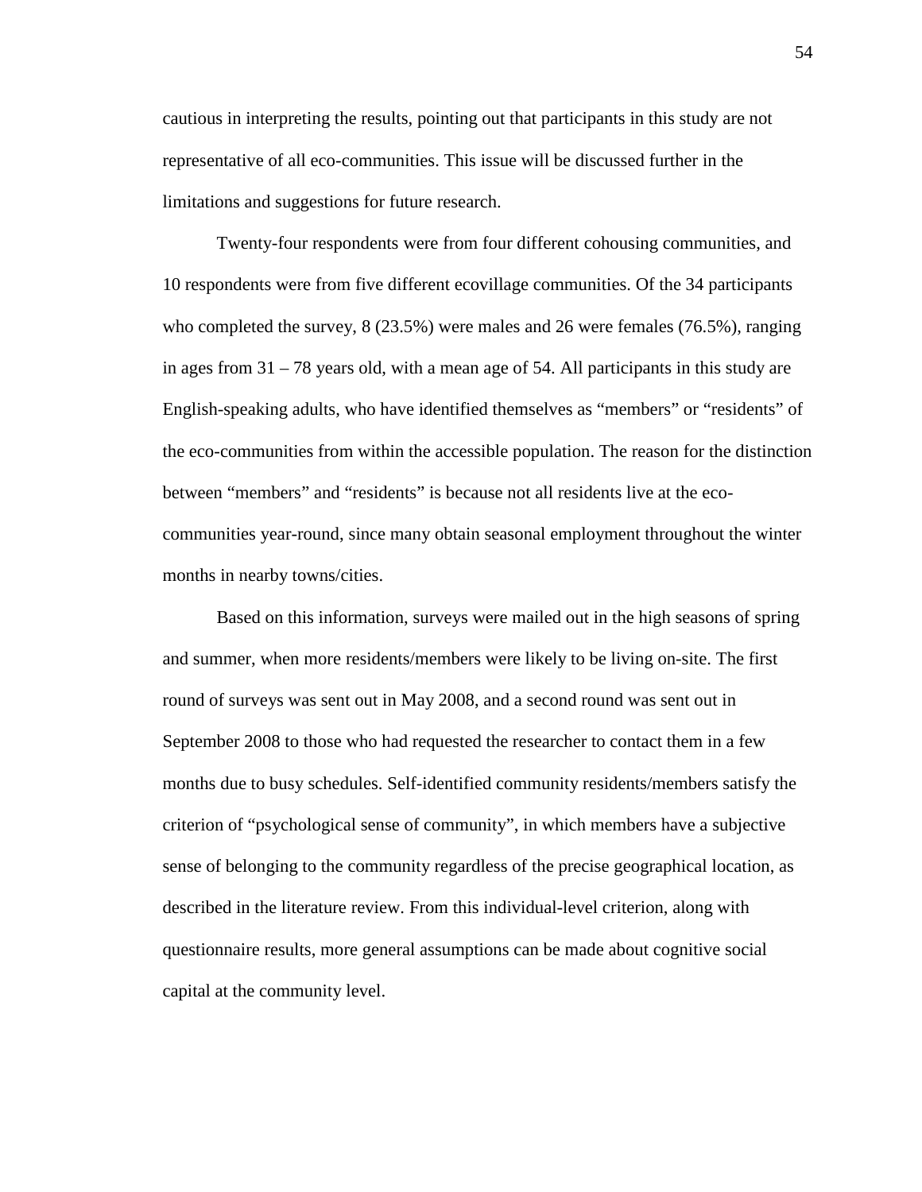cautious in interpreting the results, pointing out that participants in this study are not representative of all eco-communities. This issue will be discussed further in the limitations and suggestions for future research.

Twenty-four respondents were from four different cohousing communities, and 10 respondents were from five different ecovillage communities. Of the 34 participants who completed the survey, 8 (23.5%) were males and 26 were females (76.5%), ranging in ages from 31 – 78 years old, with a mean age of 54. All participants in this study are English-speaking adults, who have identified themselves as “members” or “residents” of the eco-communities from within the accessible population. The reason for the distinction between “members” and “residents” is because not all residents live at the eco-communities year-round, since many obtain seasonal employment throughout the winter months in nearby towns/cities.

Based on this information, surveys were mailed out in the high seasons of spring and summer, when more residents/members were likely to be living on-site. The first round of surveys was sent out in May 2008, and a second round was sent out in September 2008 to those who had requested the researcher to contact them in a few months due to busy schedules. Self-identified community residents/members satisfy the criterion of “psychological sense of community”, in which members have a subjective sense of belonging to the community regardless of the precise geographical location, as described in the literature review. From this individual-level criterion, along with questionnaire results, more general assumptions can be made about cognitive social capital at the community level.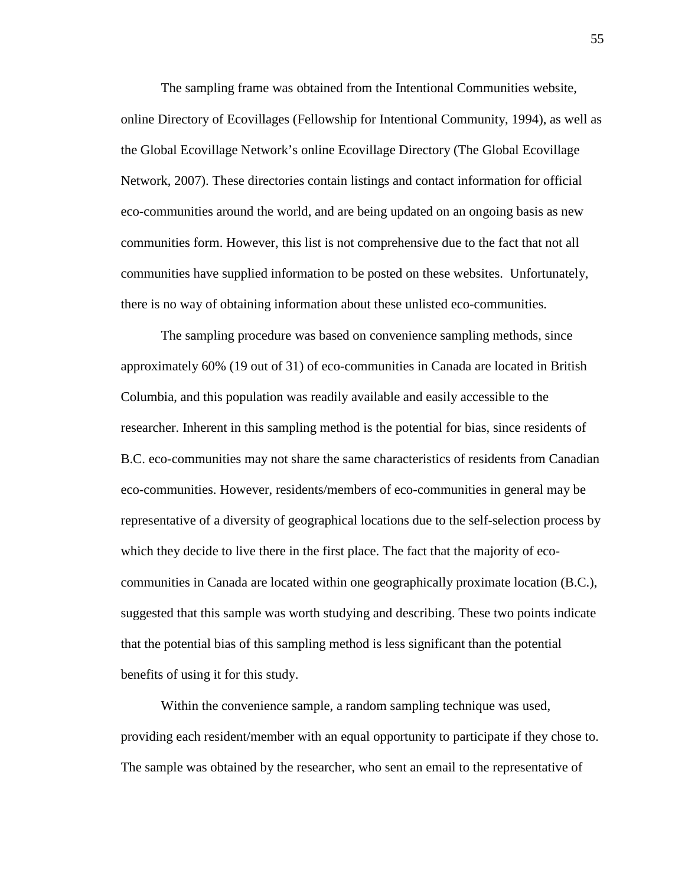The sampling frame was obtained from the Intentional Communities website, online Directory of Ecovillages (Fellowship for Intentional Community, 1994), as well as the Global Ecovillage Network's online Ecovillage Directory (The Global Ecovillage Network, 2007). These directories contain listings and contact information for official eco-communities around the world, and are being updated on an ongoing basis as new communities form. However, this list is not comprehensive due to the fact that not all communities have supplied information to be posted on these websites. Unfortunately, there is no way of obtaining information about these unlisted eco-communities.

The sampling procedure was based on convenience sampling methods, since approximately 60% (19 out of 31) of eco-communities in Canada are located in British Columbia, and this population was readily available and easily accessible to the researcher. Inherent in this sampling method is the potential for bias, since residents of B.C. eco-communities may not share the same characteristics of residents from Canadian eco-communities. However, residents/members of eco-communities in general may be representative of a diversity of geographical locations due to the self-selection process by which they decide to live there in the first place. The fact that the majority of eco-communities in Canada are located within one geographically proximate location (B.C.), suggested that this sample was worth studying and describing. These two points indicate that the potential bias of this sampling method is less significant than the potential benefits of using it for this study.

Within the convenience sample, a random sampling technique was used, providing each resident/member with an equal opportunity to participate if they chose to. The sample was obtained by the researcher, who sent an email to the representative of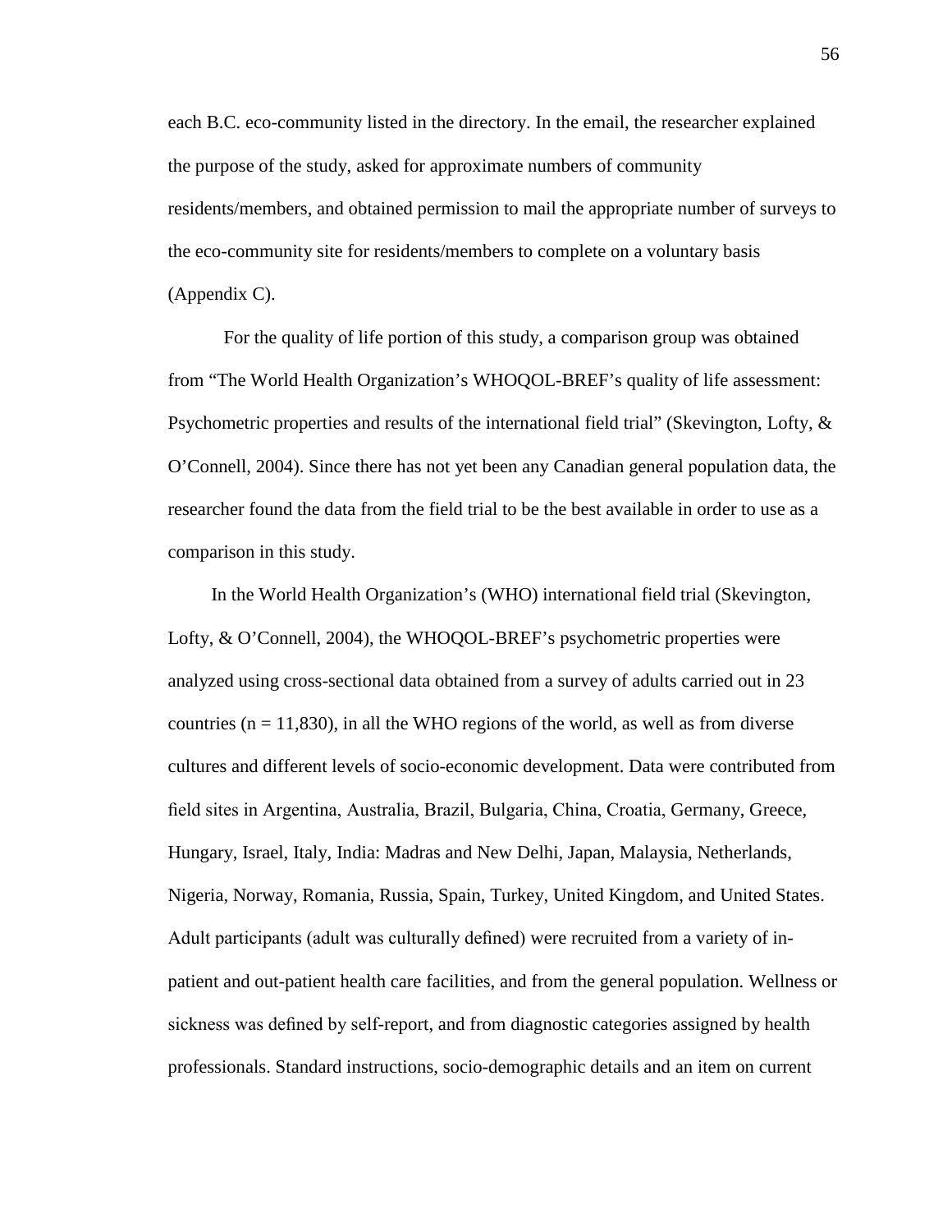each B.C. eco-community listed in the directory. In the email, the researcher explained the purpose of the study, asked for approximate numbers of community residents/members, and obtained permission to mail the appropriate number of surveys to the eco-community site for residents/members to complete on a voluntary basis (Appendix C).

For the quality of life portion of this study, a comparison group was obtained from "The World Health Organization's WHOQOL-BREF's quality of life assessment: Psychometric properties and results of the international field trial" (Skevington, Lofty, & O'Connell, 2004). Since there has not yet been any Canadian general population data, the researcher found the data from the field trial to be the best available in order to use as a comparison in this study.

In the World Health Organization's (WHO) international field trial (Skevington, Lofty, & O'Connell, 2004), the WHOQOL-BREF's psychometric properties were analyzed using cross-sectional data obtained from a survey of adults carried out in 23 countries ($n = 11,830$), in all the WHO regions of the world, as well as from diverse cultures and different levels of socio-economic development. Data were contributed from field sites in Argentina, Australia, Brazil, Bulgaria, China, Croatia, Germany, Greece, Hungary, Israel, Italy, India: Madras and New Delhi, Japan, Malaysia, Netherlands, Nigeria, Norway, Romania, Russia, Spain, Turkey, United Kingdom, and United States. Adult participants (adult was culturally defined) were recruited from a variety of in-patient and out-patient health care facilities, and from the general population. Wellness or sickness was defined by self-report, and from diagnostic categories assigned by health professionals. Standard instructions, socio-demographic details and an item on current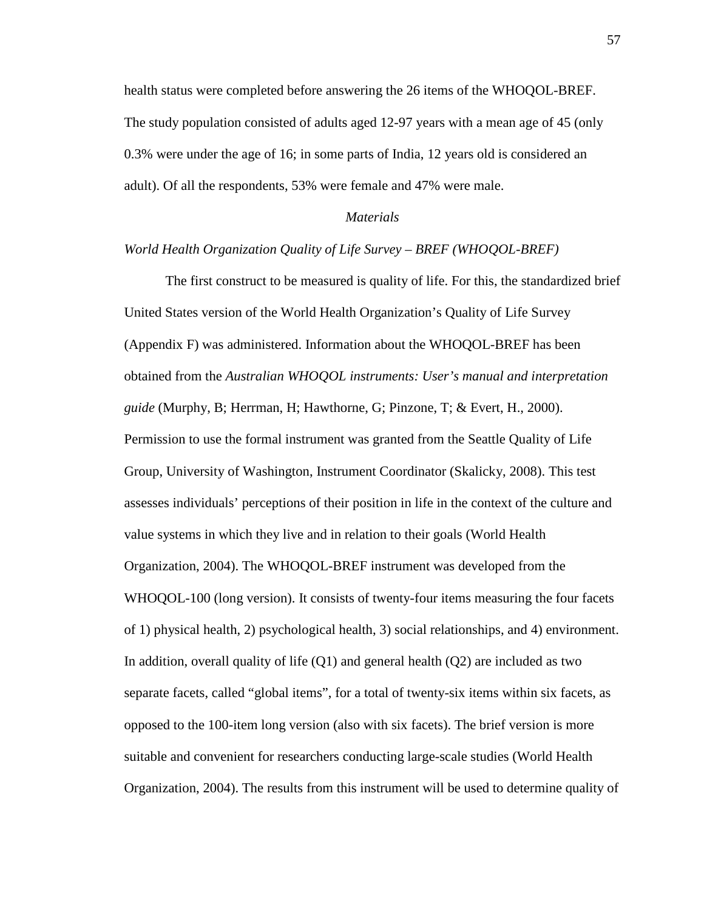health status were completed before answering the 26 items of the WHOQOL-BREF. The study population consisted of adults aged 12-97 years with a mean age of 45 (only 0.3% were under the age of 16; in some parts of India, 12 years old is considered an adult). Of all the respondents, 53% were female and 47% were male.

## *Materials*

### *World Health Organization Quality of Life Survey – BREF (WHOQOL-BREF)*

The first construct to be measured is quality of life. For this, the standardized brief United States version of the World Health Organization's Quality of Life Survey (Appendix F) was administered. Information about the WHOQOL-BREF has been obtained from the *Australian WHOQOL instruments: User's manual and interpretation guide* (Murphy, B; Herrman, H; Hawthorne, G; Pinzone, T; & Evert, H., 2000). Permission to use the formal instrument was granted from the Seattle Quality of Life Group, University of Washington, Instrument Coordinator (Skalicky, 2008). This test assesses individuals' perceptions of their position in life in the context of the culture and value systems in which they live and in relation to their goals (World Health Organization, 2004). The WHOQOL-BREF instrument was developed from the WHOQOL-100 (long version). It consists of twenty-four items measuring the four facets of 1) physical health, 2) psychological health, 3) social relationships, and 4) environment. In addition, overall quality of life (Q1) and general health (Q2) are included as two separate facets, called "global items", for a total of twenty-six items within six facets, as opposed to the 100-item long version (also with six facets). The brief version is more suitable and convenient for researchers conducting large-scale studies (World Health Organization, 2004). The results from this instrument will be used to determine quality of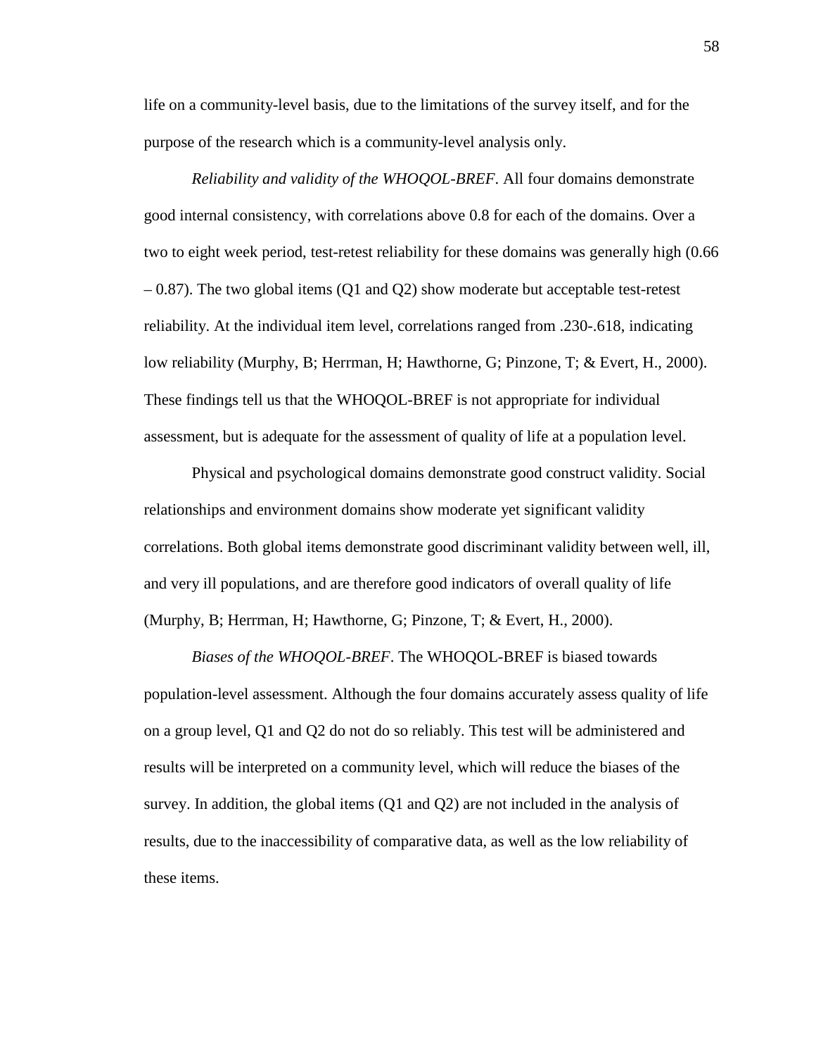life on a community-level basis, due to the limitations of the survey itself, and for the purpose of the research which is a community-level analysis only.

*Reliability and validity of the WHOQOL-BREF*. All four domains demonstrate good internal consistency, with correlations above 0.8 for each of the domains. Over a two to eight week period, test-retest reliability for these domains was generally high (0.66 – 0.87). The two global items (Q1 and Q2) show moderate but acceptable test-retest reliability. At the individual item level, correlations ranged from .230-.618, indicating low reliability (Murphy, B; Herrman, H; Hawthorne, G; Pinzone, T; & Evert, H., 2000). These findings tell us that the WHOQOL-BREF is not appropriate for individual assessment, but is adequate for the assessment of quality of life at a population level.

Physical and psychological domains demonstrate good construct validity. Social relationships and environment domains show moderate yet significant validity correlations. Both global items demonstrate good discriminant validity between well, ill, and very ill populations, and are therefore good indicators of overall quality of life (Murphy, B; Herrman, H; Hawthorne, G; Pinzone, T; & Evert, H., 2000).

*Biases of the WHOQOL-BREF*. The WHOQOL-BREF is biased towards population-level assessment. Although the four domains accurately assess quality of life on a group level, Q1 and Q2 do not do so reliably. This test will be administered and results will be interpreted on a community level, which will reduce the biases of the survey. In addition, the global items (Q1 and Q2) are not included in the analysis of results, due to the inaccessibility of comparative data, as well as the low reliability of these items.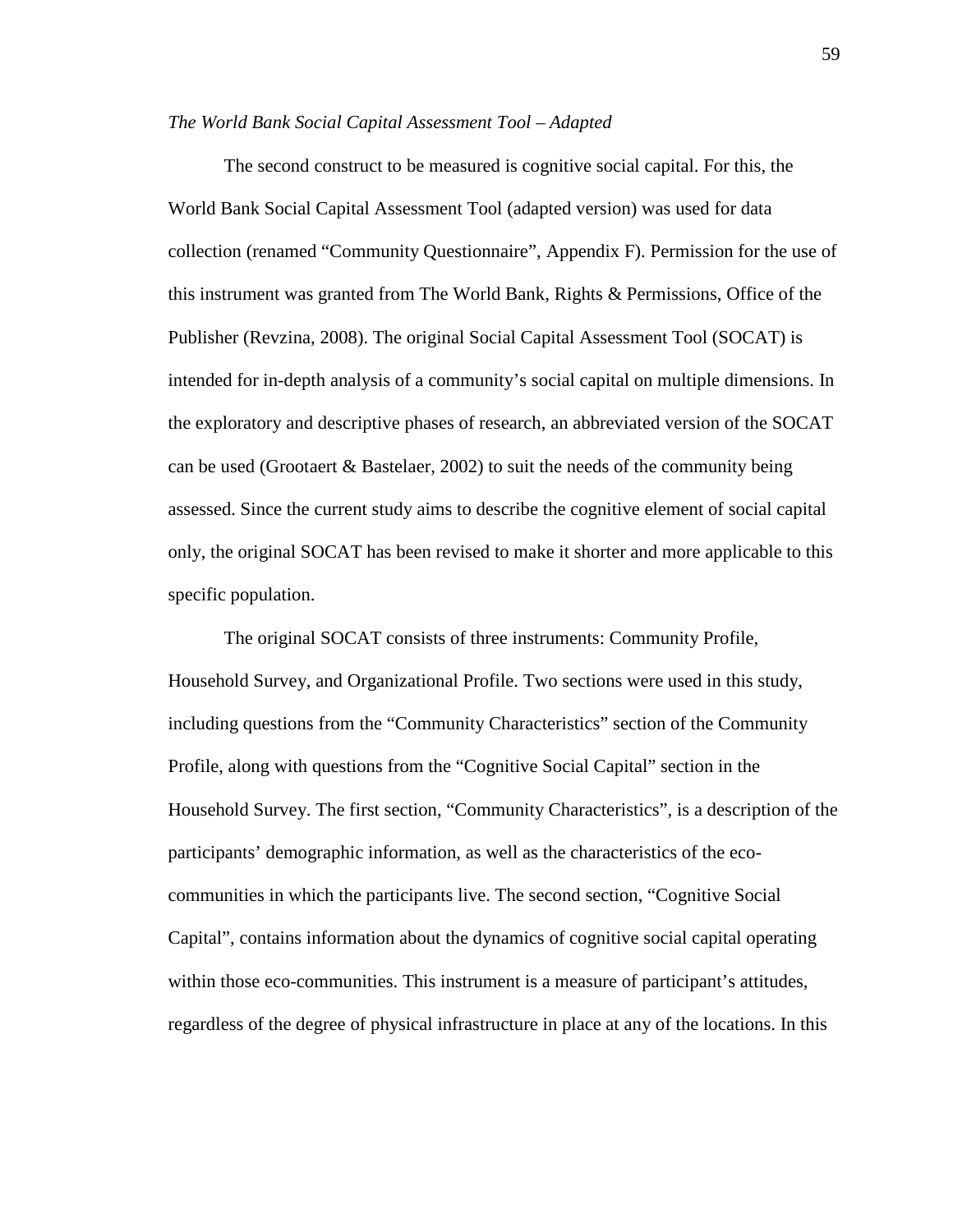*The World Bank Social Capital Assessment Tool – Adapted*

The second construct to be measured is cognitive social capital. For this, the World Bank Social Capital Assessment Tool (adapted version) was used for data collection (renamed "Community Questionnaire", Appendix F). Permission for the use of this instrument was granted from The World Bank, Rights & Permissions, Office of the Publisher (Revzina, 2008). The original Social Capital Assessment Tool (SOCAT) is intended for in-depth analysis of a community's social capital on multiple dimensions. In the exploratory and descriptive phases of research, an abbreviated version of the SOCAT can be used (Grootaert & Bastelaer, 2002) to suit the needs of the community being assessed. Since the current study aims to describe the cognitive element of social capital only, the original SOCAT has been revised to make it shorter and more applicable to this specific population.

The original SOCAT consists of three instruments: Community Profile, Household Survey, and Organizational Profile. Two sections were used in this study, including questions from the "Community Characteristics" section of the Community Profile, along with questions from the "Cognitive Social Capital" section in the Household Survey. The first section, "Community Characteristics", is a description of the participants' demographic information, as well as the characteristics of the eco-communities in which the participants live. The second section, "Cognitive Social Capital", contains information about the dynamics of cognitive social capital operating within those eco-communities. This instrument is a measure of participant's attitudes, regardless of the degree of physical infrastructure in place at any of the locations. In this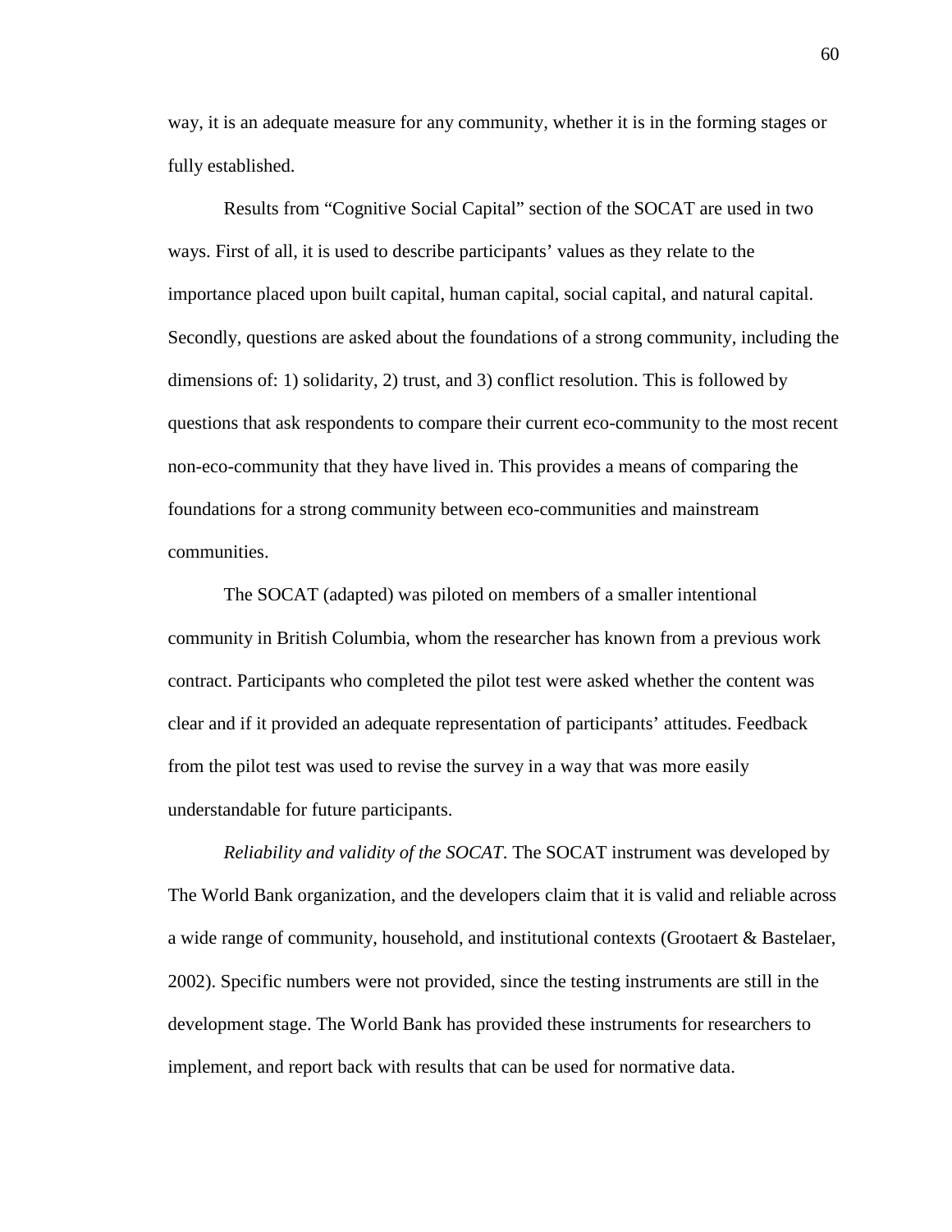way, it is an adequate measure for any community, whether it is in the forming stages or fully established.

Results from "Cognitive Social Capital" section of the SOCAT are used in two ways. First of all, it is used to describe participants' values as they relate to the importance placed upon built capital, human capital, social capital, and natural capital. Secondly, questions are asked about the foundations of a strong community, including the dimensions of: 1) solidarity, 2) trust, and 3) conflict resolution. This is followed by questions that ask respondents to compare their current eco-community to the most recent non-eco-community that they have lived in. This provides a means of comparing the foundations for a strong community between eco-communities and mainstream communities.

The SOCAT (adapted) was piloted on members of a smaller intentional community in British Columbia, whom the researcher has known from a previous work contract. Participants who completed the pilot test were asked whether the content was clear and if it provided an adequate representation of participants' attitudes. Feedback from the pilot test was used to revise the survey in a way that was more easily understandable for future participants.

*Reliability and validity of the SOCAT.* The SOCAT instrument was developed by The World Bank organization, and the developers claim that it is valid and reliable across a wide range of community, household, and institutional contexts (Grootaert & Bastelaer, 2002). Specific numbers were not provided, since the testing instruments are still in the development stage. The World Bank has provided these instruments for researchers to implement, and report back with results that can be used for normative data.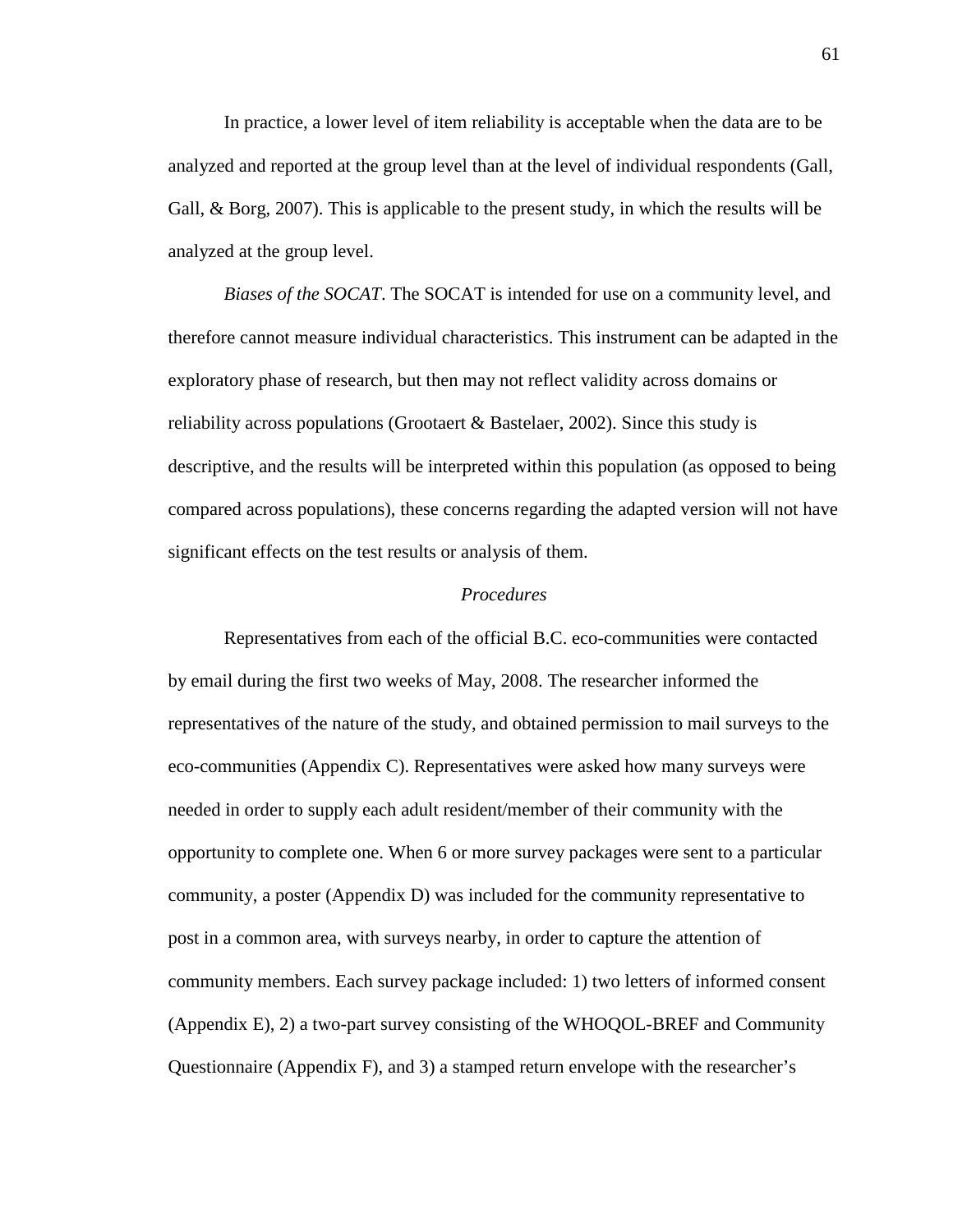In practice, a lower level of item reliability is acceptable when the data are to be analyzed and reported at the group level than at the level of individual respondents (Gall, Gall, & Borg, 2007). This is applicable to the present study, in which the results will be analyzed at the group level.

*Biases of the SOCAT*. The SOCAT is intended for use on a community level, and therefore cannot measure individual characteristics. This instrument can be adapted in the exploratory phase of research, but then may not reflect validity across domains or reliability across populations (Grootaert & Bastelaer, 2002). Since this study is descriptive, and the results will be interpreted within this population (as opposed to being compared across populations), these concerns regarding the adapted version will not have significant effects on the test results or analysis of them.

### *Procedures*

Representatives from each of the official B.C. eco-communities were contacted by email during the first two weeks of May, 2008. The researcher informed the representatives of the nature of the study, and obtained permission to mail surveys to the eco-communities (Appendix C). Representatives were asked how many surveys were needed in order to supply each adult resident/member of their community with the opportunity to complete one. When 6 or more survey packages were sent to a particular community, a poster (Appendix D) was included for the community representative to post in a common area, with surveys nearby, in order to capture the attention of community members. Each survey package included: 1) two letters of informed consent (Appendix E), 2) a two-part survey consisting of the WHOQOL-BREF and Community Questionnaire (Appendix F), and 3) a stamped return envelope with the researcher's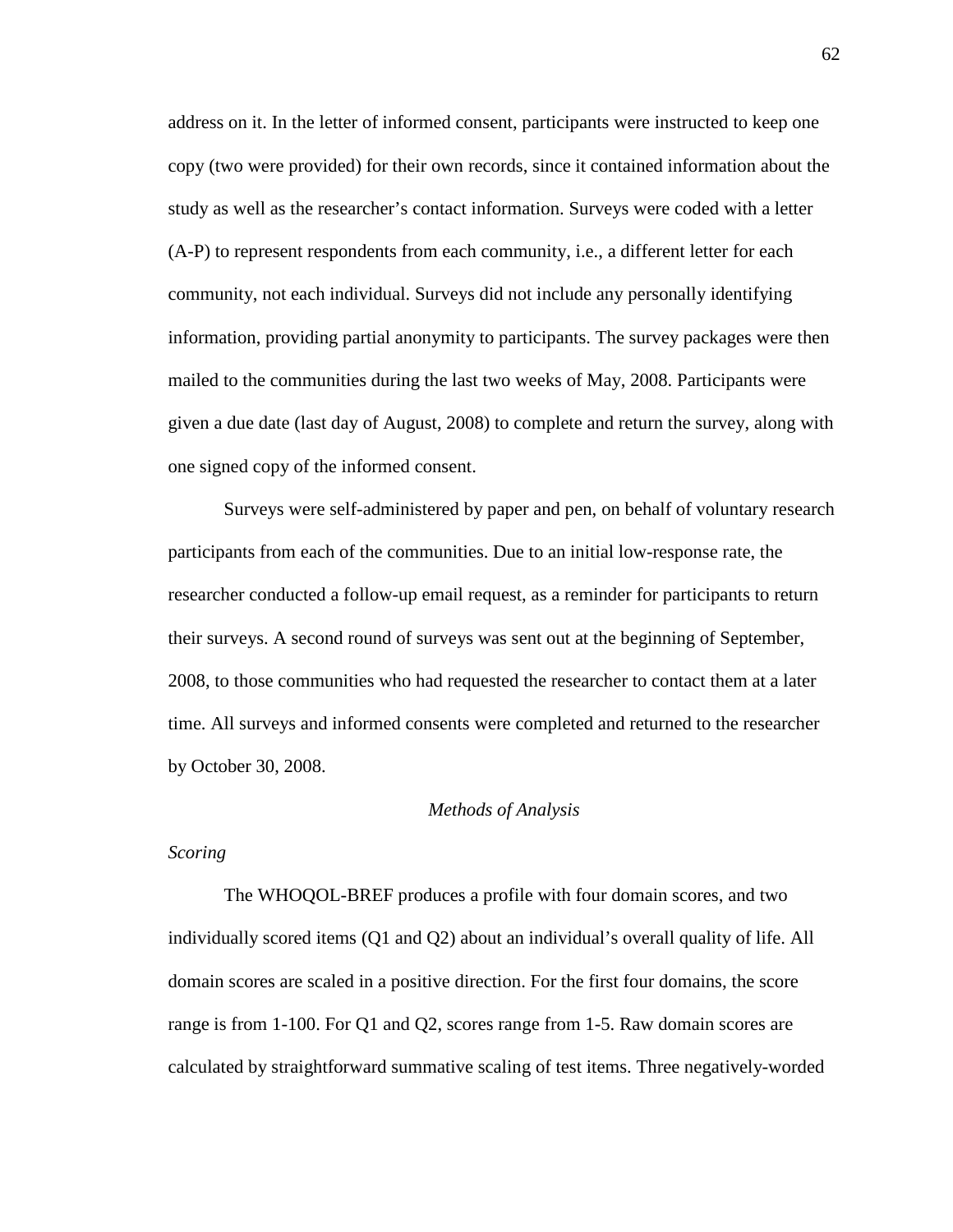address on it. In the letter of informed consent, participants were instructed to keep one copy (two were provided) for their own records, since it contained information about the study as well as the researcher's contact information. Surveys were coded with a letter (A-P) to represent respondents from each community, i.e., a different letter for each community, not each individual. Surveys did not include any personally identifying information, providing partial anonymity to participants. The survey packages were then mailed to the communities during the last two weeks of May, 2008. Participants were given a due date (last day of August, 2008) to complete and return the survey, along with one signed copy of the informed consent.

Surveys were self-administered by paper and pen, on behalf of voluntary research participants from each of the communities. Due to an initial low-response rate, the researcher conducted a follow-up email request, as a reminder for participants to return their surveys. A second round of surveys was sent out at the beginning of September, 2008, to those communities who had requested the researcher to contact them at a later time. All surveys and informed consents were completed and returned to the researcher by October 30, 2008.

## *Methods of Analysis*

### *Scoring*

The WHOQOL-BREF produces a profile with four domain scores, and two individually scored items (Q1 and Q2) about an individual's overall quality of life. All domain scores are scaled in a positive direction. For the first four domains, the score range is from 1-100. For Q1 and Q2, scores range from 1-5. Raw domain scores are calculated by straightforward summative scaling of test items. Three negatively-worded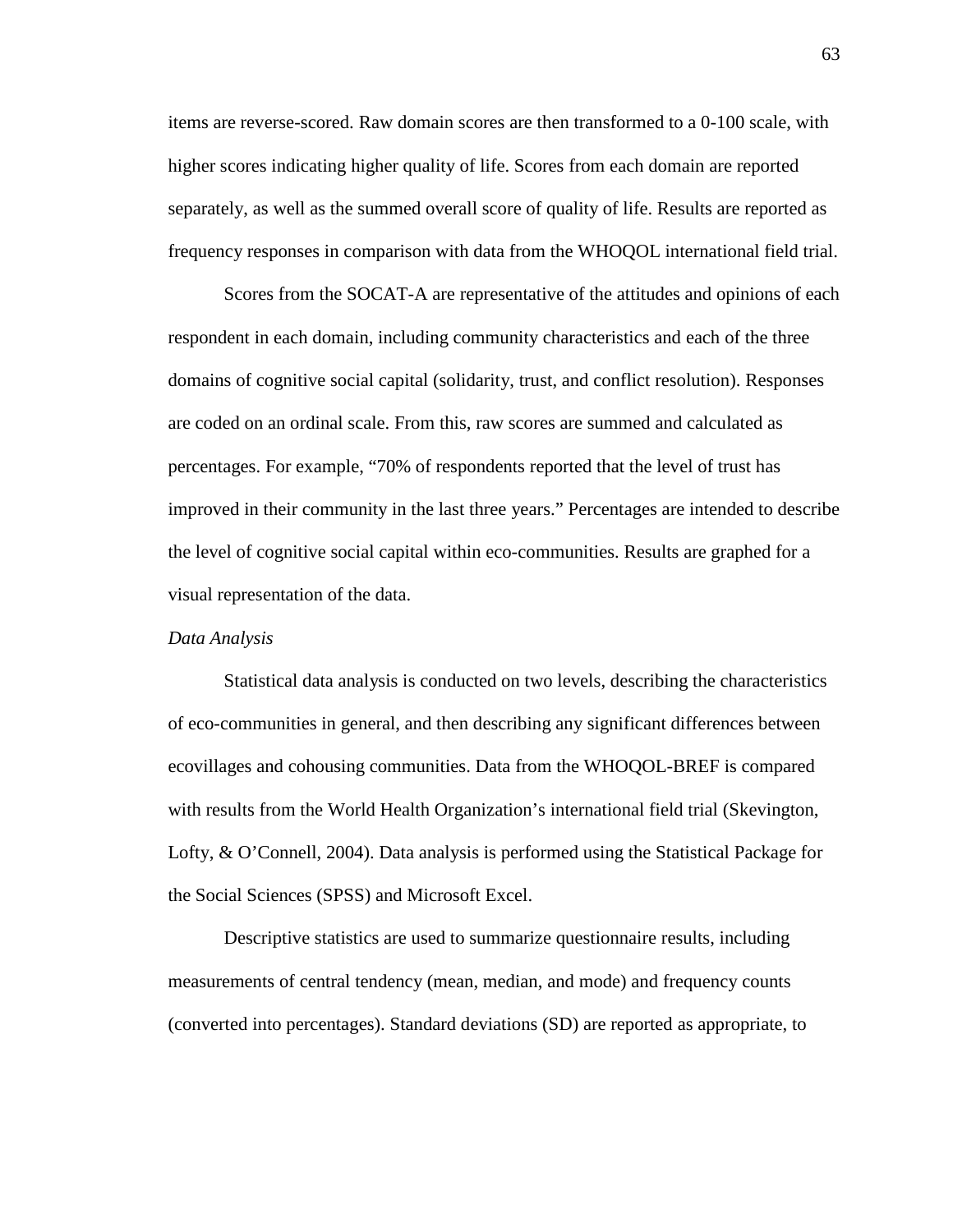items are reverse-scored. Raw domain scores are then transformed to a 0-100 scale, with higher scores indicating higher quality of life. Scores from each domain are reported separately, as well as the summed overall score of quality of life. Results are reported as frequency responses in comparison with data from the WHOQOL international field trial.

Scores from the SOCAT-A are representative of the attitudes and opinions of each respondent in each domain, including community characteristics and each of the three domains of cognitive social capital (solidarity, trust, and conflict resolution). Responses are coded on an ordinal scale. From this, raw scores are summed and calculated as percentages. For example, "70% of respondents reported that the level of trust has improved in their community in the last three years." Percentages are intended to describe the level of cognitive social capital within eco-communities. Results are graphed for a visual representation of the data.

*Data Analysis*

Statistical data analysis is conducted on two levels, describing the characteristics of eco-communities in general, and then describing any significant differences between ecovillages and cohousing communities. Data from the WHOQOL-BREF is compared with results from the World Health Organization's international field trial (Skevington, Lofty, & O'Connell, 2004). Data analysis is performed using the Statistical Package for the Social Sciences (SPSS) and Microsoft Excel.

Descriptive statistics are used to summarize questionnaire results, including measurements of central tendency (mean, median, and mode) and frequency counts (converted into percentages). Standard deviations (SD) are reported as appropriate, to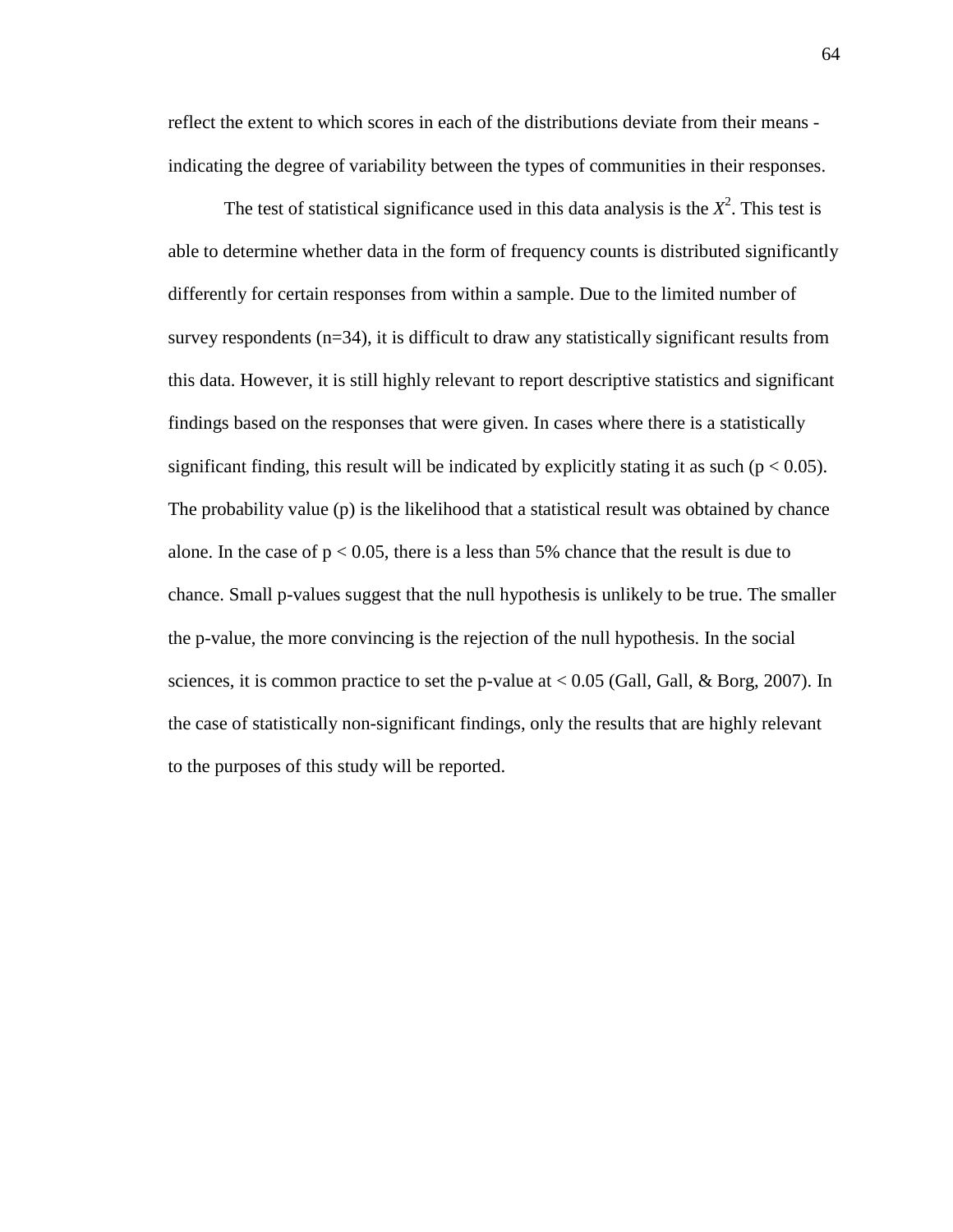reflect the extent to which scores in each of the distributions deviate from their means - indicating the degree of variability between the types of communities in their responses.

The test of statistical significance used in this data analysis is the $X^2$. This test is able to determine whether data in the form of frequency counts is distributed significantly differently for certain responses from within a sample. Due to the limited number of survey respondents (n=34), it is difficult to draw any statistically significant results from this data. However, it is still highly relevant to report descriptive statistics and significant findings based on the responses that were given. In cases where there is a statistically significant finding, this result will be indicated by explicitly stating it as such ($p < 0.05$). The probability value (p) is the likelihood that a statistical result was obtained by chance alone. In the case of $p < 0.05$, there is a less than 5% chance that the result is due to chance. Small p-values suggest that the null hypothesis is unlikely to be true. The smaller the p-value, the more convincing is the rejection of the null hypothesis. In the social sciences, it is common practice to set the p-value at $< 0.05$ (Gall, Gall, & Borg, 2007). In the case of statistically non-significant findings, only the results that are highly relevant to the purposes of this study will be reported.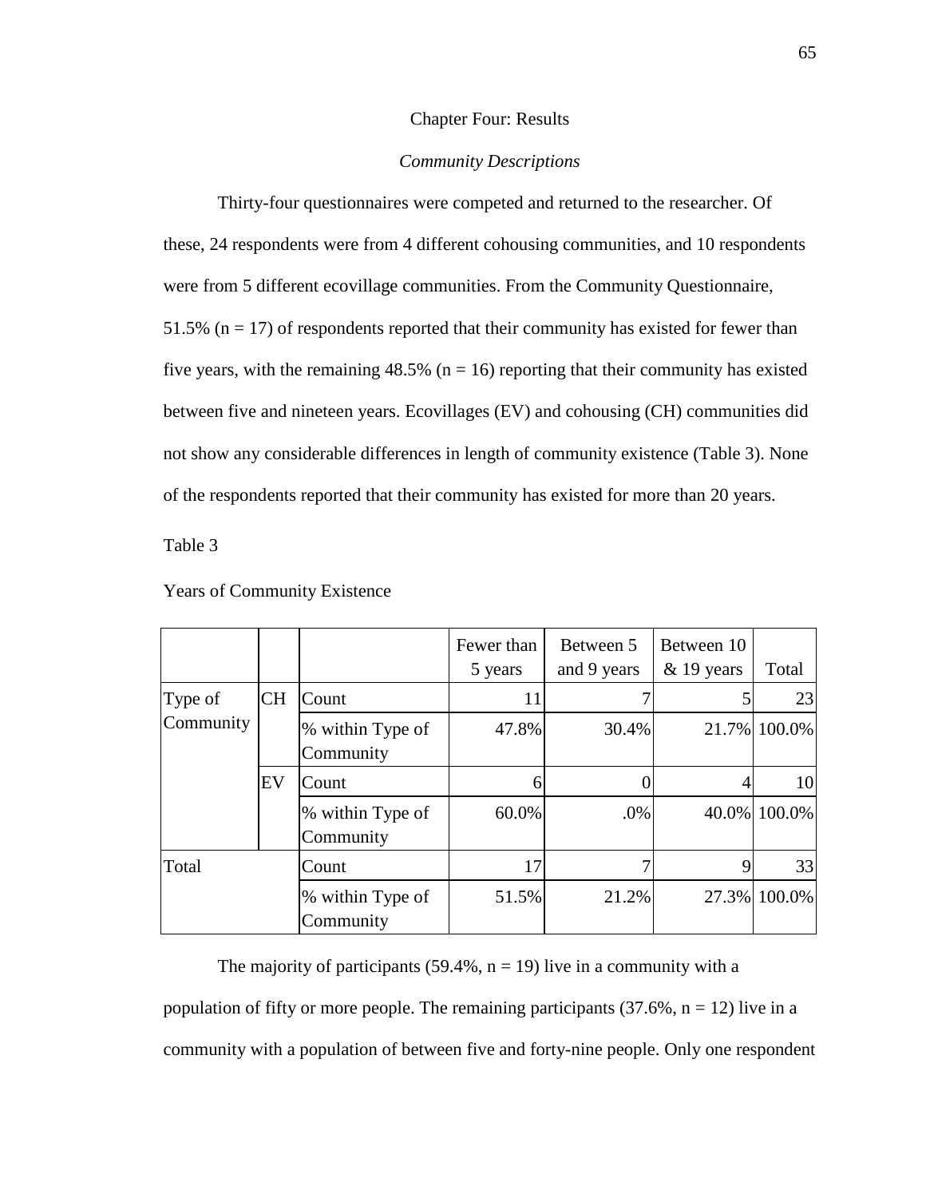# Chapter Four: Results

## *Community Descriptions*

Thirty-four questionnaires were competed and returned to the researcher. Of these, 24 respondents were from 4 different cohousing communities, and 10 respondents were from 5 different ecovillage communities. From the Community Questionnaire, 51.5% (n = 17) of respondents reported that their community has existed for fewer than five years, with the remaining 48.5% (n = 16) reporting that their community has existed between five and nineteen years. Ecovillages (EV) and cohousing (CH) communities did not show any considerable differences in length of community existence (Table 3). None of the respondents reported that their community has existed for more than 20 years.

Table 3

Years of Community Existence

| | | | Fewer than 5 years | Between 5 and 9 years | Between 10 & 19 years | Total |
|---|---|---|---|---|---|---|
| Type of Community | CH | Count | 11 | 7 | 5 | 23 |
| | | % within Type of Community | 47.8% | 30.4% | 21.7% | 100.0% |
| | EV | Count | 6 | 0 | 4 | 10 |
| | | % within Type of Community | 60.0% | .0% | 40.0% | 100.0% |
| Total | | Count | 17 | 7 | 9 | 33 |
| | | % within Type of Community | 51.5% | 21.2% | 27.3% | 100.0% |

The majority of participants (59.4%, n = 19) live in a community with a population of fifty or more people. The remaining participants (37.6%, n = 12) live in a community with a population of between five and forty-nine people. Only one respondent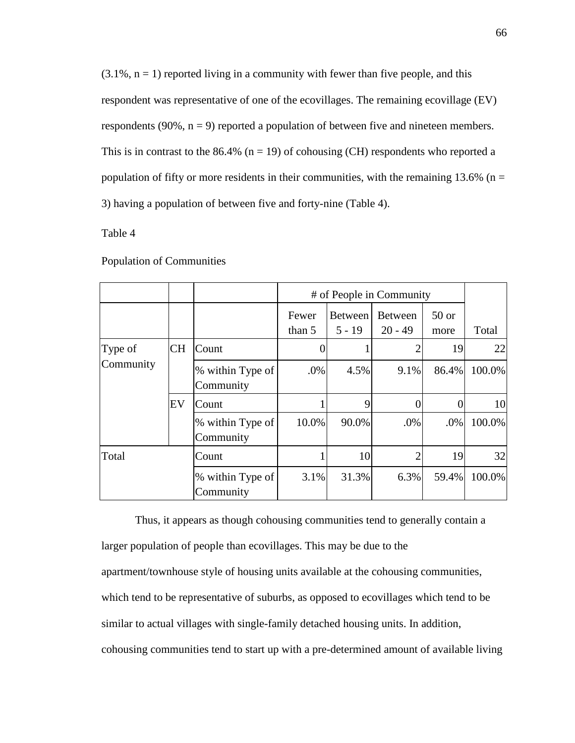(3.1%, n = 1) reported living in a community with fewer than five people, and this respondent was representative of one of the ecovillages. The remaining ecovillage (EV) respondents (90%, n = 9) reported a population of between five and nineteen members. This is in contrast to the 86.4% (n = 19) of cohousing (CH) respondents who reported a population of fifty or more residents in their communities, with the remaining 13.6% (n = 3) having a population of between five and forty-nine (Table 4).

Table 4

Population of Communities

| | | | # of People in Community | | | | |
|---|---|---|---|---|---|---|---|
| | | | Fewer than 5 | Between 5 - 19 | Between 20 - 49 | 50 or more | Total |
| Type of Community | CH | Count | 0 | 1 | 2 | 19 | 22 |
| | | % within Type of Community | .0% | 4.5% | 9.1% | 86.4% | 100.0% |
| | EV | Count | 1 | 9 | 0 | 0 | 10 |
| | | % within Type of Community | 10.0% | 90.0% | .0% | .0% | 100.0% |
| Total | | Count | 1 | 10 | 2 | 19 | 32 |
| | | % within Type of Community | 3.1% | 31.3% | 6.3% | 59.4% | 100.0% |

Thus, it appears as though cohousing communities tend to generally contain a larger population of people than ecovillages. This may be due to the apartment/townhouse style of housing units available at the cohousing communities, which tend to be representative of suburbs, as opposed to ecovillages which tend to be similar to actual villages with single-family detached housing units. In addition, cohousing communities tend to start up with a pre-determined amount of available living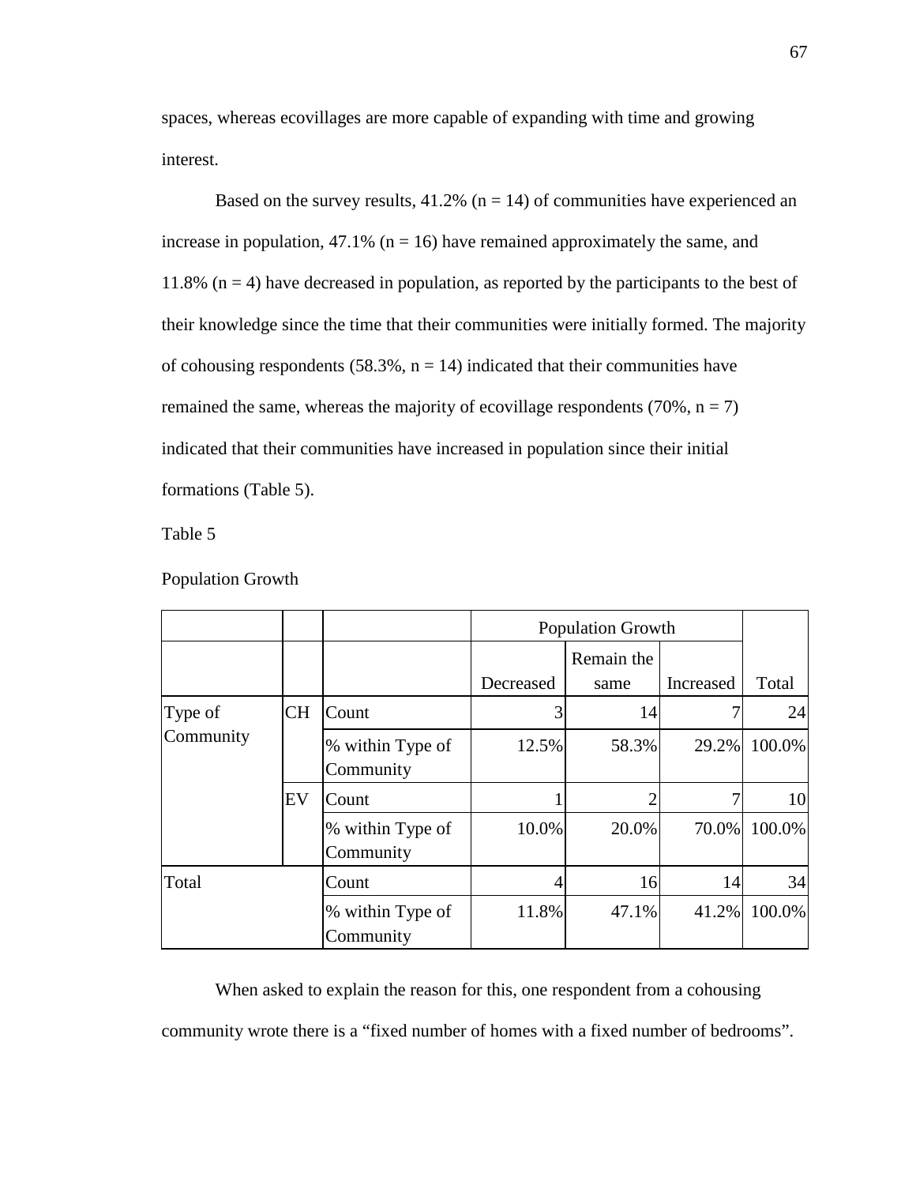spaces, whereas ecovillages are more capable of expanding with time and growing interest.

Based on the survey results, 41.2% ($n = 14$) of communities have experienced an increase in population, 47.1% ($n = 16$) have remained approximately the same, and 11.8% ($n = 4$) have decreased in population, as reported by the participants to the best of their knowledge since the time that their communities were initially formed. The majority of cohousing respondents (58.3%, $n = 14$) indicated that their communities have remained the same, whereas the majority of ecovillage respondents (70%, $n = 7$) indicated that their communities have increased in population since their initial formations (Table 5).

Table 5

Population Growth

| | | | Population Growth | | | |
|---|---|---|---|---|---|---|
| | | | Decreased | Remain the same | Increased | Total |
| Type of Community | CH | Count | 3 | 14 | 7 | 24 |
| | | % within Type of Community | 12.5% | 58.3% | 29.2% | 100.0% |
| | EV | Count | 1 | 2 | 7 | 10 |
| | | % within Type of Community | 10.0% | 20.0% | 70.0% | 100.0% |
| Total | | Count | 4 | 16 | 14 | 34 |
| | | % within Type of Community | 11.8% | 47.1% | 41.2% | 100.0% |

When asked to explain the reason for this, one respondent from a cohousing community wrote there is a “fixed number of homes with a fixed number of bedrooms”.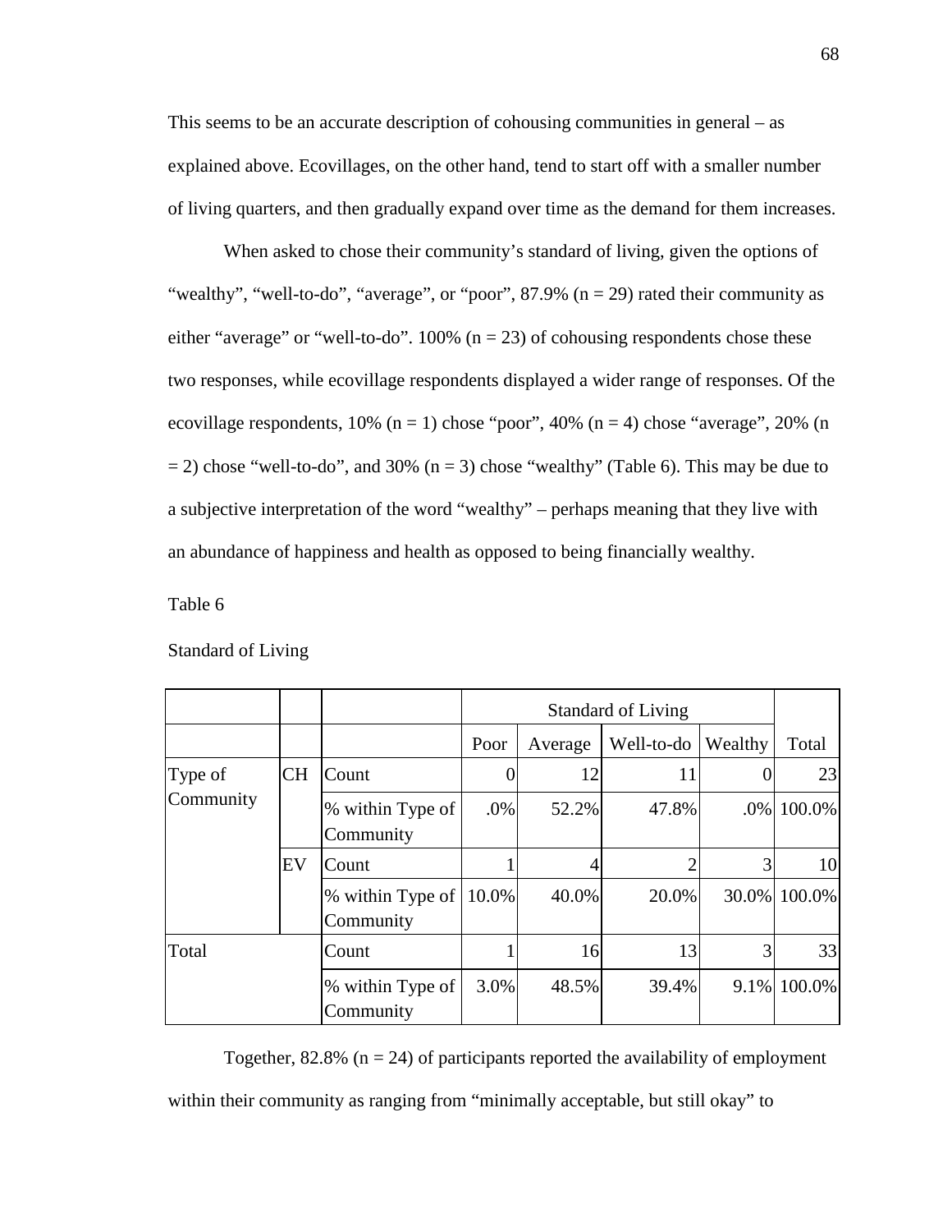This seems to be an accurate description of cohousing communities in general – as explained above. Ecovillages, on the other hand, tend to start off with a smaller number of living quarters, and then gradually expand over time as the demand for them increases.

When asked to chose their community's standard of living, given the options of "wealthy", "well-to-do", "average", or "poor", 87.9% (n = 29) rated their community as either "average" or "well-to-do". 100% (n = 23) of cohousing respondents chose these two responses, while ecovillage respondents displayed a wider range of responses. Of the ecovillage respondents, 10% (n = 1) chose "poor", 40% (n = 4) chose "average", 20% (n = 2) chose "well-to-do", and 30% (n = 3) chose "wealthy" (Table 6). This may be due to a subjective interpretation of the word "wealthy" – perhaps meaning that they live with an abundance of happiness and health as opposed to being financially wealthy.

Table 6

Standard of Living

| | | | Standard of Living | | | | |
|---|---|---|---|---|---|---|---|
| | | | Poor | Average | Well-to-do | Wealthy | Total |
| Type of Community | CH | Count | 0 | 12 | 11 | 0 | 23 |
| | | % within Type of Community | .0% | 52.2% | 47.8% | .0% | 100.0% |
| | EV | Count | 1 | 4 | 2 | 3 | 10 |
| | | % within Type of Community | 10.0% | 40.0% | 20.0% | 30.0% | 100.0% |
| Total | | Count | 1 | 16 | 13 | 3 | 33 |
| | | % within Type of Community | 3.0% | 48.5% | 39.4% | 9.1% | 100.0% |

Together, 82.8% (n = 24) of participants reported the availability of employment within their community as ranging from "minimally acceptable, but still okay" to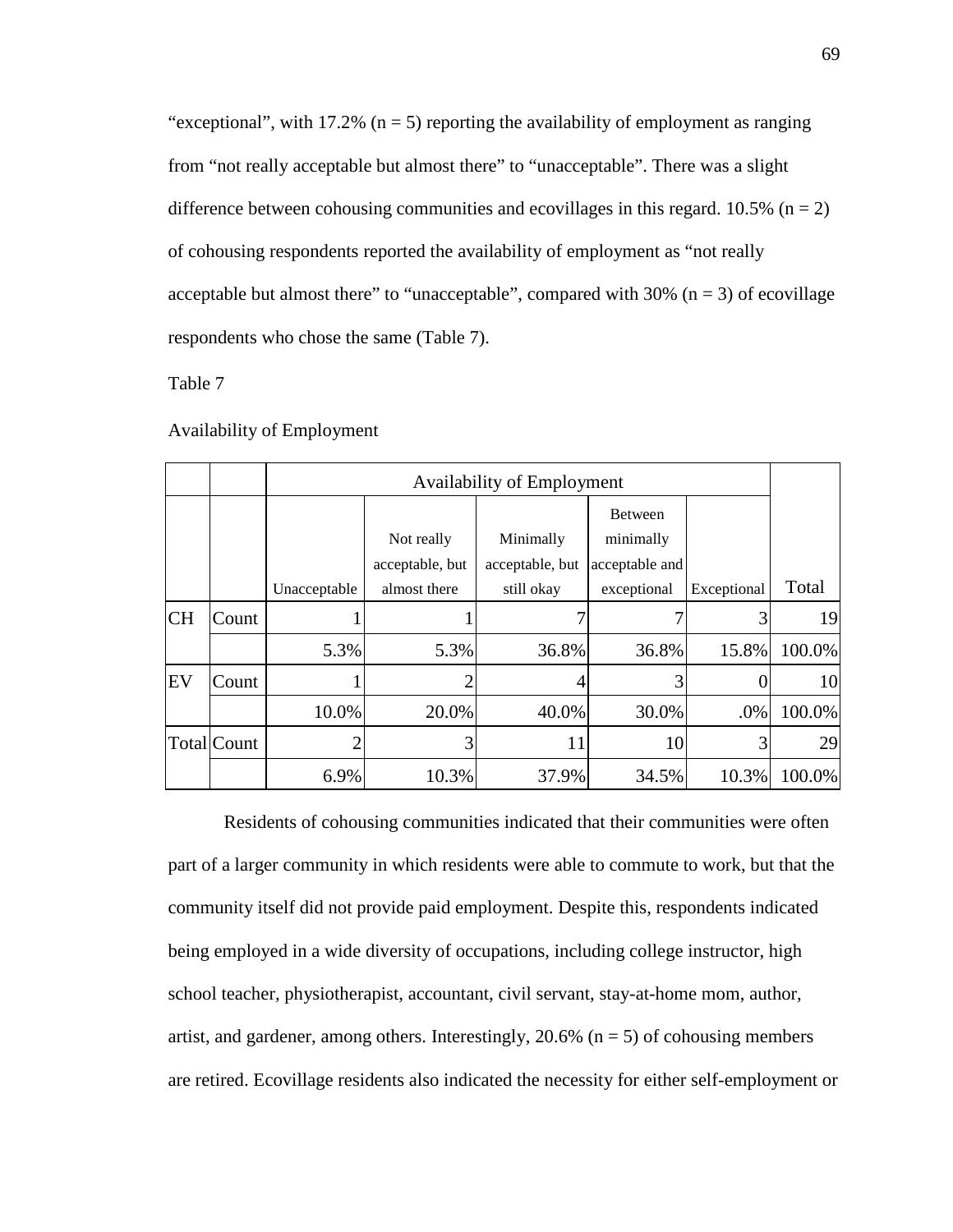"exceptional", with 17.2% (n = 5) reporting the availability of employment as ranging from "not really acceptable but almost there" to "unacceptable". There was a slight difference between cohousing communities and ecovillages in this regard. 10.5% (n = 2) of cohousing respondents reported the availability of employment as "not really acceptable but almost there" to "unacceptable", compared with 30% (n = 3) of ecovillage respondents who chose the same (Table 7).

Table 7

Availability of Employment

| | | Availability of Employment | | | | | |
|---|---|---|---|---|---|---|---|
| | | Unacceptable | Not really acceptable, but almost there | Minimally acceptable, but still okay | Between minimally acceptable and exceptional | Exceptional | Total |
| CH | Count | 1 | 1 | 7 | 7 | 3 | 19 |
| | | 5.3% | 5.3% | 36.8% | 36.8% | 15.8% | 100.0% |
| EV | Count | 1 | 2 | 4 | 3 | 0 | 10 |
| | | 10.0% | 20.0% | 40.0% | 30.0% | .0% | 100.0% |
| Total | Count | 2 | 3 | 11 | 10 | 3 | 29 |
| | | 6.9% | 10.3% | 37.9% | 34.5% | 10.3% | 100.0% |

Residents of cohousing communities indicated that their communities were often part of a larger community in which residents were able to commute to work, but that the community itself did not provide paid employment. Despite this, respondents indicated being employed in a wide diversity of occupations, including college instructor, high school teacher, physiotherapist, accountant, civil servant, stay-at-home mom, author, artist, and gardener, among others. Interestingly, 20.6% (n = 5) of cohousing members are retired. Ecovillage residents also indicated the necessity for either self-employment or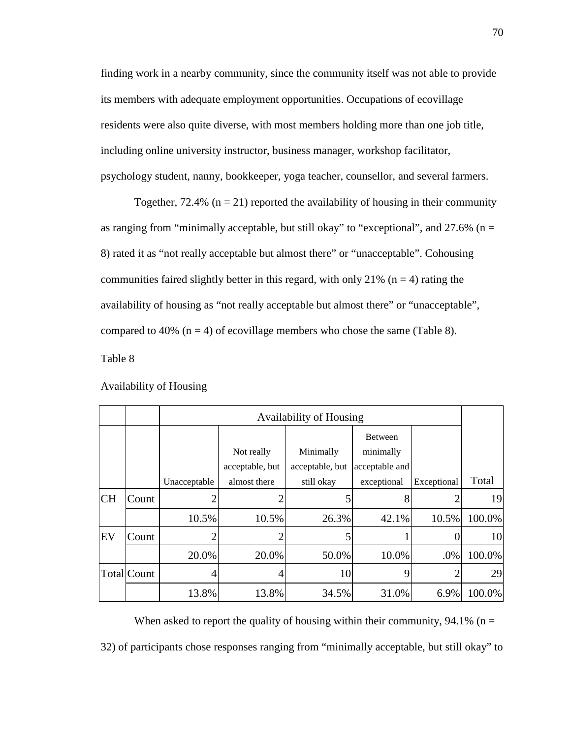finding work in a nearby community, since the community itself was not able to provide its members with adequate employment opportunities. Occupations of ecovillage residents were also quite diverse, with most members holding more than one job title, including online university instructor, business manager, workshop facilitator, psychology student, nanny, bookkeeper, yoga teacher, counsellor, and several farmers.

Together, 72.4% (n = 21) reported the availability of housing in their community as ranging from "minimally acceptable, but still okay" to "exceptional", and 27.6% (n = 8) rated it as "not really acceptable but almost there" or "unacceptable". Cohousing communities faired slightly better in this regard, with only 21% (n = 4) rating the availability of housing as "not really acceptable but almost there" or "unacceptable", compared to 40% (n = 4) of ecovillage members who chose the same (Table 8).

Table 8

Availability of Housing

| | | Availability of Housing | | | | | |
|---|---|---|---|---|---|---|---|
| | | Unacceptable | Not really acceptable, but almost there | Minimally acceptable, but still okay | Between minimally acceptable and exceptional | Exceptional | Total |
| CH | Count | 2 | 2 | 5 | 8 | 2 | 19 |
| | | 10.5% | 10.5% | 26.3% | 42.1% | 10.5% | 100.0% |
| EV | Count | 2 | 2 | 5 | 1 | 0 | 10 |
| | | 20.0% | 20.0% | 50.0% | 10.0% | .0% | 100.0% |
| Total | Count | 4 | 4 | 10 | 9 | 2 | 29 |
| | | 13.8% | 13.8% | 34.5% | 31.0% | 6.9% | 100.0% |

When asked to report the quality of housing within their community, 94.1% (n = 32) of participants chose responses ranging from "minimally acceptable, but still okay" to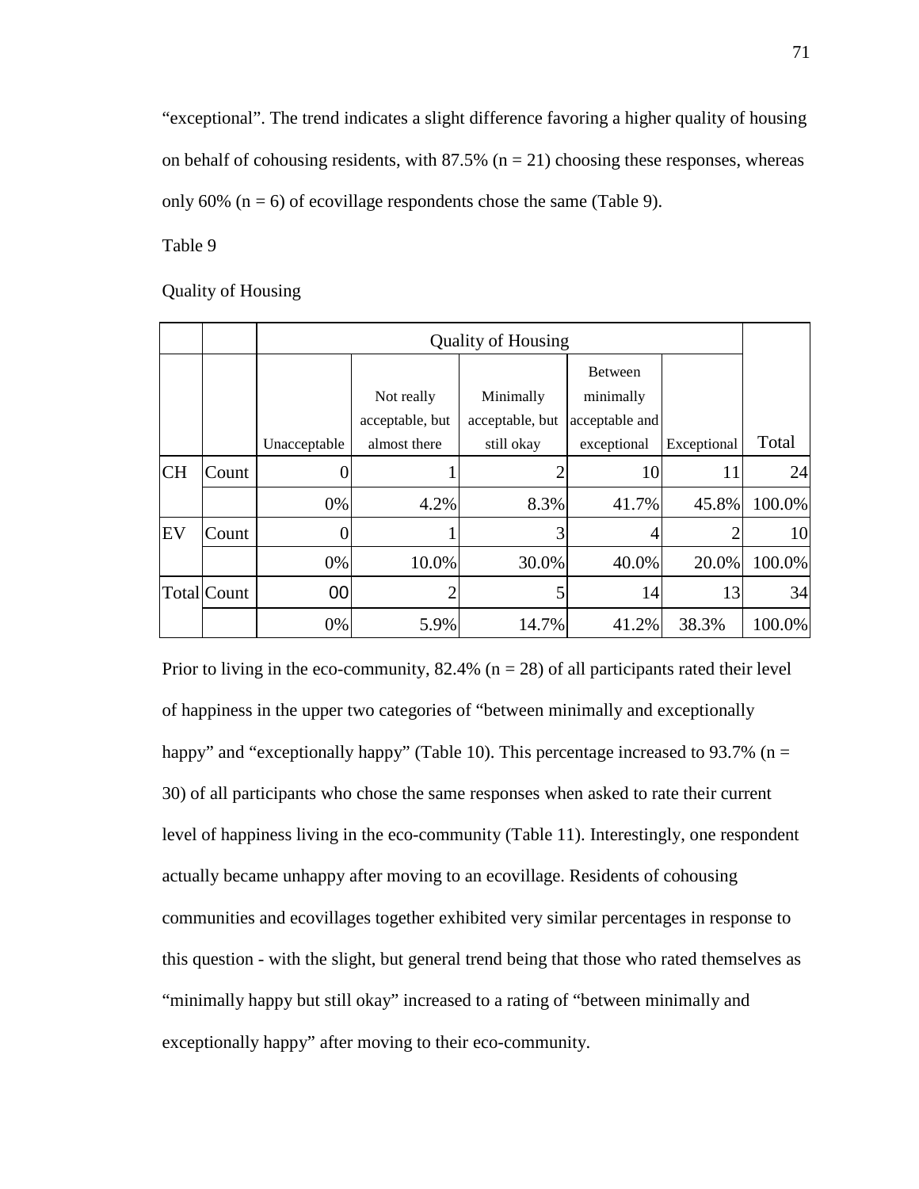“exceptional”. The trend indicates a slight difference favoring a higher quality of housing on behalf of cohousing residents, with 87.5% (n = 21) choosing these responses, whereas only 60% (n = 6) of ecovillage respondents chose the same (Table 9).

Table 9

Quality of Housing

| | | Quality of Housing | | | | | |
|---|---|---|---|---|---|---|---|
| | | Unacceptable | Not really acceptable, but almost there | Minimally acceptable, but still okay | Between minimally acceptable and exceptional | Exceptional | Total |
| CH | Count | 0 | 1 | 2 | 10 | 11 | 24 |
| | | 0% | 4.2% | 8.3% | 41.7% | 45.8% | 100.0% |
| EV | Count | 0 | 1 | 3 | 4 | 2 | 10 |
| | | 0% | 10.0% | 30.0% | 40.0% | 20.0% | 100.0% |
| Total | Count | 00 | 2 | 5 | 14 | 13 | 34 |
| | | 0% | 5.9% | 14.7% | 41.2% | 38.3% | 100.0% |

Prior to living in the eco-community, 82.4% (n = 28) of all participants rated their level of happiness in the upper two categories of “between minimally and exceptionally happy” and “exceptionally happy” (Table 10). This percentage increased to 93.7% (n = 30) of all participants who chose the same responses when asked to rate their current level of happiness living in the eco-community (Table 11). Interestingly, one respondent actually became unhappy after moving to an ecovillage. Residents of cohousing communities and ecovillages together exhibited very similar percentages in response to this question - with the slight, but general trend being that those who rated themselves as “minimally happy but still okay” increased to a rating of “between minimally and exceptionally happy” after moving to their eco-community.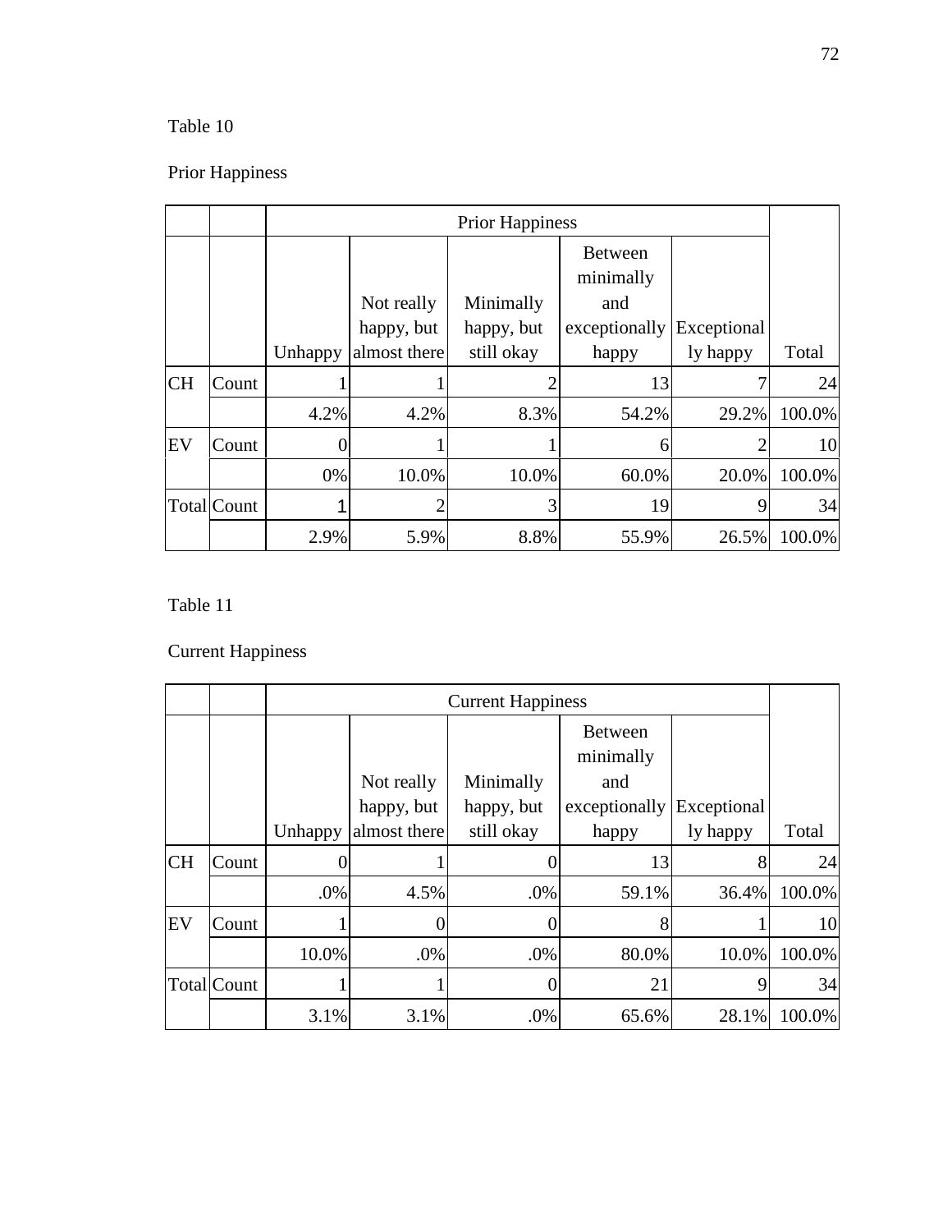Table 10

Prior Happiness

| | | Prior Happiness | | | | | |
|---|---|---|---|---|---|---|---|
| | | Unhappy | Not really happy, but almost there | Minimally happy, but still okay | Between minimally and exceptionally happy | Exceptionally happy | Total |
| CH | Count | 1 | 1 | 2 | 13 | 7 | 24 |
| | | 4.2% | 4.2% | 8.3% | 54.2% | 29.2% | 100.0% |
| EV | Count | 0 | 1 | 1 | 6 | 2 | 10 |
| | | 0% | 10.0% | 10.0% | 60.0% | 20.0% | 100.0% |
| Total | Count | 1 | 2 | 3 | 19 | 9 | 34 |
| | | 2.9% | 5.9% | 8.8% | 55.9% | 26.5% | 100.0% |

Table 11

Current Happiness

| | | Current Happiness | | | | | |
|---|---|---|---|---|---|---|---|
| | | Unhappy | Not really happy, but almost there | Minimally happy, but still okay | Between minimally and exceptionally happy | Exceptionally happy | Total |
| CH | Count | 0 | 1 | 0 | 13 | 8 | 24 |
| | | .0% | 4.5% | .0% | 59.1% | 36.4% | 100.0% |
| EV | Count | 1 | 0 | 0 | 8 | 1 | 10 |
| | | 10.0% | .0% | .0% | 80.0% | 10.0% | 100.0% |
| Total | Count | 1 | 1 | 0 | 21 | 9 | 34 |
| | | 3.1% | 3.1% | .0% | 65.6% | 28.1% | 100.0% |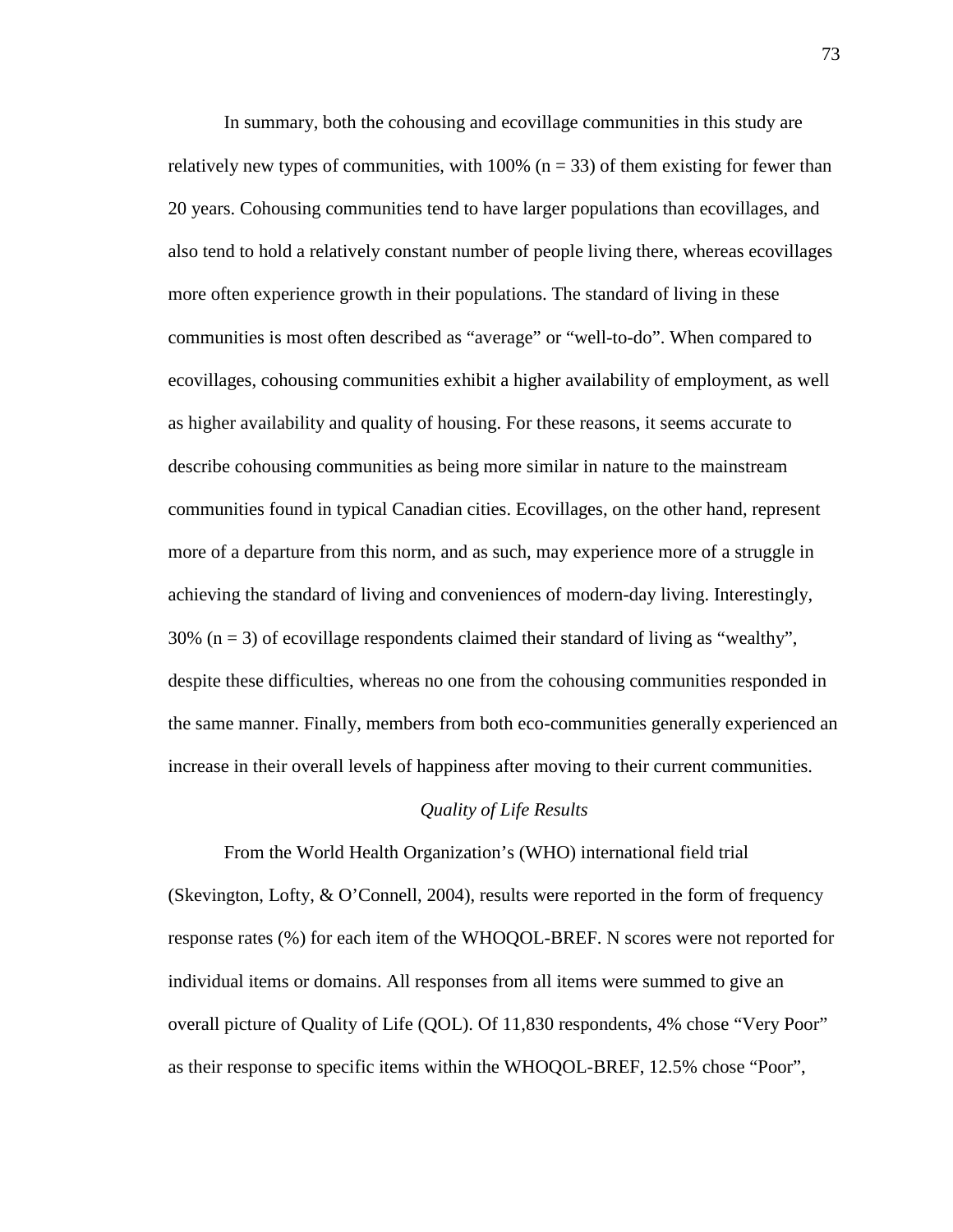In summary, both the cohousing and ecovillage communities in this study are relatively new types of communities, with 100% (n = 33) of them existing for fewer than 20 years. Cohousing communities tend to have larger populations than ecovillages, and also tend to hold a relatively constant number of people living there, whereas ecovillages more often experience growth in their populations. The standard of living in these communities is most often described as "average" or "well-to-do". When compared to ecovillages, cohousing communities exhibit a higher availability of employment, as well as higher availability and quality of housing. For these reasons, it seems accurate to describe cohousing communities as being more similar in nature to the mainstream communities found in typical Canadian cities. Ecovillages, on the other hand, represent more of a departure from this norm, and as such, may experience more of a struggle in achieving the standard of living and conveniences of modern-day living. Interestingly, 30% (n = 3) of ecovillage respondents claimed their standard of living as "wealthy", despite these difficulties, whereas no one from the cohousing communities responded in the same manner. Finally, members from both eco-communities generally experienced an increase in their overall levels of happiness after moving to their current communities.

*Quality of Life Results*

From the World Health Organization's (WHO) international field trial (Skevington, Lofty, & O'Connell, 2004), results were reported in the form of frequency response rates (%) for each item of the WHOQOL-BREF. N scores were not reported for individual items or domains. All responses from all items were summed to give an overall picture of Quality of Life (QOL). Of 11,830 respondents, 4% chose "Very Poor" as their response to specific items within the WHOQOL-BREF, 12.5% chose "Poor",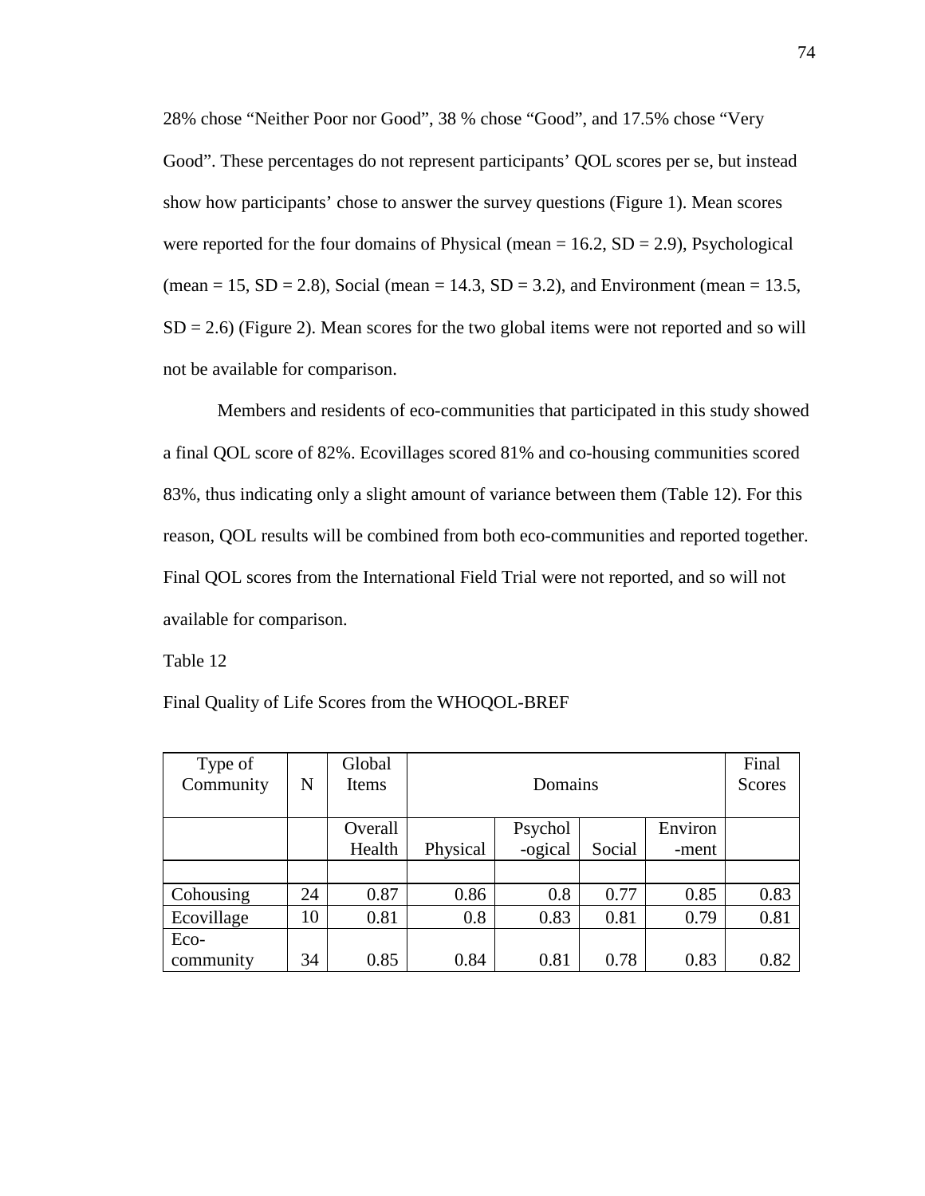28% chose “Neither Poor nor Good”, 38 % chose “Good”, and 17.5% chose “Very Good”. These percentages do not represent participants’ QOL scores per se, but instead show how participants’ chose to answer the survey questions (Figure 1). Mean scores were reported for the four domains of Physical (mean = 16.2, SD = 2.9), Psychological (mean = 15, SD = 2.8), Social (mean = 14.3, SD = 3.2), and Environment (mean = 13.5, SD = 2.6) (Figure 2). Mean scores for the two global items were not reported and so will not be available for comparison.

Members and residents of eco-communities that participated in this study showed a final QOL score of 82%. Ecovillages scored 81% and co-housing communities scored 83%, thus indicating only a slight amount of variance between them (Table 12). For this reason, QOL results will be combined from both eco-communities and reported together. Final QOL scores from the International Field Trial were not reported, and so will not available for comparison.

Table 12

Final Quality of Life Scores from the WHOQOL-BREF

| Type of Community | N | Global Items | Domains | | | | Final Scores |
|---|---|---|---|---|---|---|---|
| | | Overall Health | Physical | Psychol-ogical | Social | Environ-ment | |
| | | | | | | | |
| Cohousing | 24 | 0.87 | 0.86 | 0.8 | 0.77 | 0.85 | 0.83 |
| Ecovillage | 10 | 0.81 | 0.8 | 0.83 | 0.81 | 0.79 | 0.81 |
| Eco-community | 34 | 0.85 | 0.84 | 0.81 | 0.78 | 0.83 | 0.82 |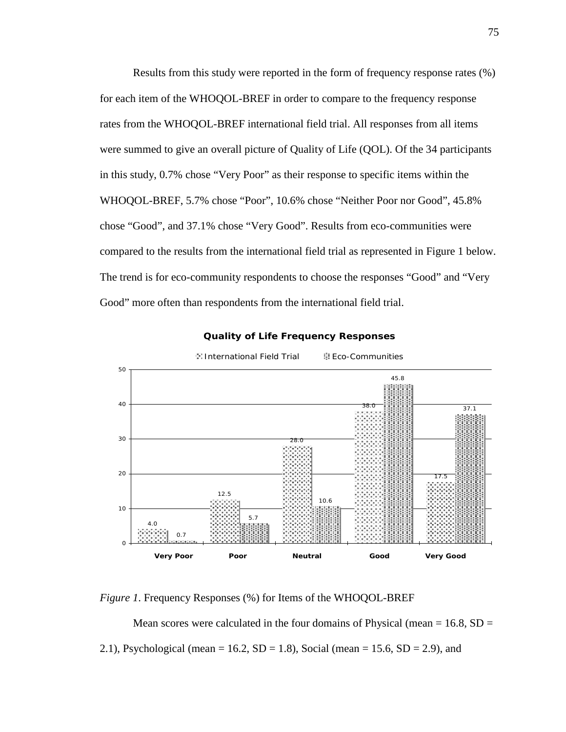Results from this study were reported in the form of frequency response rates (%) for each item of the WHOQOL-BREF in order to compare to the frequency response rates from the WHOQOL-BREF international field trial. All responses from all items were summed to give an overall picture of Quality of Life (QOL). Of the 34 participants in this study, 0.7% chose “Very Poor” as their response to specific items within the WHOQOL-BREF, 5.7% chose “Poor”, 10.6% chose “Neither Poor nor Good”, 45.8% chose “Good”, and 37.1% chose “Very Good”. Results from eco-communities were compared to the results from the international field trial as represented in Figure 1 below. The trend is for eco-community respondents to choose the responses “Good” and “Very Good” more often than respondents from the international field trial.

**Quality of Life Frequency Responses**

| | Very Poor | Poor | Neutral | Good | Very Good |
|---|---|---|---|---|---|
| International Field Trial | 4.0 | 12.5 | 28.0 | 38.0 | 17.5 |
| Eco-Communities | 0.7 | 5.7 | 10.6 | 45.8 | 37.1 |

*Figure 1.* Frequency Responses (%) for Items of the WHOQOL-BREF

Mean scores were calculated in the four domains of Physical (mean = 16.8, SD = 2.1), Psychological (mean = 16.2, SD = 1.8), Social (mean = 15.6, SD = 2.9), and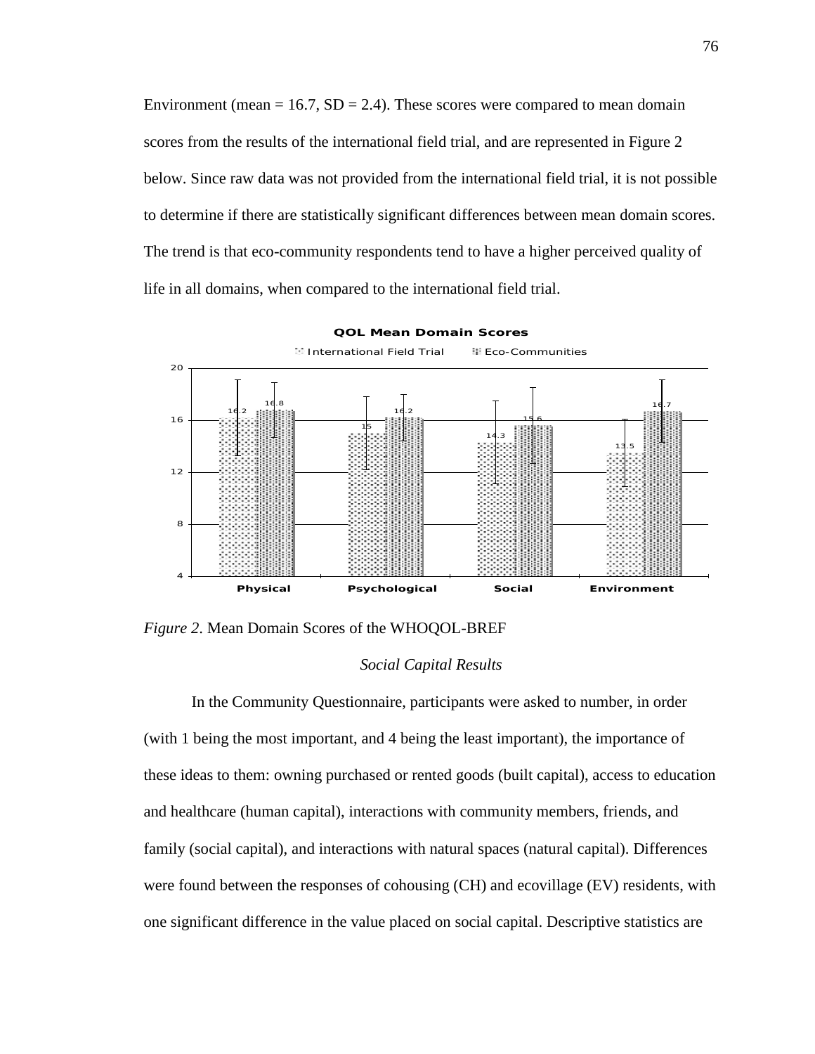Environment (mean = 16.7, SD = 2.4). These scores were compared to mean domain scores from the results of the international field trial, and are represented in Figure 2 below. Since raw data was not provided from the international field trial, it is not possible to determine if there are statistically significant differences between mean domain scores. The trend is that eco-community respondents tend to have a higher perceived quality of life in all domains, when compared to the international field trial.

**QOL Mean Domain Scores**

| Domain | International Field Trial | Eco-Communities |
|---|---|---|
| Physical | 16.2 | 16.8 |
| Psychological | 15 | 16.2 |
| Social | 14.3 | 15.6 |
| Environment | 13.5 | 16.7 |

*Figure 2*. Mean Domain Scores of the WHOQOL-BREF

*Social Capital Results*

In the Community Questionnaire, participants were asked to number, in order (with 1 being the most important, and 4 being the least important), the importance of these ideas to them: owning purchased or rented goods (built capital), access to education and healthcare (human capital), interactions with community members, friends, and family (social capital), and interactions with natural spaces (natural capital). Differences were found between the responses of cohousing (CH) and ecovillage (EV) residents, with one significant difference in the value placed on social capital. Descriptive statistics are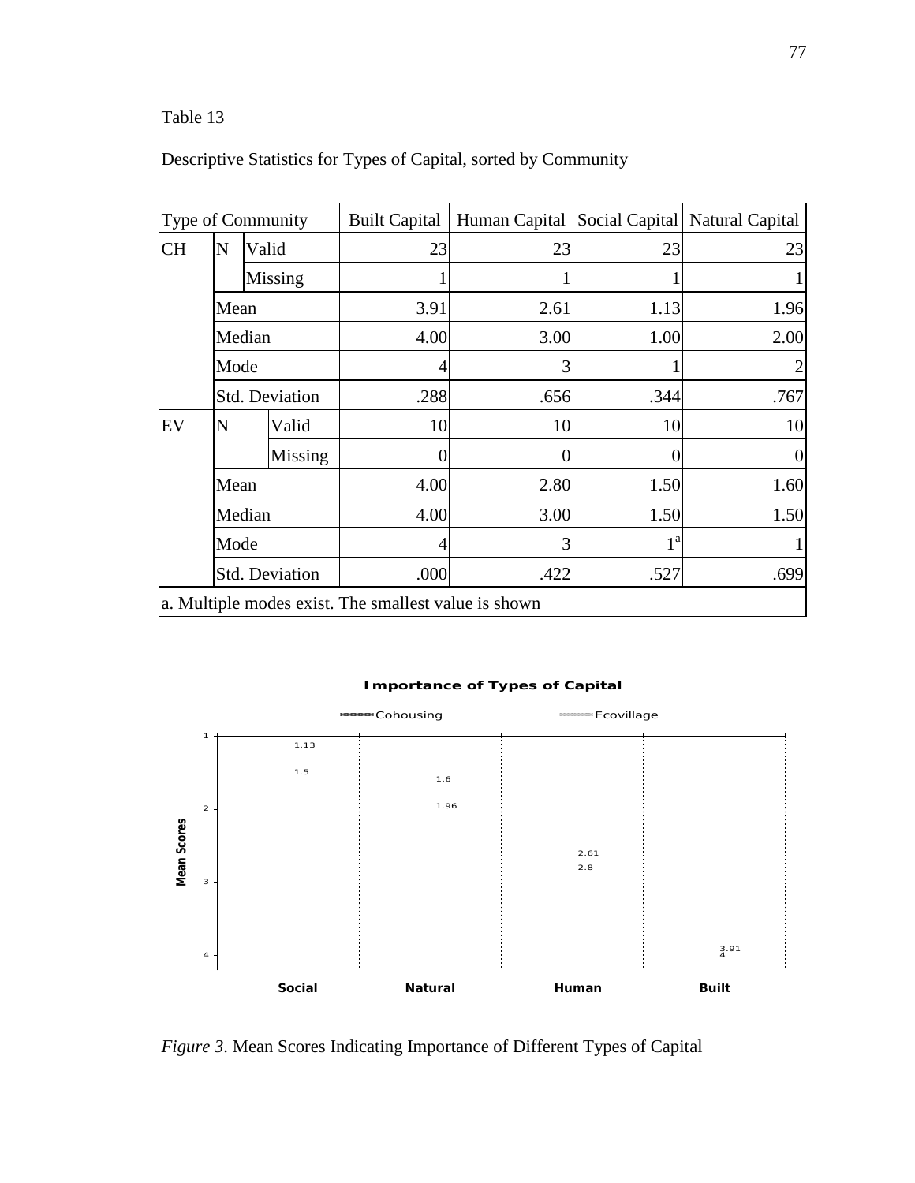Table 13

Descriptive Statistics for Types of Capital, sorted by Community

| Type of Community | | | Built Capital | Human Capital | Social Capital | Natural Capital |
|---|---|---|---|---|---|---|
| CH | N | Valid | 23 | 23 | 23 | 23 |
| | | Missing | 1 | 1 | 1 | 1 |
| | Mean | | 3.91 | 2.61 | 1.13 | 1.96 |
| | Median | | 4.00 | 3.00 | 1.00 | 2.00 |
| | Mode | | 4 | 3 | 1 | 2 |
| | Std. Deviation | | .288 | .656 | .344 | .767 |
| EV | N | Valid | 10 | 10 | 10 | 10 |
| | | Missing | 0 | 0 | 0 | 0 |
| | Mean | | 4.00 | 2.80 | 1.50 | 1.60 |
| | Median | | 4.00 | 3.00 | 1.50 | 1.50 |
| | Mode | | 4 | 3 | 1[a] | 1 |
| | Std. Deviation | | .000 | .422 | .527 | .699 |

a. Multiple modes exist. The smallest value is shown

*Figure 3*. Mean Scores Indicating Importance of Different Types of Capital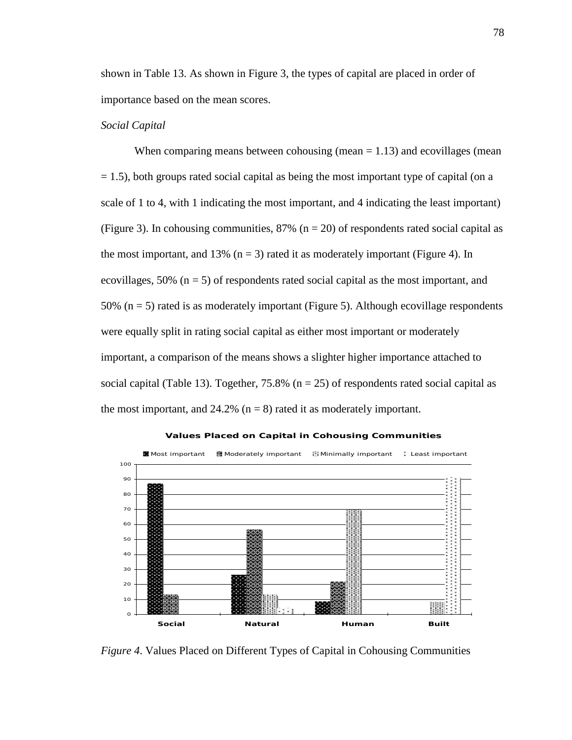shown in Table 13. As shown in Figure 3, the types of capital are placed in order of importance based on the mean scores.

*Social Capital*

When comparing means between cohousing (mean = 1.13) and ecovillages (mean = 1.5), both groups rated social capital as being the most important type of capital (on a scale of 1 to 4, with 1 indicating the most important, and 4 indicating the least important) (Figure 3). In cohousing communities, 87% (n = 20) of respondents rated social capital as the most important, and 13% (n = 3) rated it as moderately important (Figure 4). In ecovillages, 50% (n = 5) of respondents rated social capital as the most important, and 50% (n = 5) rated is as moderately important (Figure 5). Although ecovillage respondents were equally split in rating social capital as either most important or moderately important, a comparison of the means shows a slighter higher importance attached to social capital (Table 13). Together, 75.8% (n = 25) of respondents rated social capital as the most important, and 24.2% (n = 8) rated it as moderately important.

**Values Placed on Capital in Cohousing Communities**

Most important | Moderately important | Minimally important | Least important

Social | Natural | Human | Built

*Figure 4.* Values Placed on Different Types of Capital in Cohousing Communities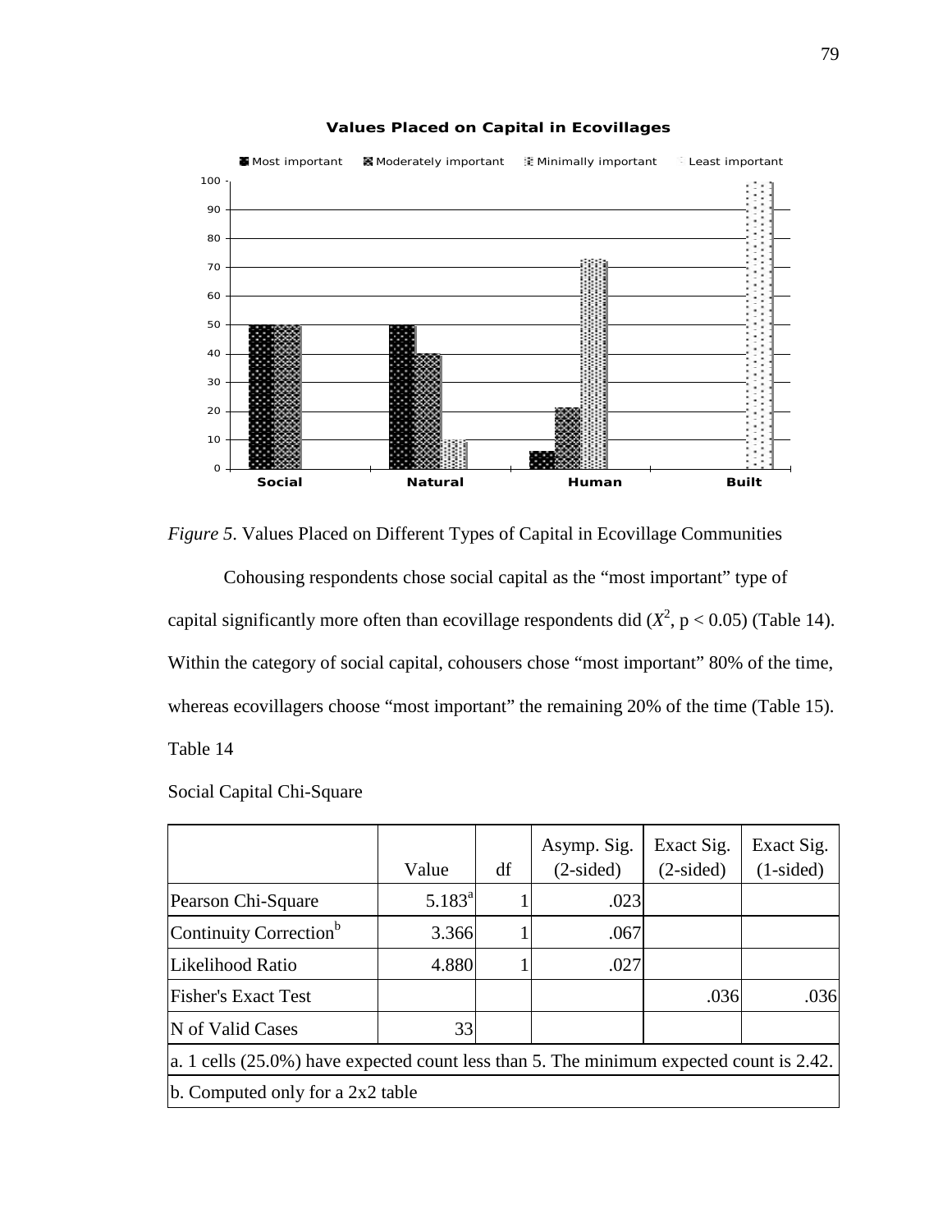*Figure 5.* Values Placed on Different Types of Capital in Ecovillage Communities

Cohousing respondents chose social capital as the “most important” type of capital significantly more often than ecovillage respondents did ($X^2$, $p < 0.05$) (Table 14). Within the category of social capital, cohousers chose “most important” 80% of the time, whereas ecovillagers choose “most important” the remaining 20% of the time (Table 15).

Table 14

Social Capital Chi-Square

| | Value | df | Asymp. Sig. (2-sided) | Exact Sig. (2-sided) | Exact Sig. (1-sided) |
|---|---|---|---|---|---|
| Pearson Chi-Square | 5.183[a] | 1 | .023 | | |
| Continuity Correction[b] | 3.366 | 1 | .067 | | |
| Likelihood Ratio | 4.880 | 1 | .027 | | |
| Fisher's Exact Test | | | | .036 | .036 |
| N of Valid Cases | 33 | | | | |
| a. 1 cells (25.0%) have expected count less than 5. The minimum expected count is 2.42. | | | | | |
| b. Computed only for a 2x2 table | | | | | |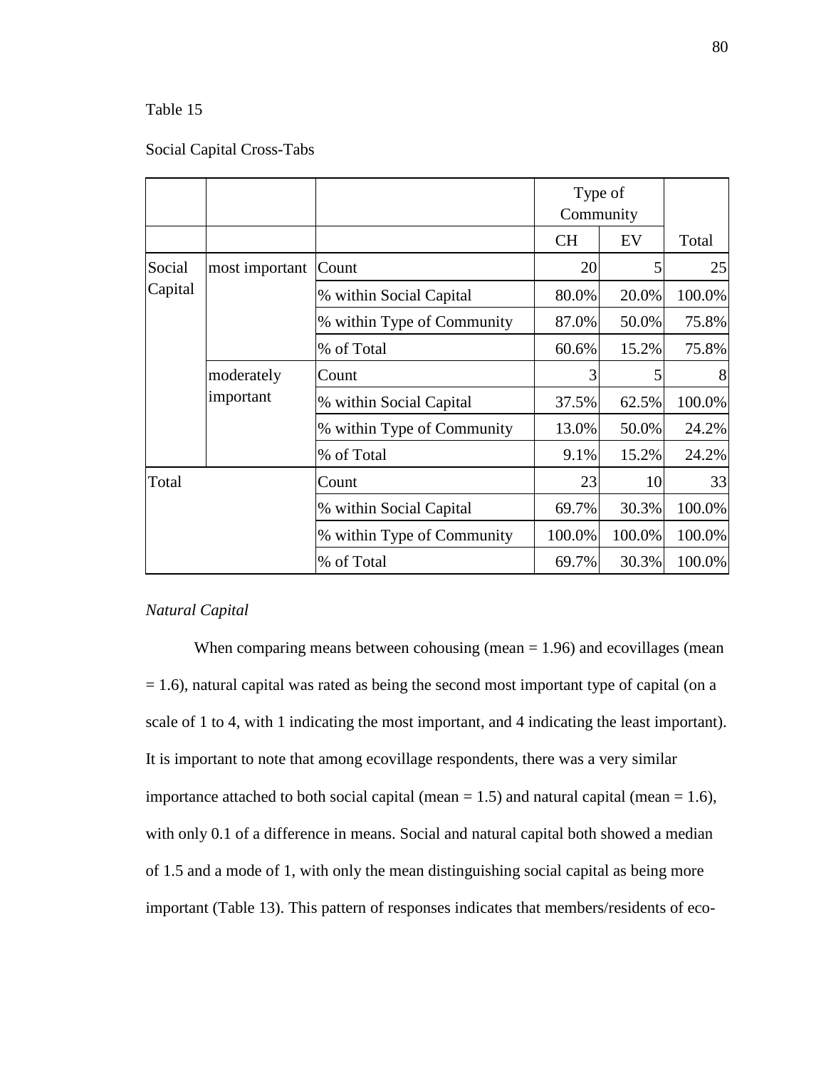Table 15

Social Capital Cross-Tabs

| | | | Type of Community | | |
|---|---|---|---|---|---|
| | | | CH | EV | Total |
| Social Capital | most important | Count | 20 | 5 | 25 |
| | | % within Social Capital | 80.0% | 20.0% | 100.0% |
| | | % within Type of Community | 87.0% | 50.0% | 75.8% |
| | | % of Total | 60.6% | 15.2% | 75.8% |
| | moderately important | Count | 3 | 5 | 8 |
| | | % within Social Capital | 37.5% | 62.5% | 100.0% |
| | | % within Type of Community | 13.0% | 50.0% | 24.2% |
| | | % of Total | 9.1% | 15.2% | 24.2% |
| Total | | Count | 23 | 10 | 33 |
| | | % within Social Capital | 69.7% | 30.3% | 100.0% |
| | | % within Type of Community | 100.0% | 100.0% | 100.0% |
| | | % of Total | 69.7% | 30.3% | 100.0% |

*Natural Capital*

When comparing means between cohousing (mean = 1.96) and ecovillages (mean = 1.6), natural capital was rated as being the second most important type of capital (on a scale of 1 to 4, with 1 indicating the most important, and 4 indicating the least important). It is important to note that among ecovillage respondents, there was a very similar importance attached to both social capital (mean = 1.5) and natural capital (mean = 1.6), with only 0.1 of a difference in means. Social and natural capital both showed a median of 1.5 and a mode of 1, with only the mean distinguishing social capital as being more important (Table 13). This pattern of responses indicates that members/residents of eco-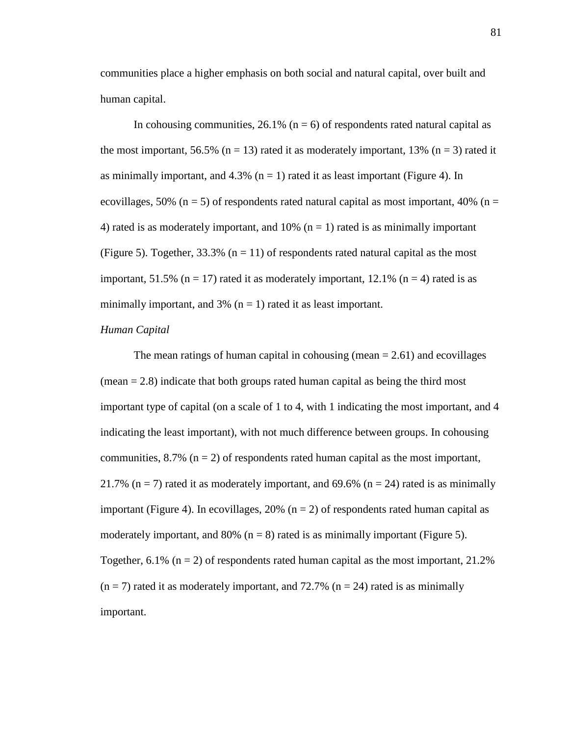communities place a higher emphasis on both social and natural capital, over built and human capital.

In cohousing communities, 26.1% (n = 6) of respondents rated natural capital as the most important, 56.5% (n = 13) rated it as moderately important, 13% (n = 3) rated it as minimally important, and 4.3% (n = 1) rated it as least important (Figure 4). In ecovillages, 50% (n = 5) of respondents rated natural capital as most important, 40% (n = 4) rated is as moderately important, and 10% (n = 1) rated is as minimally important (Figure 5). Together, 33.3% (n = 11) of respondents rated natural capital as the most important, 51.5% (n = 17) rated it as moderately important, 12.1% (n = 4) rated is as minimally important, and 3% (n = 1) rated it as least important.

*Human Capital*

The mean ratings of human capital in cohousing (mean = 2.61) and ecovillages (mean = 2.8) indicate that both groups rated human capital as being the third most important type of capital (on a scale of 1 to 4, with 1 indicating the most important, and 4 indicating the least important), with not much difference between groups. In cohousing communities, 8.7% (n = 2) of respondents rated human capital as the most important, 21.7% (n = 7) rated it as moderately important, and 69.6% (n = 24) rated is as minimally important (Figure 4). In ecovillages, 20% (n = 2) of respondents rated human capital as moderately important, and 80% (n = 8) rated is as minimally important (Figure 5). Together, 6.1% (n = 2) of respondents rated human capital as the most important, 21.2% (n = 7) rated it as moderately important, and 72.7% (n = 24) rated is as minimally important.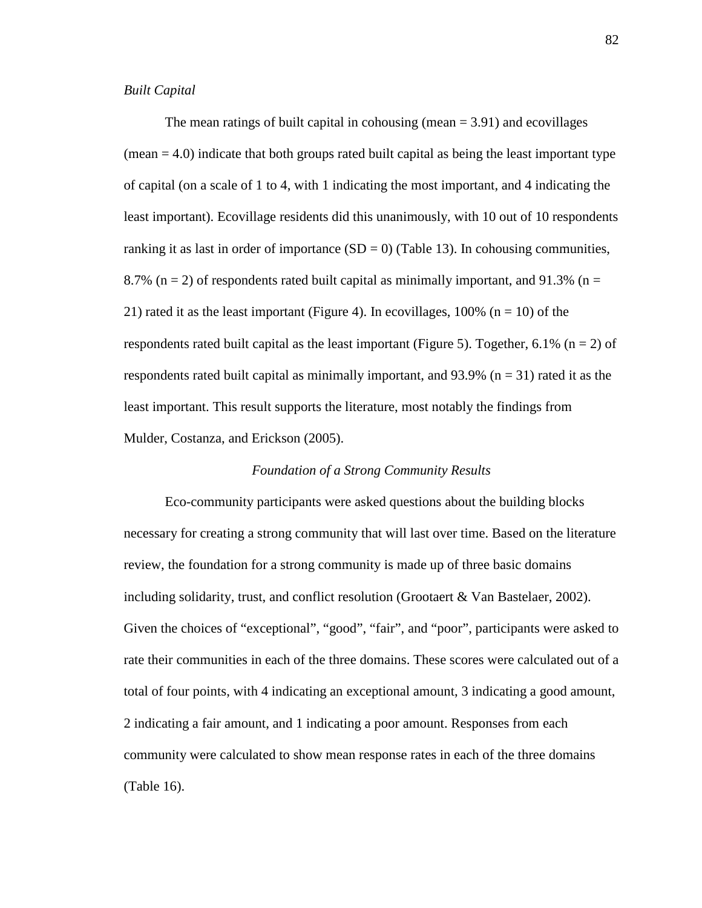*Built Capital*

The mean ratings of built capital in cohousing (mean = 3.91) and ecovillages (mean = 4.0) indicate that both groups rated built capital as being the least important type of capital (on a scale of 1 to 4, with 1 indicating the most important, and 4 indicating the least important). Ecovillage residents did this unanimously, with 10 out of 10 respondents ranking it as last in order of importance (SD = 0) (Table 13). In cohousing communities, 8.7% (n = 2) of respondents rated built capital as minimally important, and 91.3% (n = 21) rated it as the least important (Figure 4). In ecovillages, 100% (n = 10) of the respondents rated built capital as the least important (Figure 5). Together, 6.1% (n = 2) of respondents rated built capital as minimally important, and 93.9% (n = 31) rated it as the least important. This result supports the literature, most notably the findings from Mulder, Costanza, and Erickson (2005).

## *Foundation of a Strong Community Results*

Eco-community participants were asked questions about the building blocks necessary for creating a strong community that will last over time. Based on the literature review, the foundation for a strong community is made up of three basic domains including solidarity, trust, and conflict resolution (Grootaert & Van Bastelaer, 2002). Given the choices of "exceptional", "good", "fair", and "poor", participants were asked to rate their communities in each of the three domains. These scores were calculated out of a total of four points, with 4 indicating an exceptional amount, 3 indicating a good amount, 2 indicating a fair amount, and 1 indicating a poor amount. Responses from each community were calculated to show mean response rates in each of the three domains (Table 16).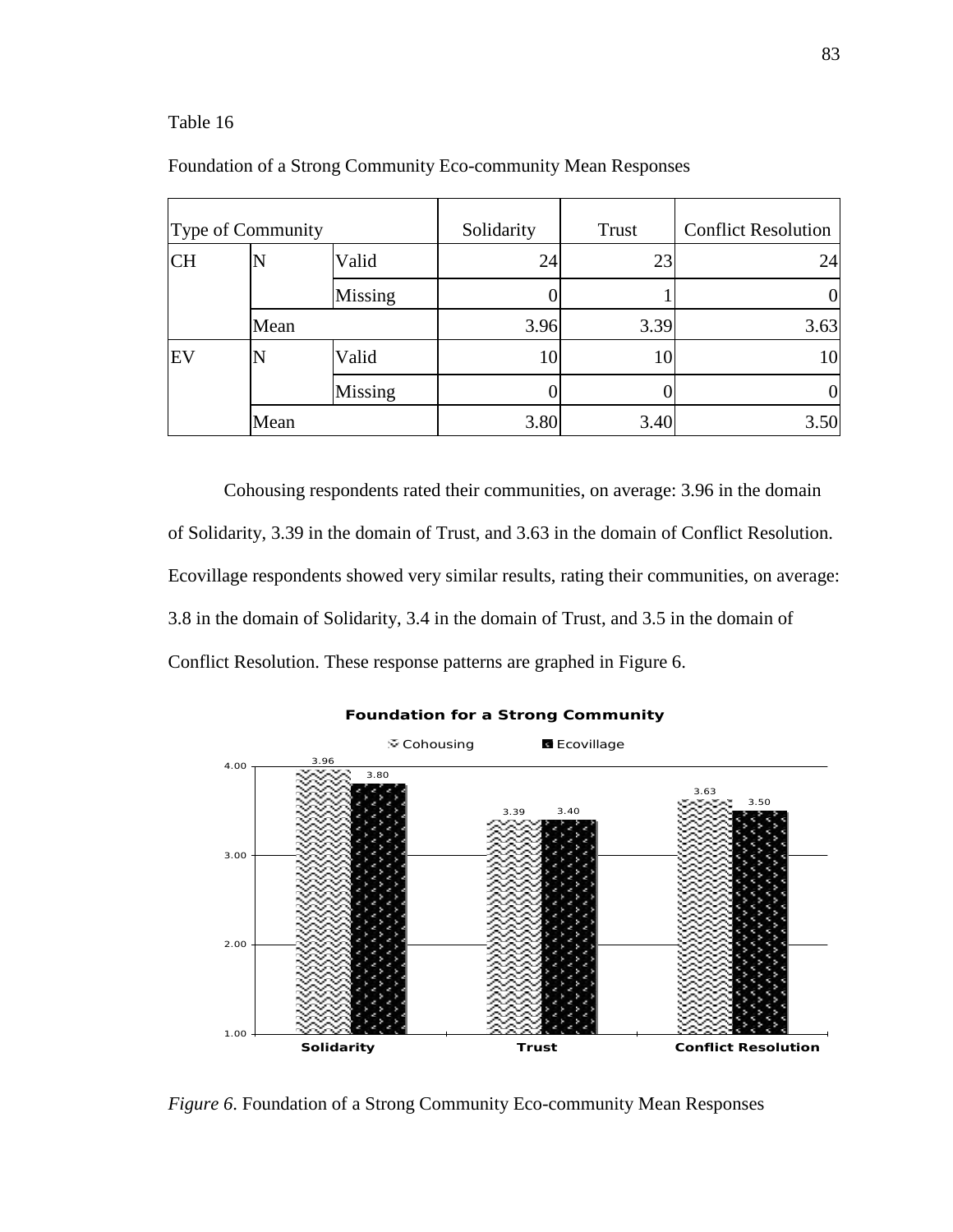Table 16

Foundation of a Strong Community Eco-community Mean Responses

| Type of Community | | | Solidarity | Trust | Conflict Resolution |
|---|---|---|---|---|---|
| CH | N | Valid | 24 | 23 | 24 |
| | | Missing | 0 | 1 | 0 |
| | Mean | | 3.96 | 3.39 | 3.63 |
| EV | N | Valid | 10 | 10 | 10 |
| | | Missing | 0 | 0 | 0 |
| | Mean | | 3.80 | 3.40 | 3.50 |

Cohousing respondents rated their communities, on average: 3.96 in the domain of Solidarity, 3.39 in the domain of Trust, and 3.63 in the domain of Conflict Resolution. Ecovillage respondents showed very similar results, rating their communities, on average: 3.8 in the domain of Solidarity, 3.4 in the domain of Trust, and 3.5 in the domain of Conflict Resolution. These response patterns are graphed in Figure 6.

*Figure 6*. Foundation of a Strong Community Eco-community Mean Responses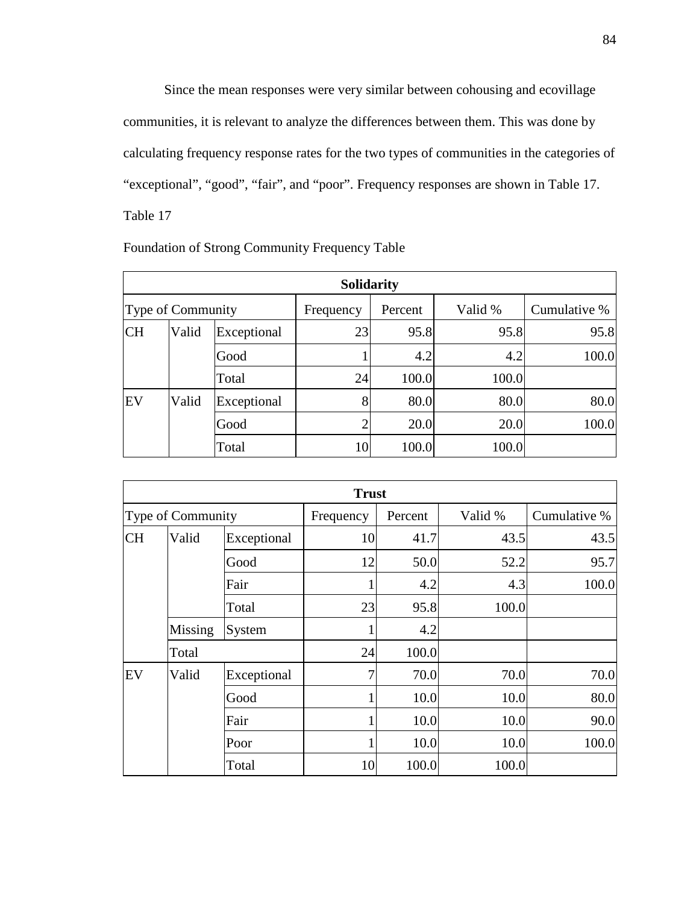Since the mean responses were very similar between cohousing and ecovillage communities, it is relevant to analyze the differences between them. This was done by calculating frequency response rates for the two types of communities in the categories of "exceptional", "good", "fair", and "poor". Frequency responses are shown in Table 17.

Table 17

Foundation of Strong Community Frequency Table

| Solidarity | | | | | | |
|---|---|---|---|---|---|---|
| Type of Community | | | Frequency | Percent | Valid % | Cumulative % |
| CH | Valid | Exceptional | 23 | 95.8 | 95.8 | 95.8 |
| | | Good | 1 | 4.2 | 4.2 | 100.0 |
| | | Total | 24 | 100.0 | 100.0 | |
| EV | Valid | Exceptional | 8 | 80.0 | 80.0 | 80.0 |
| | | Good | 2 | 20.0 | 20.0 | 100.0 |
| | | Total | 10 | 100.0 | 100.0 | |

| Trust | | | | | | |
|---|---|---|---|---|---|---|
| Type of Community | | | Frequency | Percent | Valid % | Cumulative % |
| CH | Valid | Exceptional | 10 | 41.7 | 43.5 | 43.5 |
| | | Good | 12 | 50.0 | 52.2 | 95.7 |
| | | Fair | 1 | 4.2 | 4.3 | 100.0 |
| | | Total | 23 | 95.8 | 100.0 | |
| | Missing | System | 1 | 4.2 | | |
| | Total | | 24 | 100.0 | | |
| EV | Valid | Exceptional | 7 | 70.0 | 70.0 | 70.0 |
| | | Good | 1 | 10.0 | 10.0 | 80.0 |
| | | Fair | 1 | 10.0 | 10.0 | 90.0 |
| | | Poor | 1 | 10.0 | 10.0 | 100.0 |
| | | Total | 10 | 100.0 | 100.0 | |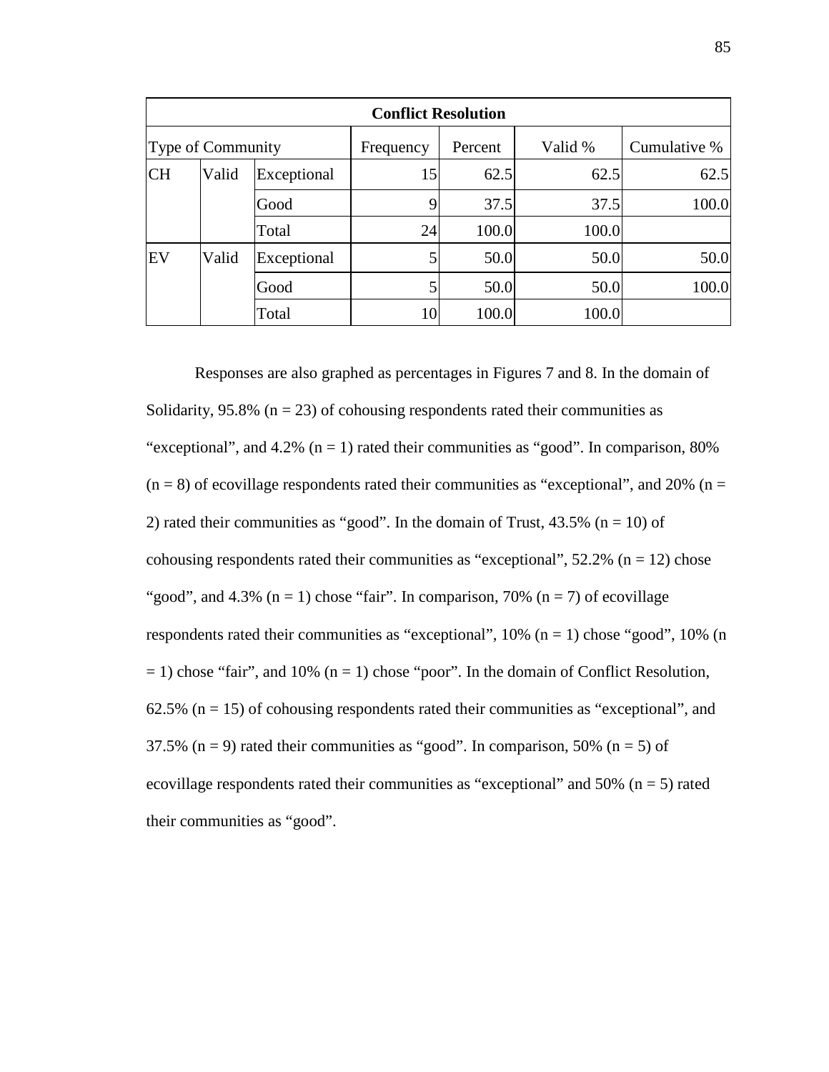| Conflict Resolution | | | | | | |
|---|---|---|---|---|---|---|
| Type of Community | | | Frequency | Percent | Valid % | Cumulative % |
| CH | Valid | Exceptional | 15 | 62.5 | 62.5 | 62.5 |
| | | Good | 9 | 37.5 | 37.5 | 100.0 |
| | | Total | 24 | 100.0 | 100.0 | |
| EV | Valid | Exceptional | 5 | 50.0 | 50.0 | 50.0 |
| | | Good | 5 | 50.0 | 50.0 | 100.0 |
| | | Total | 10 | 100.0 | 100.0 | |

Responses are also graphed as percentages in Figures 7 and 8. In the domain of Solidarity, 95.8% (n = 23) of cohousing respondents rated their communities as "exceptional", and 4.2% (n = 1) rated their communities as "good". In comparison, 80% (n = 8) of ecovillage respondents rated their communities as "exceptional", and 20% (n = 2) rated their communities as "good". In the domain of Trust, 43.5% (n = 10) of cohousing respondents rated their communities as "exceptional", 52.2% (n = 12) chose "good", and 4.3% (n = 1) chose "fair". In comparison, 70% (n = 7) of ecovillage respondents rated their communities as "exceptional", 10% (n = 1) chose "good", 10% (n = 1) chose "fair", and 10% (n = 1) chose "poor". In the domain of Conflict Resolution, 62.5% (n = 15) of cohousing respondents rated their communities as "exceptional", and 37.5% (n = 9) rated their communities as "good". In comparison, 50% (n = 5) of ecovillage respondents rated their communities as "exceptional" and 50% (n = 5) rated their communities as "good".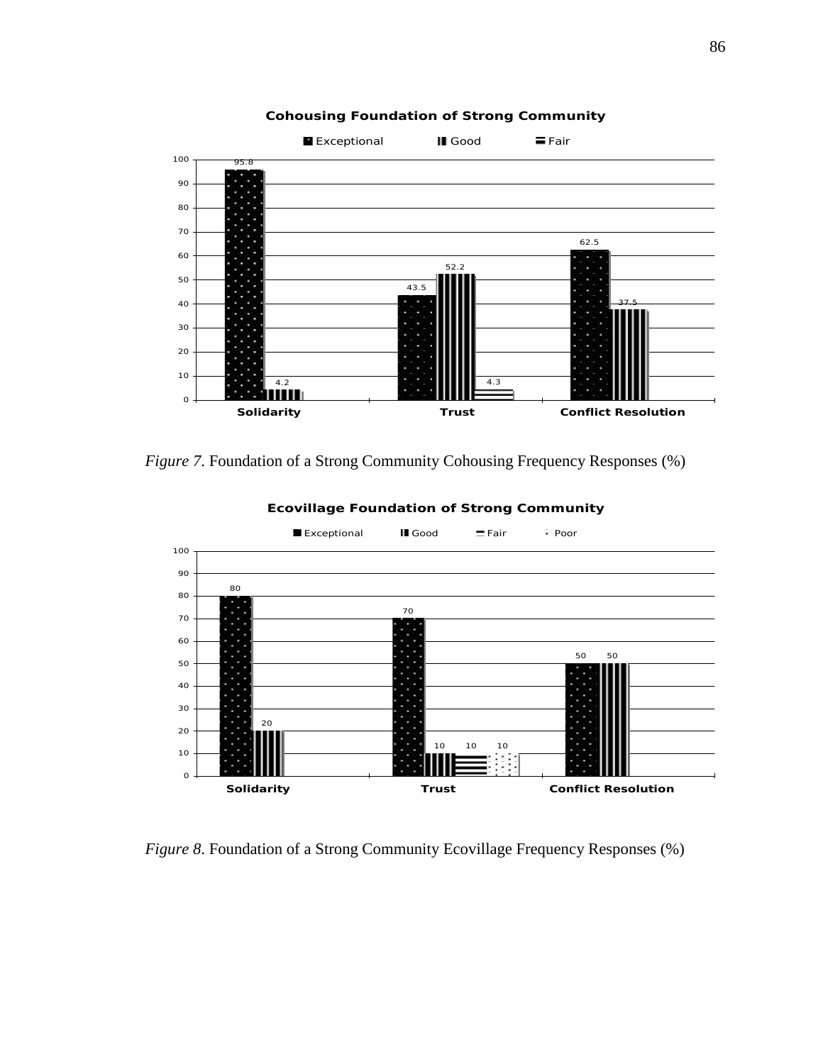**Cohousing Foundation of Strong Community**

| | Exceptional | Good | Fair |
|---|---|---|---|
| Solidarity | 95.8 | 4.2 | |
| Trust | 43.5 | 52.2 | 4.3 |
| Conflict Resolution | 62.5 | 37.5 | |

*Figure 7*. Foundation of a Strong Community Cohousing Frequency Responses (%)

**Ecovillage Foundation of Strong Community**

| | Exceptional | Good | Fair | Poor |
|---|---|---|---|---|
| Solidarity | 80 | 20 | | |
| Trust | 70 | 10 | 10 | 10 |
| Conflict Resolution | 50 | 50 | | |

*Figure 8*. Foundation of a Strong Community Ecovillage Frequency Responses (%)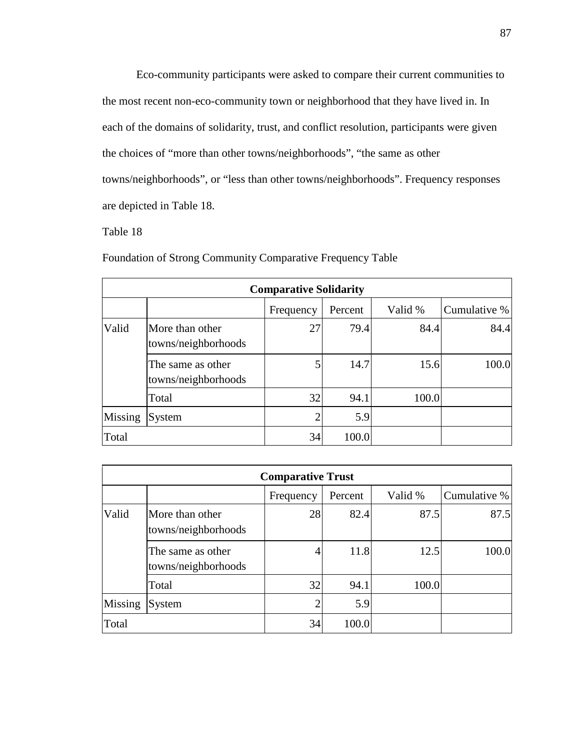Eco-community participants were asked to compare their current communities to the most recent non-eco-community town or neighborhood that they have lived in. In each of the domains of solidarity, trust, and conflict resolution, participants were given the choices of “more than other towns/neighborhoods”, “the same as other towns/neighborhoods”, or “less than other towns/neighborhoods”. Frequency responses are depicted in Table 18.

Table 18

Foundation of Strong Community Comparative Frequency Table

| **Comparative Solidarity** | | | | | |
|---|---|---|---|---|---|
| | | Frequency | Percent | Valid % | Cumulative % |
| Valid | More than other towns/neighborhoods | 27 | 79.4 | 84.4 | 84.4 |
| | The same as other towns/neighborhoods | 5 | 14.7 | 15.6 | 100.0 |
| | Total | 32 | 94.1 | 100.0 | |
| Missing | System | 2 | 5.9 | | |
| Total | | 34 | 100.0 | | |

| **Comparative Trust** | | | | | |
|---|---|---|---|---|---|
| | | Frequency | Percent | Valid % | Cumulative % |
| Valid | More than other towns/neighborhoods | 28 | 82.4 | 87.5 | 87.5 |
| | The same as other towns/neighborhoods | 4 | 11.8 | 12.5 | 100.0 |
| | Total | 32 | 94.1 | 100.0 | |
| Missing | System | 2 | 5.9 | | |
| Total | | 34 | 100.0 | | |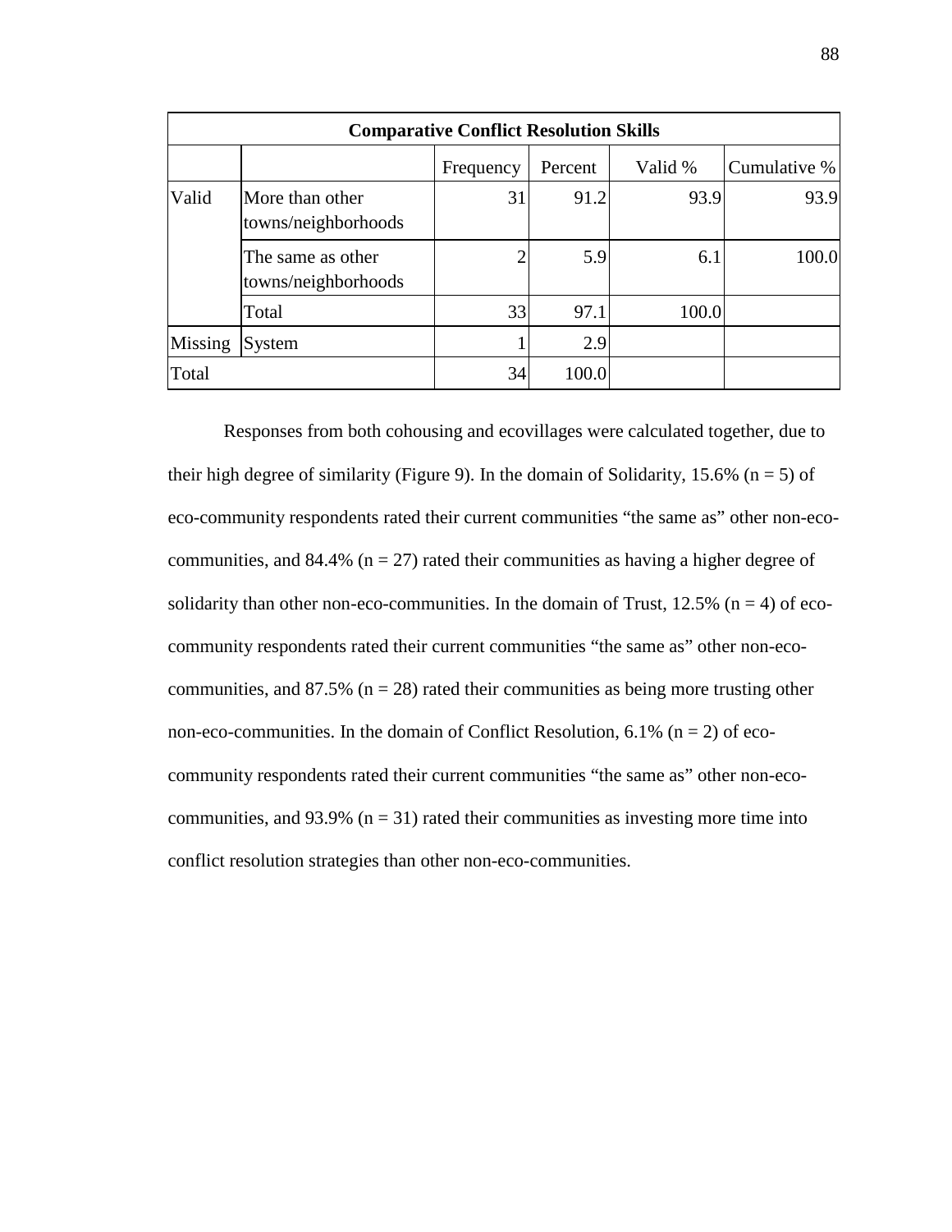| Comparative Conflict Resolution Skills | | | | | |
|---|---|---|---|---|---|
| | | Frequency | Percent | Valid % | Cumulative % |
| Valid | More than other towns/neighborhoods | 31 | 91.2 | 93.9 | 93.9 |
| | The same as other towns/neighborhoods | 2 | 5.9 | 6.1 | 100.0 |
| | Total | 33 | 97.1 | 100.0 | |
| Missing | System | 1 | 2.9 | | |
| Total | | 34 | 100.0 | | |

Responses from both cohousing and ecovillages were calculated together, due to their high degree of similarity (Figure 9). In the domain of Solidarity, 15.6% (n = 5) of eco-community respondents rated their current communities "the same as" other non-eco-communities, and 84.4% (n = 27) rated their communities as having a higher degree of solidarity than other non-eco-communities. In the domain of Trust, 12.5% (n = 4) of eco-community respondents rated their current communities "the same as" other non-eco-communities, and 87.5% (n = 28) rated their communities as being more trusting other non-eco-communities. In the domain of Conflict Resolution, 6.1% (n = 2) of eco-community respondents rated their current communities "the same as" other non-eco-communities, and 93.9% (n = 31) rated their communities as investing more time into conflict resolution strategies than other non-eco-communities.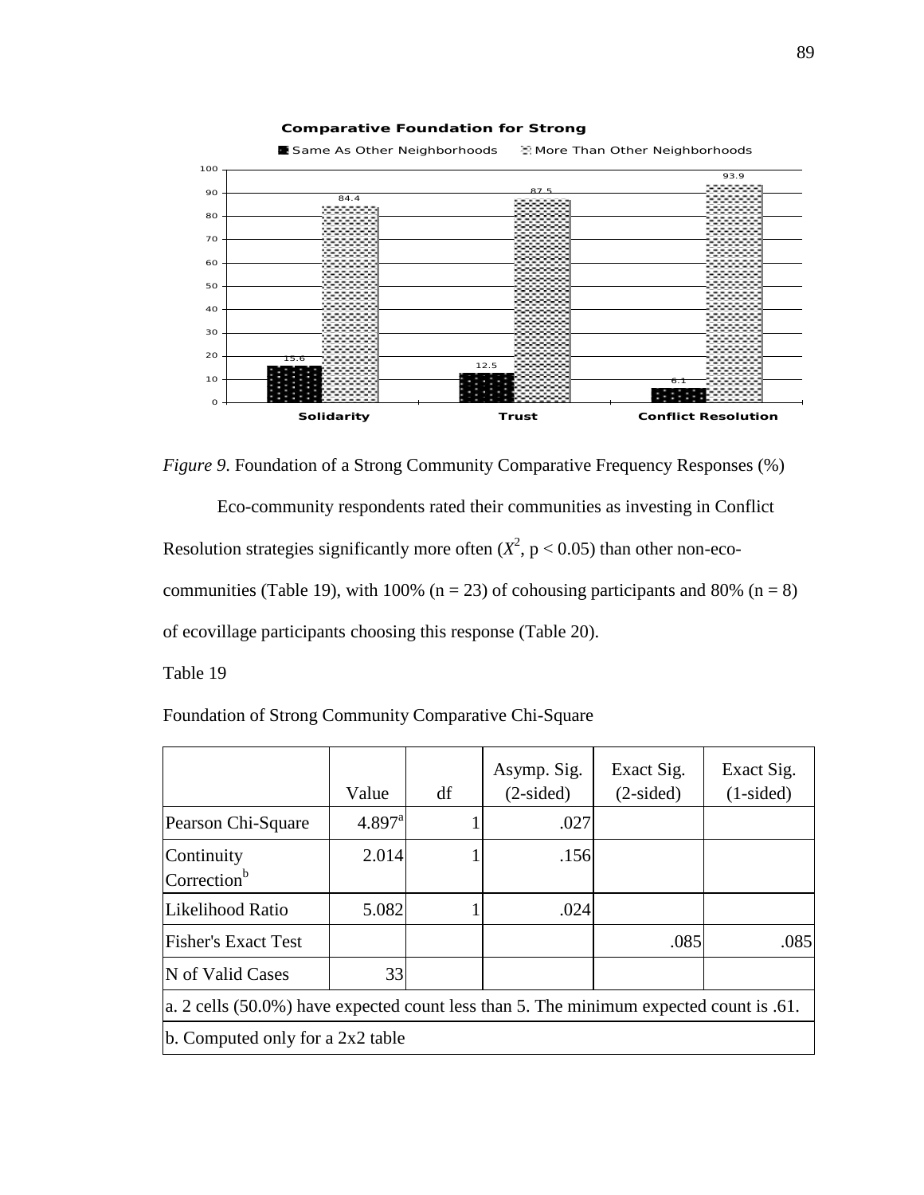Comparative Foundation for Strong

Same As Other Neighborhoods | More Than Other Neighborhoods

| | Same As Other Neighborhoods | More Than Other Neighborhoods |
|---|---|---|
| Solidarity | 15.6 | 84.4 |
| Trust | 12.5 | 87.5 |
| Conflict Resolution | 6.1 | 93.9 |

*Figure 9.* Foundation of a Strong Community Comparative Frequency Responses (%)

Eco-community respondents rated their communities as investing in Conflict Resolution strategies significantly more often ($X^2$, $p < 0.05$) than other non-eco-communities (Table 19), with 100% (n = 23) of cohousing participants and 80% (n = 8) of ecovillage participants choosing this response (Table 20).

Table 19

Foundation of Strong Community Comparative Chi-Square

| | Value | df | Asymp. Sig. (2-sided) | Exact Sig. (2-sided) | Exact Sig. (1-sided) |
|---|---|---|---|---|---|
| Pearson Chi-Square | 4.897[a] | 1 | .027 | | |
| Continuity Correction[b] | 2.014 | 1 | .156 | | |
| Likelihood Ratio | 5.082 | 1 | .024 | | |
| Fisher's Exact Test | | | | .085 | .085 |
| N of Valid Cases | 33 | | | | |
| a. 2 cells (50.0%) have expected count less than 5. The minimum expected count is .61. | | | | | |
| b. Computed only for a 2x2 table | | | | | |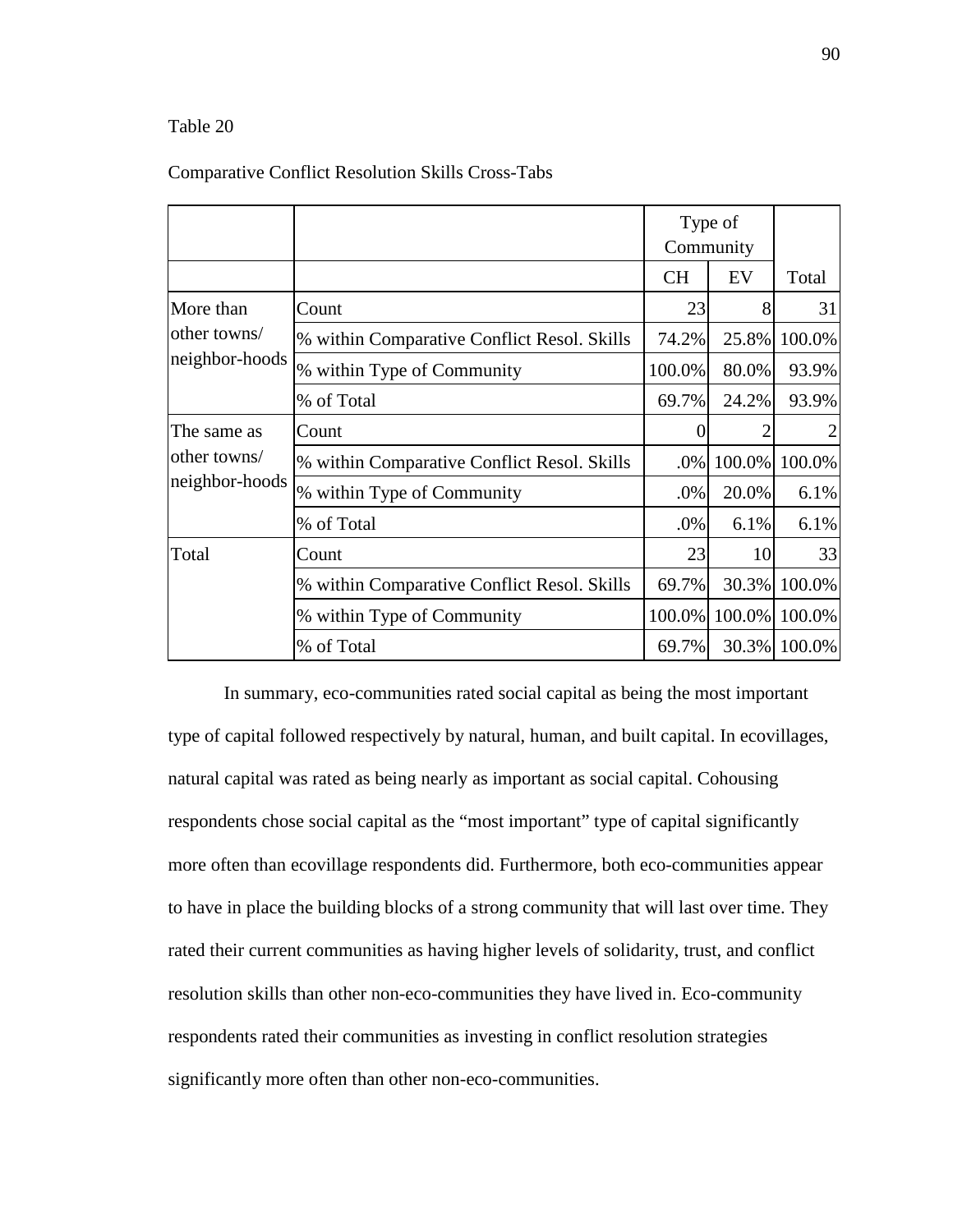Table 20

Comparative Conflict Resolution Skills Cross-Tabs

| | | Type of Community | | |
|---|---|---|---|---|
| | | CH | EV | Total |
| More than other towns/ neighbor-hoods | Count | 23 | 8 | 31 |
| | % within Comparative Conflict Resol. Skills | 74.2% | 25.8% | 100.0% |
| | % within Type of Community | 100.0% | 80.0% | 93.9% |
| | % of Total | 69.7% | 24.2% | 93.9% |
| The same as other towns/ neighbor-hoods | Count | 0 | 2 | 2 |
| | % within Comparative Conflict Resol. Skills | .0% | 100.0% | 100.0% |
| | % within Type of Community | .0% | 20.0% | 6.1% |
| | % of Total | .0% | 6.1% | 6.1% |
| Total | Count | 23 | 10 | 33 |
| | % within Comparative Conflict Resol. Skills | 69.7% | 30.3% | 100.0% |
| | % within Type of Community | 100.0% | 100.0% | 100.0% |
| | % of Total | 69.7% | 30.3% | 100.0% |

In summary, eco-communities rated social capital as being the most important type of capital followed respectively by natural, human, and built capital. In ecovillages, natural capital was rated as being nearly as important as social capital. Cohousing respondents chose social capital as the "most important" type of capital significantly more often than ecovillage respondents did. Furthermore, both eco-communities appear to have in place the building blocks of a strong community that will last over time. They rated their current communities as having higher levels of solidarity, trust, and conflict resolution skills than other non-eco-communities they have lived in. Eco-community respondents rated their communities as investing in conflict resolution strategies significantly more often than other non-eco-communities.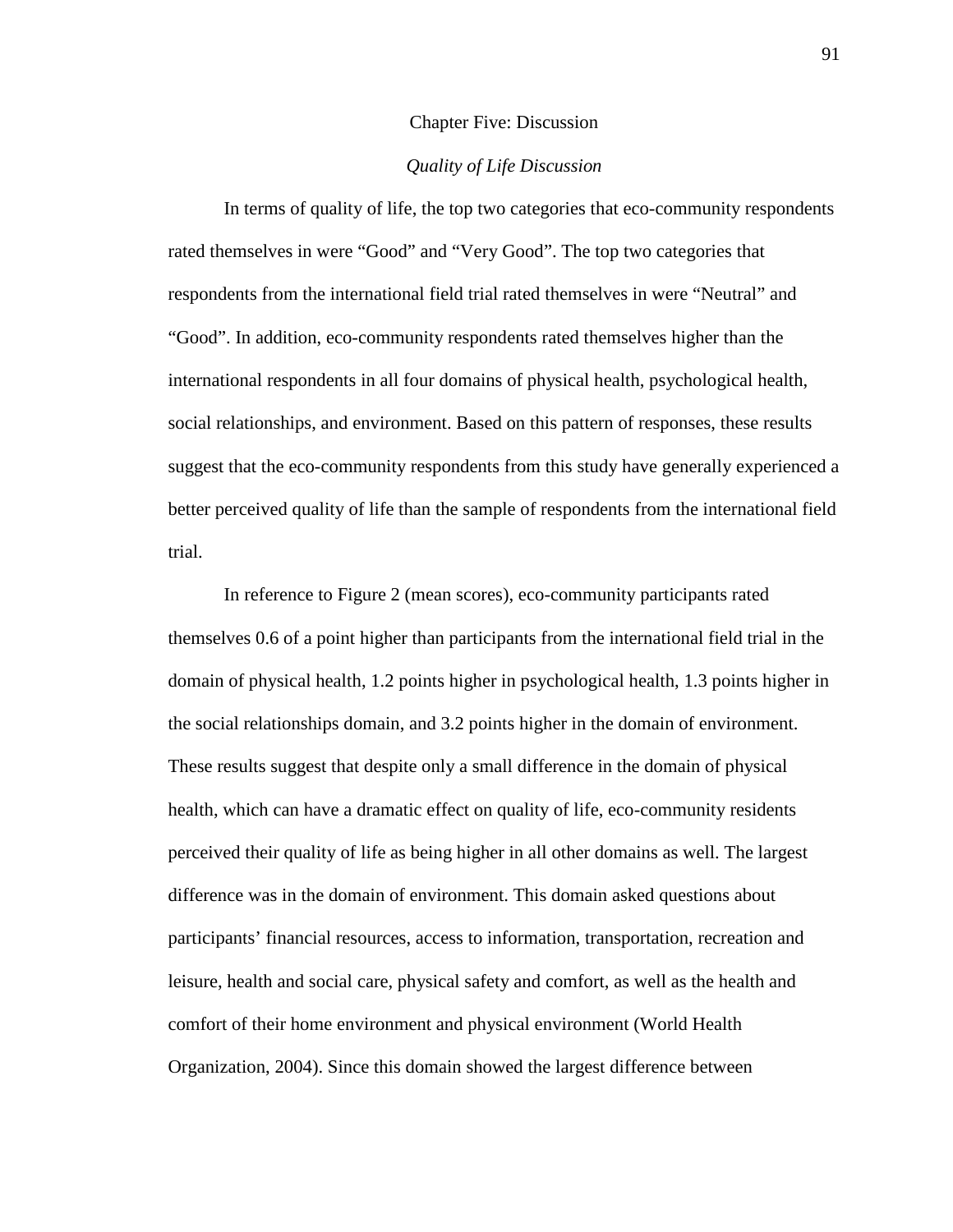# Chapter Five: Discussion

## *Quality of Life Discussion*

In terms of quality of life, the top two categories that eco-community respondents rated themselves in were "Good" and "Very Good". The top two categories that respondents from the international field trial rated themselves in were "Neutral" and "Good". In addition, eco-community respondents rated themselves higher than the international respondents in all four domains of physical health, psychological health, social relationships, and environment. Based on this pattern of responses, these results suggest that the eco-community respondents from this study have generally experienced a better perceived quality of life than the sample of respondents from the international field trial.

In reference to Figure 2 (mean scores), eco-community participants rated themselves 0.6 of a point higher than participants from the international field trial in the domain of physical health, 1.2 points higher in psychological health, 1.3 points higher in the social relationships domain, and 3.2 points higher in the domain of environment. These results suggest that despite only a small difference in the domain of physical health, which can have a dramatic effect on quality of life, eco-community residents perceived their quality of life as being higher in all other domains as well. The largest difference was in the domain of environment. This domain asked questions about participants' financial resources, access to information, transportation, recreation and leisure, health and social care, physical safety and comfort, as well as the health and comfort of their home environment and physical environment (World Health Organization, 2004). Since this domain showed the largest difference between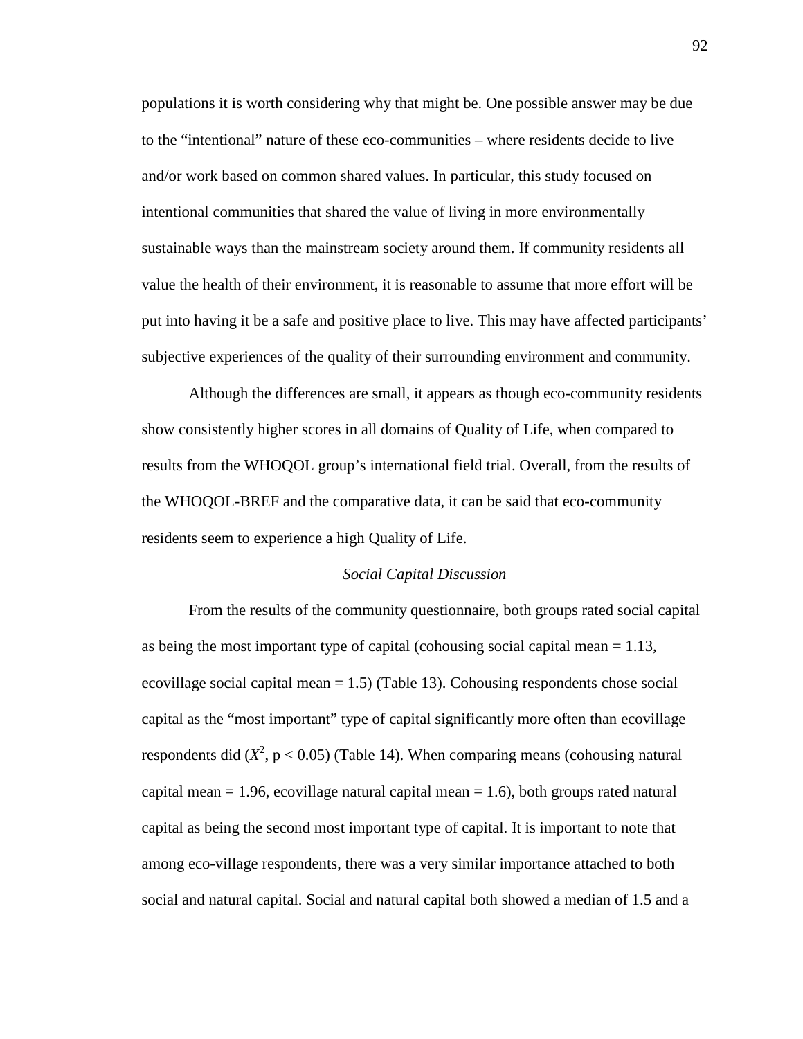populations it is worth considering why that might be. One possible answer may be due to the "intentional" nature of these eco-communities – where residents decide to live and/or work based on common shared values. In particular, this study focused on intentional communities that shared the value of living in more environmentally sustainable ways than the mainstream society around them. If community residents all value the health of their environment, it is reasonable to assume that more effort will be put into having it be a safe and positive place to live. This may have affected participants' subjective experiences of the quality of their surrounding environment and community.

Although the differences are small, it appears as though eco-community residents show consistently higher scores in all domains of Quality of Life, when compared to results from the WHOQOL group's international field trial. Overall, from the results of the WHOQOL-BREF and the comparative data, it can be said that eco-community residents seem to experience a high Quality of Life.

### *Social Capital Discussion*

From the results of the community questionnaire, both groups rated social capital as being the most important type of capital (cohousing social capital mean = 1.13, ecovillage social capital mean = 1.5) (Table 13). Cohousing respondents chose social capital as the "most important" type of capital significantly more often than ecovillage respondents did ($X^2$, $p < 0.05$) (Table 14). When comparing means (cohousing natural capital mean = 1.96, ecovillage natural capital mean = 1.6), both groups rated natural capital as being the second most important type of capital. It is important to note that among eco-village respondents, there was a very similar importance attached to both social and natural capital. Social and natural capital both showed a median of 1.5 and a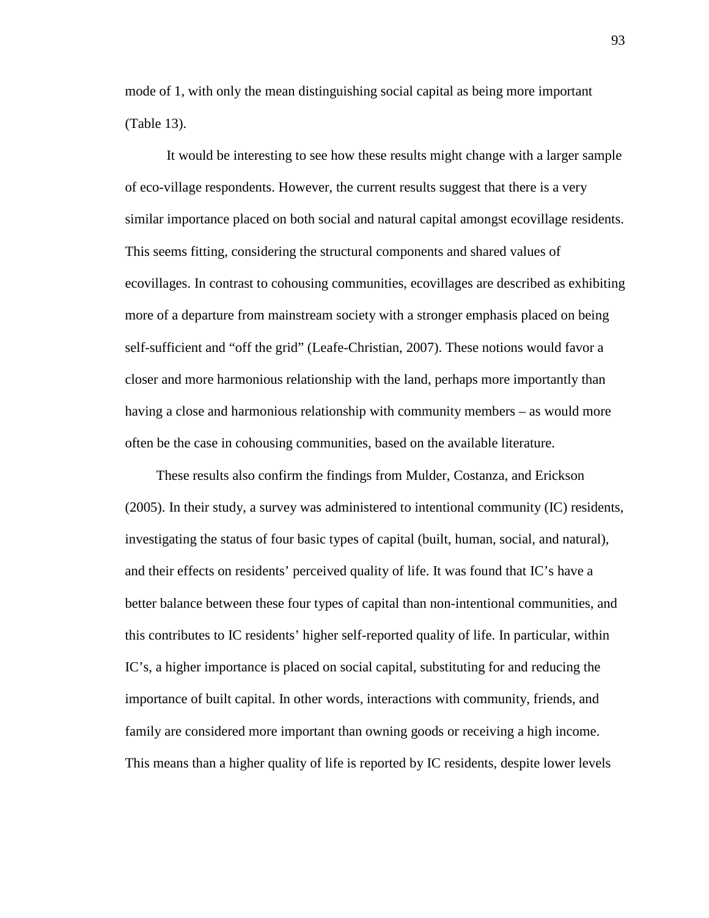mode of 1, with only the mean distinguishing social capital as being more important (Table 13).

It would be interesting to see how these results might change with a larger sample of eco-village respondents. However, the current results suggest that there is a very similar importance placed on both social and natural capital amongst ecovillage residents. This seems fitting, considering the structural components and shared values of ecovillages. In contrast to cohousing communities, ecovillages are described as exhibiting more of a departure from mainstream society with a stronger emphasis placed on being self-sufficient and "off the grid" (Leafe-Christian, 2007). These notions would favor a closer and more harmonious relationship with the land, perhaps more importantly than having a close and harmonious relationship with community members – as would more often be the case in cohousing communities, based on the available literature.

These results also confirm the findings from Mulder, Costanza, and Erickson (2005). In their study, a survey was administered to intentional community (IC) residents, investigating the status of four basic types of capital (built, human, social, and natural), and their effects on residents' perceived quality of life. It was found that IC's have a better balance between these four types of capital than non-intentional communities, and this contributes to IC residents' higher self-reported quality of life. In particular, within IC's, a higher importance is placed on social capital, substituting for and reducing the importance of built capital. In other words, interactions with community, friends, and family are considered more important than owning goods or receiving a high income. This means than a higher quality of life is reported by IC residents, despite lower levels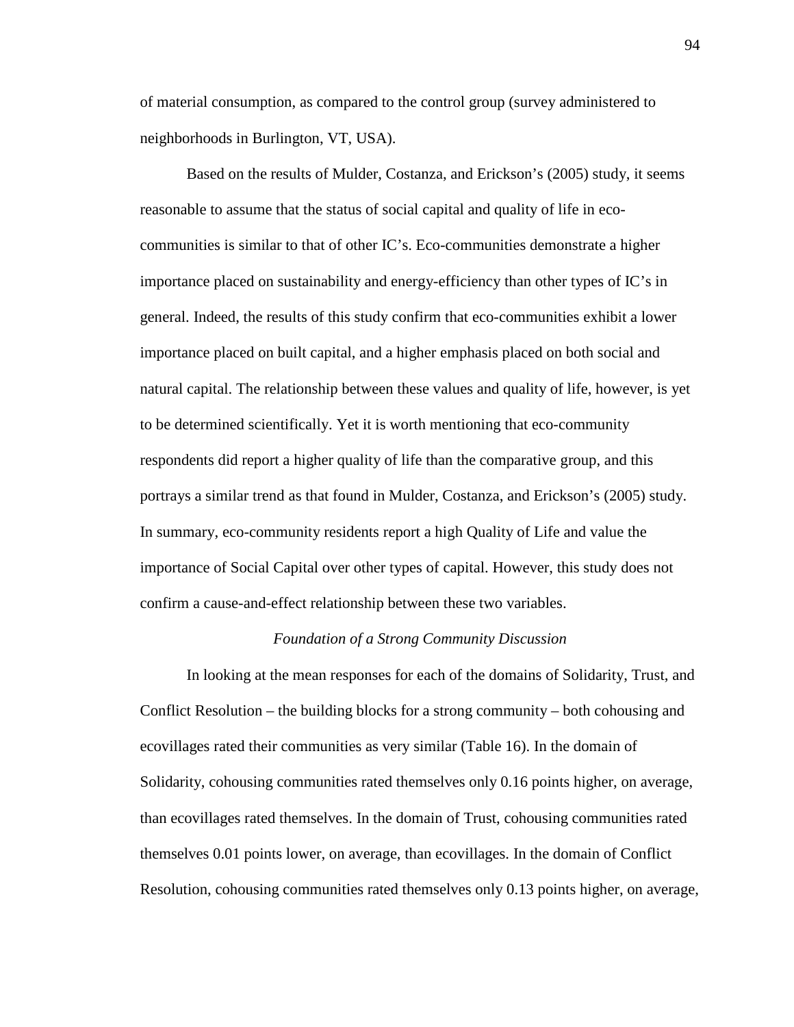of material consumption, as compared to the control group (survey administered to neighborhoods in Burlington, VT, USA).

Based on the results of Mulder, Costanza, and Erickson's (2005) study, it seems reasonable to assume that the status of social capital and quality of life in eco-communities is similar to that of other IC's. Eco-communities demonstrate a higher importance placed on sustainability and energy-efficiency than other types of IC's in general. Indeed, the results of this study confirm that eco-communities exhibit a lower importance placed on built capital, and a higher emphasis placed on both social and natural capital. The relationship between these values and quality of life, however, is yet to be determined scientifically. Yet it is worth mentioning that eco-community respondents did report a higher quality of life than the comparative group, and this portrays a similar trend as that found in Mulder, Costanza, and Erickson's (2005) study. In summary, eco-community residents report a high Quality of Life and value the importance of Social Capital over other types of capital. However, this study does not confirm a cause-and-effect relationship between these two variables.

### *Foundation of a Strong Community Discussion*

In looking at the mean responses for each of the domains of Solidarity, Trust, and Conflict Resolution – the building blocks for a strong community – both cohousing and ecovillages rated their communities as very similar (Table 16). In the domain of Solidarity, cohousing communities rated themselves only 0.16 points higher, on average, than ecovillages rated themselves. In the domain of Trust, cohousing communities rated themselves 0.01 points lower, on average, than ecovillages. In the domain of Conflict Resolution, cohousing communities rated themselves only 0.13 points higher, on average,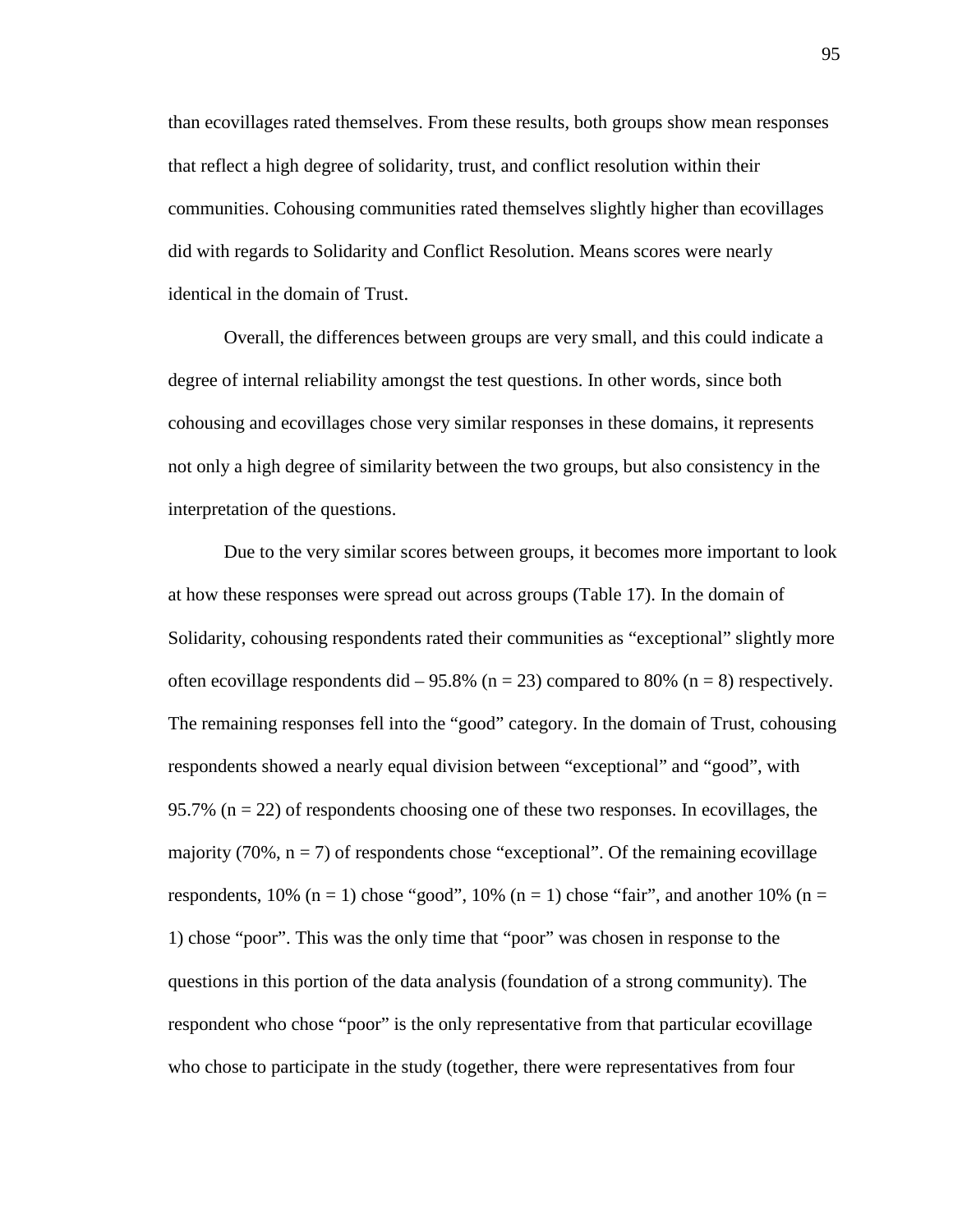than ecovillages rated themselves. From these results, both groups show mean responses that reflect a high degree of solidarity, trust, and conflict resolution within their communities. Cohousing communities rated themselves slightly higher than ecovillages did with regards to Solidarity and Conflict Resolution. Means scores were nearly identical in the domain of Trust.

Overall, the differences between groups are very small, and this could indicate a degree of internal reliability amongst the test questions. In other words, since both cohousing and ecovillages chose very similar responses in these domains, it represents not only a high degree of similarity between the two groups, but also consistency in the interpretation of the questions.

Due to the very similar scores between groups, it becomes more important to look at how these responses were spread out across groups (Table 17). In the domain of Solidarity, cohousing respondents rated their communities as "exceptional" slightly more often ecovillage respondents did – 95.8% (n = 23) compared to 80% (n = 8) respectively. The remaining responses fell into the "good" category. In the domain of Trust, cohousing respondents showed a nearly equal division between "exceptional" and "good", with 95.7% (n = 22) of respondents choosing one of these two responses. In ecovillages, the majority (70%, n = 7) of respondents chose "exceptional". Of the remaining ecovillage respondents, 10% (n = 1) chose "good", 10% (n = 1) chose "fair", and another 10% (n = 1) chose "poor". This was the only time that "poor" was chosen in response to the questions in this portion of the data analysis (foundation of a strong community). The respondent who chose "poor" is the only representative from that particular ecovillage who chose to participate in the study (together, there were representatives from four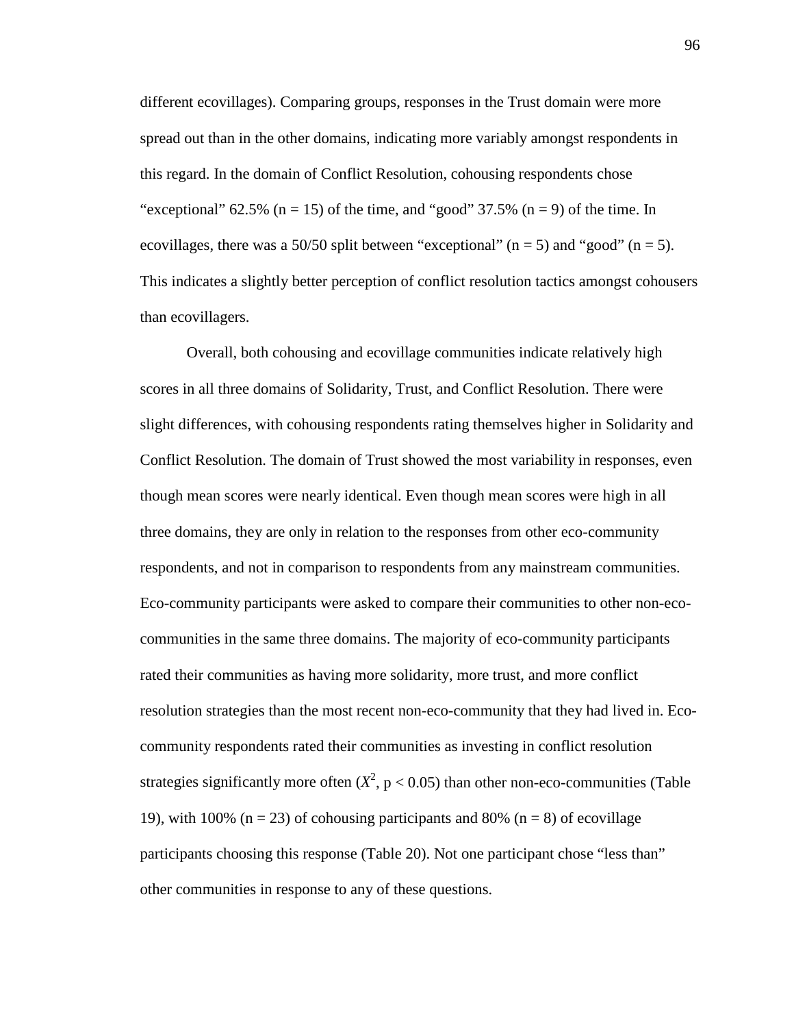different ecovillages). Comparing groups, responses in the Trust domain were more spread out than in the other domains, indicating more variably amongst respondents in this regard. In the domain of Conflict Resolution, cohousing respondents chose "exceptional" 62.5% (n = 15) of the time, and "good" 37.5% (n = 9) of the time. In ecovillages, there was a 50/50 split between "exceptional" (n = 5) and "good" (n = 5). This indicates a slightly better perception of conflict resolution tactics amongst cohousers than ecovillagers.

Overall, both cohousing and ecovillage communities indicate relatively high scores in all three domains of Solidarity, Trust, and Conflict Resolution. There were slight differences, with cohousing respondents rating themselves higher in Solidarity and Conflict Resolution. The domain of Trust showed the most variability in responses, even though mean scores were nearly identical. Even though mean scores were high in all three domains, they are only in relation to the responses from other eco-community respondents, and not in comparison to respondents from any mainstream communities. Eco-community participants were asked to compare their communities to other non-eco-communities in the same three domains. The majority of eco-community participants rated their communities as having more solidarity, more trust, and more conflict resolution strategies than the most recent non-eco-community that they had lived in. Eco-community respondents rated their communities as investing in conflict resolution strategies significantly more often ($X^2$, $p < 0.05$) than other non-eco-communities (Table 19), with 100% (n = 23) of cohousing participants and 80% (n = 8) of ecovillage participants choosing this response (Table 20). Not one participant chose "less than" other communities in response to any of these questions.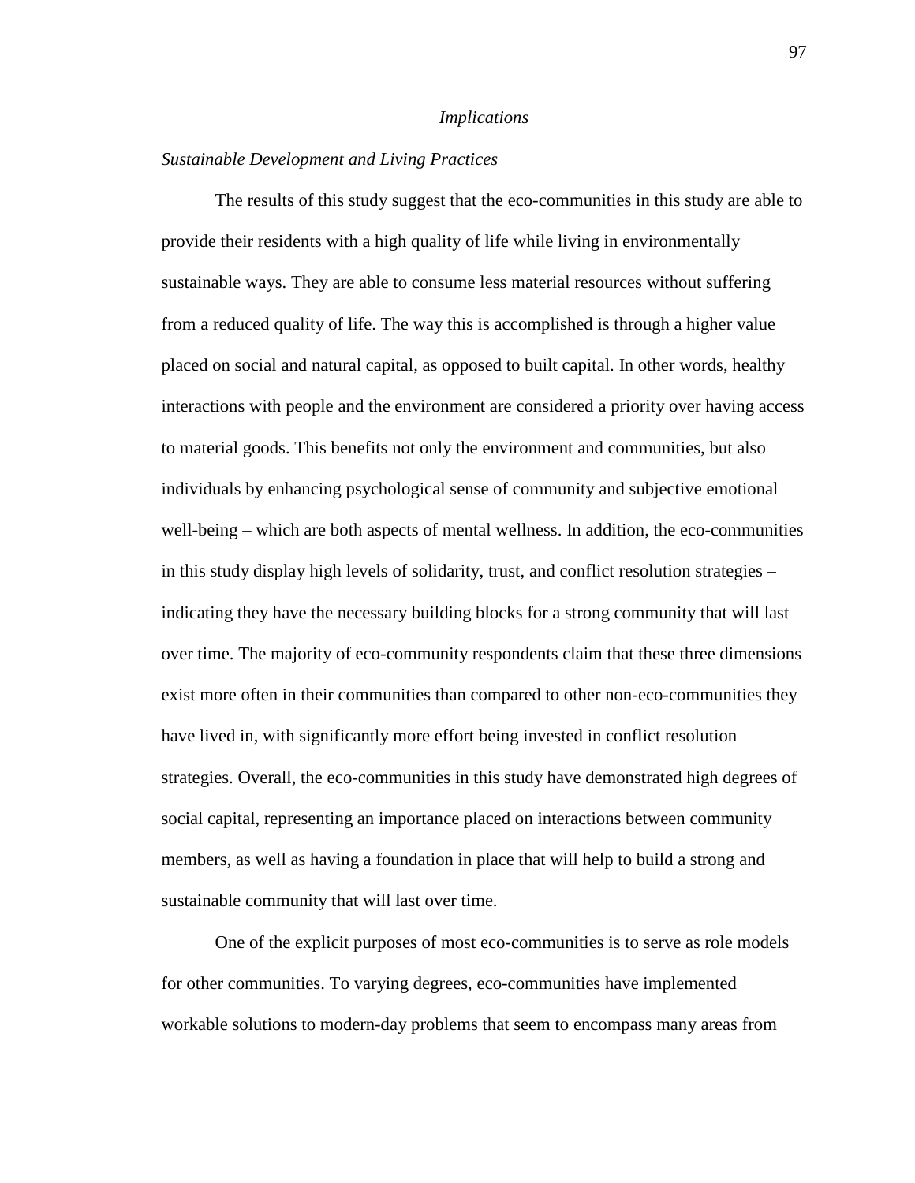## *Implications*

### *Sustainable Development and Living Practices*

The results of this study suggest that the eco-communities in this study are able to provide their residents with a high quality of life while living in environmentally sustainable ways. They are able to consume less material resources without suffering from a reduced quality of life. The way this is accomplished is through a higher value placed on social and natural capital, as opposed to built capital. In other words, healthy interactions with people and the environment are considered a priority over having access to material goods. This benefits not only the environment and communities, but also individuals by enhancing psychological sense of community and subjective emotional well-being – which are both aspects of mental wellness. In addition, the eco-communities in this study display high levels of solidarity, trust, and conflict resolution strategies – indicating they have the necessary building blocks for a strong community that will last over time. The majority of eco-community respondents claim that these three dimensions exist more often in their communities than compared to other non-eco-communities they have lived in, with significantly more effort being invested in conflict resolution strategies. Overall, the eco-communities in this study have demonstrated high degrees of social capital, representing an importance placed on interactions between community members, as well as having a foundation in place that will help to build a strong and sustainable community that will last over time.

One of the explicit purposes of most eco-communities is to serve as role models for other communities. To varying degrees, eco-communities have implemented workable solutions to modern-day problems that seem to encompass many areas from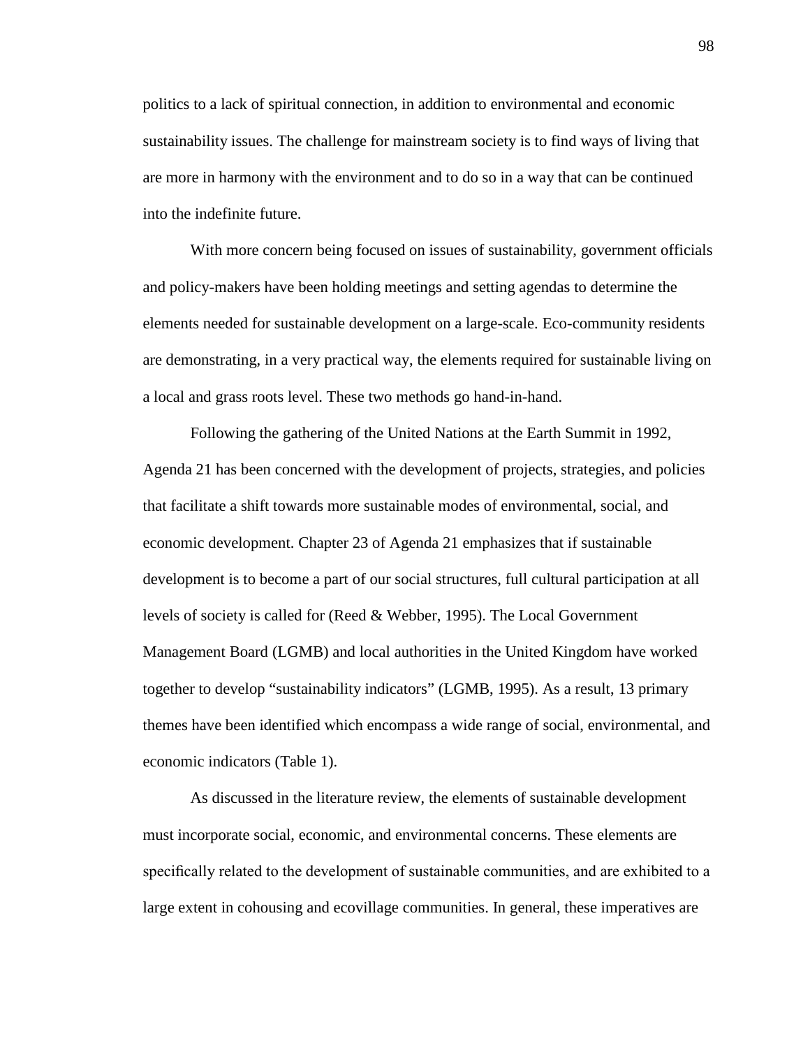politics to a lack of spiritual connection, in addition to environmental and economic sustainability issues. The challenge for mainstream society is to find ways of living that are more in harmony with the environment and to do so in a way that can be continued into the indefinite future.

With more concern being focused on issues of sustainability, government officials and policy-makers have been holding meetings and setting agendas to determine the elements needed for sustainable development on a large-scale. Eco-community residents are demonstrating, in a very practical way, the elements required for sustainable living on a local and grass roots level. These two methods go hand-in-hand.

Following the gathering of the United Nations at the Earth Summit in 1992, Agenda 21 has been concerned with the development of projects, strategies, and policies that facilitate a shift towards more sustainable modes of environmental, social, and economic development. Chapter 23 of Agenda 21 emphasizes that if sustainable development is to become a part of our social structures, full cultural participation at all levels of society is called for (Reed & Webber, 1995). The Local Government Management Board (LGMB) and local authorities in the United Kingdom have worked together to develop "sustainability indicators" (LGMB, 1995). As a result, 13 primary themes have been identified which encompass a wide range of social, environmental, and economic indicators (Table 1).

As discussed in the literature review, the elements of sustainable development must incorporate social, economic, and environmental concerns. These elements are specifically related to the development of sustainable communities, and are exhibited to a large extent in cohousing and ecovillage communities. In general, these imperatives are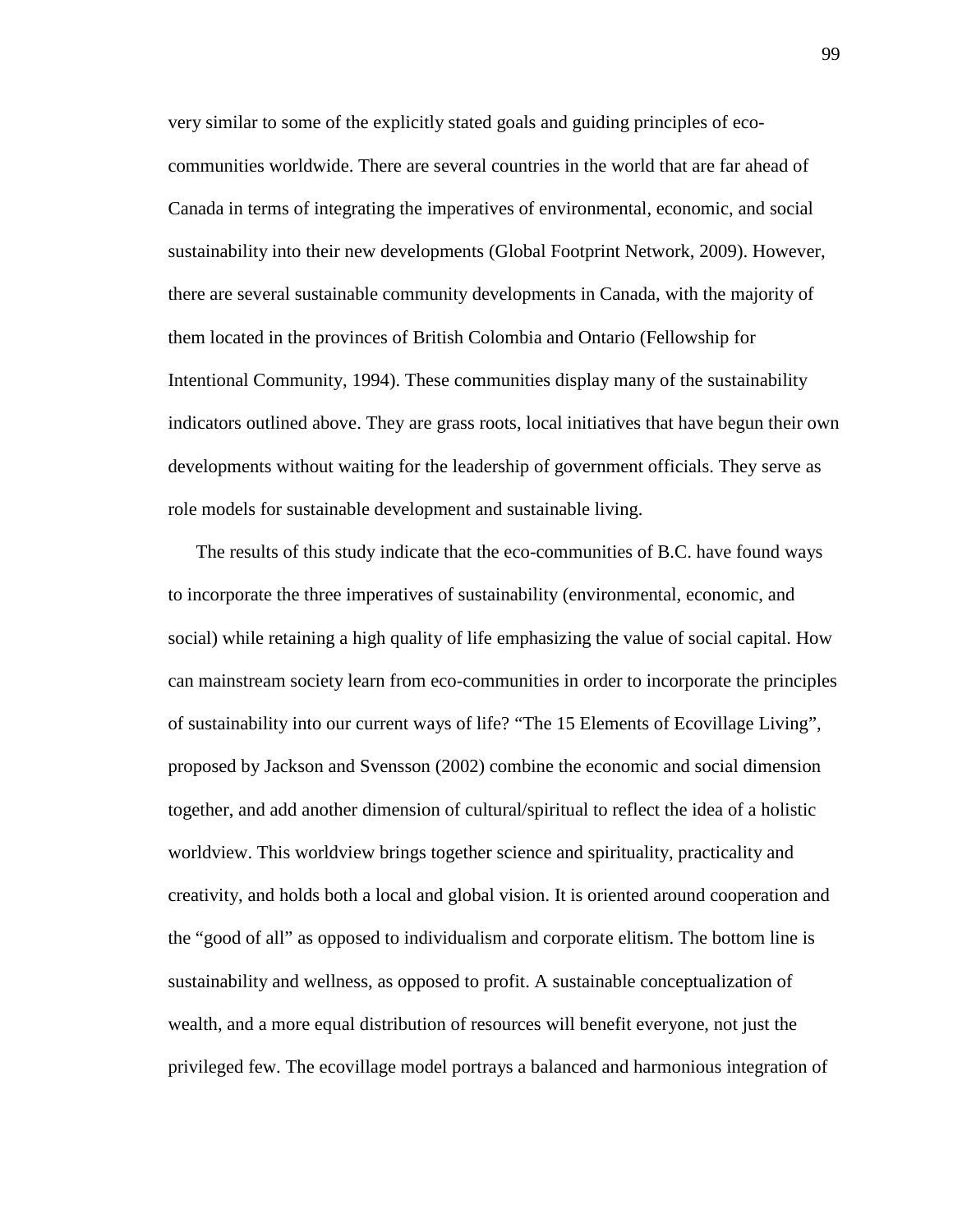very similar to some of the explicitly stated goals and guiding principles of eco-communities worldwide. There are several countries in the world that are far ahead of Canada in terms of integrating the imperatives of environmental, economic, and social sustainability into their new developments (Global Footprint Network, 2009). However, there are several sustainable community developments in Canada, with the majority of them located in the provinces of British Colombia and Ontario (Fellowship for Intentional Community, 1994). These communities display many of the sustainability indicators outlined above. They are grass roots, local initiatives that have begun their own developments without waiting for the leadership of government officials. They serve as role models for sustainable development and sustainable living.

The results of this study indicate that the eco-communities of B.C. have found ways to incorporate the three imperatives of sustainability (environmental, economic, and social) while retaining a high quality of life emphasizing the value of social capital. How can mainstream society learn from eco-communities in order to incorporate the principles of sustainability into our current ways of life? "The 15 Elements of Ecovillage Living", proposed by Jackson and Svensson (2002) combine the economic and social dimension together, and add another dimension of cultural/spiritual to reflect the idea of a holistic worldview. This worldview brings together science and spirituality, practicality and creativity, and holds both a local and global vision. It is oriented around cooperation and the "good of all" as opposed to individualism and corporate elitism. The bottom line is sustainability and wellness, as opposed to profit. A sustainable conceptualization of wealth, and a more equal distribution of resources will benefit everyone, not just the privileged few. The ecovillage model portrays a balanced and harmonious integration of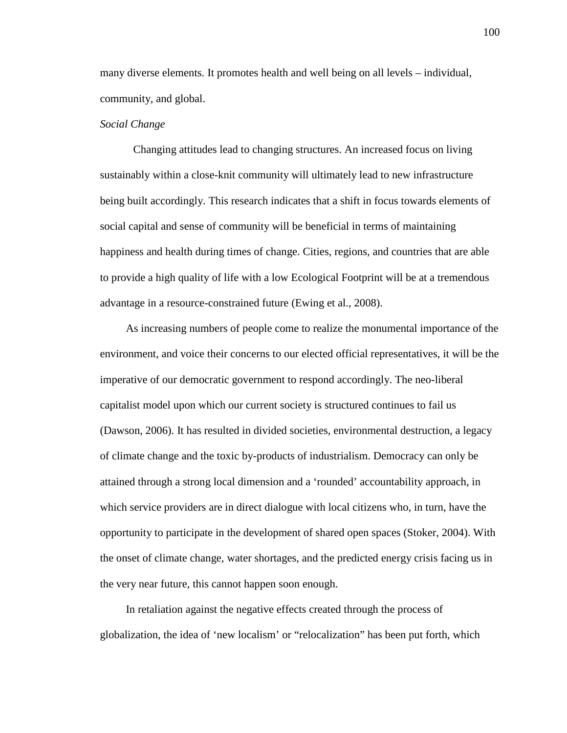many diverse elements. It promotes health and well being on all levels – individual, community, and global.

*Social Change*

Changing attitudes lead to changing structures. An increased focus on living sustainably within a close-knit community will ultimately lead to new infrastructure being built accordingly. This research indicates that a shift in focus towards elements of social capital and sense of community will be beneficial in terms of maintaining happiness and health during times of change. Cities, regions, and countries that are able to provide a high quality of life with a low Ecological Footprint will be at a tremendous advantage in a resource-constrained future (Ewing et al., 2008).

As increasing numbers of people come to realize the monumental importance of the environment, and voice their concerns to our elected official representatives, it will be the imperative of our democratic government to respond accordingly. The neo-liberal capitalist model upon which our current society is structured continues to fail us (Dawson, 2006). It has resulted in divided societies, environmental destruction, a legacy of climate change and the toxic by-products of industrialism. Democracy can only be attained through a strong local dimension and a 'rounded' accountability approach, in which service providers are in direct dialogue with local citizens who, in turn, have the opportunity to participate in the development of shared open spaces (Stoker, 2004). With the onset of climate change, water shortages, and the predicted energy crisis facing us in the very near future, this cannot happen soon enough.

In retaliation against the negative effects created through the process of globalization, the idea of 'new localism' or "relocalization" has been put forth, which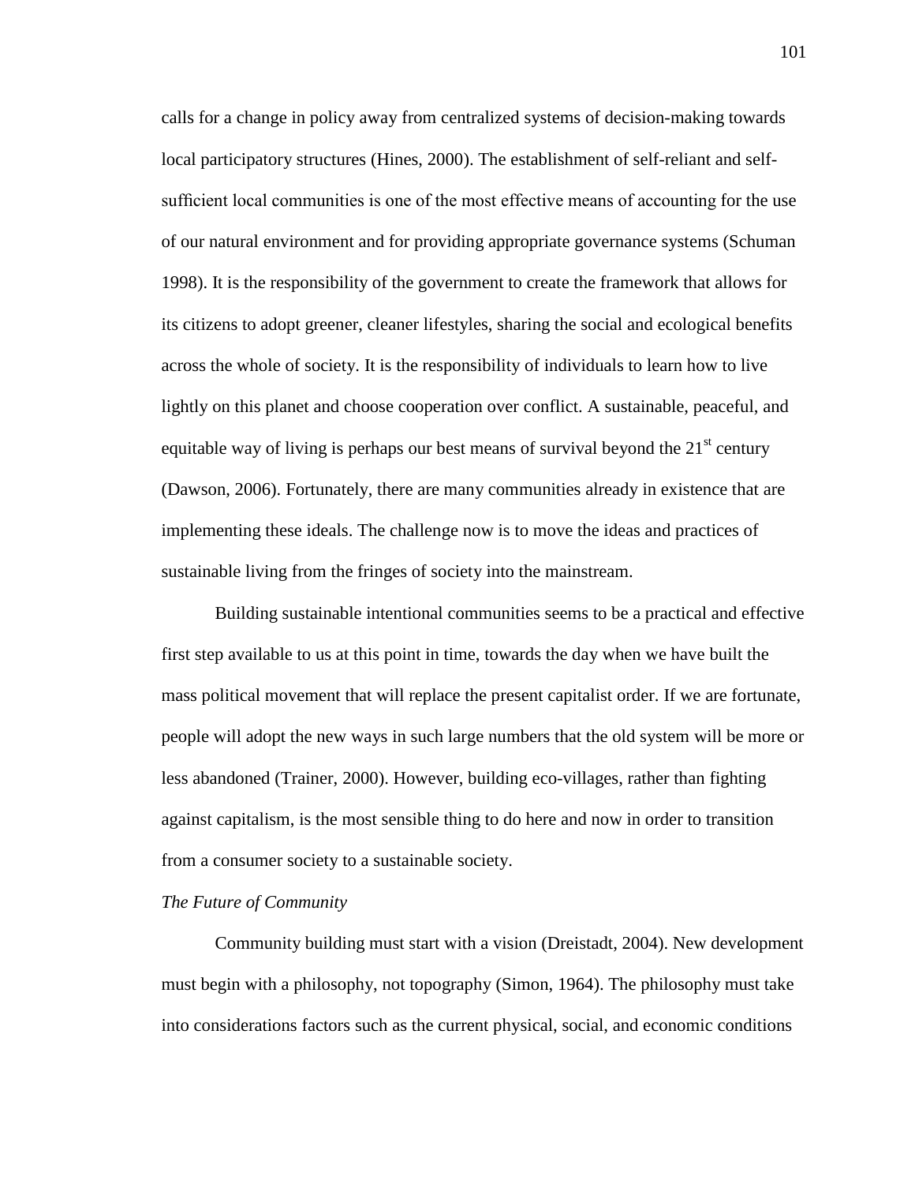calls for a change in policy away from centralized systems of decision-making towards local participatory structures (Hines, 2000). The establishment of self-reliant and self-sufficient local communities is one of the most effective means of accounting for the use of our natural environment and for providing appropriate governance systems (Schuman 1998). It is the responsibility of the government to create the framework that allows for its citizens to adopt greener, cleaner lifestyles, sharing the social and ecological benefits across the whole of society. It is the responsibility of individuals to learn how to live lightly on this planet and choose cooperation over conflict. A sustainable, peaceful, and equitable way of living is perhaps our best means of survival beyond the 21st century (Dawson, 2006). Fortunately, there are many communities already in existence that are implementing these ideals. The challenge now is to move the ideas and practices of sustainable living from the fringes of society into the mainstream.

Building sustainable intentional communities seems to be a practical and effective first step available to us at this point in time, towards the day when we have built the mass political movement that will replace the present capitalist order. If we are fortunate, people will adopt the new ways in such large numbers that the old system will be more or less abandoned (Trainer, 2000). However, building eco-villages, rather than fighting against capitalism, is the most sensible thing to do here and now in order to transition from a consumer society to a sustainable society.

*The Future of Community*

Community building must start with a vision (Dreistadt, 2004). New development must begin with a philosophy, not topography (Simon, 1964). The philosophy must take into considerations factors such as the current physical, social, and economic conditions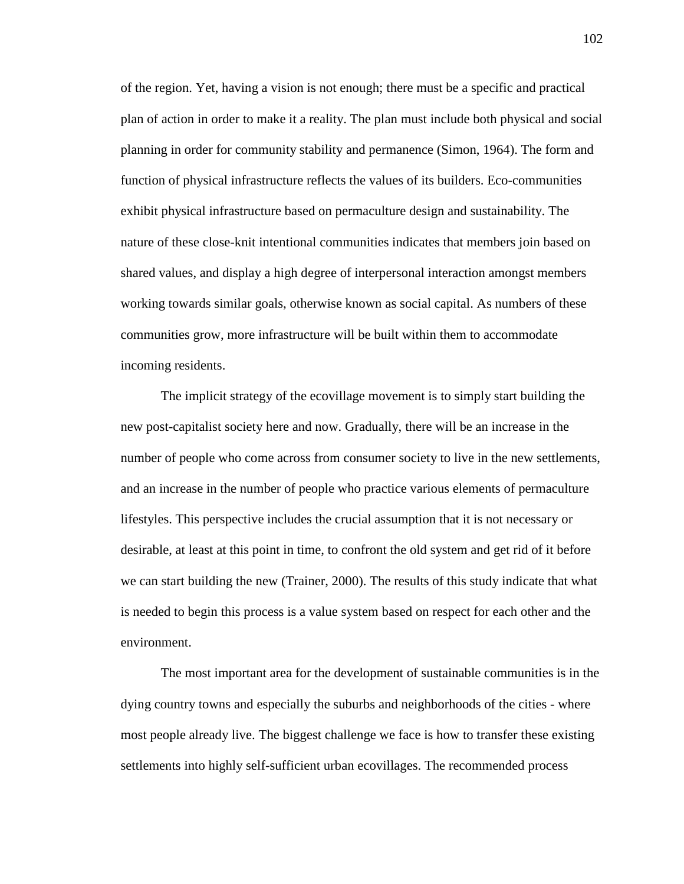of the region. Yet, having a vision is not enough; there must be a specific and practical plan of action in order to make it a reality. The plan must include both physical and social planning in order for community stability and permanence (Simon, 1964). The form and function of physical infrastructure reflects the values of its builders. Eco-communities exhibit physical infrastructure based on permaculture design and sustainability. The nature of these close-knit intentional communities indicates that members join based on shared values, and display a high degree of interpersonal interaction amongst members working towards similar goals, otherwise known as social capital. As numbers of these communities grow, more infrastructure will be built within them to accommodate incoming residents.

The implicit strategy of the ecovillage movement is to simply start building the new post-capitalist society here and now. Gradually, there will be an increase in the number of people who come across from consumer society to live in the new settlements, and an increase in the number of people who practice various elements of permaculture lifestyles. This perspective includes the crucial assumption that it is not necessary or desirable, at least at this point in time, to confront the old system and get rid of it before we can start building the new (Trainer, 2000). The results of this study indicate that what is needed to begin this process is a value system based on respect for each other and the environment.

The most important area for the development of sustainable communities is in the dying country towns and especially the suburbs and neighborhoods of the cities - where most people already live. The biggest challenge we face is how to transfer these existing settlements into highly self-sufficient urban ecovillages. The recommended process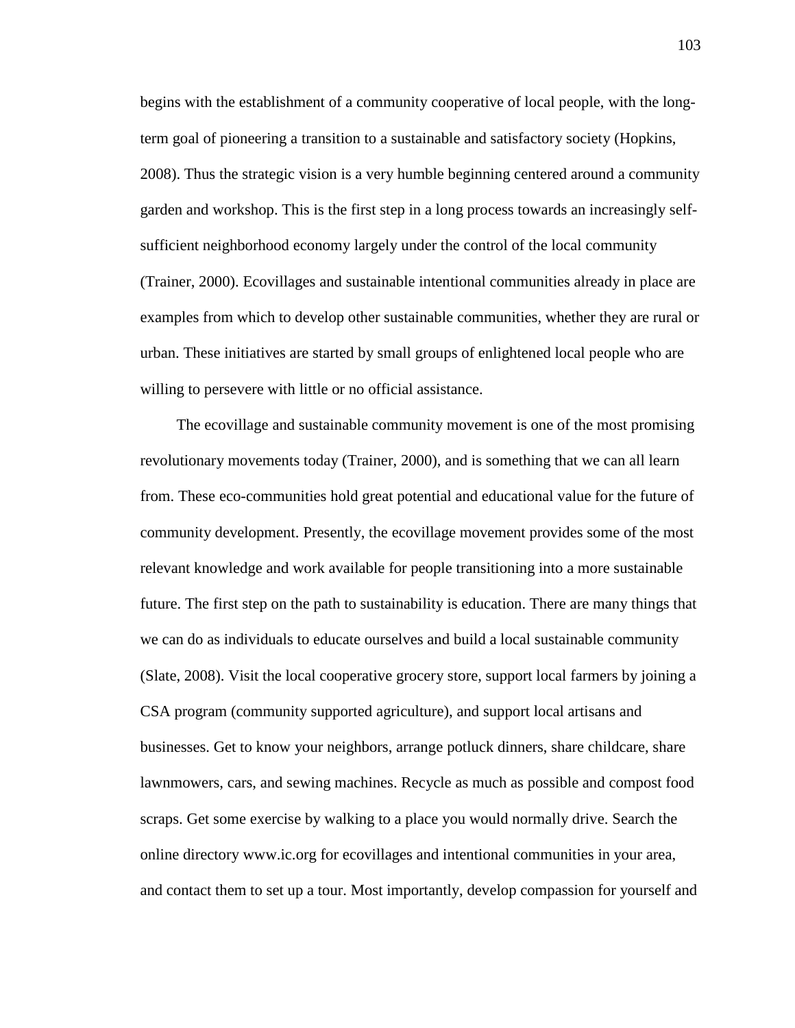begins with the establishment of a community cooperative of local people, with the long-term goal of pioneering a transition to a sustainable and satisfactory society (Hopkins, 2008). Thus the strategic vision is a very humble beginning centered around a community garden and workshop. This is the first step in a long process towards an increasingly self-sufficient neighborhood economy largely under the control of the local community (Trainer, 2000). Ecovillages and sustainable intentional communities already in place are examples from which to develop other sustainable communities, whether they are rural or urban. These initiatives are started by small groups of enlightened local people who are willing to persevere with little or no official assistance.

The ecovillage and sustainable community movement is one of the most promising revolutionary movements today (Trainer, 2000), and is something that we can all learn from. These eco-communities hold great potential and educational value for the future of community development. Presently, the ecovillage movement provides some of the most relevant knowledge and work available for people transitioning into a more sustainable future. The first step on the path to sustainability is education. There are many things that we can do as individuals to educate ourselves and build a local sustainable community (Slate, 2008). Visit the local cooperative grocery store, support local farmers by joining a CSA program (community supported agriculture), and support local artisans and businesses. Get to know your neighbors, arrange potluck dinners, share childcare, share lawnmowers, cars, and sewing machines. Recycle as much as possible and compost food scraps. Get some exercise by walking to a place you would normally drive. Search the online directory www.ic.org for ecovillages and intentional communities in your area, and contact them to set up a tour. Most importantly, develop compassion for yourself and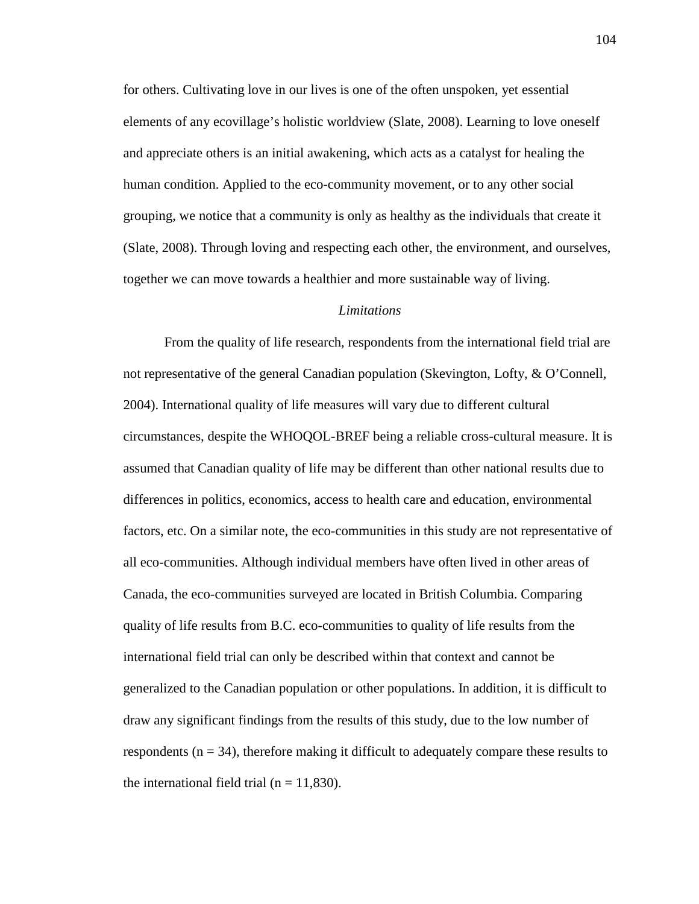for others. Cultivating love in our lives is one of the often unspoken, yet essential elements of any ecovillage's holistic worldview (Slate, 2008). Learning to love oneself and appreciate others is an initial awakening, which acts as a catalyst for healing the human condition. Applied to the eco-community movement, or to any other social grouping, we notice that a community is only as healthy as the individuals that create it (Slate, 2008). Through loving and respecting each other, the environment, and ourselves, together we can move towards a healthier and more sustainable way of living.

### *Limitations*

From the quality of life research, respondents from the international field trial are not representative of the general Canadian population (Skevington, Lofty, & O'Connell, 2004). International quality of life measures will vary due to different cultural circumstances, despite the WHOQOL-BREF being a reliable cross-cultural measure. It is assumed that Canadian quality of life may be different than other national results due to differences in politics, economics, access to health care and education, environmental factors, etc. On a similar note, the eco-communities in this study are not representative of all eco-communities. Although individual members have often lived in other areas of Canada, the eco-communities surveyed are located in British Columbia. Comparing quality of life results from B.C. eco-communities to quality of life results from the international field trial can only be described within that context and cannot be generalized to the Canadian population or other populations. In addition, it is difficult to draw any significant findings from the results of this study, due to the low number of respondents ($n = 34$), therefore making it difficult to adequately compare these results to the international field trial ($n = 11,830$).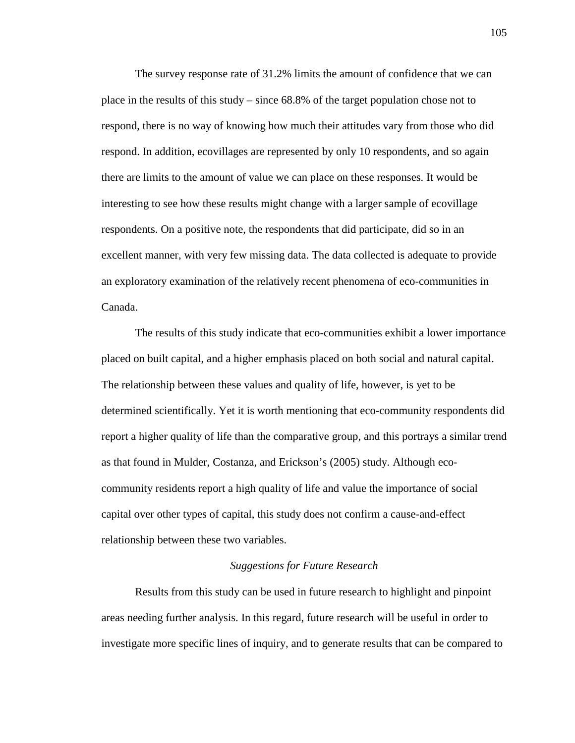The survey response rate of 31.2% limits the amount of confidence that we can place in the results of this study – since 68.8% of the target population chose not to respond, there is no way of knowing how much their attitudes vary from those who did respond. In addition, ecovillages are represented by only 10 respondents, and so again there are limits to the amount of value we can place on these responses. It would be interesting to see how these results might change with a larger sample of ecovillage respondents. On a positive note, the respondents that did participate, did so in an excellent manner, with very few missing data. The data collected is adequate to provide an exploratory examination of the relatively recent phenomena of eco-communities in Canada.

The results of this study indicate that eco-communities exhibit a lower importance placed on built capital, and a higher emphasis placed on both social and natural capital. The relationship between these values and quality of life, however, is yet to be determined scientifically. Yet it is worth mentioning that eco-community respondents did report a higher quality of life than the comparative group, and this portrays a similar trend as that found in Mulder, Costanza, and Erickson's (2005) study. Although eco-community residents report a high quality of life and value the importance of social capital over other types of capital, this study does not confirm a cause-and-effect relationship between these two variables.

### *Suggestions for Future Research*

Results from this study can be used in future research to highlight and pinpoint areas needing further analysis. In this regard, future research will be useful in order to investigate more specific lines of inquiry, and to generate results that can be compared to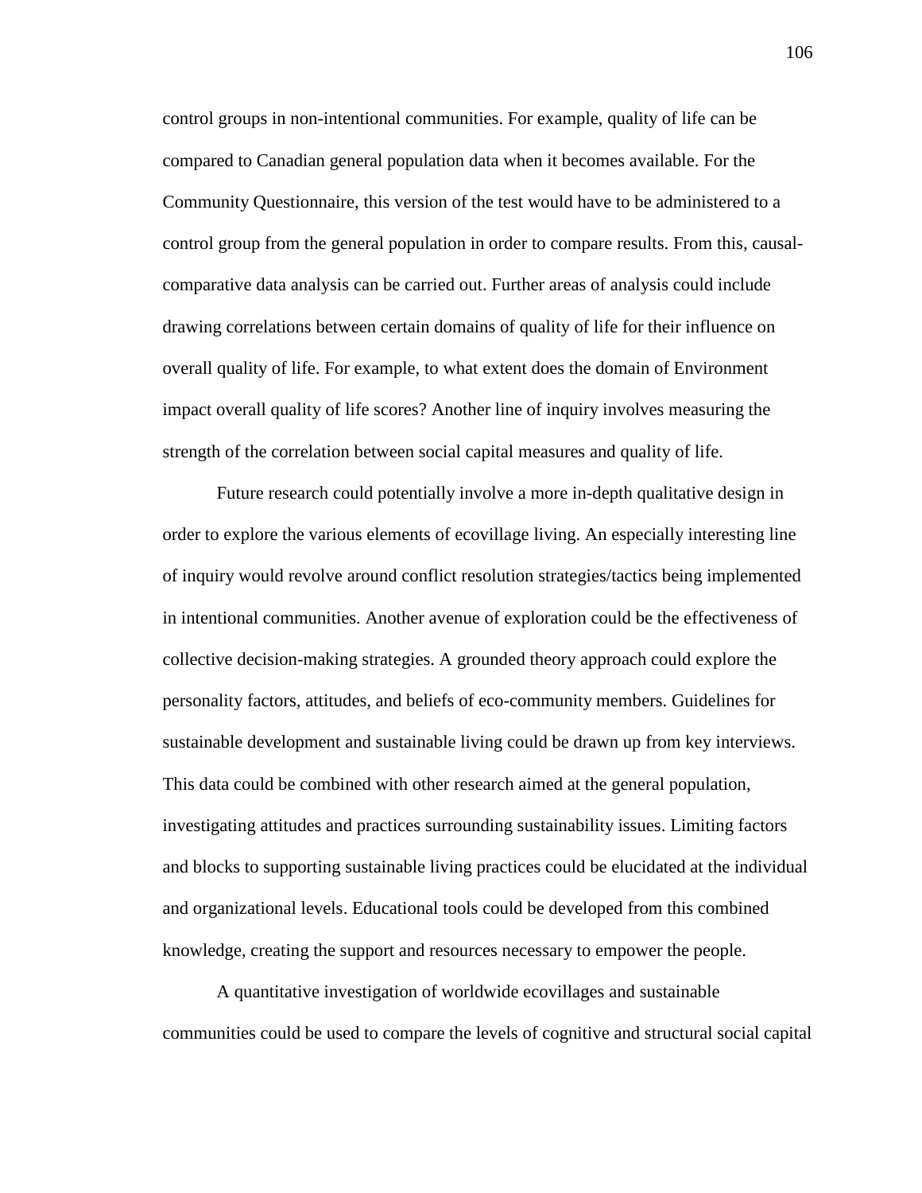control groups in non-intentional communities. For example, quality of life can be compared to Canadian general population data when it becomes available. For the Community Questionnaire, this version of the test would have to be administered to a control group from the general population in order to compare results. From this, causal-comparative data analysis can be carried out. Further areas of analysis could include drawing correlations between certain domains of quality of life for their influence on overall quality of life. For example, to what extent does the domain of Environment impact overall quality of life scores? Another line of inquiry involves measuring the strength of the correlation between social capital measures and quality of life.

Future research could potentially involve a more in-depth qualitative design in order to explore the various elements of ecovillage living. An especially interesting line of inquiry would revolve around conflict resolution strategies/tactics being implemented in intentional communities. Another avenue of exploration could be the effectiveness of collective decision-making strategies. A grounded theory approach could explore the personality factors, attitudes, and beliefs of eco-community members. Guidelines for sustainable development and sustainable living could be drawn up from key interviews. This data could be combined with other research aimed at the general population, investigating attitudes and practices surrounding sustainability issues. Limiting factors and blocks to supporting sustainable living practices could be elucidated at the individual and organizational levels. Educational tools could be developed from this combined knowledge, creating the support and resources necessary to empower the people.

A quantitative investigation of worldwide ecovillages and sustainable communities could be used to compare the levels of cognitive and structural social capital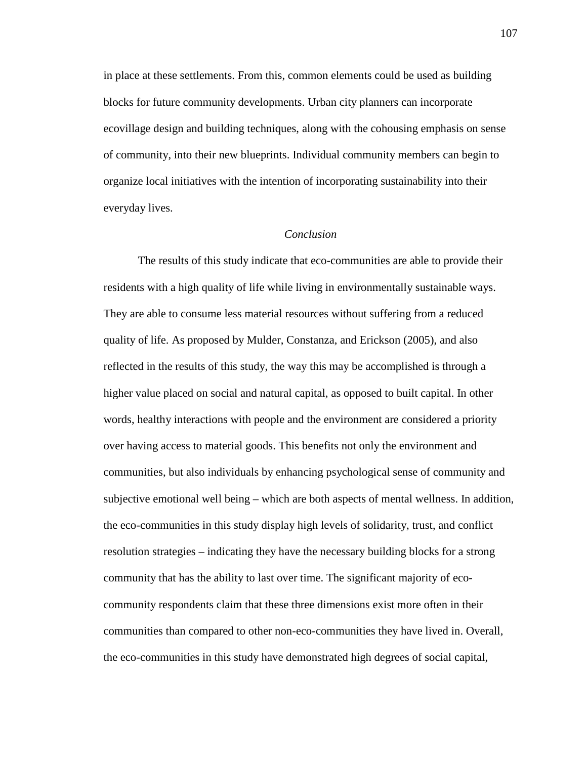in place at these settlements. From this, common elements could be used as building blocks for future community developments. Urban city planners can incorporate ecovillage design and building techniques, along with the cohousing emphasis on sense of community, into their new blueprints. Individual community members can begin to organize local initiatives with the intention of incorporating sustainability into their everyday lives.

### *Conclusion*

The results of this study indicate that eco-communities are able to provide their residents with a high quality of life while living in environmentally sustainable ways. They are able to consume less material resources without suffering from a reduced quality of life. As proposed by Mulder, Constanza, and Erickson (2005), and also reflected in the results of this study, the way this may be accomplished is through a higher value placed on social and natural capital, as opposed to built capital. In other words, healthy interactions with people and the environment are considered a priority over having access to material goods. This benefits not only the environment and communities, but also individuals by enhancing psychological sense of community and subjective emotional well being – which are both aspects of mental wellness. In addition, the eco-communities in this study display high levels of solidarity, trust, and conflict resolution strategies – indicating they have the necessary building blocks for a strong community that has the ability to last over time. The significant majority of eco-community respondents claim that these three dimensions exist more often in their communities than compared to other non-eco-communities they have lived in. Overall, the eco-communities in this study have demonstrated high degrees of social capital,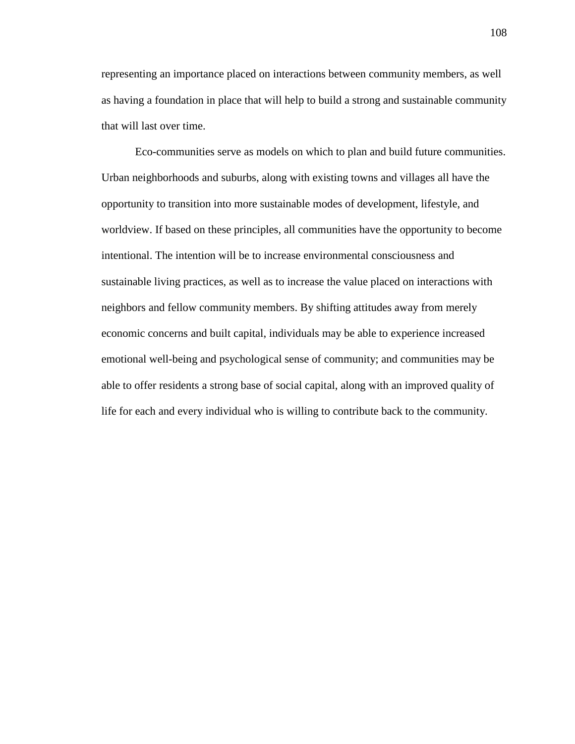representing an importance placed on interactions between community members, as well as having a foundation in place that will help to build a strong and sustainable community that will last over time.

Eco-communities serve as models on which to plan and build future communities. Urban neighborhoods and suburbs, along with existing towns and villages all have the opportunity to transition into more sustainable modes of development, lifestyle, and worldview. If based on these principles, all communities have the opportunity to become intentional. The intention will be to increase environmental consciousness and sustainable living practices, as well as to increase the value placed on interactions with neighbors and fellow community members. By shifting attitudes away from merely economic concerns and built capital, individuals may be able to experience increased emotional well-being and psychological sense of community; and communities may be able to offer residents a strong base of social capital, along with an improved quality of life for each and every individual who is willing to contribute back to the community.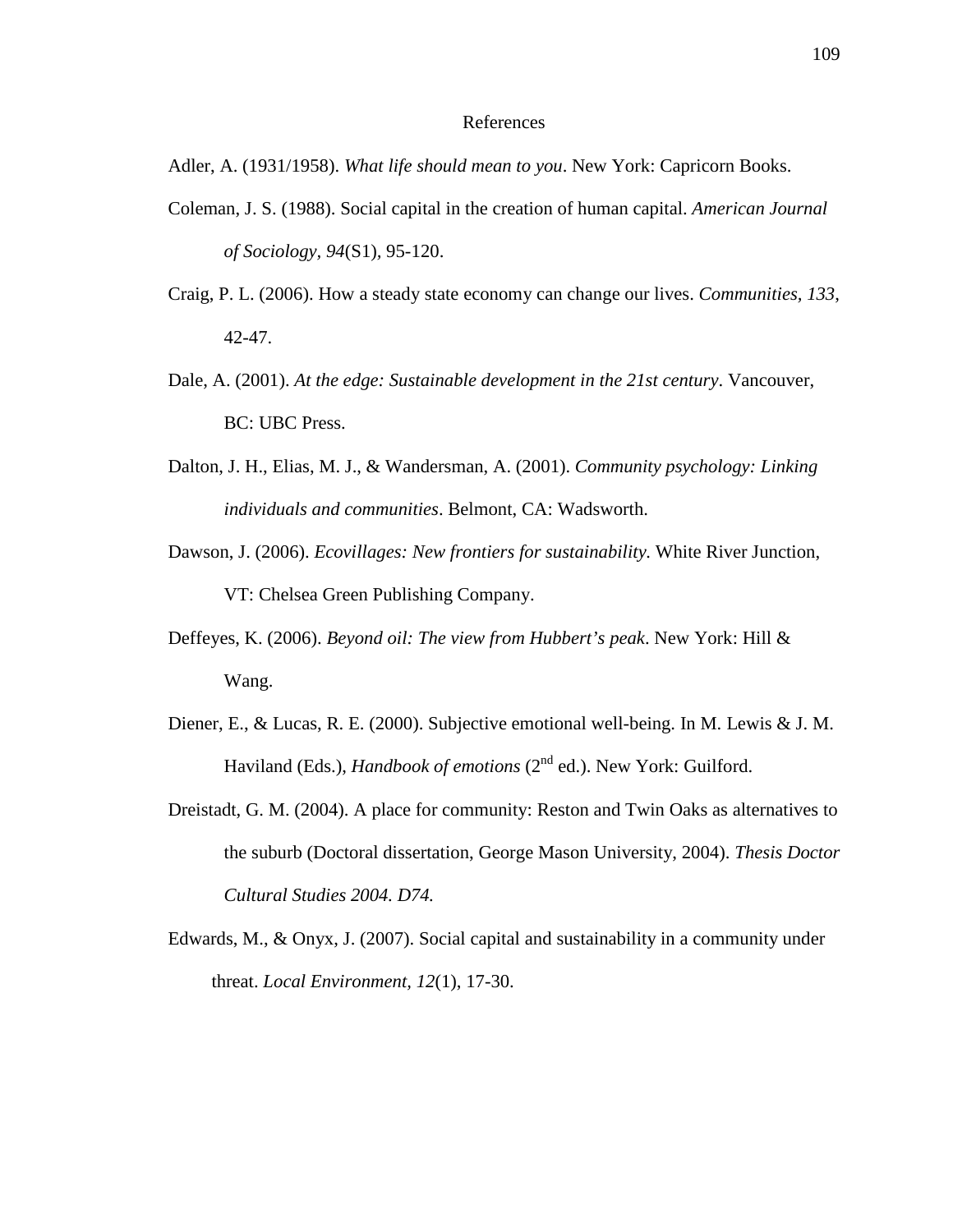# References

Adler, A. (1931/1958). *What life should mean to you*. New York: Capricorn Books.

Coleman, J. S. (1988). Social capital in the creation of human capital. *American Journal of Sociology, 94*(S1), 95-120.

Craig, P. L. (2006). How a steady state economy can change our lives. *Communities, 133*, 42-47.

Dale, A. (2001). *At the edge: Sustainable development in the 21st century*. Vancouver, BC: UBC Press.

Dalton, J. H., Elias, M. J., & Wandersman, A. (2001). *Community psychology: Linking individuals and communities*. Belmont, CA: Wadsworth.

Dawson, J. (2006). *Ecovillages: New frontiers for sustainability.* White River Junction, VT: Chelsea Green Publishing Company.

Deffeyes, K. (2006). *Beyond oil: The view from Hubbert's peak*. New York: Hill & Wang.

Diener, E., & Lucas, R. E. (2000). Subjective emotional well-being. In M. Lewis & J. M. Haviland (Eds.), *Handbook of emotions* (2nd ed.). New York: Guilford.

Dreistadt, G. M. (2004). A place for community: Reston and Twin Oaks as alternatives to the suburb (Doctoral dissertation, George Mason University, 2004). *Thesis Doctor Cultural Studies 2004. D74.*

Edwards, M., & Onyx, J. (2007). Social capital and sustainability in a community under threat. *Local Environment, 12*(1), 17-30.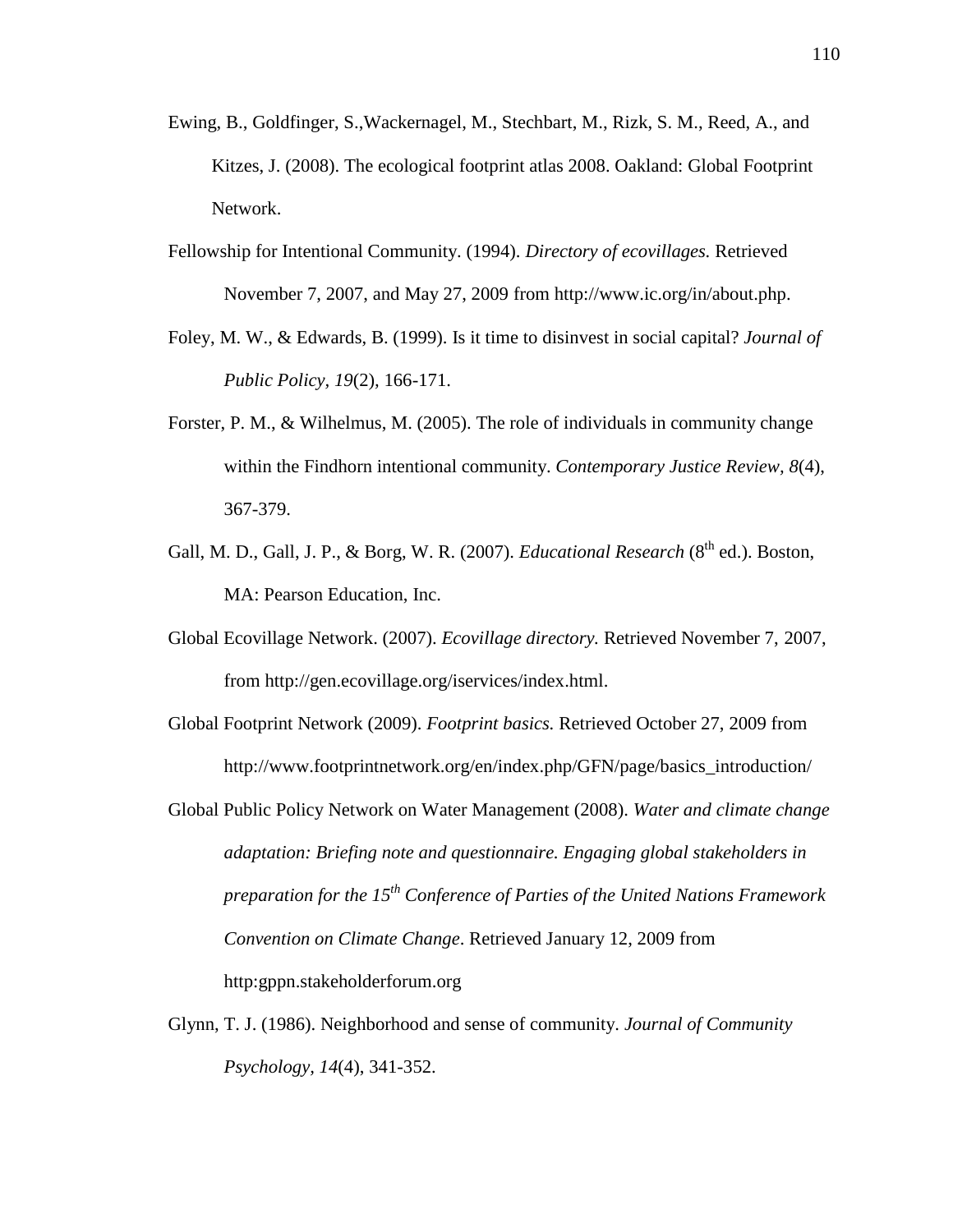Ewing, B., Goldfinger, S.,Wackernagel, M., Stechbart, M., Rizk, S. M., Reed, A., and Kitzes, J. (2008). The ecological footprint atlas 2008. Oakland: Global Footprint Network.

Fellowship for Intentional Community. (1994). *Directory of ecovillages.* Retrieved November 7, 2007, and May 27, 2009 from http://www.ic.org/in/about.php.

Foley, M. W., & Edwards, B. (1999). Is it time to disinvest in social capital? *Journal of Public Policy, 19*(2), 166-171.

Forster, P. M., & Wilhelmus, M. (2005). The role of individuals in community change within the Findhorn intentional community. *Contemporary Justice Review, 8*(4), 367-379.

Gall, M. D., Gall, J. P., & Borg, W. R. (2007). *Educational Research* (8th ed.). Boston, MA: Pearson Education, Inc.

Global Ecovillage Network. (2007). *Ecovillage directory.* Retrieved November 7, 2007, from http://gen.ecovillage.org/iservices/index.html.

Global Footprint Network (2009). *Footprint basics.* Retrieved October 27, 2009 from http://www.footprintnetwork.org/en/index.php/GFN/page/basics_introduction/

Global Public Policy Network on Water Management (2008). *Water and climate change adaptation: Briefing note and questionnaire. Engaging global stakeholders in preparation for the 15th Conference of Parties of the United Nations Framework Convention on Climate Change*. Retrieved January 12, 2009 from http:gppn.stakeholderforum.org

Glynn, T. J. (1986). Neighborhood and sense of community. *Journal of Community Psychology, 14*(4), 341-352.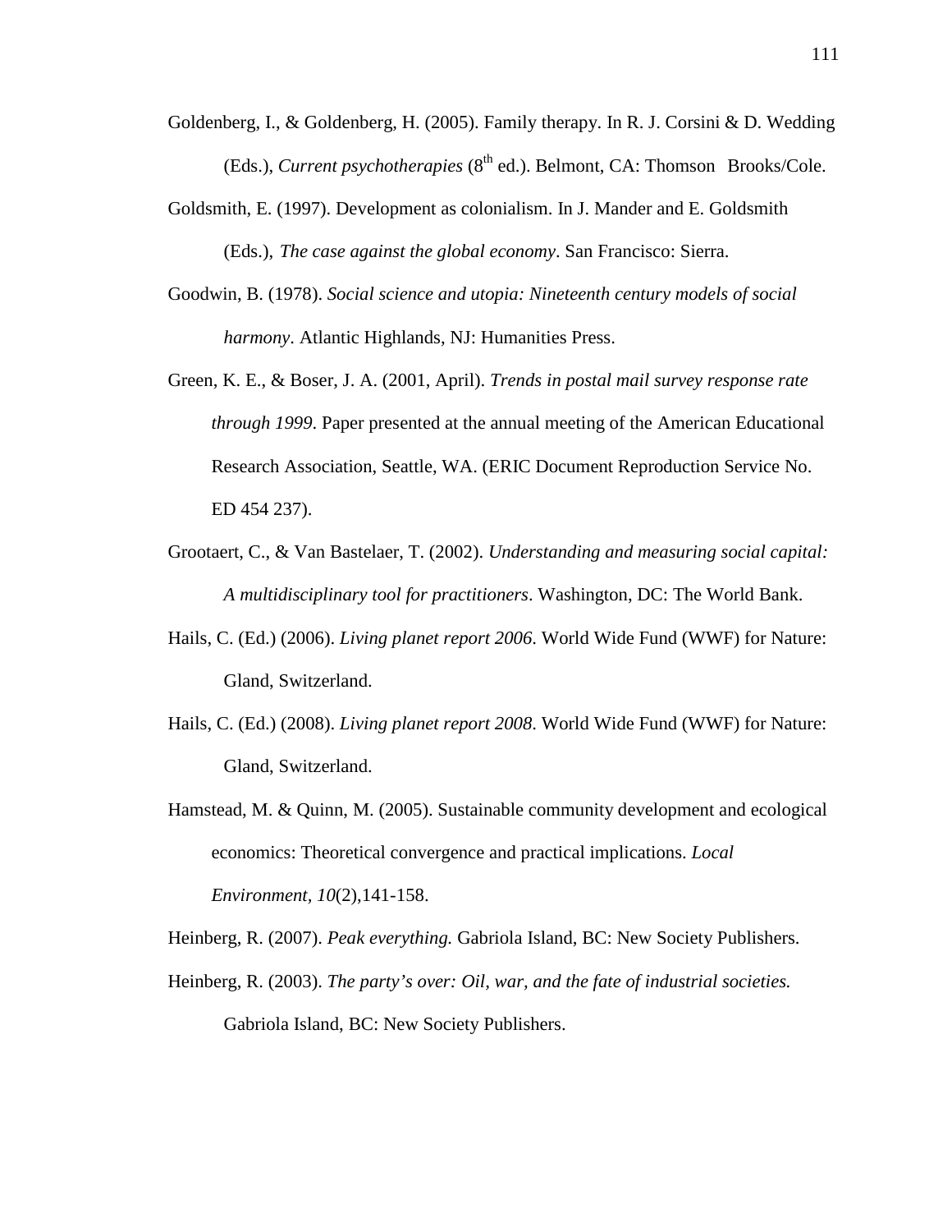Goldenberg, I., & Goldenberg, H. (2005). Family therapy. In R. J. Corsini & D. Wedding (Eds.), *Current psychotherapies* (8th ed.). Belmont, CA: Thomson Brooks/Cole.

Goldsmith, E. (1997). Development as colonialism. In J. Mander and E. Goldsmith (Eds.), *The case against the global economy*. San Francisco: Sierra.

Goodwin, B. (1978). *Social science and utopia: Nineteenth century models of social harmony*. Atlantic Highlands, NJ: Humanities Press.

Green, K. E., & Boser, J. A. (2001, April). *Trends in postal mail survey response rate through 1999*. Paper presented at the annual meeting of the American Educational Research Association, Seattle, WA. (ERIC Document Reproduction Service No. ED 454 237).

Grootaert, C., & Van Bastelaer, T. (2002). *Understanding and measuring social capital: A multidisciplinary tool for practitioners*. Washington, DC: The World Bank.

Hails, C. (Ed.) (2006). *Living planet report 2006*. World Wide Fund (WWF) for Nature: Gland, Switzerland.

Hails, C. (Ed.) (2008). *Living planet report 2008*. World Wide Fund (WWF) for Nature: Gland, Switzerland.

Hamstead, M. & Quinn, M. (2005). Sustainable community development and ecological economics: Theoretical convergence and practical implications. *Local Environment, 10*(2),141-158.

Heinberg, R. (2007). *Peak everything.* Gabriola Island, BC: New Society Publishers.

Heinberg, R. (2003). *The party's over: Oil, war, and the fate of industrial societies.* Gabriola Island, BC: New Society Publishers.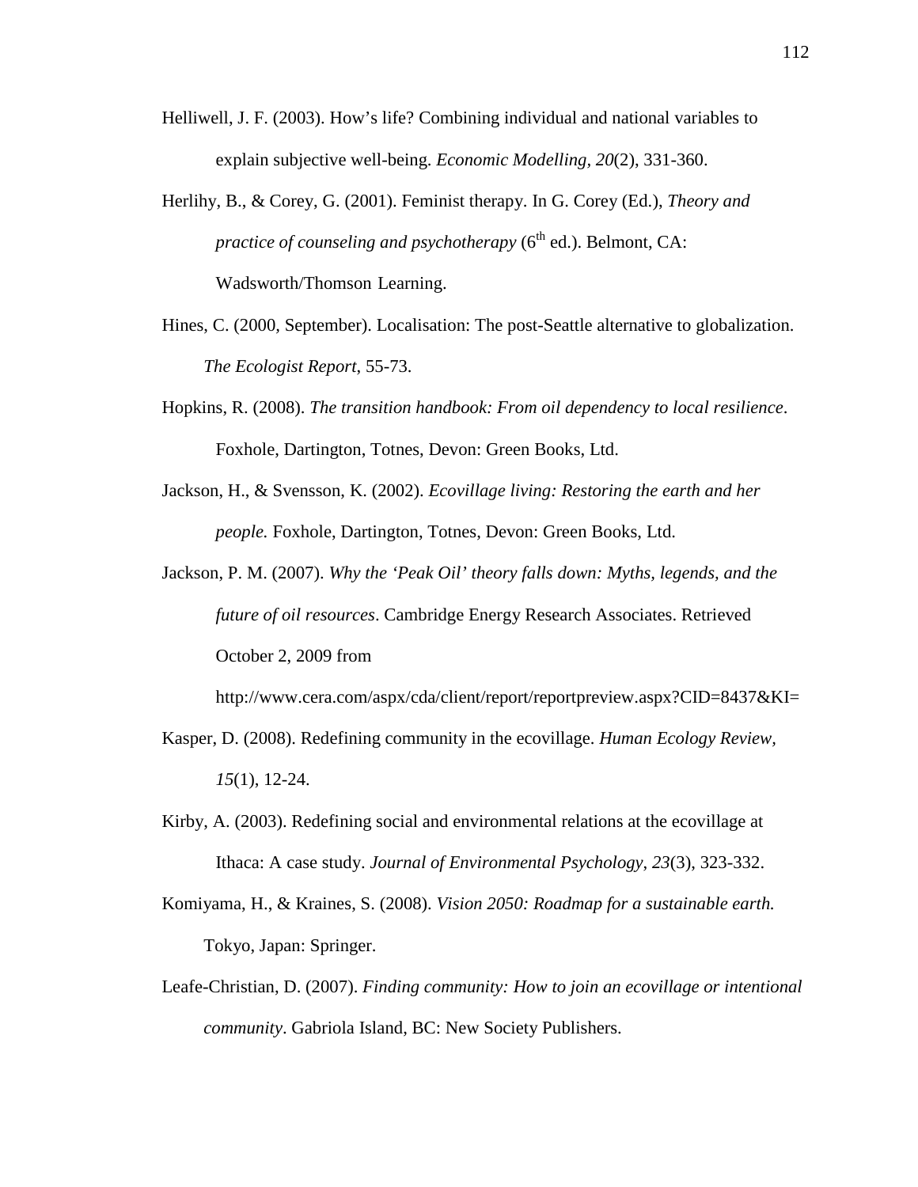Helliwell, J. F. (2003). How's life? Combining individual and national variables to explain subjective well-being. *Economic Modelling*, *20*(2), 331-360.

Herlihy, B., & Corey, G. (2001). Feminist therapy. In G. Corey (Ed.), *Theory and practice of counseling and psychotherapy* ($6^{th}$ ed.). Belmont, CA: Wadsworth/Thomson Learning.

Hines, C. (2000, September). Localisation: The post-Seattle alternative to globalization. *The Ecologist Report*, 55-73.

Hopkins, R. (2008). *The transition handbook: From oil dependency to local resilience*. Foxhole, Dartington, Totnes, Devon: Green Books, Ltd.

Jackson, H., & Svensson, K. (2002). *Ecovillage living: Restoring the earth and her people.* Foxhole, Dartington, Totnes, Devon: Green Books, Ltd.

Jackson, P. M. (2007). *Why the 'Peak Oil' theory falls down: Myths, legends, and the future of oil resources*. Cambridge Energy Research Associates. Retrieved October 2, 2009 from http://www.cera.com/aspx/cda/client/report/reportpreview.aspx?CID=8437&KI=

Kasper, D. (2008). Redefining community in the ecovillage. *Human Ecology Review*, *15*(1), 12-24.

Kirby, A. (2003). Redefining social and environmental relations at the ecovillage at Ithaca: A case study. *Journal of Environmental Psychology*, *23*(3), 323-332.

Komiyama, H., & Kraines, S. (2008). *Vision 2050: Roadmap for a sustainable earth.* Tokyo, Japan: Springer.

Leafe-Christian, D. (2007). *Finding community: How to join an ecovillage or intentional community*. Gabriola Island, BC: New Society Publishers.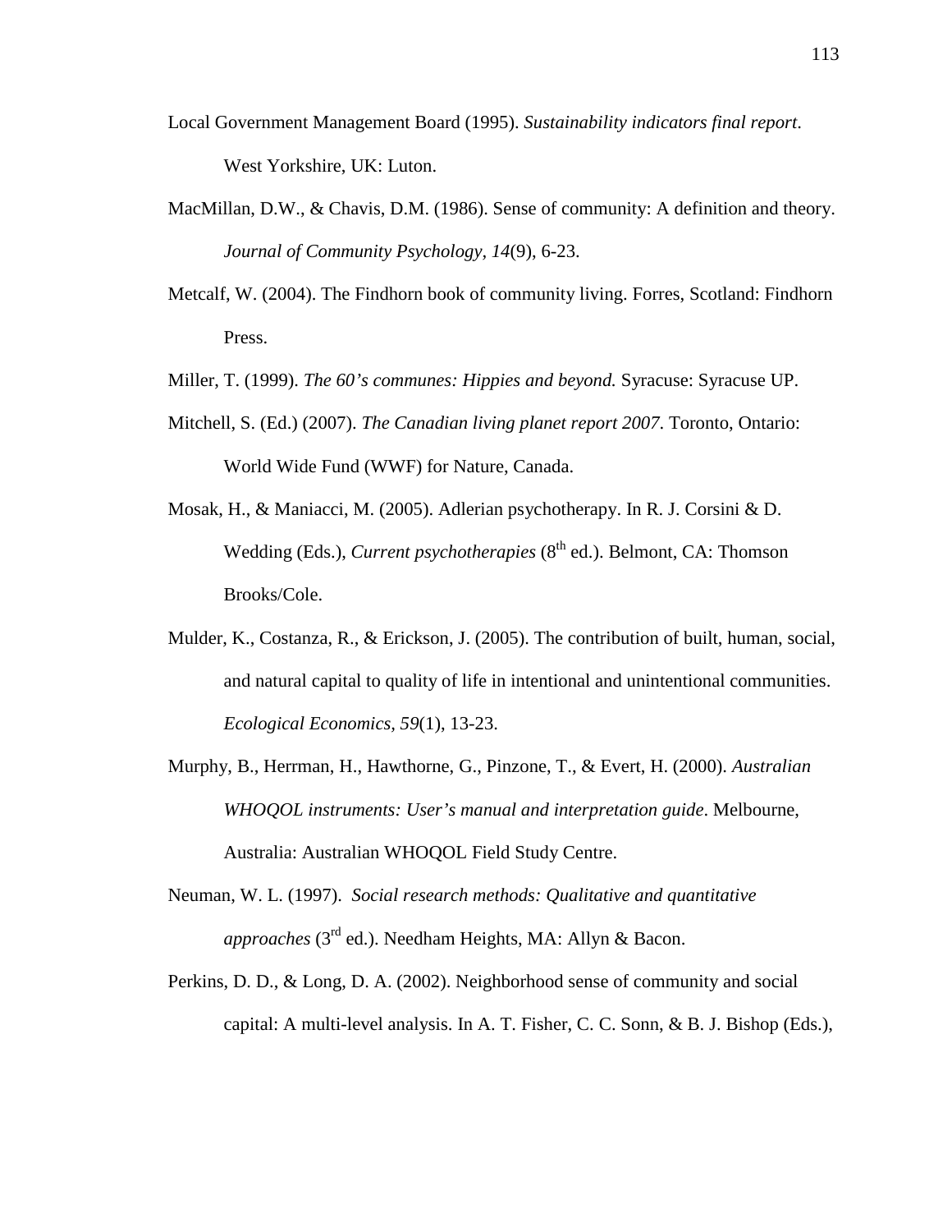Local Government Management Board (1995). *Sustainability indicators final report*. West Yorkshire, UK: Luton.

MacMillan, D.W., & Chavis, D.M. (1986). Sense of community: A definition and theory. *Journal of Community Psychology*, *14*(9), 6-23.

Metcalf, W. (2004). The Findhorn book of community living. Forres, Scotland: Findhorn Press.

Miller, T. (1999). *The 60's communes: Hippies and beyond.* Syracuse: Syracuse UP.

Mitchell, S. (Ed.) (2007). *The Canadian living planet report 2007*. Toronto, Ontario: World Wide Fund (WWF) for Nature, Canada.

Mosak, H., & Maniacci, M. (2005). Adlerian psychotherapy. In R. J. Corsini & D. Wedding (Eds.), *Current psychotherapies* (8th ed.). Belmont, CA: Thomson Brooks/Cole.

Mulder, K., Costanza, R., & Erickson, J. (2005). The contribution of built, human, social, and natural capital to quality of life in intentional and unintentional communities. *Ecological Economics, 59*(1), 13-23.

Murphy, B., Herrman, H., Hawthorne, G., Pinzone, T., & Evert, H. (2000). *Australian WHOQOL instruments: User's manual and interpretation guide*. Melbourne, Australia: Australian WHOQOL Field Study Centre.

Neuman, W. L. (1997). *Social research methods: Qualitative and quantitative approaches* (3rd ed.). Needham Heights, MA: Allyn & Bacon.

Perkins, D. D., & Long, D. A. (2002). Neighborhood sense of community and social capital: A multi-level analysis. In A. T. Fisher, C. C. Sonn, & B. J. Bishop (Eds.),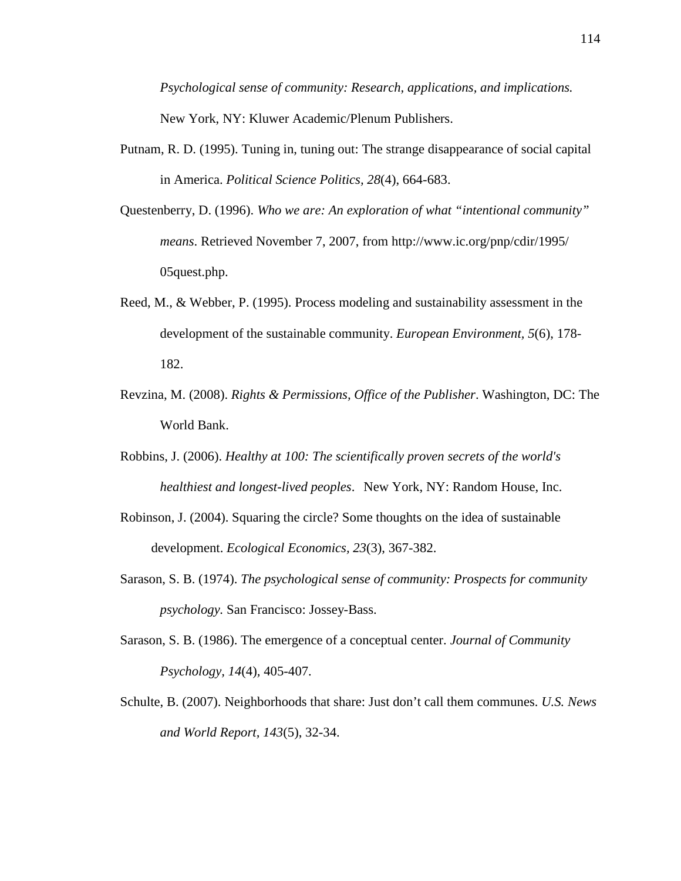*Psychological sense of community: Research, applications, and implications.* New York, NY: Kluwer Academic/Plenum Publishers.

Putnam, R. D. (1995). Tuning in, tuning out: The strange disappearance of social capital in America. *Political Science Politics, 28*(4), 664-683.

Questenberry, D. (1996). *Who we are: An exploration of what "intentional community" means*. Retrieved November 7, 2007, from http://www.ic.org/pnp/cdir/1995/05quest.php.

Reed, M., & Webber, P. (1995). Process modeling and sustainability assessment in the development of the sustainable community. *European Environment, 5*(6), 178-182.

Revzina, M. (2008). *Rights & Permissions, Office of the Publisher*. Washington, DC: The World Bank.

Robbins, J. (2006). *Healthy at 100: The scientifically proven secrets of the world's healthiest and longest-lived peoples*. New York, NY: Random House, Inc.

Robinson, J. (2004). Squaring the circle? Some thoughts on the idea of sustainable development. *Ecological Economics, 23*(3), 367-382.

Sarason, S. B. (1974). *The psychological sense of community: Prospects for community psychology.* San Francisco: Jossey-Bass.

Sarason, S. B. (1986). The emergence of a conceptual center. *Journal of Community Psychology, 14*(4), 405-407.

Schulte, B. (2007). Neighborhoods that share: Just don't call them communes. *U.S. News and World Report, 143*(5), 32-34.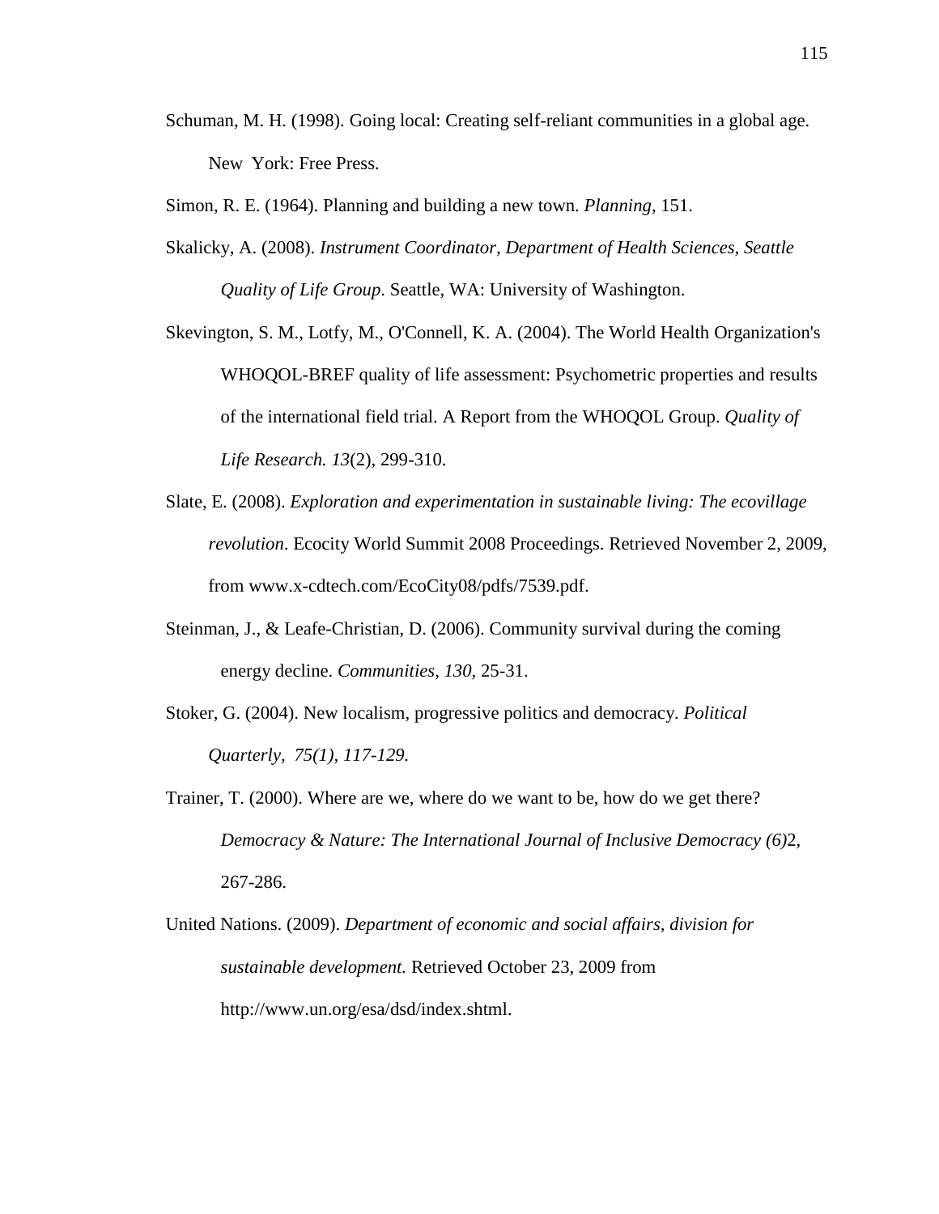Schuman, M. H. (1998). Going local: Creating self-reliant communities in a global age. New York: Free Press.

Simon, R. E. (1964). Planning and building a new town. *Planning,* 151.

Skalicky, A. (2008). *Instrument Coordinator, Department of Health Sciences, Seattle Quality of Life Group*. Seattle, WA: University of Washington.

Skevington, S. M., Lotfy, M., O'Connell, K. A. (2004). The World Health Organization's WHOQOL-BREF quality of life assessment: Psychometric properties and results of the international field trial. A Report from the WHOQOL Group. *Quality of Life Research. 13*(2), 299-310.

Slate, E. (2008). *Exploration and experimentation in sustainable living: The ecovillage revolution*. Ecocity World Summit 2008 Proceedings. Retrieved November 2, 2009, from www.x-cdtech.com/EcoCity08/pdfs/7539.pdf.

Steinman, J., & Leafe-Christian, D. (2006). Community survival during the coming energy decline. *Communities, 130,* 25-31.

Stoker, G. (2004). New localism, progressive politics and democracy. *Political Quarterly, 75(1), 117-129.*

Trainer, T. (2000). Where are we, where do we want to be, how do we get there? *Democracy & Nature: The International Journal of Inclusive Democracy (6)*2, 267-286.

United Nations. (2009). *Department of economic and social affairs, division for sustainable development.* Retrieved October 23, 2009 from http://www.un.org/esa/dsd/index.shtml.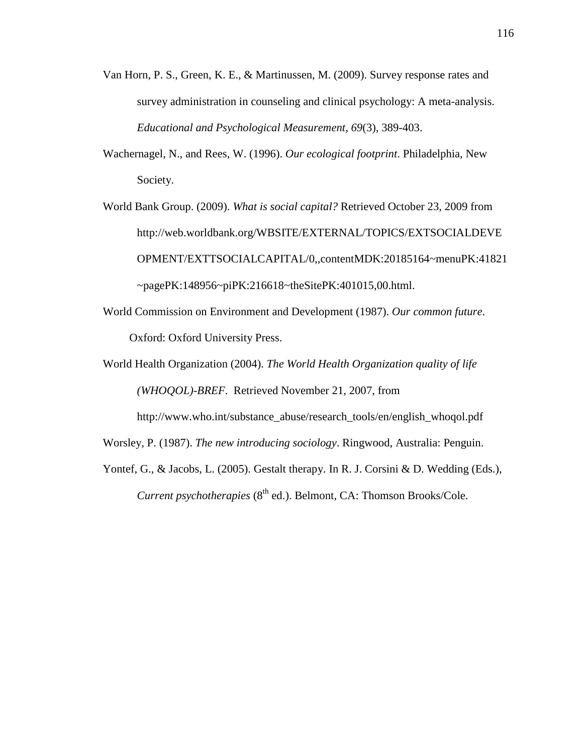Van Horn, P. S., Green, K. E., & Martinussen, M. (2009). Survey response rates and survey administration in counseling and clinical psychology: A meta-analysis. *Educational and Psychological Measurement*, *69*(3), 389-403.

Wachernagel, N., and Rees, W. (1996). *Our ecological footprint*. Philadelphia, New Society.

World Bank Group. (2009). *What is social capital?* Retrieved October 23, 2009 from http://web.worldbank.org/WBSITE/EXTERNAL/TOPICS/EXTSOCIALDEVEOPMENT/EXTTSOCIALCAPITAL/0,,contentMDK:20185164~menuPK:41821~pagePK:148956~piPK:216618~theSitePK:401015,00.html.

World Commission on Environment and Development (1987). *Our common future*. Oxford: Oxford University Press.

World Health Organization (2004). *The World Health Organization quality of life (WHOQOL)-BREF*. Retrieved November 21, 2007, from http://www.who.int/substance_abuse/research_tools/en/english_whoqol.pdf

Worsley, P. (1987). *The new introducing sociology*. Ringwood, Australia: Penguin.

Yontef, G., & Jacobs, L. (2005). Gestalt therapy. In R. J. Corsini & D. Wedding (Eds.), *Current psychotherapies* (8th ed.). Belmont, CA: Thomson Brooks/Cole.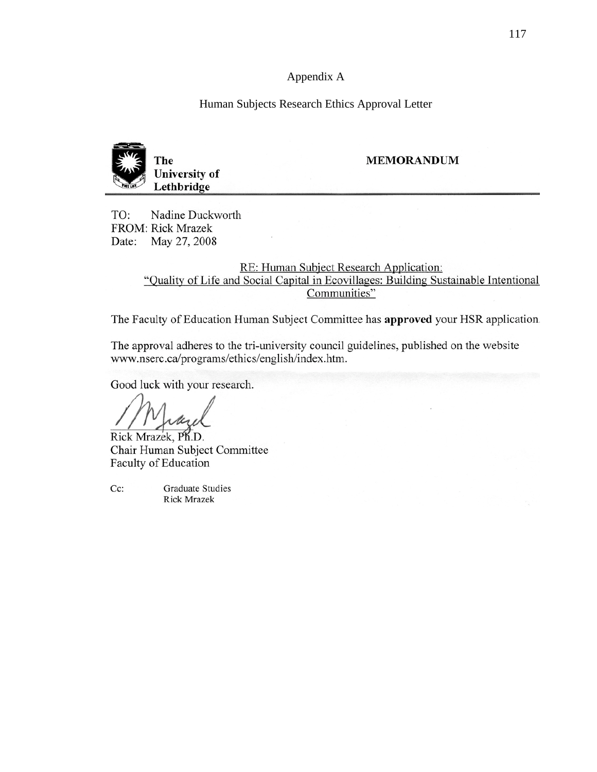# Appendix A

## Human Subjects Research Ethics Approval Letter

**The University of Lethbridge**

**MEMORANDUM**

TO: Nadine Duckworth
FROM: Rick Mrazek
Date: May 27, 2008

RE: Human Subject Research Application:
"Quality of Life and Social Capital in Ecovillages: Building Sustainable Intentional Communities"

The Faculty of Education Human Subject Committee has **approved** your HSR application.

The approval adheres to the tri-university council guidelines, published on the website www.nserc.ca/programs/ethics/english/index.htm.

Good luck with your research.

Rick Mrazek, Ph.D.
Chair Human Subject Committee
Faculty of Education

Cc: Graduate Studies
Rick Mrazek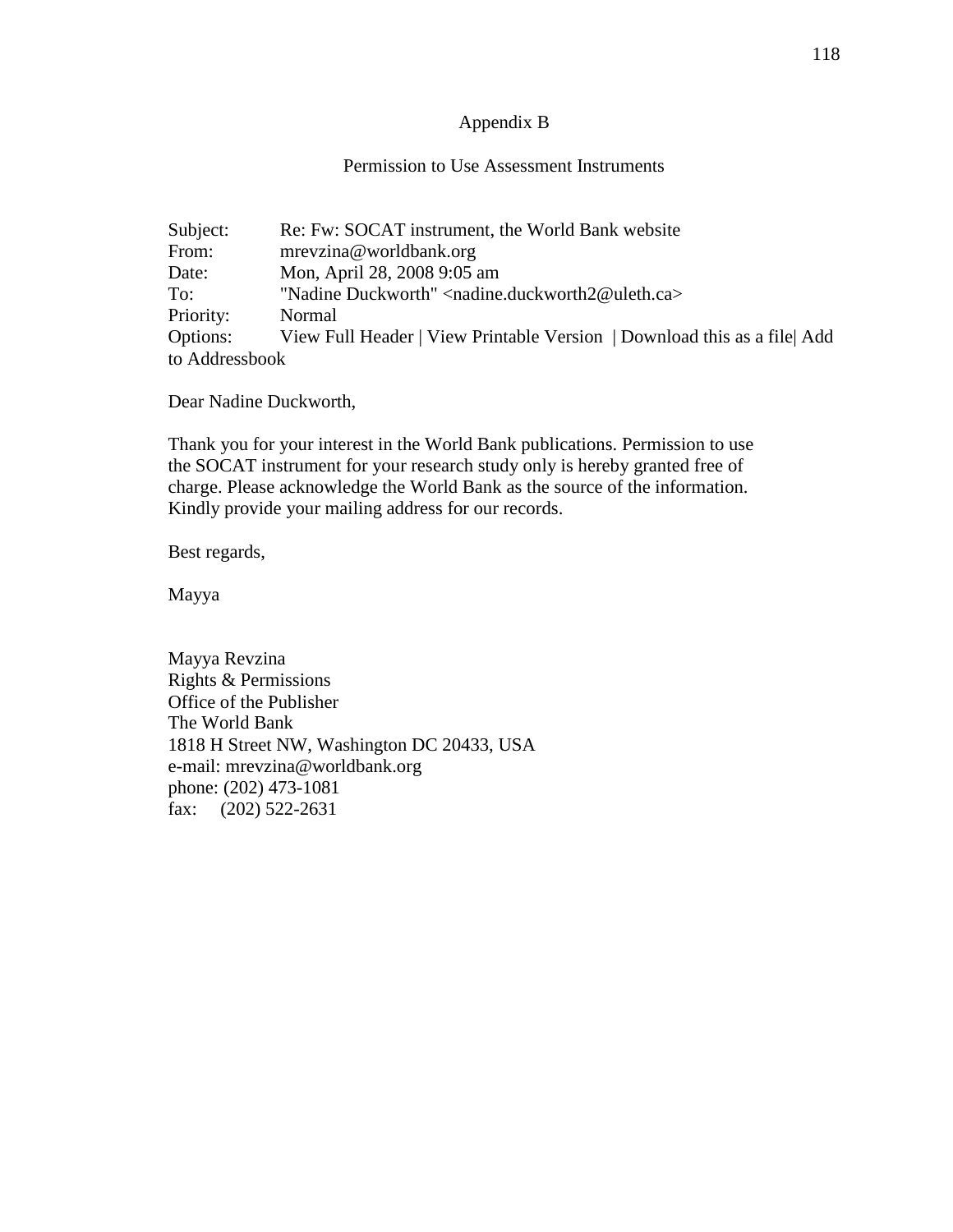# Appendix B

## Permission to Use Assessment Instruments

Subject: Re: Fw: SOCAT instrument, the World Bank website
From: mrevzina@worldbank.org
Date: Mon, April 28, 2008 9:05 am
To: "Nadine Duckworth" <nadine.duckworth2@uleth.ca>
Priority: Normal
Options: View Full Header | View Printable Version | Download this as a file| Add to Addressbook

Dear Nadine Duckworth,

Thank you for your interest in the World Bank publications. Permission to use the SOCAT instrument for your research study only is hereby granted free of charge. Please acknowledge the World Bank as the source of the information. Kindly provide your mailing address for our records.

Best regards,

Mayya

Mayya Revzina
Rights & Permissions
Office of the Publisher
The World Bank
1818 H Street NW, Washington DC 20433, USA
e-mail: mrevzina@worldbank.org
phone: (202) 473-1081
fax: (202) 522-2631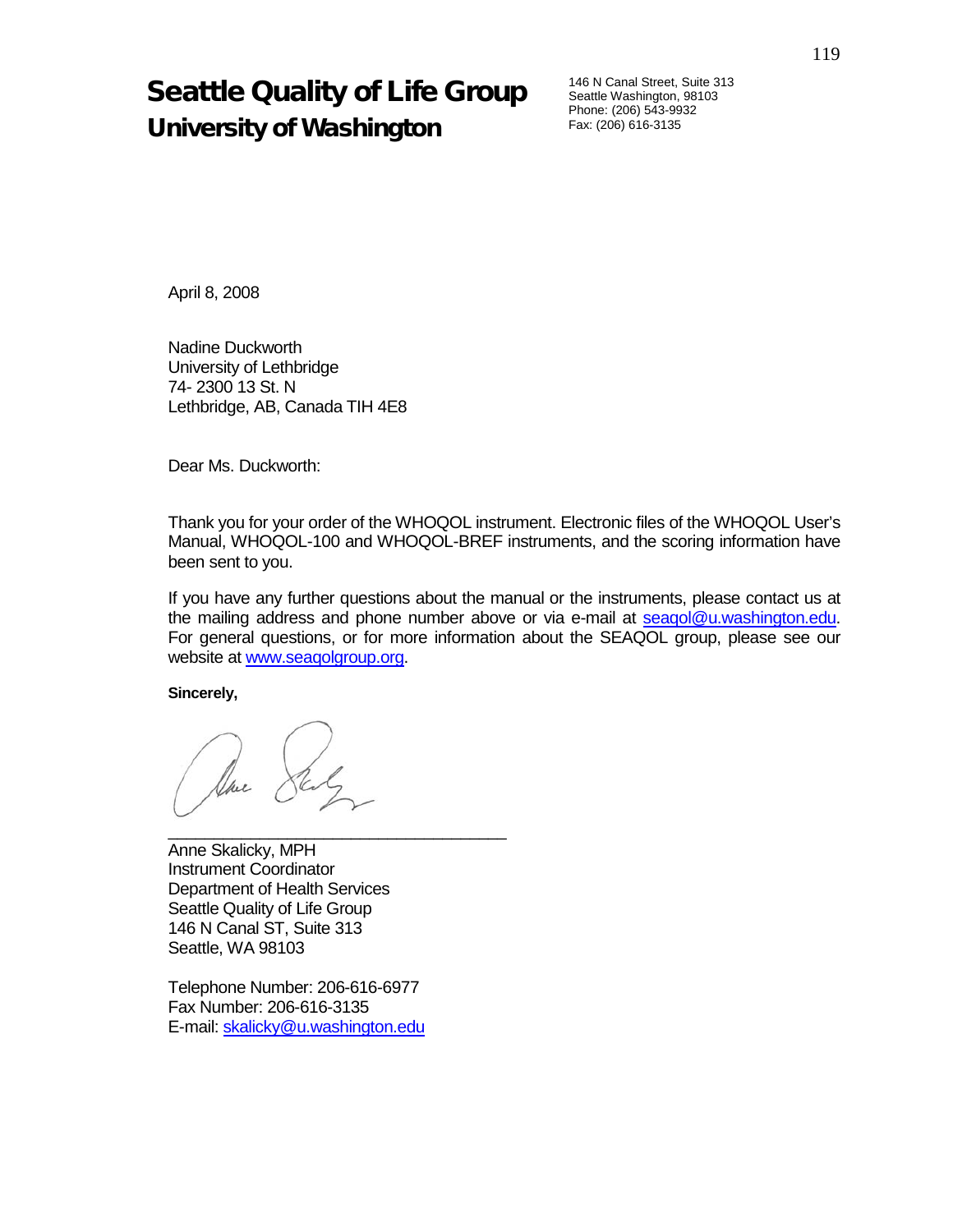# Seattle Quality of Life Group
## University of Washington

146 N Canal Street, Suite 313
Seattle Washington, 98103
Phone: (206) 543-9932
Fax: (206) 616-3135

April 8, 2008

Nadine Duckworth
University of Lethbridge
74- 2300 13 St. N
Lethbridge, AB, Canada TIH 4E8

Dear Ms. Duckworth:

Thank you for your order of the WHOQOL instrument. Electronic files of the WHOQOL User's Manual, WHOQOL-100 and WHOQOL-BREF instruments, and the scoring information have been sent to you.

If you have any further questions about the manual or the instruments, please contact us at the mailing address and phone number above or via e-mail at seaqol@u.washington.edu. For general questions, or for more information about the SEAQOL group, please see our website at www.seaqolgroup.org.

**Sincerely,**

\_\_\_\_\_\_\_\_\_\_\_\_\_\_\_\_\_\_\_\_\_\_\_\_\_\_\_\_\_\_\_\_\_\_\_\_

Anne Skalicky, MPH
Instrument Coordinator
Department of Health Services
Seattle Quality of Life Group
146 N Canal ST, Suite 313
Seattle, WA 98103

Telephone Number: 206-616-6977
Fax Number: 206-616-3135
E-mail: skalicky@u.washington.edu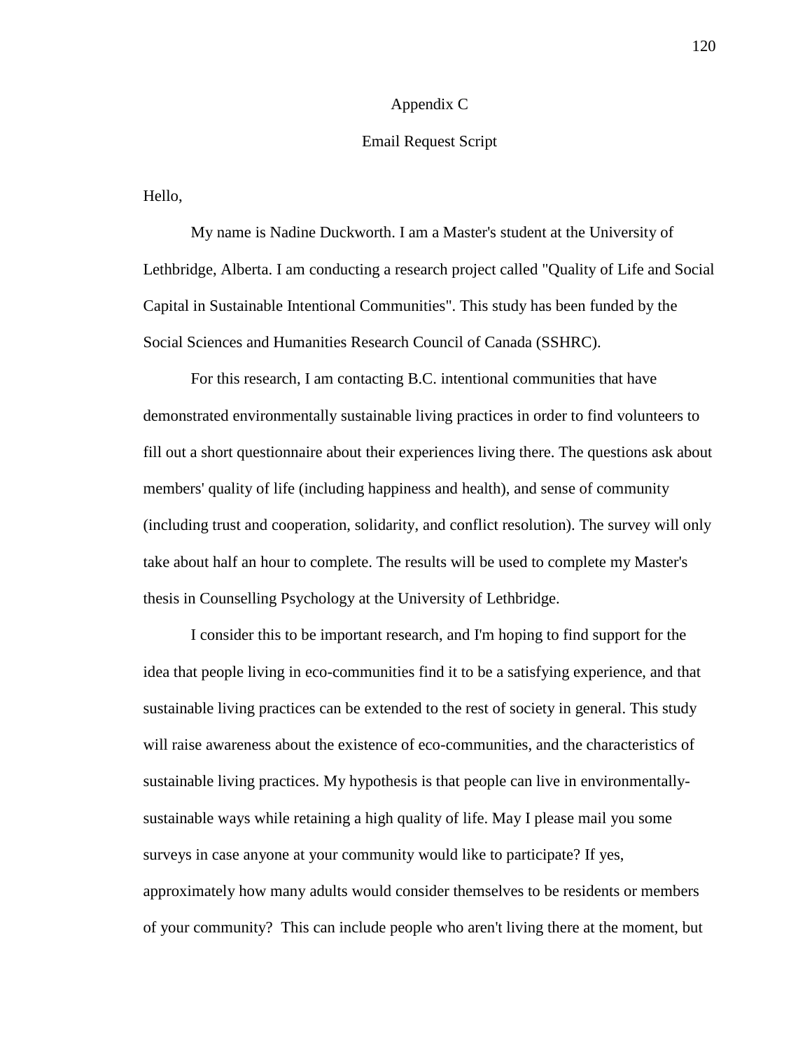# Appendix C

## Email Request Script

Hello,

My name is Nadine Duckworth. I am a Master's student at the University of Lethbridge, Alberta. I am conducting a research project called "Quality of Life and Social Capital in Sustainable Intentional Communities". This study has been funded by the Social Sciences and Humanities Research Council of Canada (SSHRC).

For this research, I am contacting B.C. intentional communities that have demonstrated environmentally sustainable living practices in order to find volunteers to fill out a short questionnaire about their experiences living there. The questions ask about members' quality of life (including happiness and health), and sense of community (including trust and cooperation, solidarity, and conflict resolution). The survey will only take about half an hour to complete. The results will be used to complete my Master's thesis in Counselling Psychology at the University of Lethbridge.

I consider this to be important research, and I'm hoping to find support for the idea that people living in eco-communities find it to be a satisfying experience, and that sustainable living practices can be extended to the rest of society in general. This study will raise awareness about the existence of eco-communities, and the characteristics of sustainable living practices. My hypothesis is that people can live in environmentally-sustainable ways while retaining a high quality of life. May I please mail you some surveys in case anyone at your community would like to participate? If yes, approximately how many adults would consider themselves to be residents or members of your community? This can include people who aren't living there at the moment, but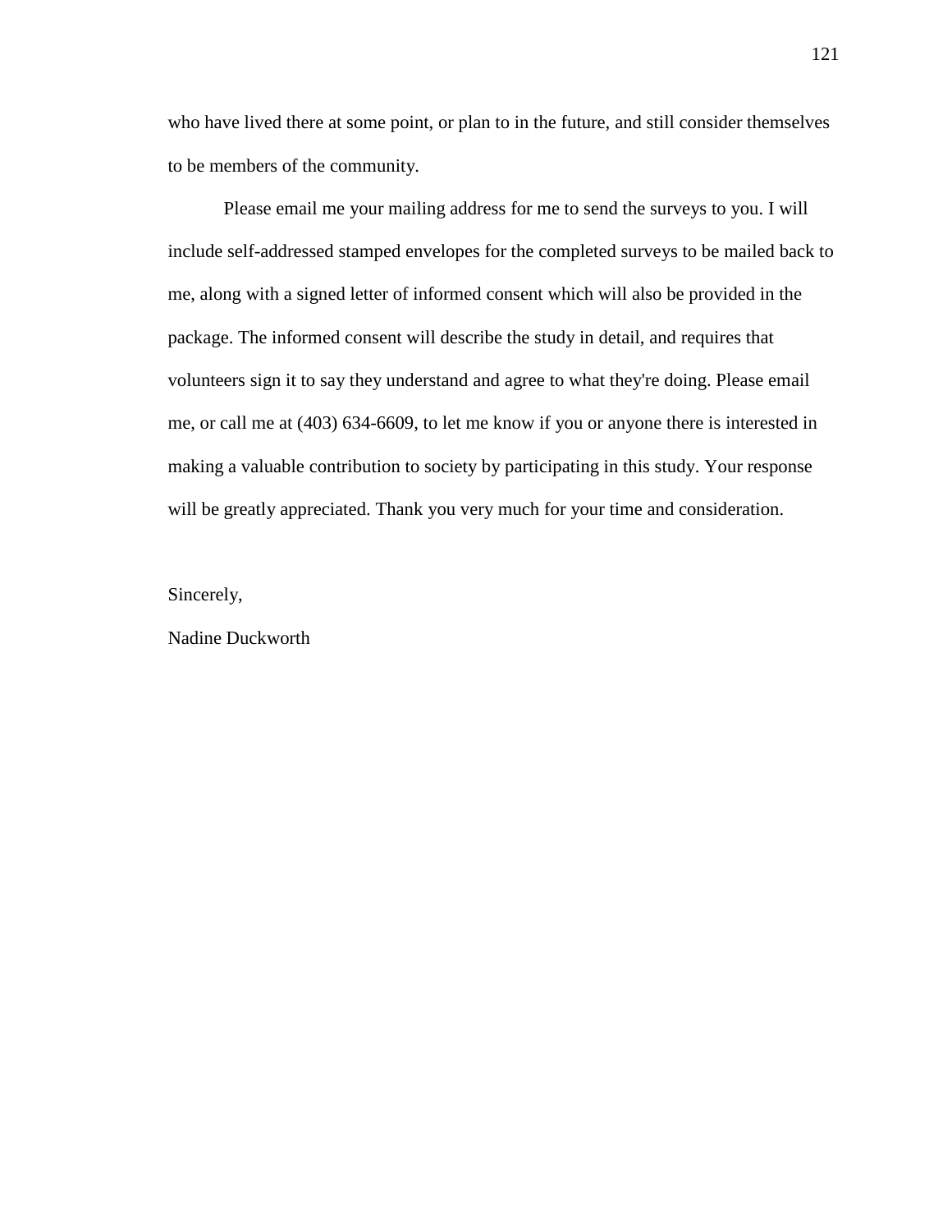who have lived there at some point, or plan to in the future, and still consider themselves to be members of the community.

Please email me your mailing address for me to send the surveys to you. I will include self-addressed stamped envelopes for the completed surveys to be mailed back to me, along with a signed letter of informed consent which will also be provided in the package. The informed consent will describe the study in detail, and requires that volunteers sign it to say they understand and agree to what they're doing. Please email me, or call me at (403) 634-6609, to let me know if you or anyone there is interested in making a valuable contribution to society by participating in this study. Your response will be greatly appreciated. Thank you very much for your time and consideration.

Sincerely,

Nadine Duckworth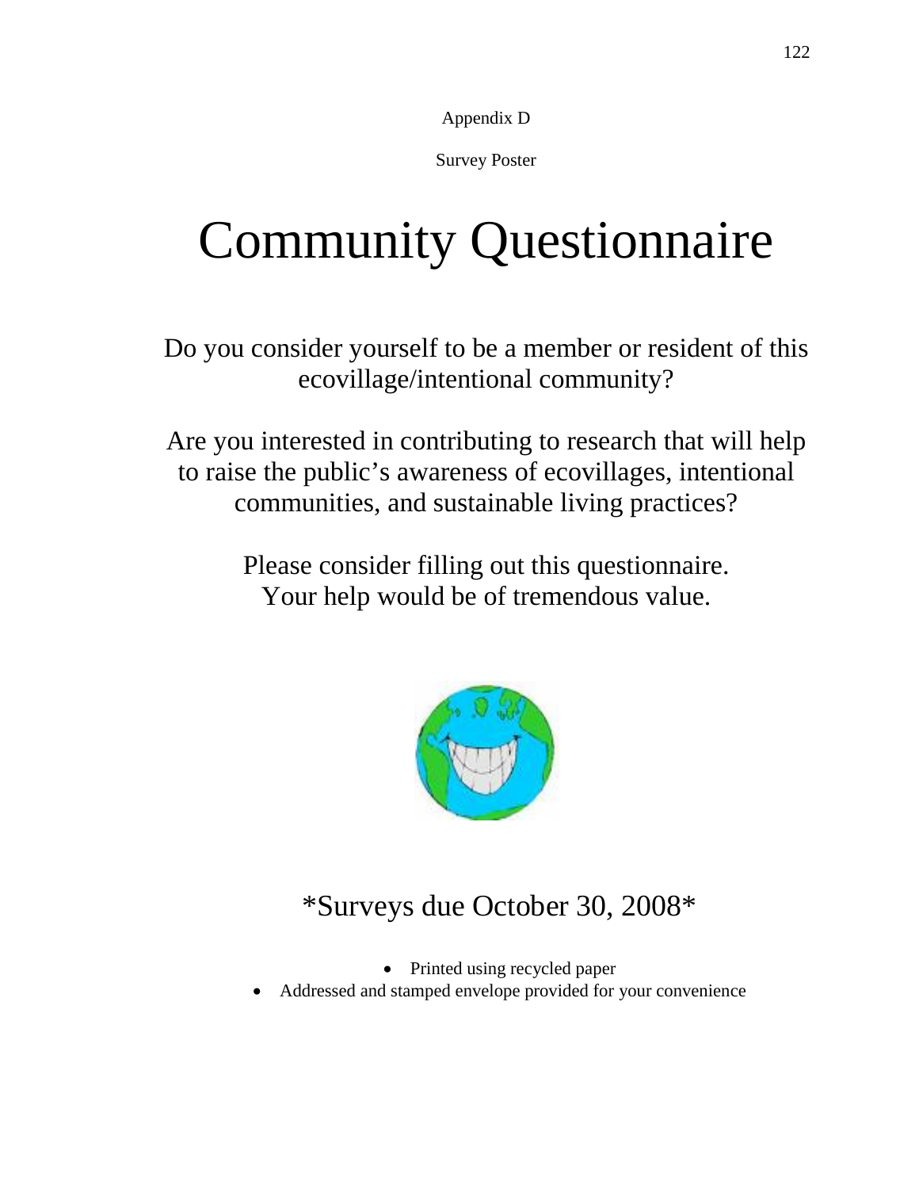Appendix D

Survey Poster

# Community Questionnaire

Do you consider yourself to be a member or resident of this ecovillage/intentional community?

Are you interested in contributing to research that will help to raise the public's awareness of ecovillages, intentional communities, and sustainable living practices?

Please consider filling out this questionnaire.
Your help would be of tremendous value.

*Surveys due October 30, 2008*

- Printed using recycled paper
- Addressed and stamped envelope provided for your convenience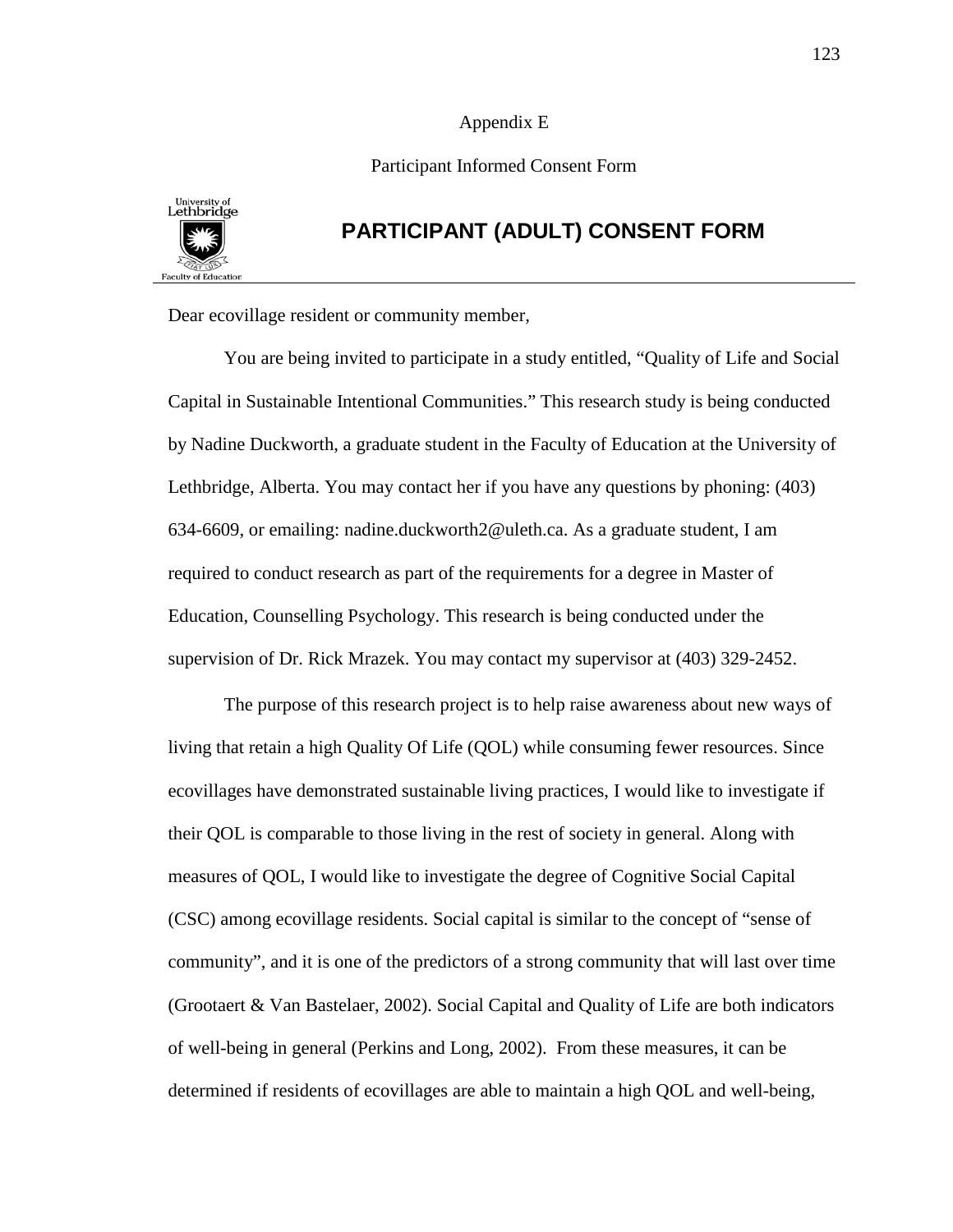Appendix E

Participant Informed Consent Form

University of Lethbridge
Faculty of Education

## PARTICIPANT (ADULT) CONSENT FORM

Dear ecovillage resident or community member,

You are being invited to participate in a study entitled, "Quality of Life and Social Capital in Sustainable Intentional Communities." This research study is being conducted by Nadine Duckworth, a graduate student in the Faculty of Education at the University of Lethbridge, Alberta. You may contact her if you have any questions by phoning: (403) 634-6609, or emailing: nadine.duckworth2@uleth.ca. As a graduate student, I am required to conduct research as part of the requirements for a degree in Master of Education, Counselling Psychology. This research is being conducted under the supervision of Dr. Rick Mrazek. You may contact my supervisor at (403) 329-2452.

The purpose of this research project is to help raise awareness about new ways of living that retain a high Quality Of Life (QOL) while consuming fewer resources. Since ecovillages have demonstrated sustainable living practices, I would like to investigate if their QOL is comparable to those living in the rest of society in general. Along with measures of QOL, I would like to investigate the degree of Cognitive Social Capital (CSC) among ecovillage residents. Social capital is similar to the concept of "sense of community", and it is one of the predictors of a strong community that will last over time (Grootaert & Van Bastelaer, 2002). Social Capital and Quality of Life are both indicators of well-being in general (Perkins and Long, 2002). From these measures, it can be determined if residents of ecovillages are able to maintain a high QOL and well-being,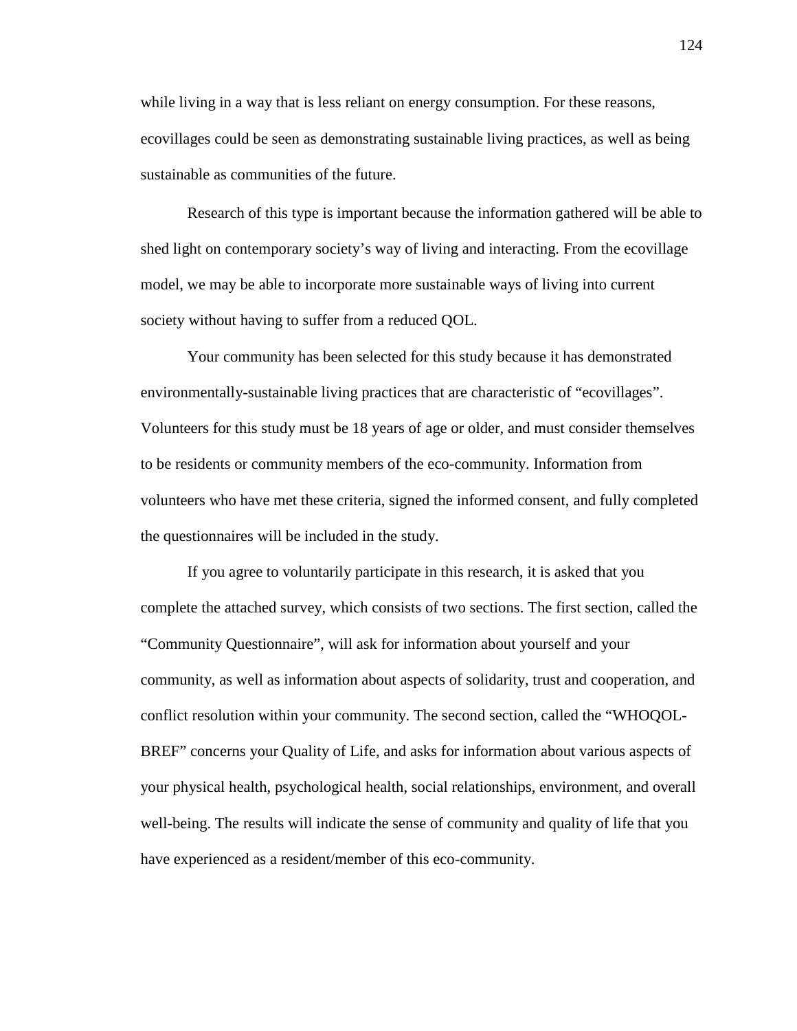while living in a way that is less reliant on energy consumption. For these reasons, ecovillages could be seen as demonstrating sustainable living practices, as well as being sustainable as communities of the future.

Research of this type is important because the information gathered will be able to shed light on contemporary society's way of living and interacting. From the ecovillage model, we may be able to incorporate more sustainable ways of living into current society without having to suffer from a reduced QOL.

Your community has been selected for this study because it has demonstrated environmentally-sustainable living practices that are characteristic of "ecovillages". Volunteers for this study must be 18 years of age or older, and must consider themselves to be residents or community members of the eco-community. Information from volunteers who have met these criteria, signed the informed consent, and fully completed the questionnaires will be included in the study.

If you agree to voluntarily participate in this research, it is asked that you complete the attached survey, which consists of two sections. The first section, called the "Community Questionnaire", will ask for information about yourself and your community, as well as information about aspects of solidarity, trust and cooperation, and conflict resolution within your community. The second section, called the "WHOQOL-BREF" concerns your Quality of Life, and asks for information about various aspects of your physical health, psychological health, social relationships, environment, and overall well-being. The results will indicate the sense of community and quality of life that you have experienced as a resident/member of this eco-community.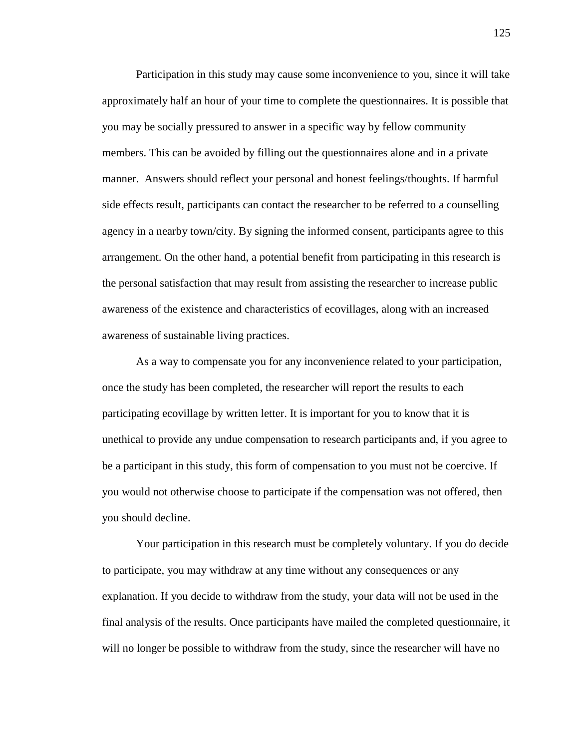Participation in this study may cause some inconvenience to you, since it will take approximately half an hour of your time to complete the questionnaires. It is possible that you may be socially pressured to answer in a specific way by fellow community members. This can be avoided by filling out the questionnaires alone and in a private manner. Answers should reflect your personal and honest feelings/thoughts. If harmful side effects result, participants can contact the researcher to be referred to a counselling agency in a nearby town/city. By signing the informed consent, participants agree to this arrangement. On the other hand, a potential benefit from participating in this research is the personal satisfaction that may result from assisting the researcher to increase public awareness of the existence and characteristics of ecovillages, along with an increased awareness of sustainable living practices.

As a way to compensate you for any inconvenience related to your participation, once the study has been completed, the researcher will report the results to each participating ecovillage by written letter. It is important for you to know that it is unethical to provide any undue compensation to research participants and, if you agree to be a participant in this study, this form of compensation to you must not be coercive. If you would not otherwise choose to participate if the compensation was not offered, then you should decline.

Your participation in this research must be completely voluntary. If you do decide to participate, you may withdraw at any time without any consequences or any explanation. If you decide to withdraw from the study, your data will not be used in the final analysis of the results. Once participants have mailed the completed questionnaire, it will no longer be possible to withdraw from the study, since the researcher will have no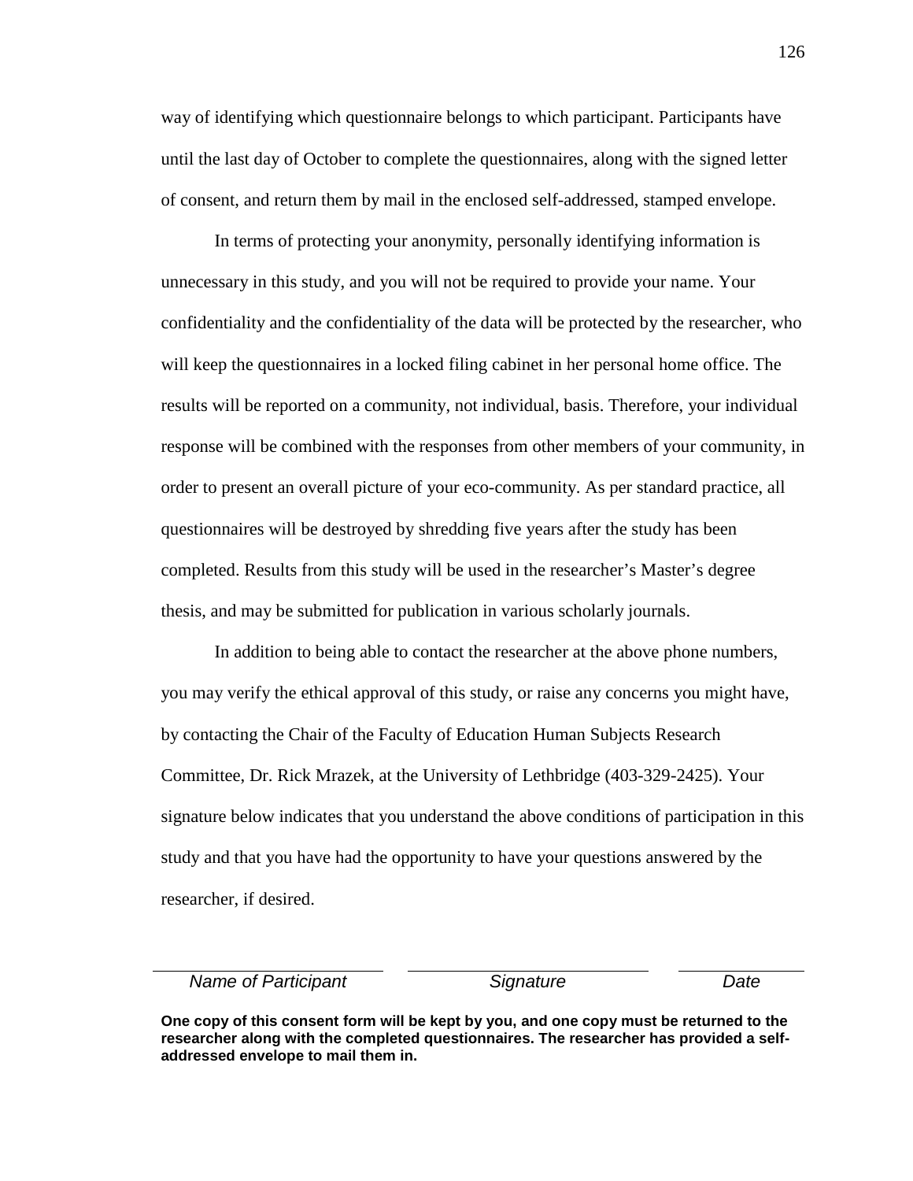way of identifying which questionnaire belongs to which participant. Participants have until the last day of October to complete the questionnaires, along with the signed letter of consent, and return them by mail in the enclosed self-addressed, stamped envelope.

In terms of protecting your anonymity, personally identifying information is unnecessary in this study, and you will not be required to provide your name. Your confidentiality and the confidentiality of the data will be protected by the researcher, who will keep the questionnaires in a locked filing cabinet in her personal home office. The results will be reported on a community, not individual, basis. Therefore, your individual response will be combined with the responses from other members of your community, in order to present an overall picture of your eco-community. As per standard practice, all questionnaires will be destroyed by shredding five years after the study has been completed. Results from this study will be used in the researcher's Master's degree thesis, and may be submitted for publication in various scholarly journals.

In addition to being able to contact the researcher at the above phone numbers, you may verify the ethical approval of this study, or raise any concerns you might have, by contacting the Chair of the Faculty of Education Human Subjects Research Committee, Dr. Rick Mrazek, at the University of Lethbridge (403-329-2425). Your signature below indicates that you understand the above conditions of participation in this study and that you have had the opportunity to have your questions answered by the researcher, if desired.

| *Name of Participant* | *Signature* | *Date* |
|---|---|---|

**One copy of this consent form will be kept by you, and one copy must be returned to the researcher along with the completed questionnaires. The researcher has provided a self-addressed envelope to mail them in.**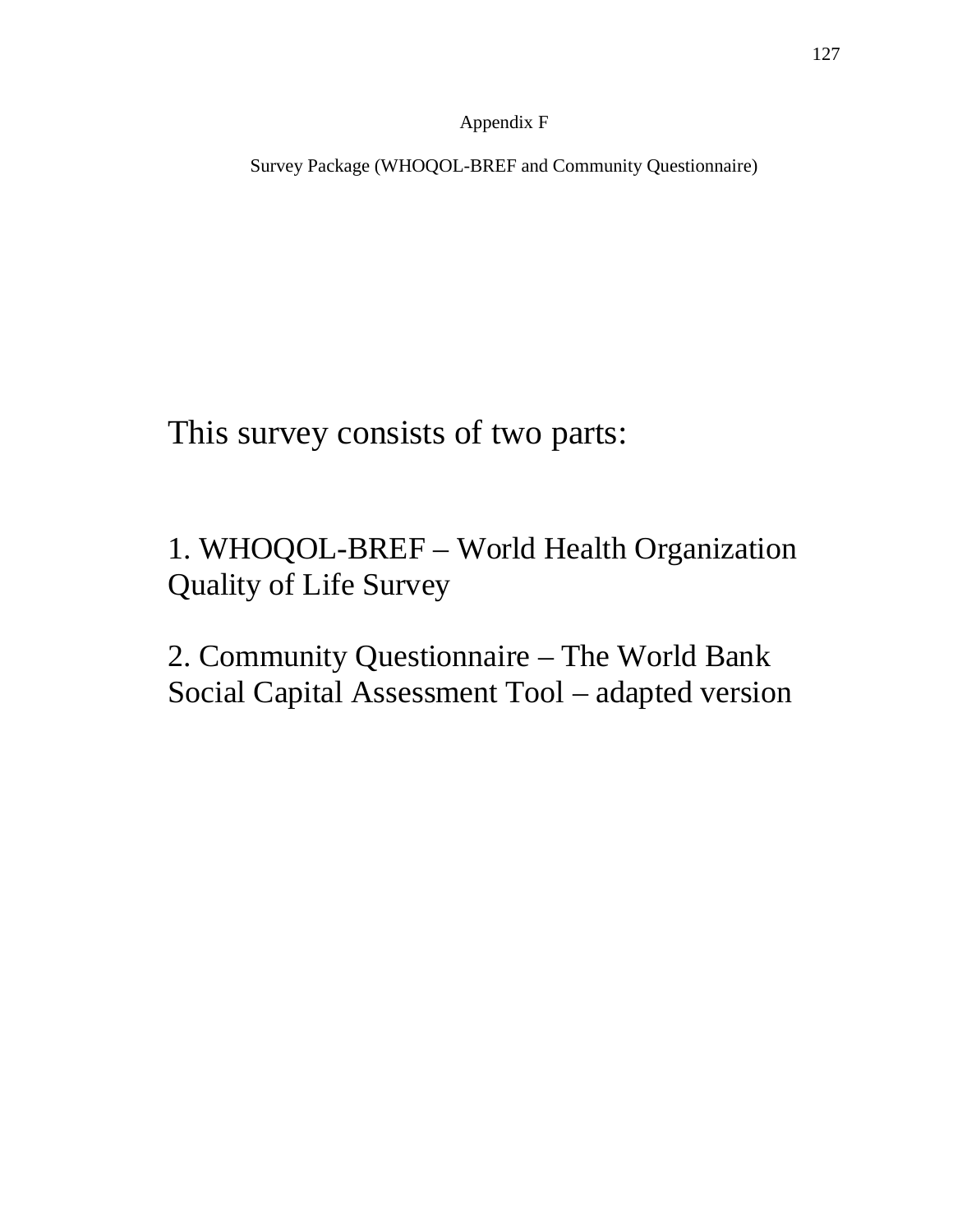# Appendix F

## Survey Package (WHOQOL-BREF and Community Questionnaire)

This survey consists of two parts:

1. WHOQOL-BREF – World Health Organization Quality of Life Survey

2. Community Questionnaire – The World Bank Social Capital Assessment Tool – adapted version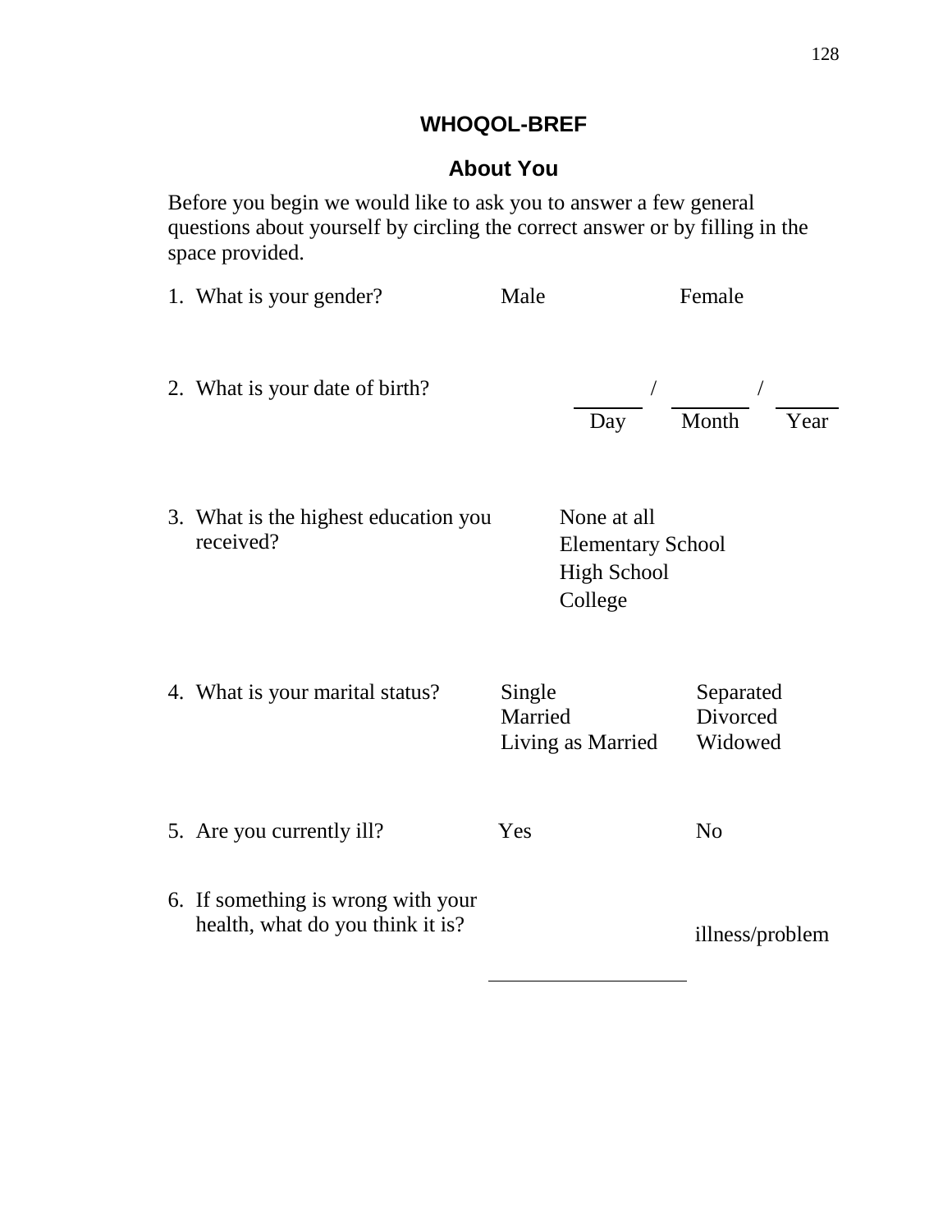# WHOQOL-BREF

## About You

Before you begin we would like to ask you to answer a few general questions about yourself by circling the correct answer or by filling in the space provided.

1. What is your gender? Male Female

2. What is your date of birth? ______ / ______ / ______
   Day Month Year

3. What is the highest education you received?
   - None at all
   - Elementary School
   - High School
   - College

4. What is your marital status?
   - Single
   - Married
   - Living as Married
   - Separated
   - Divorced
   - Widowed

5. Are you currently ill? Yes No

6. If something is wrong with your health, what do you think it is? ____________________ illness/problem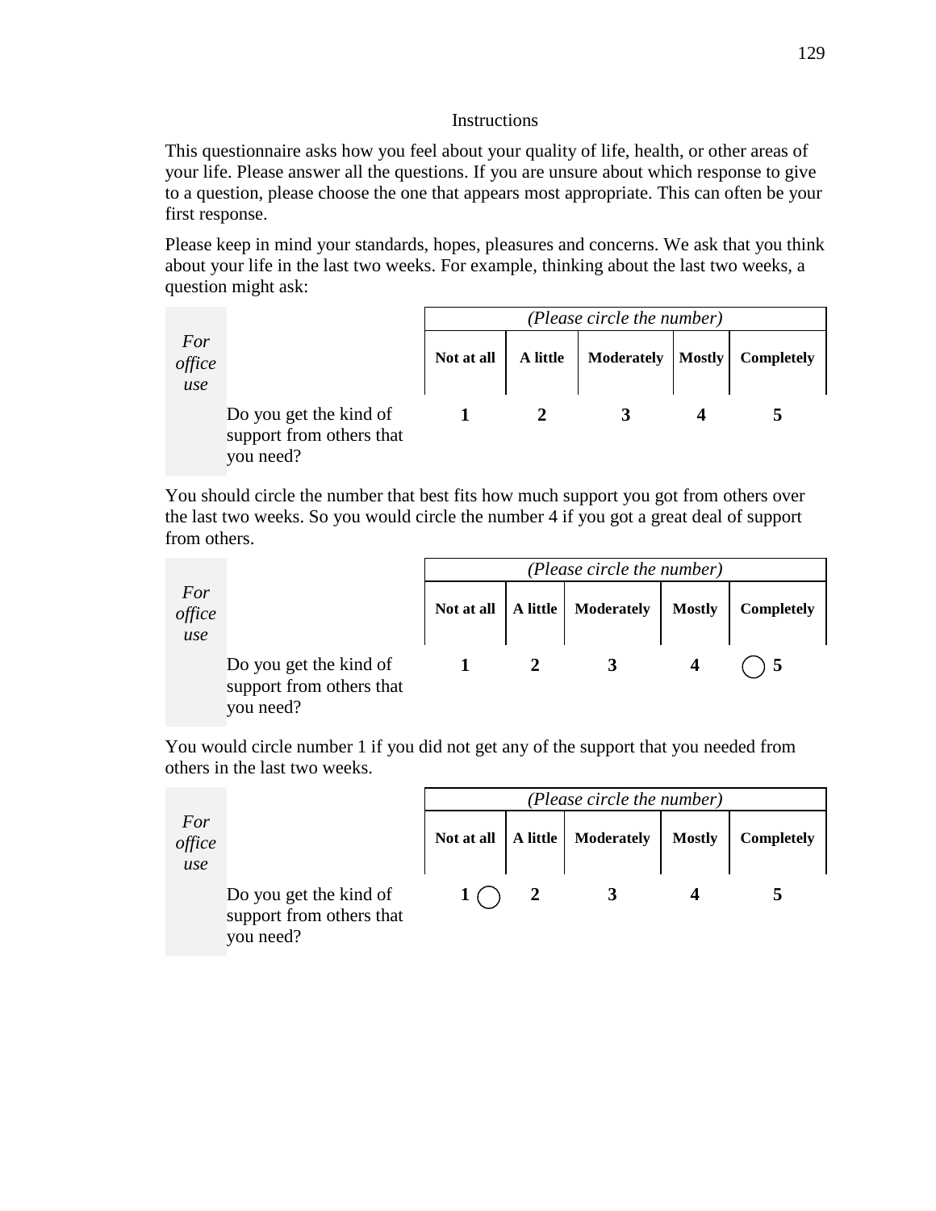Instructions

This questionnaire asks how you feel about your quality of life, health, or other areas of your life. Please answer all the questions. If you are unsure about which response to give to a question, please choose the one that appears most appropriate. This can often be your first response.

Please keep in mind your standards, hopes, pleasures and concerns. We ask that you think about your life in the last two weeks. For example, thinking about the last two weeks, a question might ask:

| *For office use* | | *(Please circle the number)* | | | | |
|---|---|---|---|---|---|---|
| | | **Not at all** | **A little** | **Moderately** | **Mostly** | **Completely** |
| | Do you get the kind of support from others that you need? | **1** | **2** | **3** | **4** | **5** |

You should circle the number that best fits how much support you got from others over the last two weeks. So you would circle the number 4 if you got a great deal of support from others.

| *For office use* | | *(Please circle the number)* | | | | |
|---|---|---|---|---|---|---|
| | | **Not at all** | **A little** | **Moderately** | **Mostly** | **Completely** |
| | Do you get the kind of support from others that you need? | **1** | **2** | **3** | **4** | ◯ **5** |

You would circle number 1 if you did not get any of the support that you needed from others in the last two weeks.

| *For office use* | | *(Please circle the number)* | | | | |
|---|---|---|---|---|---|---|
| | | **Not at all** | **A little** | **Moderately** | **Mostly** | **Completely** |
| | Do you get the kind of support from others that you need? | **1** ◯ | **2** | **3** | **4** | **5** |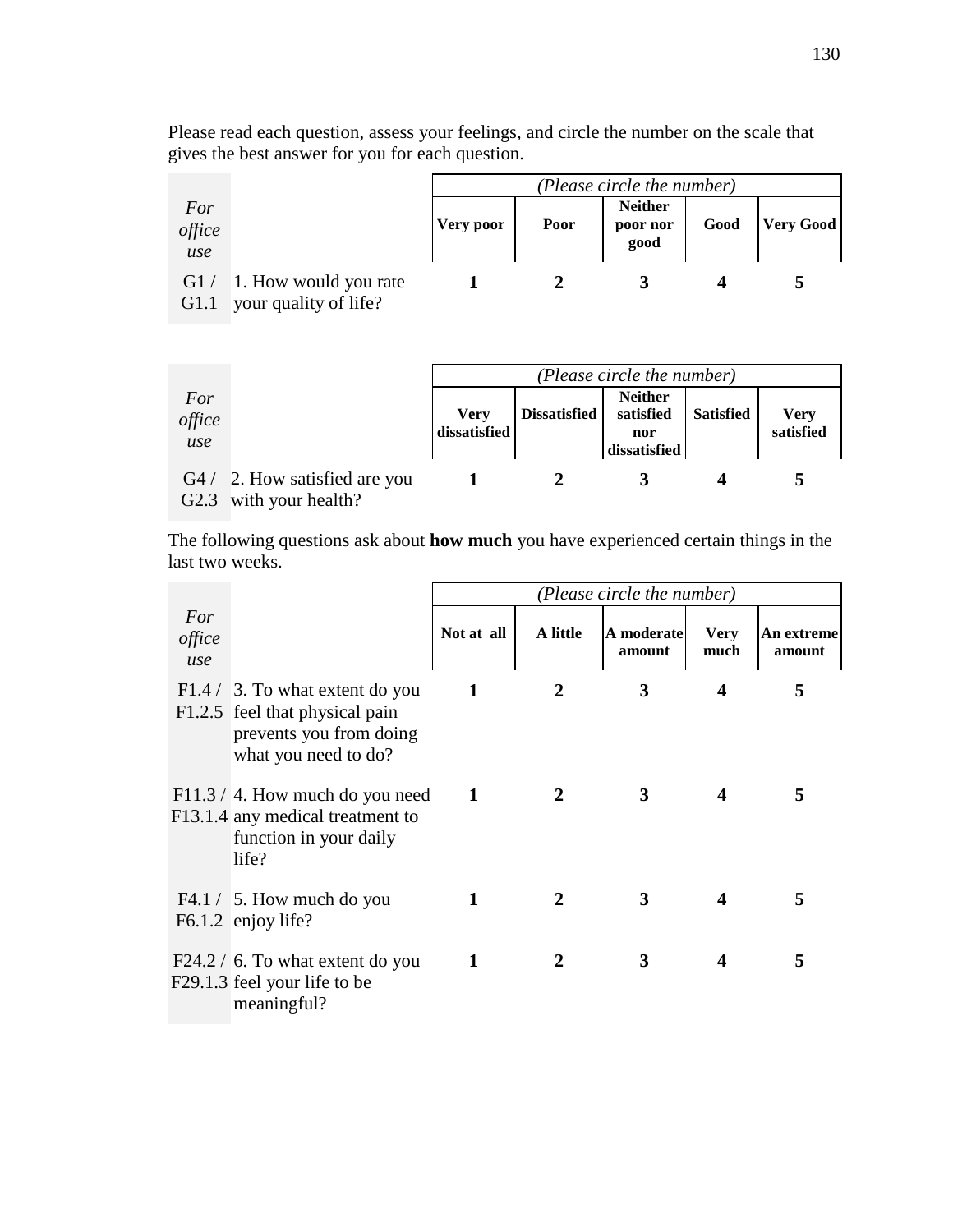Please read each question, assess your feelings, and circle the number on the scale that gives the best answer for you for each question.

| *For office use* | | *(Please circle the number)* | | | | |
|---|---|---|---|---|---|---|
| | | **Very poor** | **Poor** | **Neither poor nor good** | **Good** | **Very Good** |
| G1 / G1.1 | 1. How would you rate your quality of life? | **1** | **2** | **3** | **4** | **5** |

| *For office use* | | *(Please circle the number)* | | | | |
|---|---|---|---|---|---|---|
| | | **Very dissatisfied** | **Dissatisfied** | **Neither satisfied nor dissatisfied** | **Satisfied** | **Very satisfied** |
| G4 / G2.3 | 2. How satisfied are you with your health? | **1** | **2** | **3** | **4** | **5** |

The following questions ask about **how much** you have experienced certain things in the last two weeks.

| *For office use* | | *(Please circle the number)* | | | | |
|---|---|---|---|---|---|---|
| | | **Not at all** | **A little** | **A moderate amount** | **Very much** | **An extreme amount** |
| F1.4 / F1.2.5 | 3. To what extent do you feel that physical pain prevents you from doing what you need to do? | **1** | **2** | **3** | **4** | **5** |
| F11.3 / F13.1.4 | 4. How much do you need any medical treatment to function in your daily life? | **1** | **2** | **3** | **4** | **5** |
| F4.1 / F6.1.2 | 5. How much do you enjoy life? | **1** | **2** | **3** | **4** | **5** |
| F24.2 / F29.1.3 | 6. To what extent do you feel your life to be meaningful? | **1** | **2** | **3** | **4** | **5** |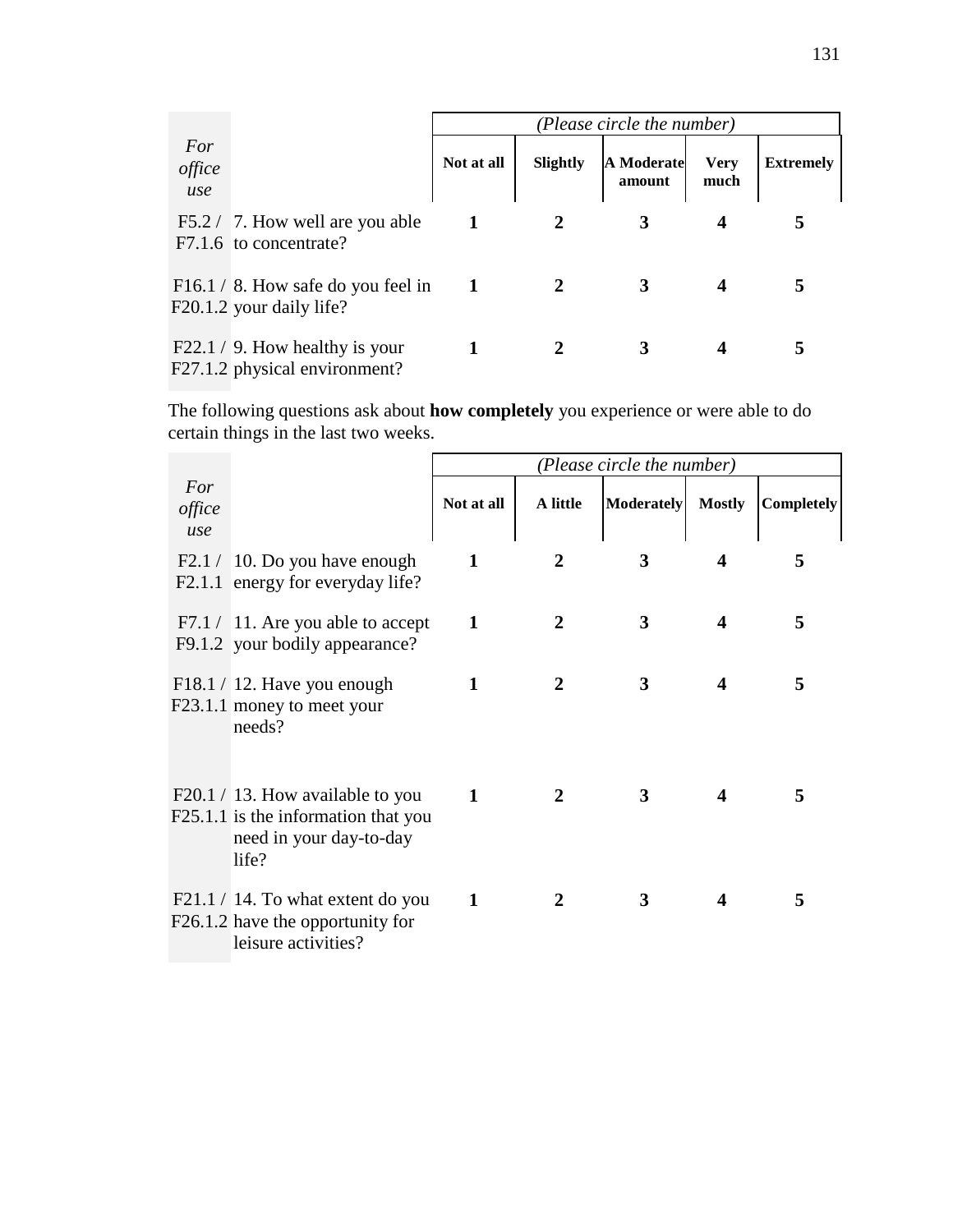| *For office use* | | *(Please circle the number)* | | | | |
|---|---|---|---|---|---|---|
| | | **Not at all** | **Slightly** | **A Moderate amount** | **Very much** | **Extremely** |
| F5.2 / F7.1.6 | 7. How well are you able to concentrate? | **1** | **2** | **3** | **4** | **5** |
| F16.1 / F20.1.2 | 8. How safe do you feel in your daily life? | **1** | **2** | **3** | **4** | **5** |
| F22.1 / F27.1.2 | 9. How healthy is your physical environment? | **1** | **2** | **3** | **4** | **5** |

The following questions ask about **how completely** you experience or were able to do certain things in the last two weeks.

| *For office use* | | *(Please circle the number)* | | | | |
|---|---|---|---|---|---|---|
| | | **Not at all** | **A little** | **Moderately** | **Mostly** | **Completely** |
| F2.1 / F2.1.1 | 10. Do you have enough energy for everyday life? | **1** | **2** | **3** | **4** | **5** |
| F7.1 / F9.1.2 | 11. Are you able to accept your bodily appearance? | **1** | **2** | **3** | **4** | **5** |
| F18.1 / F23.1.1 | 12. Have you enough money to meet your needs? | **1** | **2** | **3** | **4** | **5** |
| F20.1 / F25.1.1 | 13. How available to you is the information that you need in your day-to-day life? | **1** | **2** | **3** | **4** | **5** |
| F21.1 / F26.1.2 | 14. To what extent do you have the opportunity for leisure activities? | **1** | **2** | **3** | **4** | **5** |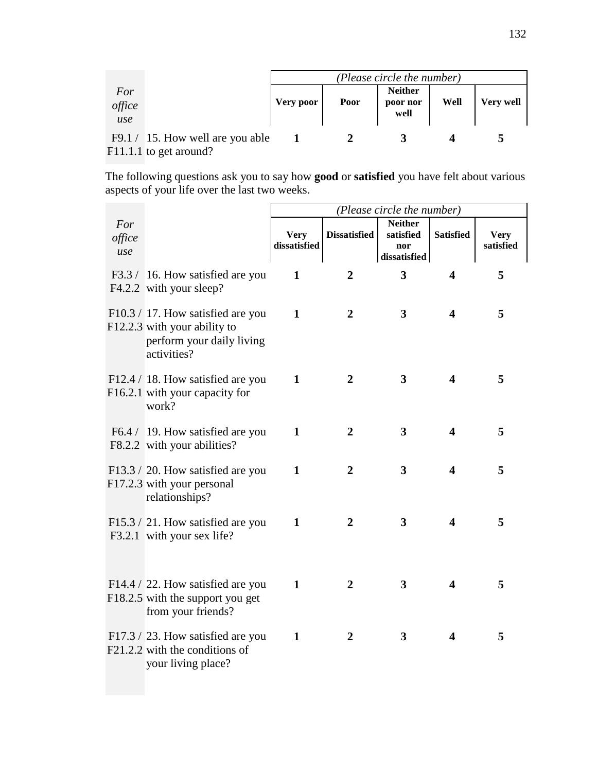| *For office use* | | *(Please circle the number)* | | | | |
|---|---|---|---|---|---|---|
| | | **Very poor** | **Poor** | **Neither poor nor well** | **Well** | **Very well** |
| F9.1 / F11.1.1 | 15. How well are you able to get around? | **1** | **2** | **3** | **4** | **5** |

The following questions ask you to say how **good** or **satisfied** you have felt about various aspects of your life over the last two weeks.

| *For office use* | | *(Please circle the number)* | | | | |
|---|---|---|---|---|---|---|
| | | **Very dissatisfied** | **Dissatisfied** | **Neither satisfied nor dissatisfied** | **Satisfied** | **Very satisfied** |
| F3.3 / F4.2.2 | 16. How satisfied are you with your sleep? | **1** | **2** | **3** | **4** | **5** |
| F10.3 / F12.2.3 | 17. How satisfied are you with your ability to perform your daily living activities? | **1** | **2** | **3** | **4** | **5** |
| F12.4 / F16.2.1 | 18. How satisfied are you with your capacity for work? | **1** | **2** | **3** | **4** | **5** |
| F6.4 / F8.2.2 | 19. How satisfied are you with your abilities? | **1** | **2** | **3** | **4** | **5** |
| F13.3 / F17.2.3 | 20. How satisfied are you with your personal relationships? | **1** | **2** | **3** | **4** | **5** |
| F15.3 / F3.2.1 | 21. How satisfied are you with your sex life? | **1** | **2** | **3** | **4** | **5** |
| F14.4 / F18.2.5 | 22. How satisfied are you with the support you get from your friends? | **1** | **2** | **3** | **4** | **5** |
| F17.3 / F21.2.2 | 23. How satisfied are you with the conditions of your living place? | **1** | **2** | **3** | **4** | **5** |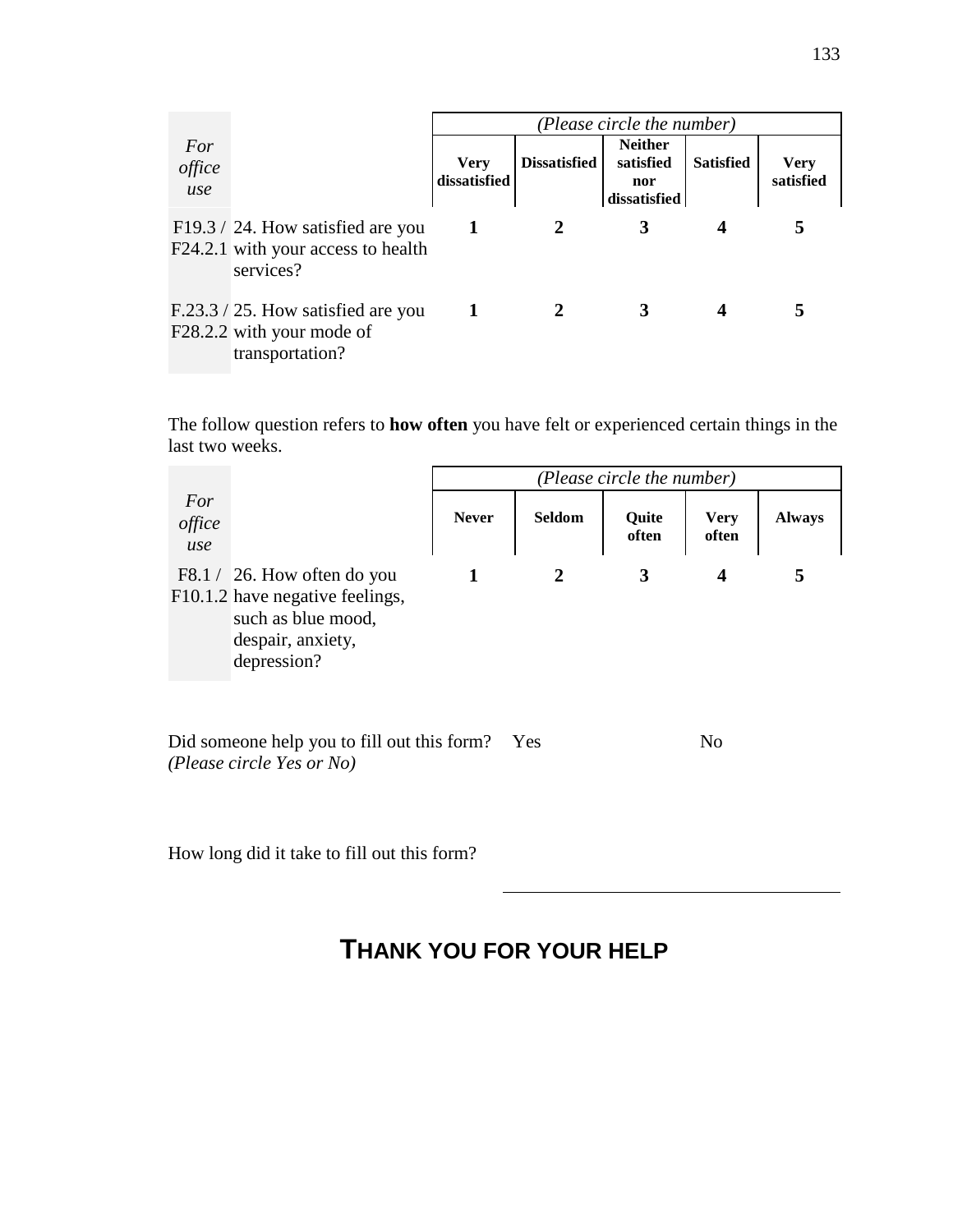| For office use | | *(Please circle the number)* | | | | |
|---|---|---|---|---|---|---|
| | | **Very dissatisfied** | **Dissatisfied** | **Neither satisfied nor dissatisfied** | **Satisfied** | **Very satisfied** |
| F19.3 / F24.2.1 | 24. How satisfied are you with your access to health services? | **1** | **2** | **3** | **4** | **5** |
| F.23.3 / F28.2.2 | 25. How satisfied are you with your mode of transportation? | **1** | **2** | **3** | **4** | **5** |

The follow question refers to **how often** you have felt or experienced certain things in the last two weeks.

| For office use | | *(Please circle the number)* | | | | |
|---|---|---|---|---|---|---|
| | | **Never** | **Seldom** | **Quite often** | **Very often** | **Always** |
| F8.1 / F10.1.2 | 26. How often do you have negative feelings, such as blue mood, despair, anxiety, depression? | **1** | **2** | **3** | **4** | **5** |

Did someone help you to fill out this form? Yes No
*(Please circle Yes or No)*

How long did it take to fill out this form? ______________________________

## THANK YOU FOR YOUR HELP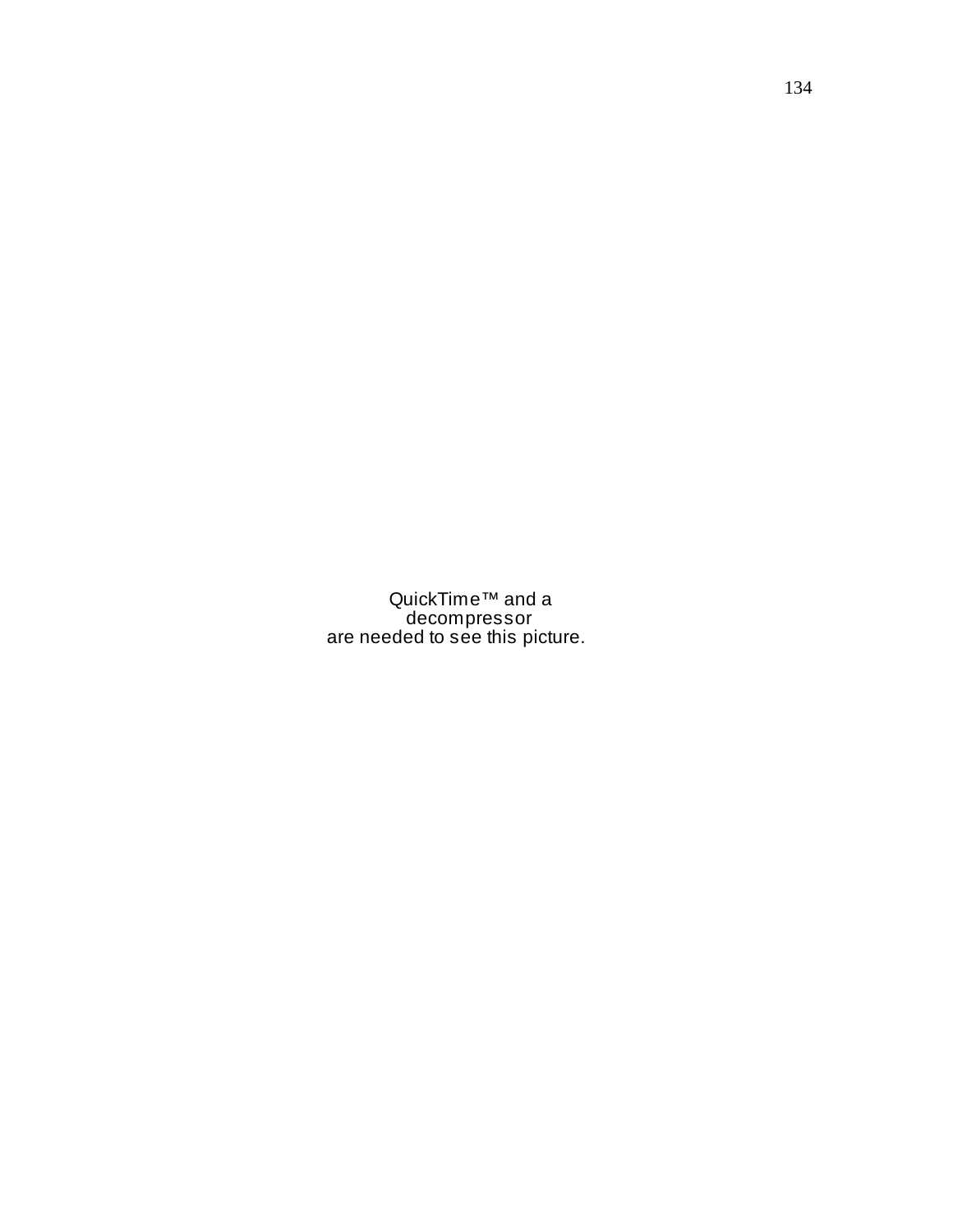QuickTime™ and a decompressor are needed to see this picture.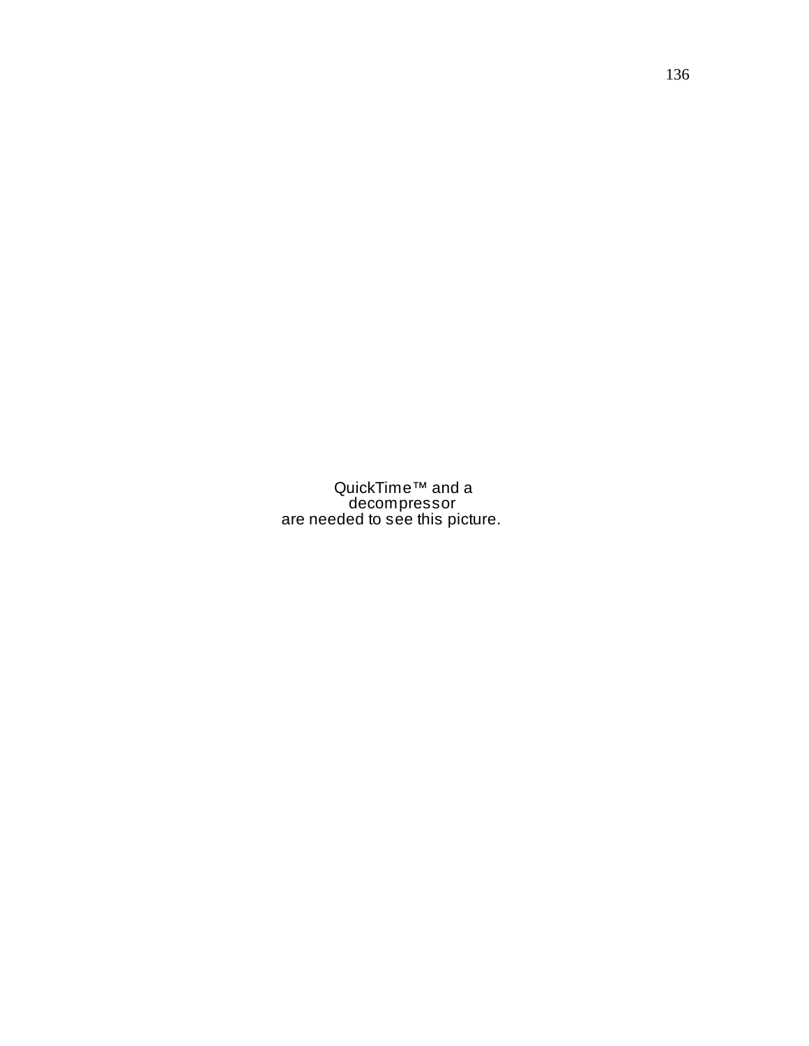QuickTime™ and a
decompressor
are needed to see this picture.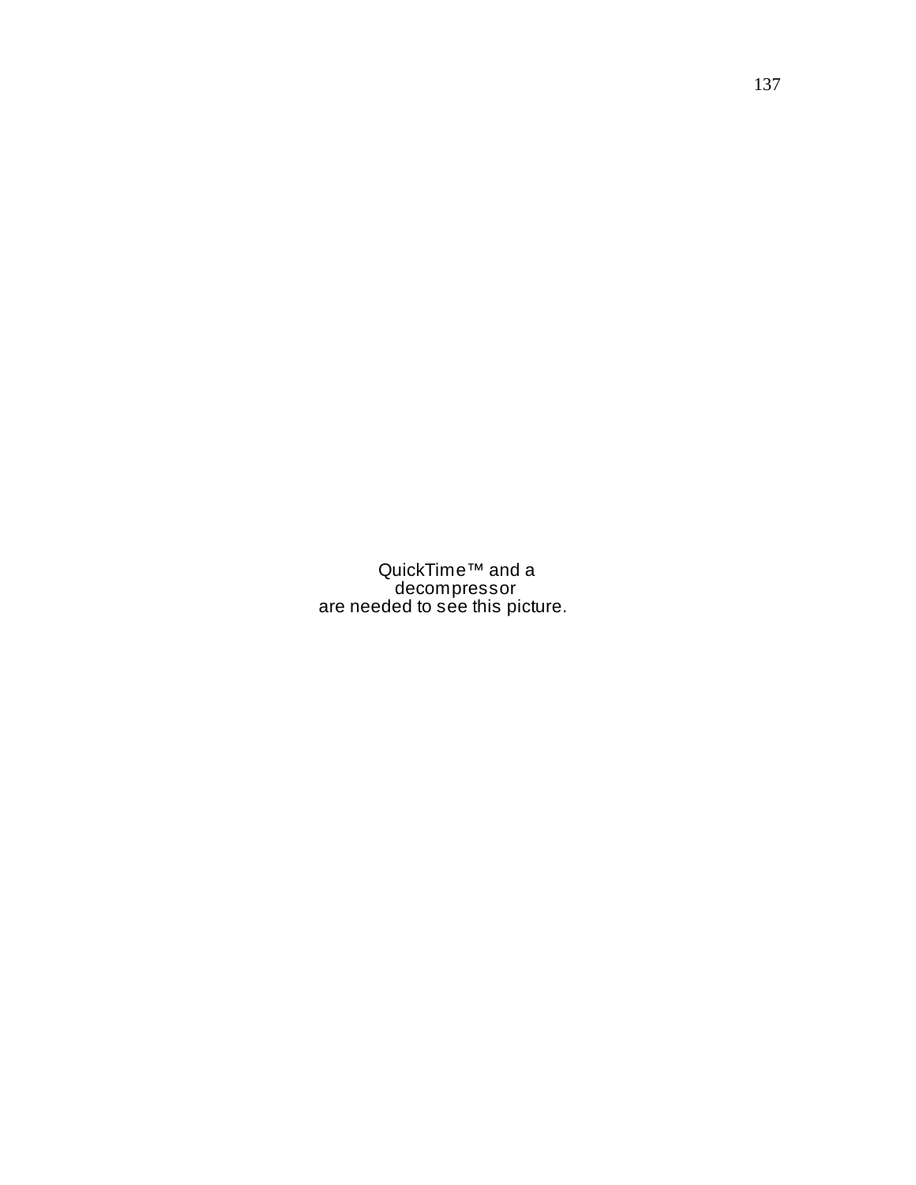QuickTime™ and a
decompressor
are needed to see this picture.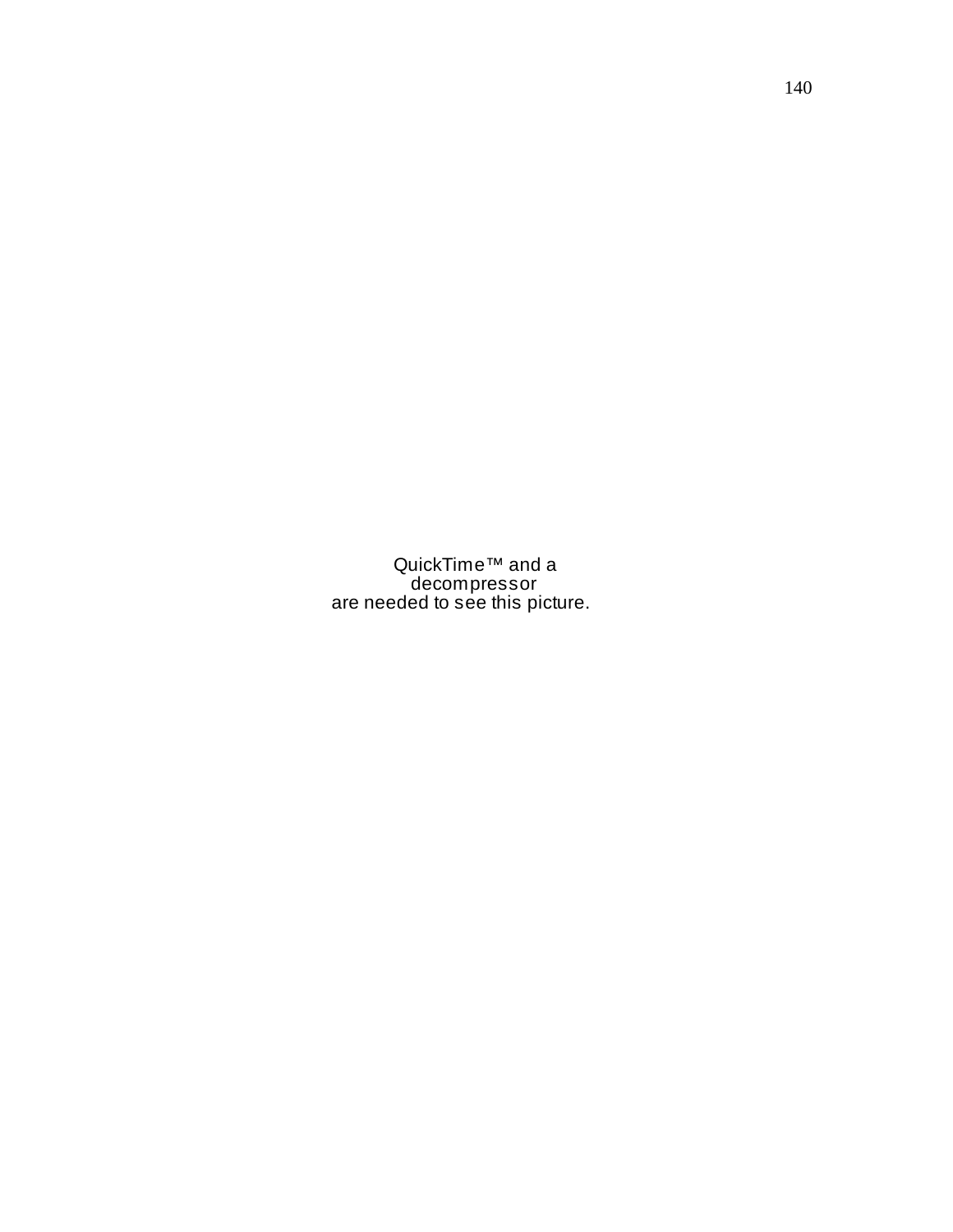QuickTime™ and a
decompressor
are needed to see this picture.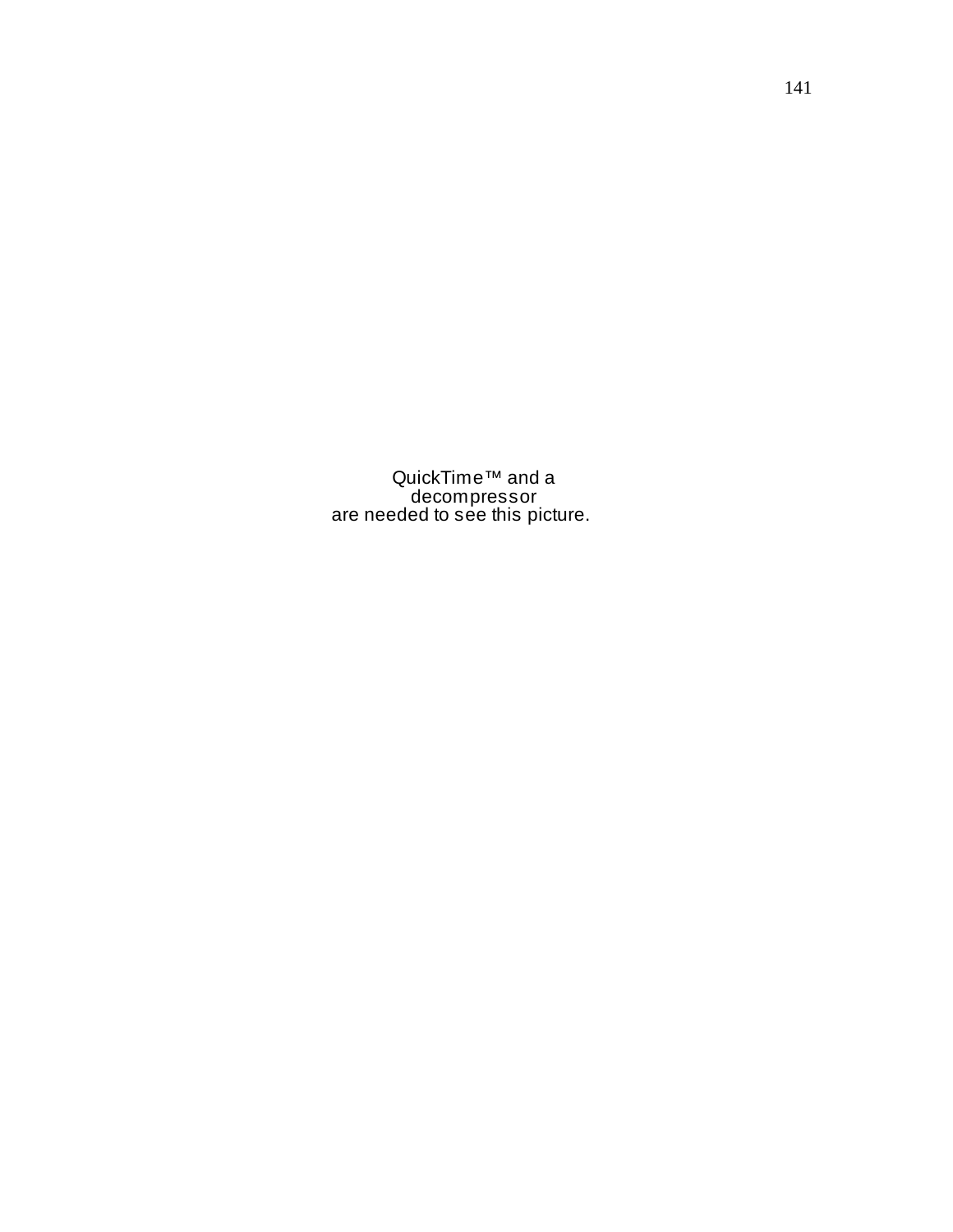QuickTime™ and a
decompressor
are needed to see this picture.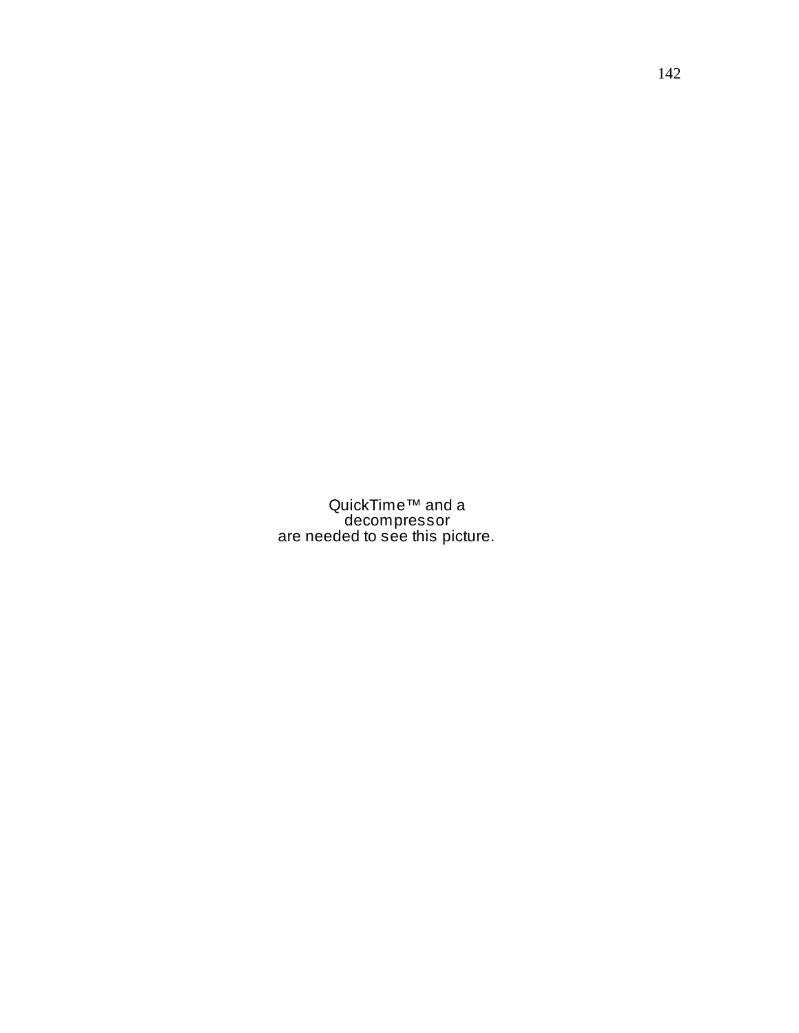QuickTime™ and a
decompressor
are needed to see this picture.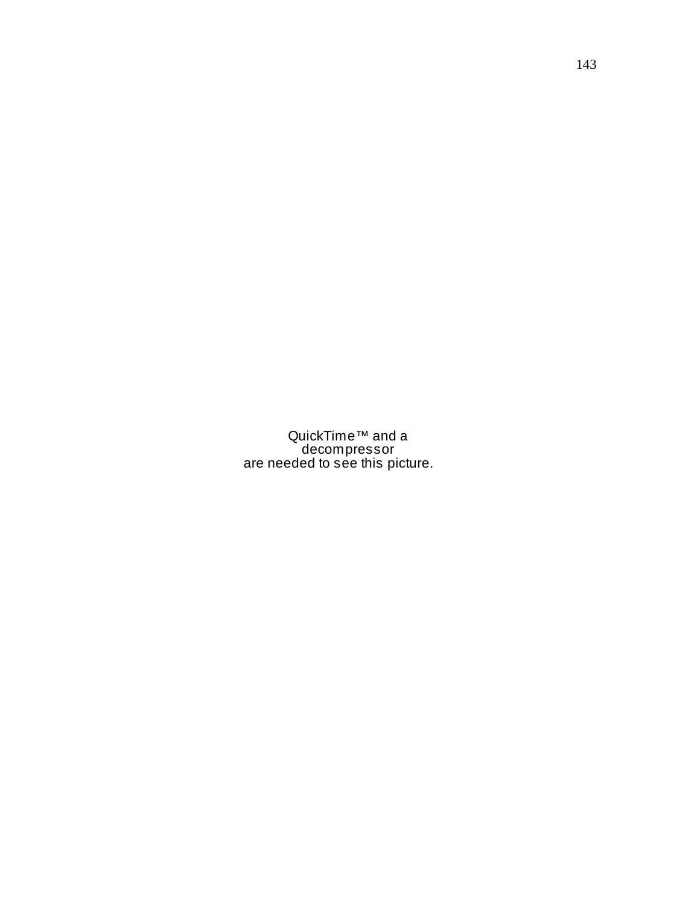QuickTime™ and a
decompressor
are needed to see this picture.